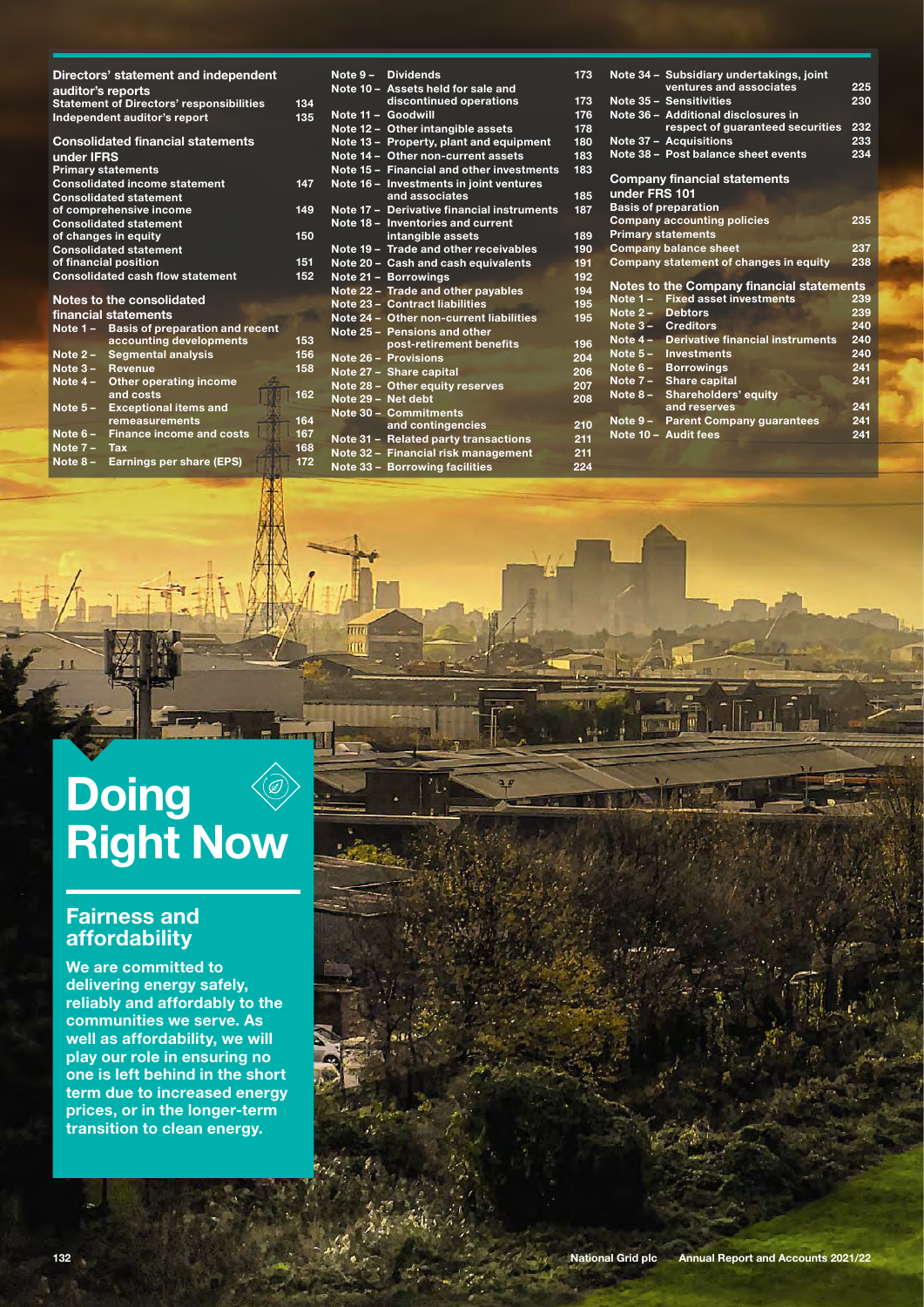## Directors' statement and independent auditor's reports

| | |
|---|---|
| Statement of Directors' responsibilities | 134 |
| Independent auditor's report | 135 |

## Consolidated financial statements under IFRS

**Primary statements**

| | |
|---|---|
| Consolidated income statement | 147 |
| Consolidated statement of comprehensive income | 149 |
| Consolidated statement of changes in equity | 150 |
| Consolidated statement of financial position | 151 |
| Consolidated cash flow statement | 152 |

## Notes to the consolidated financial statements

| | |
|---|---|
| Note 1 – Basis of preparation and recent accounting developments | 153 |
| Note 2 – Segmental analysis | 156 |
| Note 3 – Revenue | 158 |
| Note 4 – Other operating income and costs | 162 |
| Note 5 – Exceptional items and remeasurements | 164 |
| Note 6 – Finance income and costs | 167 |
| Note 7 – Tax | 168 |
| Note 8 – Earnings per share (EPS) | 172 |
| Note 9 – Dividends | 173 |
| Note 10 – Assets held for sale and discontinued operations | 173 |
| Note 11 – Goodwill | 176 |
| Note 12 – Other intangible assets | 178 |
| Note 13 – Property, plant and equipment | 180 |
| Note 14 – Other non-current assets | 183 |
| Note 15 – Financial and other investments | 183 |
| Note 16 – Investments in joint ventures and associates | 185 |
| Note 17 – Derivative financial instruments | 187 |
| Note 18 – Inventories and current intangible assets | 189 |
| Note 19 – Trade and other receivables | 190 |
| Note 20 – Cash and cash equivalents | 191 |
| Note 21 – Borrowings | 192 |
| Note 22 – Trade and other payables | 194 |
| Note 23 – Contract liabilities | 195 |
| Note 24 – Other non-current liabilities | 195 |
| Note 25 – Pensions and other post-retirement benefits | 196 |
| Note 26 – Provisions | 204 |
| Note 27 – Share capital | 206 |
| Note 28 – Other equity reserves | 207 |
| Note 29 – Net debt | 208 |
| Note 30 – Commitments and contingencies | 210 |
| Note 31 – Related party transactions | 211 |
| Note 32 – Financial risk management | 211 |
| Note 33 – Borrowing facilities | 224 |
| Note 34 – Subsidiary undertakings, joint ventures and associates | 225 |
| Note 35 – Sensitivities | 230 |
| Note 36 – Additional disclosures in respect of guaranteed securities | 232 |
| Note 37 – Acquisitions | 233 |
| Note 38 – Post balance sheet events | 234 |

## Company financial statements under FRS 101

**Basis of preparation**

| | |
|---|---|
| Company accounting policies | 235 |

**Primary statements**

| | |
|---|---|
| Company balance sheet | 237 |
| Company statement of changes in equity | 238 |

## Notes to the Company financial statements

| | |
|---|---|
| Note 1 – Fixed asset investments | 239 |
| Note 2 – Debtors | 239 |
| Note 3 – Creditors | 240 |
| Note 4 – Derivative financial instruments | 240 |
| Note 5 – Investments | 240 |
| Note 6 – Borrowings | 241 |
| Note 7 – Share capital | 241 |
| Note 8 – Shareholders' equity and reserves | 241 |
| Note 9 – Parent Company guarantees | 241 |
| Note 10 – Audit fees | 241 |

# Doing Right Now

## Fairness and affordability

**We are committed to delivering energy safely, reliably and affordably to the communities we serve. As well as affordability, we will play our role in ensuring no one is left behind in the short term due to increased energy prices, or in the longer-term transition to clean energy.**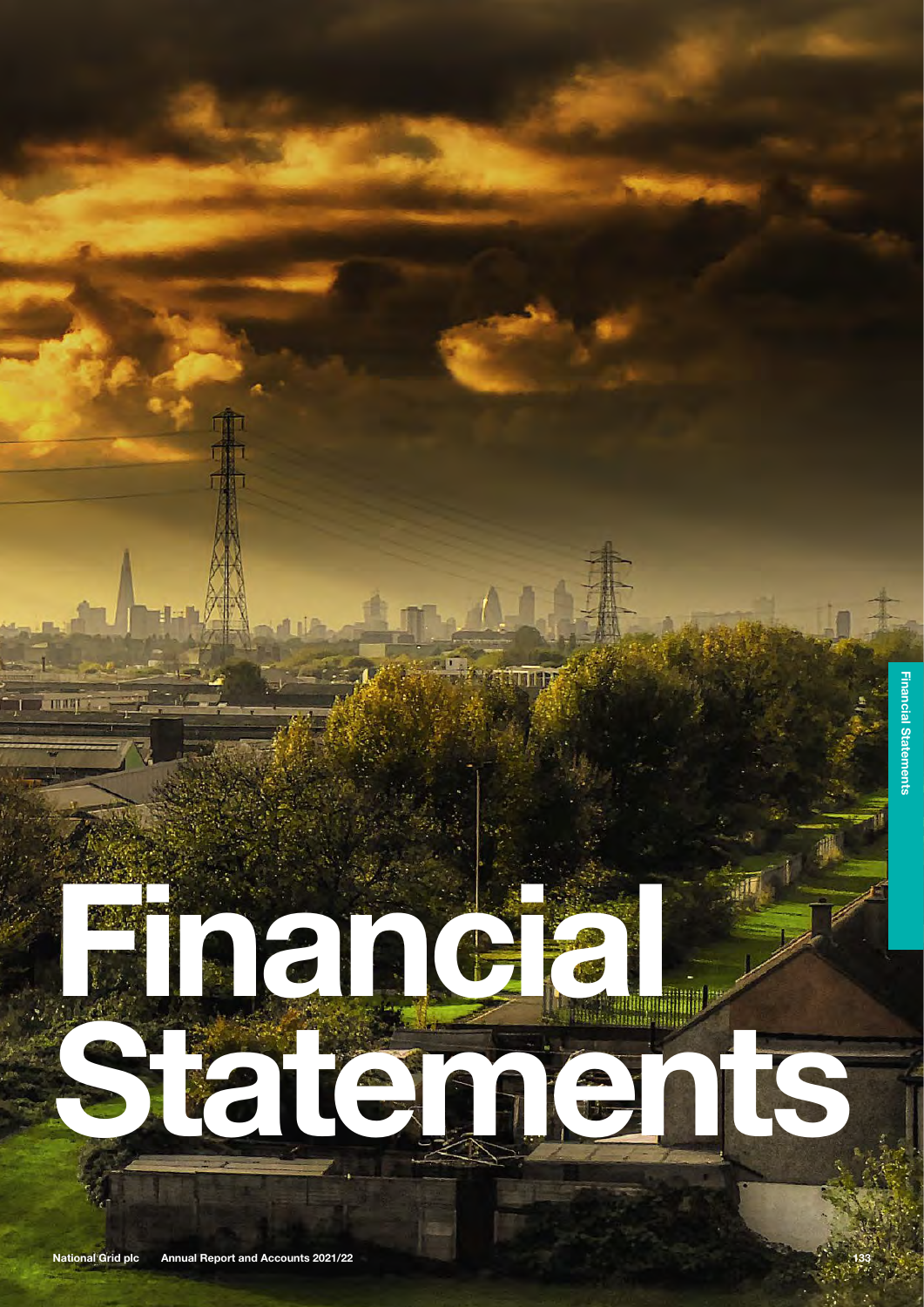# Financial Statements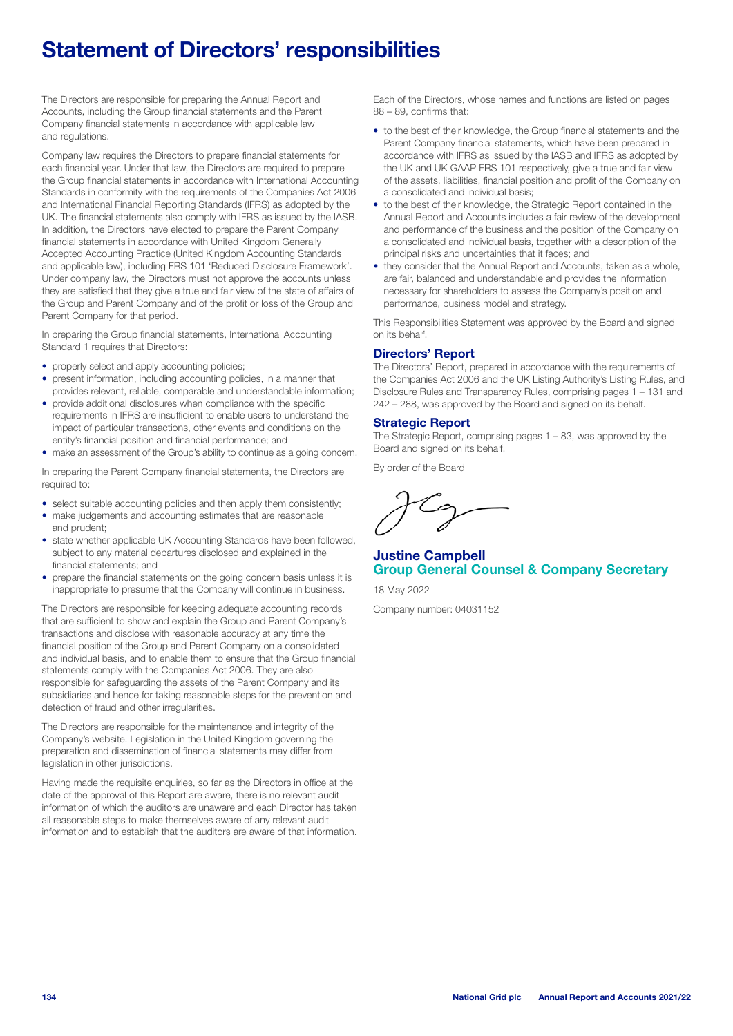# Statement of Directors' responsibilities

The Directors are responsible for preparing the Annual Report and Accounts, including the Group financial statements and the Parent Company financial statements in accordance with applicable law and regulations.

Company law requires the Directors to prepare financial statements for each financial year. Under that law, the Directors are required to prepare the Group financial statements in accordance with International Accounting Standards in conformity with the requirements of the Companies Act 2006 and International Financial Reporting Standards (IFRS) as adopted by the UK. The financial statements also comply with IFRS as issued by the IASB. In addition, the Directors have elected to prepare the Parent Company financial statements in accordance with United Kingdom Generally Accepted Accounting Practice (United Kingdom Accounting Standards and applicable law), including FRS 101 'Reduced Disclosure Framework'. Under company law, the Directors must not approve the accounts unless they are satisfied that they give a true and fair view of the state of affairs of the Group and Parent Company and of the profit or loss of the Group and Parent Company for that period.

In preparing the Group financial statements, International Accounting Standard 1 requires that Directors:

- properly select and apply accounting policies;
- present information, including accounting policies, in a manner that provides relevant, reliable, comparable and understandable information;
- provide additional disclosures when compliance with the specific requirements in IFRS are insufficient to enable users to understand the impact of particular transactions, other events and conditions on the entity's financial position and financial performance; and
- make an assessment of the Group's ability to continue as a going concern.

In preparing the Parent Company financial statements, the Directors are required to:

- select suitable accounting policies and then apply them consistently;
- make judgements and accounting estimates that are reasonable and prudent;
- state whether applicable UK Accounting Standards have been followed, subject to any material departures disclosed and explained in the financial statements; and
- prepare the financial statements on the going concern basis unless it is inappropriate to presume that the Company will continue in business.

The Directors are responsible for keeping adequate accounting records that are sufficient to show and explain the Group and Parent Company's transactions and disclose with reasonable accuracy at any time the financial position of the Group and Parent Company on a consolidated and individual basis, and to enable them to ensure that the Group financial statements comply with the Companies Act 2006. They are also responsible for safeguarding the assets of the Parent Company and its subsidiaries and hence for taking reasonable steps for the prevention and detection of fraud and other irregularities.

The Directors are responsible for the maintenance and integrity of the Company's website. Legislation in the United Kingdom governing the preparation and dissemination of financial statements may differ from legislation in other jurisdictions.

Having made the requisite enquiries, so far as the Directors in office at the date of the approval of this Report are aware, there is no relevant audit information of which the auditors are unaware and each Director has taken all reasonable steps to make themselves aware of any relevant audit information and to establish that the auditors are aware of that information.

Each of the Directors, whose names and functions are listed on pages 88 – 89, confirms that:

- to the best of their knowledge, the Group financial statements and the Parent Company financial statements, which have been prepared in accordance with IFRS as issued by the IASB and IFRS as adopted by the UK and UK GAAP FRS 101 respectively, give a true and fair view of the assets, liabilities, financial position and profit of the Company on a consolidated and individual basis;
- to the best of their knowledge, the Strategic Report contained in the Annual Report and Accounts includes a fair review of the development and performance of the business and the position of the Company on a consolidated and individual basis, together with a description of the principal risks and uncertainties that it faces; and
- they consider that the Annual Report and Accounts, taken as a whole, are fair, balanced and understandable and provides the information necessary for shareholders to assess the Company's position and performance, business model and strategy.

This Responsibilities Statement was approved by the Board and signed on its behalf.

## Directors' Report

The Directors' Report, prepared in accordance with the requirements of the Companies Act 2006 and the UK Listing Authority's Listing Rules, and Disclosure Rules and Transparency Rules, comprising pages 1 – 131 and 242 – 288, was approved by the Board and signed on its behalf.

## Strategic Report

The Strategic Report, comprising pages 1 – 83, was approved by the Board and signed on its behalf.

By order of the Board

**Justine Campbell**
**Group General Counsel & Company Secretary**

18 May 2022

Company number: 04031152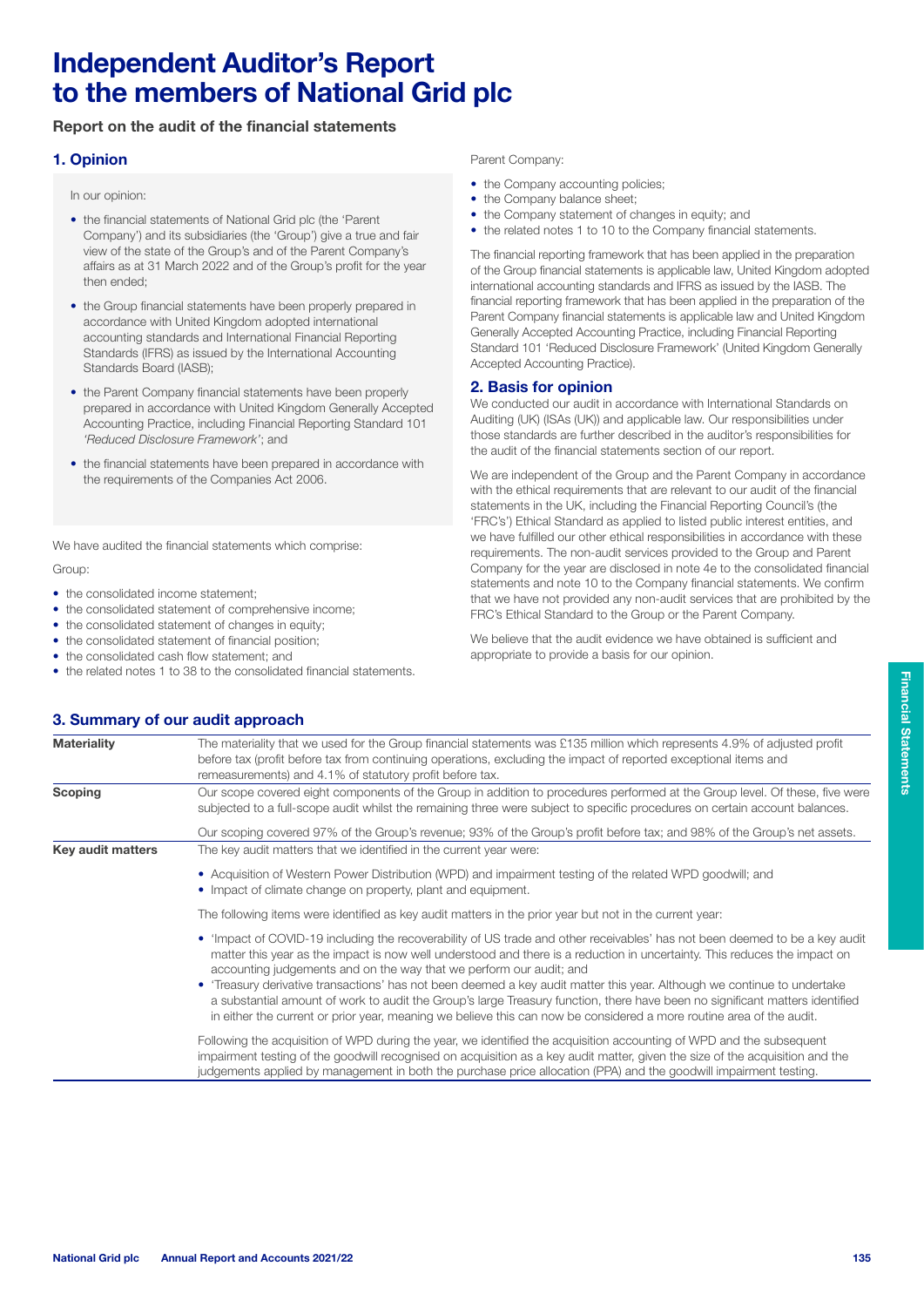# Independent Auditor's Report to the members of National Grid plc

**Report on the audit of the financial statements**

## 1. Opinion

In our opinion:

- the financial statements of National Grid plc (the 'Parent Company') and its subsidiaries (the 'Group') give a true and fair view of the state of the Group's and of the Parent Company's affairs as at 31 March 2022 and of the Group's profit for the year then ended;
- the Group financial statements have been properly prepared in accordance with United Kingdom adopted international accounting standards and International Financial Reporting Standards (IFRS) as issued by the International Accounting Standards Board (IASB);
- the Parent Company financial statements have been properly prepared in accordance with United Kingdom Generally Accepted Accounting Practice, including Financial Reporting Standard 101 *'Reduced Disclosure Framework'*; and
- the financial statements have been prepared in accordance with the requirements of the Companies Act 2006.

We have audited the financial statements which comprise:

Group:

- the consolidated income statement;
- the consolidated statement of comprehensive income;
- the consolidated statement of changes in equity;
- the consolidated statement of financial position;
- the consolidated cash flow statement; and
- the related notes 1 to 38 to the consolidated financial statements.

Parent Company:

- the Company accounting policies;
- the Company balance sheet;
- the Company statement of changes in equity; and
- the related notes 1 to 10 to the Company financial statements.

The financial reporting framework that has been applied in the preparation of the Group financial statements is applicable law, United Kingdom adopted international accounting standards and IFRS as issued by the IASB. The financial reporting framework that has been applied in the preparation of the Parent Company financial statements is applicable law and United Kingdom Generally Accepted Accounting Practice, including Financial Reporting Standard 101 'Reduced Disclosure Framework' (United Kingdom Generally Accepted Accounting Practice).

## 2. Basis for opinion

We conducted our audit in accordance with International Standards on Auditing (UK) (ISAs (UK)) and applicable law. Our responsibilities under those standards are further described in the auditor's responsibilities for the audit of the financial statements section of our report.

We are independent of the Group and the Parent Company in accordance with the ethical requirements that are relevant to our audit of the financial statements in the UK, including the Financial Reporting Council's (the 'FRC's') Ethical Standard as applied to listed public interest entities, and we have fulfilled our other ethical responsibilities in accordance with these requirements. The non-audit services provided to the Group and Parent Company for the year are disclosed in note 4e to the consolidated financial statements and note 10 to the Company financial statements. We confirm that we have not provided any non-audit services that are prohibited by the FRC's Ethical Standard to the Group or the Parent Company.

We believe that the audit evidence we have obtained is sufficient and appropriate to provide a basis for our opinion.

## 3. Summary of our audit approach

| | |
|---|---|
| **Materiality** | The materiality that we used for the Group financial statements was £135 million which represents 4.9% of adjusted profit before tax (profit before tax from continuing operations, excluding the impact of reported exceptional items and remeasurements) and 4.1% of statutory profit before tax. |
| **Scoping** | Our scope covered eight components of the Group in addition to procedures performed at the Group level. Of these, five were subjected to a full-scope audit whilst the remaining three were subject to specific procedures on certain account balances.<br><br>Our scoping covered 97% of the Group's revenue; 93% of the Group's profit before tax; and 98% of the Group's net assets. |
| **Key audit matters** | The key audit matters that we identified in the current year were:<br><br>• Acquisition of Western Power Distribution (WPD) and impairment testing of the related WPD goodwill; and<br>• Impact of climate change on property, plant and equipment.<br><br>The following items were identified as key audit matters in the prior year but not in the current year:<br><br>• 'Impact of COVID-19 including the recoverability of US trade and other receivables' has not been deemed to be a key audit matter this year as the impact is now well understood and there is a reduction in uncertainty. This reduces the impact on accounting judgements and on the way that we perform our audit; and<br>• 'Treasury derivative transactions' has not been deemed a key audit matter this year. Although we continue to undertake a substantial amount of work to audit the Group's large Treasury function, there have been no significant matters identified in either the current or prior year, meaning we believe this can now be considered a more routine area of the audit.<br><br>Following the acquisition of WPD during the year, we identified the acquisition accounting of WPD and the subsequent impairment testing of the goodwill recognised on acquisition as a key audit matter, given the size of the acquisition and the judgements applied by management in both the purchase price allocation (PPA) and the goodwill impairment testing. |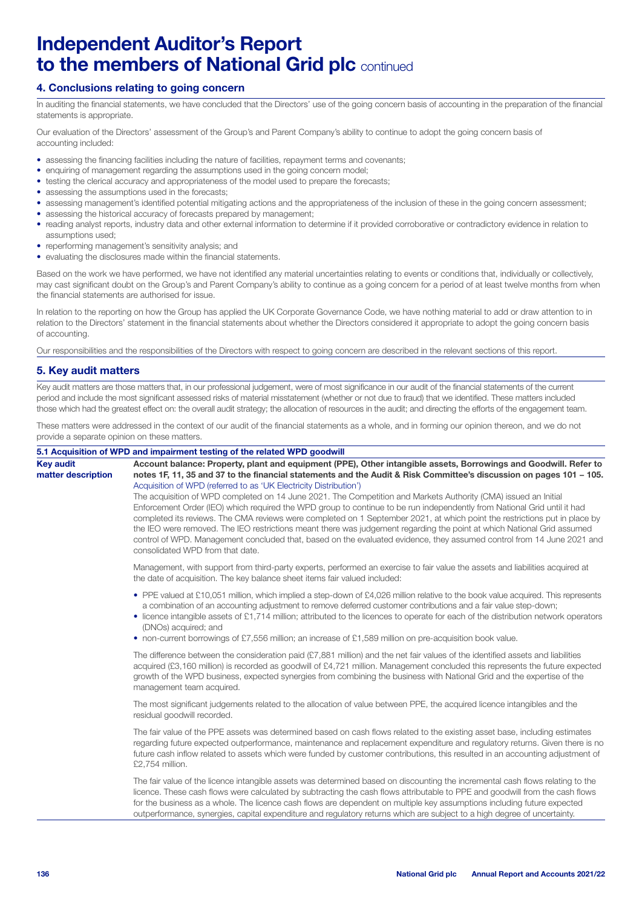# Independent Auditor's Report to the members of National Grid plc continued

## 4. Conclusions relating to going concern

In auditing the financial statements, we have concluded that the Directors' use of the going concern basis of accounting in the preparation of the financial statements is appropriate.

Our evaluation of the Directors' assessment of the Group's and Parent Company's ability to continue to adopt the going concern basis of accounting included:

- assessing the financing facilities including the nature of facilities, repayment terms and covenants;
- enquiring of management regarding the assumptions used in the going concern model;
- testing the clerical accuracy and appropriateness of the model used to prepare the forecasts;
- assessing the assumptions used in the forecasts;
- assessing management's identified potential mitigating actions and the appropriateness of the inclusion of these in the going concern assessment;
- assessing the historical accuracy of forecasts prepared by management;
- reading analyst reports, industry data and other external information to determine if it provided corroborative or contradictory evidence in relation to assumptions used;
- reperforming management's sensitivity analysis; and
- evaluating the disclosures made within the financial statements.

Based on the work we have performed, we have not identified any material uncertainties relating to events or conditions that, individually or collectively, may cast significant doubt on the Group's and Parent Company's ability to continue as a going concern for a period of at least twelve months from when the financial statements are authorised for issue.

In relation to the reporting on how the Group has applied the UK Corporate Governance Code, we have nothing material to add or draw attention to in relation to the Directors' statement in the financial statements about whether the Directors considered it appropriate to adopt the going concern basis of accounting.

Our responsibilities and the responsibilities of the Directors with respect to going concern are described in the relevant sections of this report.

## 5. Key audit matters

Key audit matters are those matters that, in our professional judgement, were of most significance in our audit of the financial statements of the current period and include the most significant assessed risks of material misstatement (whether or not due to fraud) that we identified. These matters included those which had the greatest effect on: the overall audit strategy; the allocation of resources in the audit; and directing the efforts of the engagement team.

These matters were addressed in the context of our audit of the financial statements as a whole, and in forming our opinion thereon, and we do not provide a separate opinion on these matters.

### 5.1 Acquisition of WPD and impairment testing of the related WPD goodwill

**Key audit matter description**

**Account balance: Property, plant and equipment (PPE), Other intangible assets, Borrowings and Goodwill. Refer to notes 1F, 11, 35 and 37 to the financial statements and the Audit & Risk Committee's discussion on pages 101 – 105.**

Acquisition of WPD (referred to as 'UK Electricity Distribution')

The acquisition of WPD completed on 14 June 2021. The Competition and Markets Authority (CMA) issued an Initial Enforcement Order (IEO) which required the WPD group to continue to be run independently from National Grid until it had completed its reviews. The CMA reviews were completed on 1 September 2021, at which point the restrictions put in place by the IEO were removed. The IEO restrictions meant there was judgement regarding the point at which National Grid assumed control of WPD. Management concluded that, based on the evaluated evidence, they assumed control from 14 June 2021 and consolidated WPD from that date.

Management, with support from third-party experts, performed an exercise to fair value the assets and liabilities acquired at the date of acquisition. The key balance sheet items fair valued included:

- PPE valued at £10,051 million, which implied a step-down of £4,026 million relative to the book value acquired. This represents a combination of an accounting adjustment to remove deferred customer contributions and a fair value step-down;
- licence intangible assets of £1,714 million; attributed to the licences to operate for each of the distribution network operators (DNOs) acquired; and
- non-current borrowings of £7,556 million; an increase of £1,589 million on pre-acquisition book value.

The difference between the consideration paid (£7,881 million) and the net fair values of the identified assets and liabilities acquired (£3,160 million) is recorded as goodwill of £4,721 million. Management concluded this represents the future expected growth of the WPD business, expected synergies from combining the business with National Grid and the expertise of the management team acquired.

The most significant judgements related to the allocation of value between PPE, the acquired licence intangibles and the residual goodwill recorded.

The fair value of the PPE assets was determined based on cash flows related to the existing asset base, including estimates regarding future expected outperformance, maintenance and replacement expenditure and regulatory returns. Given there is no future cash inflow related to assets which were funded by customer contributions, this resulted in an accounting adjustment of £2,754 million.

The fair value of the licence intangible assets was determined based on discounting the incremental cash flows relating to the licence. These cash flows were calculated by subtracting the cash flows attributable to PPE and goodwill from the cash flows for the business as a whole. The licence cash flows are dependent on multiple key assumptions including future expected outperformance, synergies, capital expenditure and regulatory returns which are subject to a high degree of uncertainty.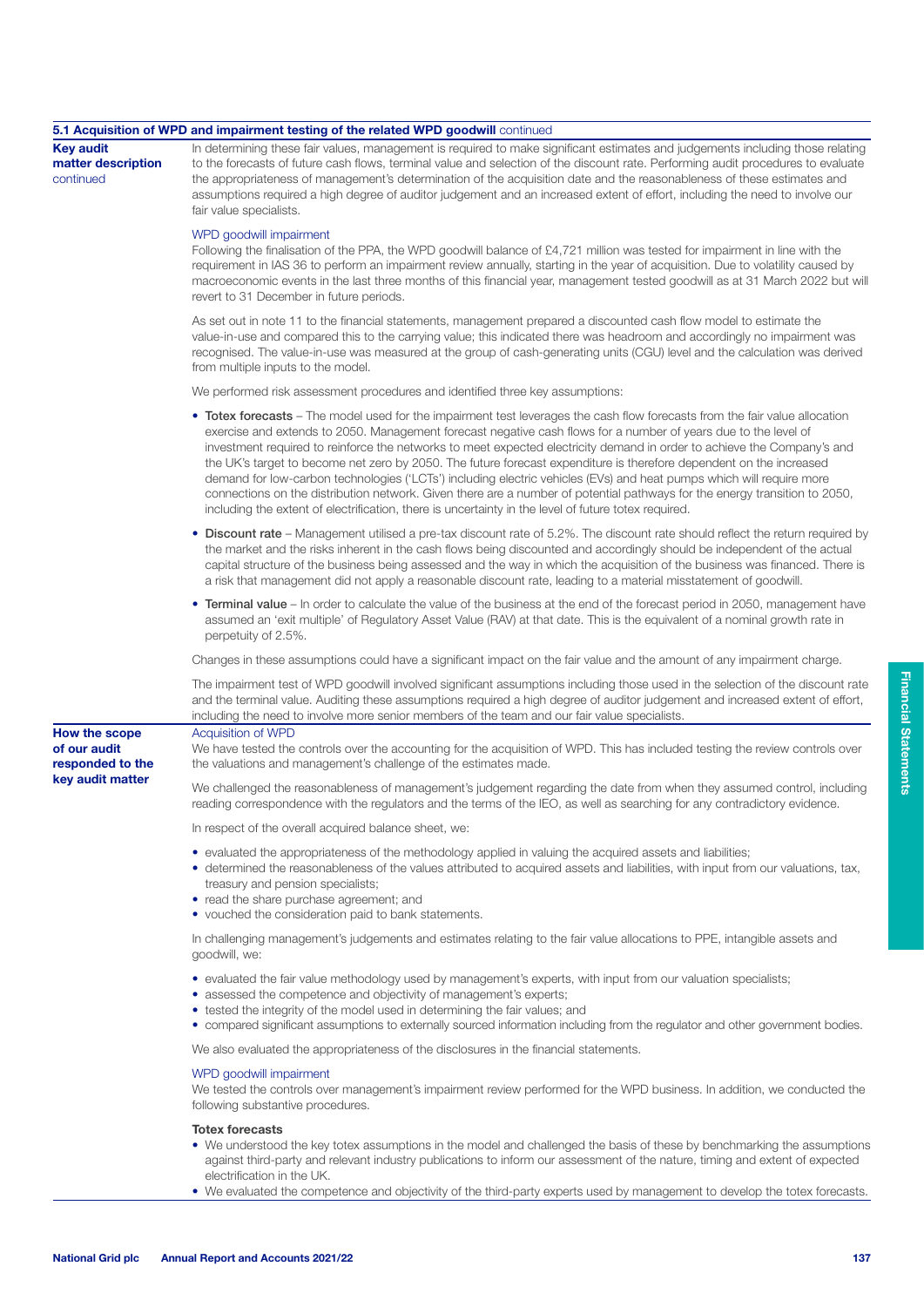### 5.1 Acquisition of WPD and impairment testing of the related WPD goodwill continued

**Key audit matter description** continued

In determining these fair values, management is required to make significant estimates and judgements including those relating to the forecasts of future cash flows, terminal value and selection of the discount rate. Performing audit procedures to evaluate the appropriateness of management's determination of the acquisition date and the reasonableness of these estimates and assumptions required a high degree of auditor judgement and an increased extent of effort, including the need to involve our fair value specialists.

WPD goodwill impairment

Following the finalisation of the PPA, the WPD goodwill balance of £4,721 million was tested for impairment in line with the requirement in IAS 36 to perform an impairment review annually, starting in the year of acquisition. Due to volatility caused by macroeconomic events in the last three months of this financial year, management tested goodwill as at 31 March 2022 but will revert to 31 December in future periods.

As set out in note 11 to the financial statements, management prepared a discounted cash flow model to estimate the value-in-use and compared this to the carrying value; this indicated there was headroom and accordingly no impairment was recognised. The value-in-use was measured at the group of cash-generating units (CGU) level and the calculation was derived from multiple inputs to the model.

We performed risk assessment procedures and identified three key assumptions:

- **Totex forecasts** – The model used for the impairment test leverages the cash flow forecasts from the fair value allocation exercise and extends to 2050. Management forecast negative cash flows for a number of years due to the level of investment required to reinforce the networks to meet expected electricity demand in order to achieve the Company's and the UK's target to become net zero by 2050. The future forecast expenditure is therefore dependent on the increased demand for low-carbon technologies ('LCTs') including electric vehicles (EVs) and heat pumps which will require more connections on the distribution network. Given there are a number of potential pathways for the energy transition to 2050, including the extent of electrification, there is uncertainty in the level of future totex required.
- **Discount rate** – Management utilised a pre-tax discount rate of 5.2%. The discount rate should reflect the return required by the market and the risks inherent in the cash flows being discounted and accordingly should be independent of the actual capital structure of the business being assessed and the way in which the acquisition of the business was financed. There is a risk that management did not apply a reasonable discount rate, leading to a material misstatement of goodwill.
- **Terminal value** – In order to calculate the value of the business at the end of the forecast period in 2050, management have assumed an 'exit multiple' of Regulatory Asset Value (RAV) at that date. This is the equivalent of a nominal growth rate in perpetuity of 2.5%.

Changes in these assumptions could have a significant impact on the fair value and the amount of any impairment charge.

The impairment test of WPD goodwill involved significant assumptions including those used in the selection of the discount rate and the terminal value. Auditing these assumptions required a high degree of auditor judgement and increased extent of effort, including the need to involve more senior members of the team and our fair value specialists.

**How the scope of our audit responded to the key audit matter**

Acquisition of WPD

We have tested the controls over the accounting for the acquisition of WPD. This has included testing the review controls over the valuations and management's challenge of the estimates made.

We challenged the reasonableness of management's judgement regarding the date from when they assumed control, including reading correspondence with the regulators and the terms of the IEO, as well as searching for any contradictory evidence.

In respect of the overall acquired balance sheet, we:

- evaluated the appropriateness of the methodology applied in valuing the acquired assets and liabilities;
- determined the reasonableness of the values attributed to acquired assets and liabilities, with input from our valuations, tax, treasury and pension specialists;
- read the share purchase agreement; and
- vouched the consideration paid to bank statements.

In challenging management's judgements and estimates relating to the fair value allocations to PPE, intangible assets and goodwill, we:

- evaluated the fair value methodology used by management's experts, with input from our valuation specialists;
- assessed the competence and objectivity of management's experts;
- tested the integrity of the model used in determining the fair values; and
- compared significant assumptions to externally sourced information including from the regulator and other government bodies.

We also evaluated the appropriateness of the disclosures in the financial statements.

WPD goodwill impairment

We tested the controls over management's impairment review performed for the WPD business. In addition, we conducted the following substantive procedures.

**Totex forecasts**

- We understood the key totex assumptions in the model and challenged the basis of these by benchmarking the assumptions against third-party and relevant industry publications to inform our assessment of the nature, timing and extent of expected electrification in the UK.
- We evaluated the competence and objectivity of the third-party experts used by management to develop the totex forecasts.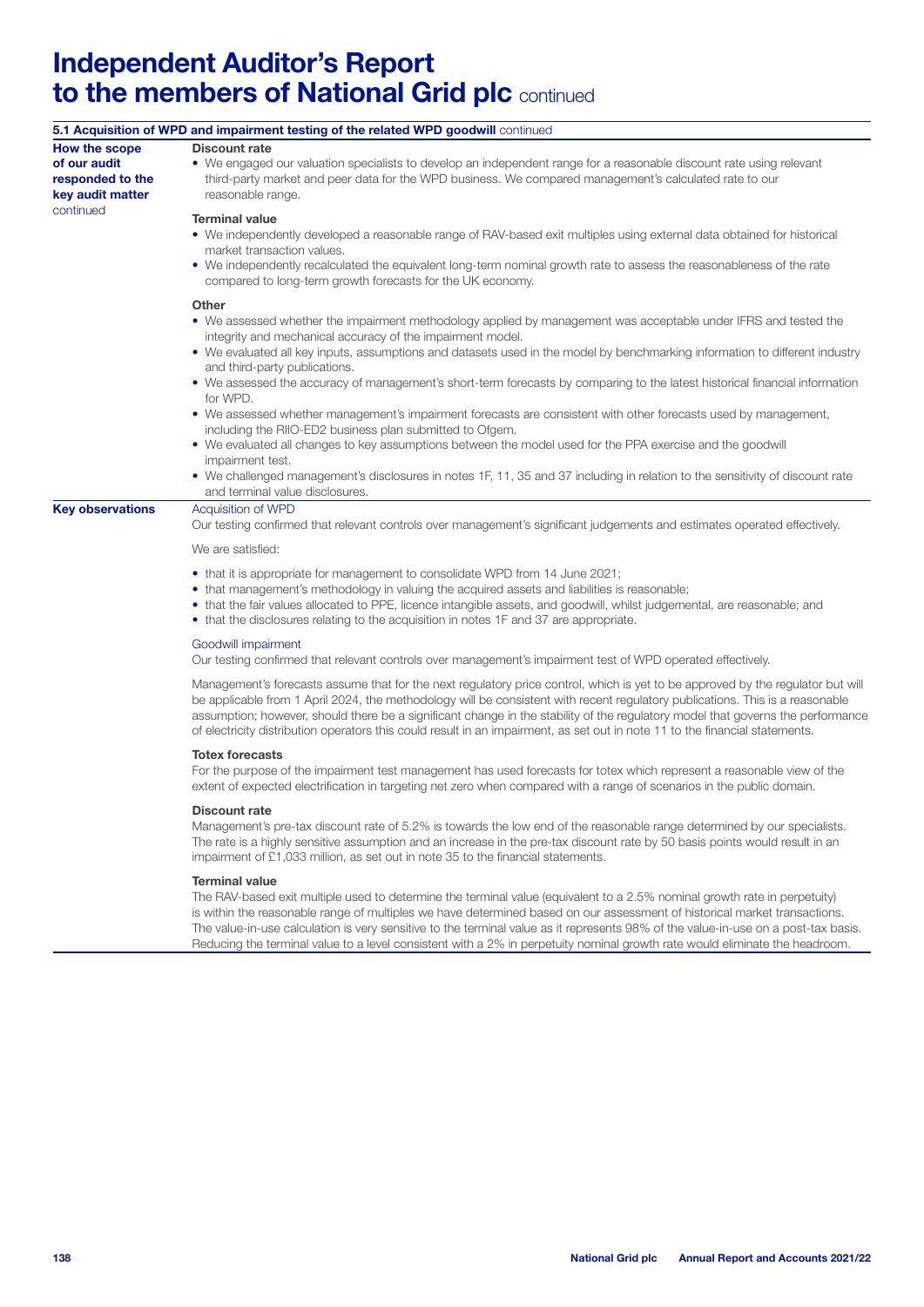# Independent Auditor's Report to the members of National Grid plc continued

## 5.1 Acquisition of WPD and impairment testing of the related WPD goodwill continued

**How the scope of our audit responded to the key audit matter** continued

**Discount rate**

- We engaged our valuation specialists to develop an independent range for a reasonable discount rate using relevant third-party market and peer data for the WPD business. We compared management's calculated rate to our reasonable range.

**Terminal value**

- We independently developed a reasonable range of RAV-based exit multiples using external data obtained for historical market transaction values.
- We independently recalculated the equivalent long-term nominal growth rate to assess the reasonableness of the rate compared to long-term growth forecasts for the UK economy.

**Other**

- We assessed whether the impairment methodology applied by management was acceptable under IFRS and tested the integrity and mechanical accuracy of the impairment model.
- We evaluated all key inputs, assumptions and datasets used in the model by benchmarking information to different industry and third-party publications.
- We assessed the accuracy of management's short-term forecasts by comparing to the latest historical financial information for WPD.
- We assessed whether management's impairment forecasts are consistent with other forecasts used by management, including the RIIO-ED2 business plan submitted to Ofgem.
- We evaluated all changes to key assumptions between the model used for the PPA exercise and the goodwill impairment test.
- We challenged management's disclosures in notes 1F, 11, 35 and 37 including in relation to the sensitivity of discount rate and terminal value disclosures.

**Key observations**

Acquisition of WPD

Our testing confirmed that relevant controls over management's significant judgements and estimates operated effectively.

We are satisfied:

- that it is appropriate for management to consolidate WPD from 14 June 2021;
- that management's methodology in valuing the acquired assets and liabilities is reasonable;
- that the fair values allocated to PPE, licence intangible assets, and goodwill, whilst judgemental, are reasonable; and
- that the disclosures relating to the acquisition in notes 1F and 37 are appropriate.

Goodwill impairment

Our testing confirmed that relevant controls over management's impairment test of WPD operated effectively.

Management's forecasts assume that for the next regulatory price control, which is yet to be approved by the regulator but will be applicable from 1 April 2024, the methodology will be consistent with recent regulatory publications. This is a reasonable assumption; however, should there be a significant change in the stability of the regulatory model that governs the performance of electricity distribution operators this could result in an impairment, as set out in note 11 to the financial statements.

**Totex forecasts**

For the purpose of the impairment test management has used forecasts for totex which represent a reasonable view of the extent of expected electrification in targeting net zero when compared with a range of scenarios in the public domain.

**Discount rate**

Management's pre-tax discount rate of 5.2% is towards the low end of the reasonable range determined by our specialists. The rate is a highly sensitive assumption and an increase in the pre-tax discount rate by 50 basis points would result in an impairment of £1,033 million, as set out in note 35 to the financial statements.

**Terminal value**

The RAV-based exit multiple used to determine the terminal value (equivalent to a 2.5% nominal growth rate in perpetuity) is within the reasonable range of multiples we have determined based on our assessment of historical market transactions. The value-in-use calculation is very sensitive to the terminal value as it represents 98% of the value-in-use on a post-tax basis. Reducing the terminal value to a level consistent with a 2% in perpetuity nominal growth rate would eliminate the headroom.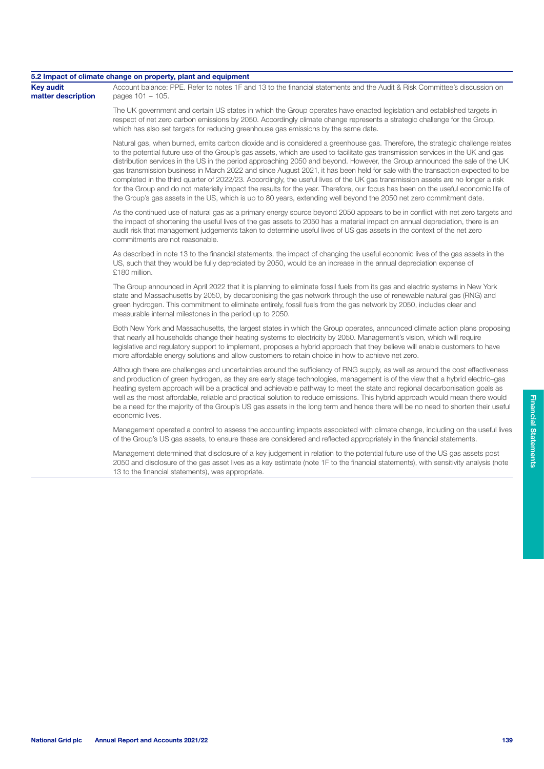### 5.2 Impact of climate change on property, plant and equipment

**Key audit matter description**

Account balance: PPE. Refer to notes 1F and 13 to the financial statements and the Audit & Risk Committee's discussion on pages 101 – 105.

The UK government and certain US states in which the Group operates have enacted legislation and established targets in respect of net zero carbon emissions by 2050. Accordingly climate change represents a strategic challenge for the Group, which has also set targets for reducing greenhouse gas emissions by the same date.

Natural gas, when burned, emits carbon dioxide and is considered a greenhouse gas. Therefore, the strategic challenge relates to the potential future use of the Group's gas assets, which are used to facilitate gas transmission services in the UK and gas distribution services in the US in the period approaching 2050 and beyond. However, the Group announced the sale of the UK gas transmission business in March 2022 and since August 2021, it has been held for sale with the transaction expected to be completed in the third quarter of 2022/23. Accordingly, the useful lives of the UK gas transmission assets are no longer a risk for the Group and do not materially impact the results for the year. Therefore, our focus has been on the useful economic life of the Group's gas assets in the US, which is up to 80 years, extending well beyond the 2050 net zero commitment date.

As the continued use of natural gas as a primary energy source beyond 2050 appears to be in conflict with net zero targets and the impact of shortening the useful lives of the gas assets to 2050 has a material impact on annual depreciation, there is an audit risk that management judgements taken to determine useful lives of US gas assets in the context of the net zero commitments are not reasonable.

As described in note 13 to the financial statements, the impact of changing the useful economic lives of the gas assets in the US, such that they would be fully depreciated by 2050, would be an increase in the annual depreciation expense of £180 million.

The Group announced in April 2022 that it is planning to eliminate fossil fuels from its gas and electric systems in New York state and Massachusetts by 2050, by decarbonising the gas network through the use of renewable natural gas (RNG) and green hydrogen. This commitment to eliminate entirely, fossil fuels from the gas network by 2050, includes clear and measurable internal milestones in the period up to 2050.

Both New York and Massachusetts, the largest states in which the Group operates, announced climate action plans proposing that nearly all households change their heating systems to electricity by 2050. Management's vision, which will require legislative and regulatory support to implement, proposes a hybrid approach that they believe will enable customers to have more affordable energy solutions and allow customers to retain choice in how to achieve net zero.

Although there are challenges and uncertainties around the sufficiency of RNG supply, as well as around the cost effectiveness and production of green hydrogen, as they are early stage technologies, management is of the view that a hybrid electric–gas heating system approach will be a practical and achievable pathway to meet the state and regional decarbonisation goals as well as the most affordable, reliable and practical solution to reduce emissions. This hybrid approach would mean there would be a need for the majority of the Group's US gas assets in the long term and hence there will be no need to shorten their useful economic lives.

Management operated a control to assess the accounting impacts associated with climate change, including on the useful lives of the Group's US gas assets, to ensure these are considered and reflected appropriately in the financial statements.

Management determined that disclosure of a key judgement in relation to the potential future use of the US gas assets post 2050 and disclosure of the gas asset lives as a key estimate (note 1F to the financial statements), with sensitivity analysis (note 13 to the financial statements), was appropriate.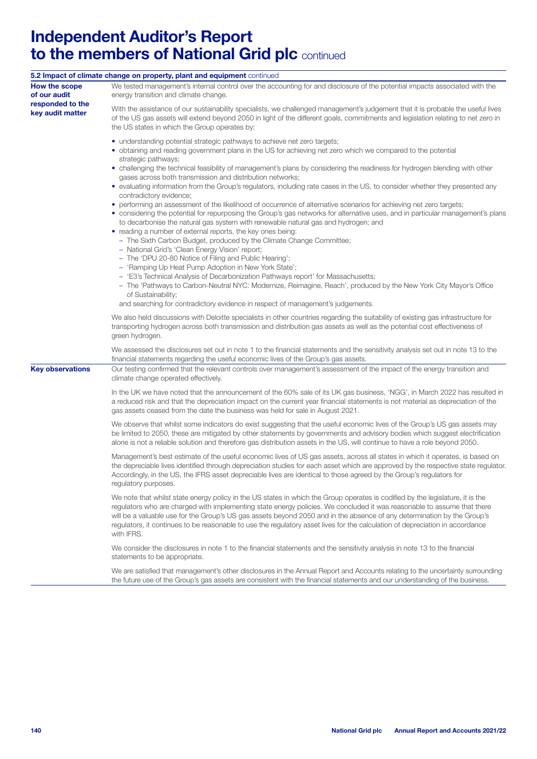# Independent Auditor's Report to the members of National Grid plc continued

**5.2 Impact of climate change on property, plant and equipment** continued

**How the scope of our audit responded to the key audit matter**

We tested management's internal control over the accounting for and disclosure of the potential impacts associated with the energy transition and climate change.

With the assistance of our sustainability specialists, we challenged management's judgement that it is probable the useful lives of the US gas assets will extend beyond 2050 in light of the different goals, commitments and legislation relating to net zero in the US states in which the Group operates by:

- understanding potential strategic pathways to achieve net zero targets;
- obtaining and reading government plans in the US for achieving net zero which we compared to the potential strategic pathways;
- challenging the technical feasibility of management's plans by considering the readiness for hydrogen blending with other gases across both transmission and distribution networks;
- evaluating information from the Group's regulators, including rate cases in the US, to consider whether they presented any contradictory evidence;
- performing an assessment of the likelihood of occurrence of alternative scenarios for achieving net zero targets;
- considering the potential for repurposing the Group's gas networks for alternative uses, and in particular management's plans to decarbonise the natural gas system with renewable natural gas and hydrogen; and
- reading a number of external reports, the key ones being:
  - The Sixth Carbon Budget, produced by the Climate Change Committee;
  - National Grid's 'Clean Energy Vision' report;
  - The 'DPU 20-80 Notice of Filing and Public Hearing';
  - 'Ramping Up Heat Pump Adoption in New York State';
  - 'E3's Technical Analysis of Decarbonization Pathways report' for Massachusetts;
  - The 'Pathways to Carbon-Neutral NYC: Modernize, Reimagine, Reach', produced by the New York City Mayor's Office of Sustainability;

  and searching for contradictory evidence in respect of management's judgements.

We also held discussions with Deloitte specialists in other countries regarding the suitability of existing gas infrastructure for transporting hydrogen across both transmission and distribution gas assets as well as the potential cost effectiveness of green hydrogen.

We assessed the disclosures set out in note 1 to the financial statements and the sensitivity analysis set out in note 13 to the financial statements regarding the useful economic lives of the Group's gas assets.

**Key observations**

Our testing confirmed that the relevant controls over management's assessment of the impact of the energy transition and climate change operated effectively.

In the UK we have noted that the announcement of the 60% sale of its UK gas business, 'NGG', in March 2022 has resulted in a reduced risk and that the depreciation impact on the current year financial statements is not material as depreciation of the gas assets ceased from the date the business was held for sale in August 2021.

We observe that whilst some indicators do exist suggesting that the useful economic lives of the Group's US gas assets may be limited to 2050, these are mitigated by other statements by governments and advisory bodies which suggest electrification alone is not a reliable solution and therefore gas distribution assets in the US, will continue to have a role beyond 2050.

Management's best estimate of the useful economic lives of US gas assets, across all states in which it operates, is based on the depreciable lives identified through depreciation studies for each asset which are approved by the respective state regulator. Accordingly, in the US, the IFRS asset depreciable lives are identical to those agreed by the Group's regulators for regulatory purposes.

We note that whilst state energy policy in the US states in which the Group operates is codified by the legislature, it is the regulators who are charged with implementing state energy policies. We concluded it was reasonable to assume that there will be a valuable use for the Group's US gas assets beyond 2050 and in the absence of any determination by the Group's regulators, it continues to be reasonable to use the regulatory asset lives for the calculation of depreciation in accordance with IFRS.

We consider the disclosures in note 1 to the financial statements and the sensitivity analysis in note 13 to the financial statements to be appropriate.

We are satisfied that management's other disclosures in the Annual Report and Accounts relating to the uncertainty surrounding the future use of the Group's gas assets are consistent with the financial statements and our understanding of the business.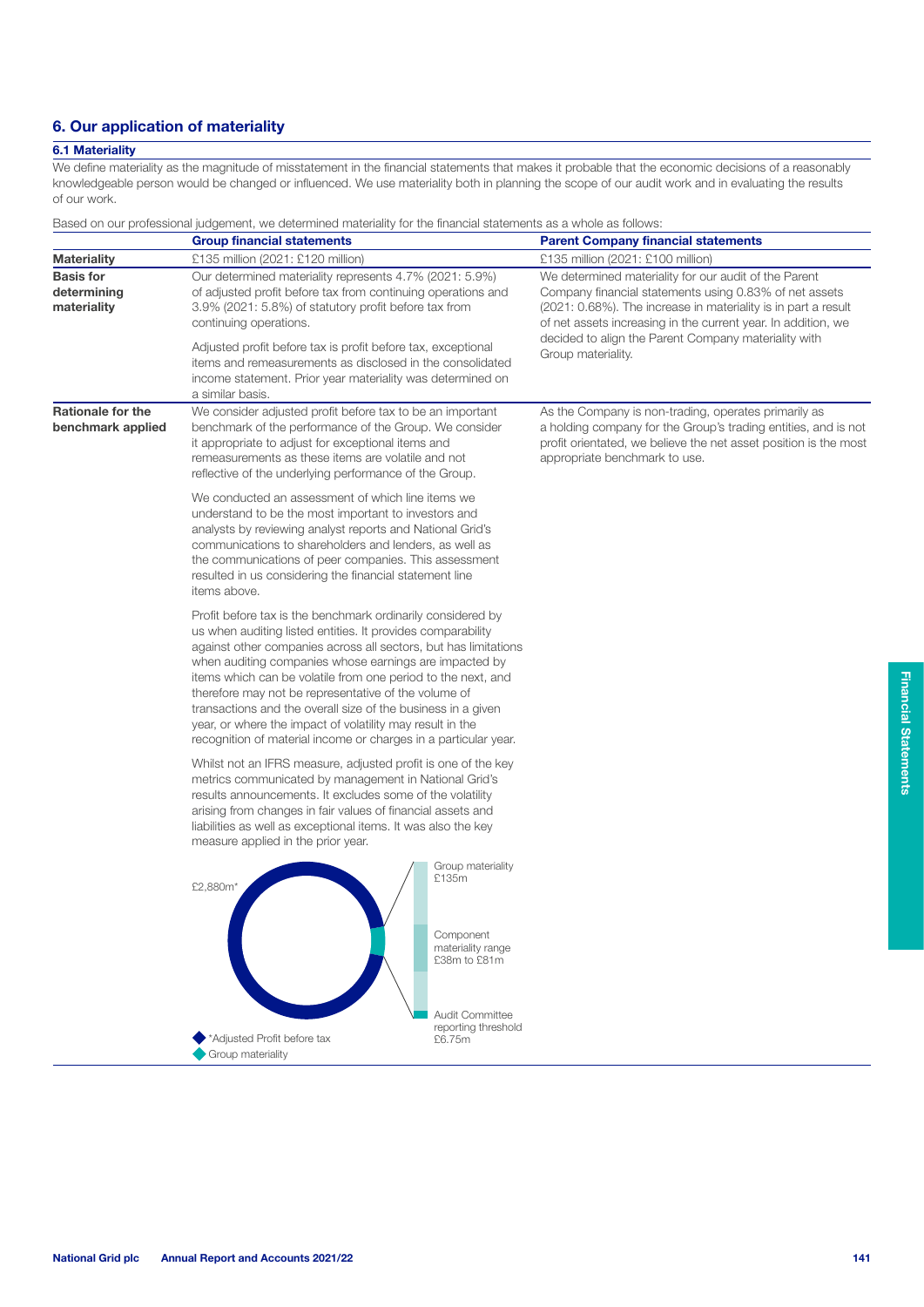## 6. Our application of materiality

### 6.1 Materiality

We define materiality as the magnitude of misstatement in the financial statements that makes it probable that the economic decisions of a reasonably knowledgeable person would be changed or influenced. We use materiality both in planning the scope of our audit work and in evaluating the results of our work.

Based on our professional judgement, we determined materiality for the financial statements as a whole as follows:

| | Group financial statements | Parent Company financial statements |
|---|---|---|
| **Materiality** | £135 million (2021: £120 million) | £135 million (2021: £100 million) |
| **Basis for determining materiality** | Our determined materiality represents 4.7% (2021: 5.9%) of adjusted profit before tax from continuing operations and 3.9% (2021: 5.8%) of statutory profit before tax from continuing operations.<br><br>Adjusted profit before tax is profit before tax, exceptional items and remeasurements as disclosed in the consolidated income statement. Prior year materiality was determined on a similar basis. | We determined materiality for our audit of the Parent Company financial statements using 0.83% of net assets (2021: 0.68%). The increase in materiality is in part a result of net assets increasing in the current year. In addition, we decided to align the Parent Company materiality with Group materiality. |
| **Rationale for the benchmark applied** | We consider adjusted profit before tax to be an important benchmark of the performance of the Group. We consider it appropriate to adjust for exceptional items and remeasurements as these items are volatile and not reflective of the underlying performance of the Group.<br><br>We conducted an assessment of which line items we understand to be the most important to investors and analysts by reviewing analyst reports and National Grid's communications to shareholders and lenders, as well as the communications of peer companies. This assessment resulted in us considering the financial statement line items above.<br><br>Profit before tax is the benchmark ordinarily considered by us when auditing listed entities. It provides comparability against other companies across all sectors, but has limitations when auditing companies whose earnings are impacted by items which can be volatile from one period to the next, and therefore may not be representative of the volume of transactions and the overall size of the business in a given year, or where the impact of volatility may result in the recognition of material income or charges in a particular year.<br><br>Whilst not an IFRS measure, adjusted profit is one of the key metrics communicated by management in National Grid's results announcements. It excludes some of the volatility arising from changes in fair values of financial assets and liabilities as well as exceptional items. It was also the key measure applied in the prior year. | As the Company is non-trading, operates primarily as a holding company for the Group's trading entities, and is not profit orientated, we believe the net asset position is the most appropriate benchmark to use. |

£2,880m*

Group materiality £135m

Component materiality range £38m to £81m

Audit Committee reporting threshold £6.75m

*Adjusted Profit before tax

Group materiality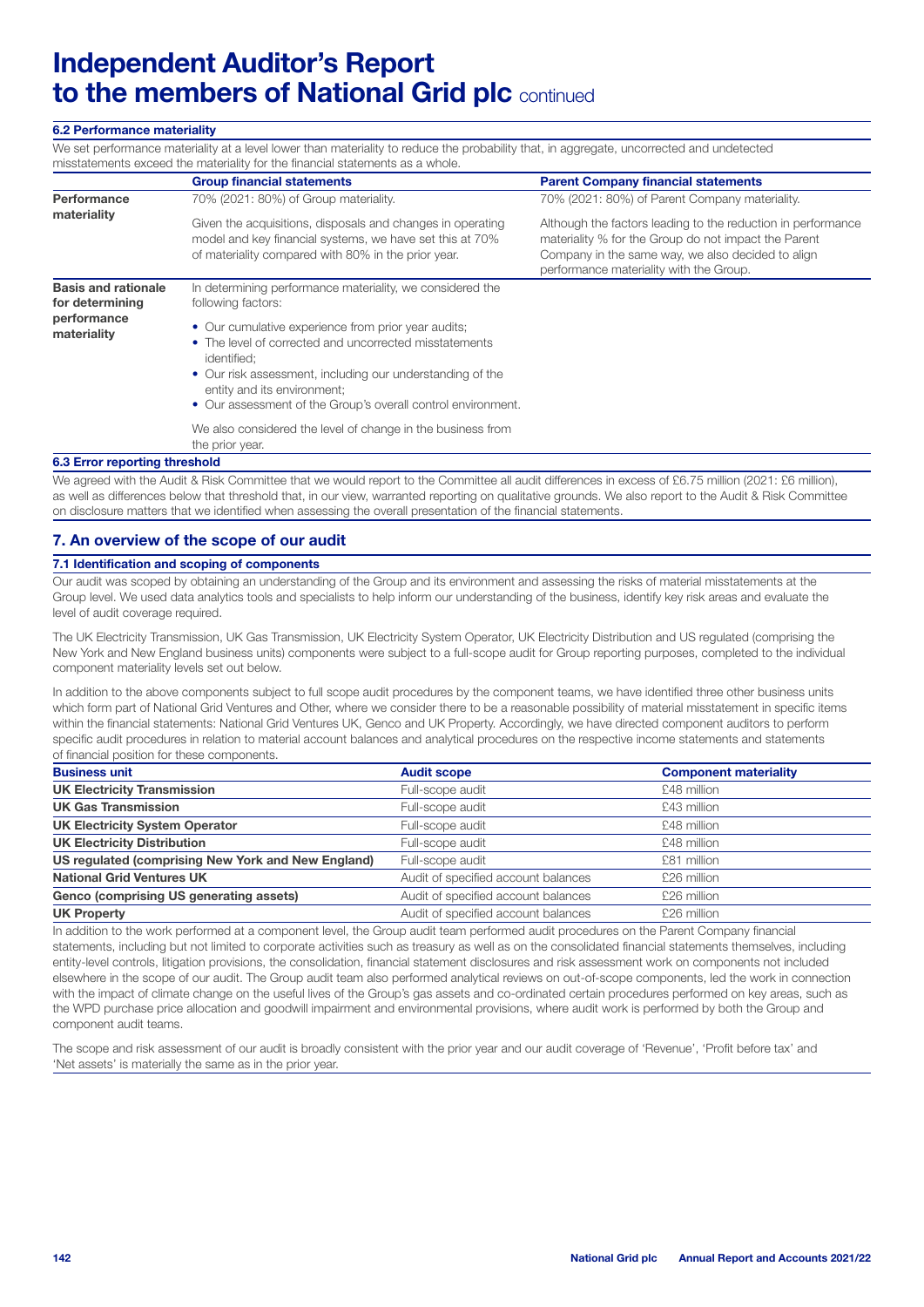# Independent Auditor's Report to the members of National Grid plc continued

### 6.2 Performance materiality

We set performance materiality at a level lower than materiality to reduce the probability that, in aggregate, uncorrected and undetected misstatements exceed the materiality for the financial statements as a whole.

| | Group financial statements | Parent Company financial statements |
|---|---|---|
| **Performance materiality** | 70% (2021: 80%) of Group materiality.<br><br>Given the acquisitions, disposals and changes in operating model and key financial systems, we have set this at 70% of materiality compared with 80% in the prior year. | 70% (2021: 80%) of Parent Company materiality.<br><br>Although the factors leading to the reduction in performance materiality % for the Group do not impact the Parent Company in the same way, we also decided to align performance materiality with the Group. |
| **Basis and rationale for determining performance materiality** | In determining performance materiality, we considered the following factors:<br><br>• Our cumulative experience from prior year audits;<br>• The level of corrected and uncorrected misstatements identified;<br>• Our risk assessment, including our understanding of the entity and its environment;<br>• Our assessment of the Group's overall control environment.<br><br>We also considered the level of change in the business from the prior year. | |

### 6.3 Error reporting threshold

We agreed with the Audit & Risk Committee that we would report to the Committee all audit differences in excess of £6.75 million (2021: £6 million), as well as differences below that threshold that, in our view, warranted reporting on qualitative grounds. We also report to the Audit & Risk Committee on disclosure matters that we identified when assessing the overall presentation of the financial statements.

## 7. An overview of the scope of our audit

### 7.1 Identification and scoping of components

Our audit was scoped by obtaining an understanding of the Group and its environment and assessing the risks of material misstatements at the Group level. We used data analytics tools and specialists to help inform our understanding of the business, identify key risk areas and evaluate the level of audit coverage required.

The UK Electricity Transmission, UK Gas Transmission, UK Electricity System Operator, UK Electricity Distribution and US regulated (comprising the New York and New England business units) components were subject to a full-scope audit for Group reporting purposes, completed to the individual component materiality levels set out below.

In addition to the above components subject to full scope audit procedures by the component teams, we have identified three other business units which form part of National Grid Ventures and Other, where we consider there to be a reasonable possibility of material misstatement in specific items within the financial statements: National Grid Ventures UK, Genco and UK Property. Accordingly, we have directed component auditors to perform specific audit procedures in relation to material account balances and analytical procedures on the respective income statements and statements of financial position for these components.

| Business unit | Audit scope | Component materiality |
|---|---|---|
| **UK Electricity Transmission** | Full-scope audit | £48 million |
| **UK Gas Transmission** | Full-scope audit | £43 million |
| **UK Electricity System Operator** | Full-scope audit | £48 million |
| **UK Electricity Distribution** | Full-scope audit | £48 million |
| **US regulated (comprising New York and New England)** | Full-scope audit | £81 million |
| **National Grid Ventures UK** | Audit of specified account balances | £26 million |
| **Genco (comprising US generating assets)** | Audit of specified account balances | £26 million |
| **UK Property** | Audit of specified account balances | £26 million |

In addition to the work performed at a component level, the Group audit team performed audit procedures on the Parent Company financial statements, including but not limited to corporate activities such as treasury as well as on the consolidated financial statements themselves, including entity-level controls, litigation provisions, the consolidation, financial statement disclosures and risk assessment work on components not included elsewhere in the scope of our audit. The Group audit team also performed analytical reviews on out-of-scope components, led the work in connection with the impact of climate change on the useful lives of the Group's gas assets and co-ordinated certain procedures performed on key areas, such as the WPD purchase price allocation and goodwill impairment and environmental provisions, where audit work is performed by both the Group and component audit teams.

The scope and risk assessment of our audit is broadly consistent with the prior year and our audit coverage of 'Revenue', 'Profit before tax' and 'Net assets' is materially the same as in the prior year.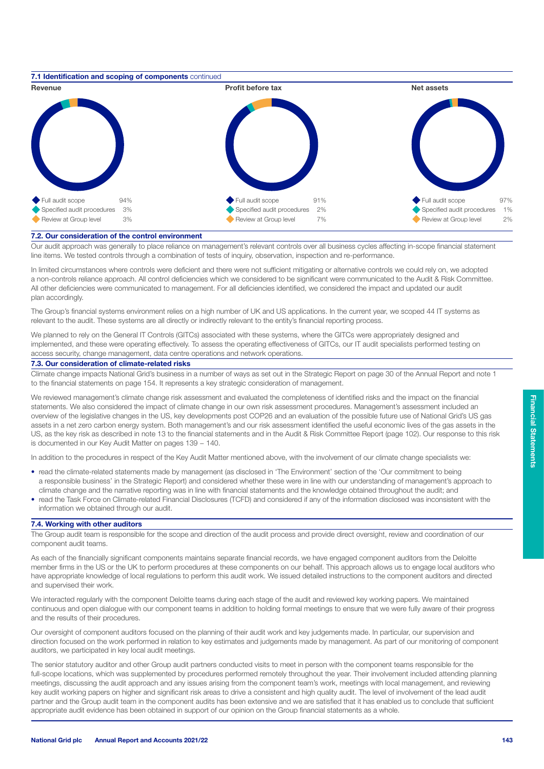### 7.1 Identification and scoping of components continued

**Revenue**

| | |
|---|---|
| Full audit scope | 94% |
| Specified audit procedures | 3% |
| Review at Group level | 3% |

**Profit before tax**

| | |
|---|---|
| Full audit scope | 91% |
| Specified audit procedures | 2% |
| Review at Group level | 7% |

**Net assets**

| | |
|---|---|
| Full audit scope | 97% |
| Specified audit procedures | 1% |
| Review at Group level | 2% |

### 7.2. Our consideration of the control environment

Our audit approach was generally to place reliance on management's relevant controls over all business cycles affecting in-scope financial statement line items. We tested controls through a combination of tests of inquiry, observation, inspection and re-performance.

In limited circumstances where controls were deficient and there were not sufficient mitigating or alternative controls we could rely on, we adopted a non-controls reliance approach. All control deficiencies which we considered to be significant were communicated to the Audit & Risk Committee. All other deficiencies were communicated to management. For all deficiencies identified, we considered the impact and updated our audit plan accordingly.

The Group's financial systems environment relies on a high number of UK and US applications. In the current year, we scoped 44 IT systems as relevant to the audit. These systems are all directly or indirectly relevant to the entity's financial reporting process.

We planned to rely on the General IT Controls (GITCs) associated with these systems, where the GITCs were appropriately designed and implemented, and these were operating effectively. To assess the operating effectiveness of GITCs, our IT audit specialists performed testing on access security, change management, data centre operations and network operations.

### 7.3. Our consideration of climate-related risks

Climate change impacts National Grid's business in a number of ways as set out in the Strategic Report on page 30 of the Annual Report and note 1 to the financial statements on page 154. It represents a key strategic consideration of management.

We reviewed management's climate change risk assessment and evaluated the completeness of identified risks and the impact on the financial statements. We also considered the impact of climate change in our own risk assessment procedures. Management's assessment included an overview of the legislative changes in the US, key developments post COP26 and an evaluation of the possible future use of National Grid's US gas assets in a net zero carbon energy system. Both management's and our risk assessment identified the useful economic lives of the gas assets in the US, as the key risk as described in note 13 to the financial statements and in the Audit & Risk Committee Report (page 102). Our response to this risk is documented in our Key Audit Matter on pages 139 – 140.

In addition to the procedures in respect of the Key Audit Matter mentioned above, with the involvement of our climate change specialists we:

- read the climate-related statements made by management (as disclosed in 'The Environment' section of the 'Our commitment to being a responsible business' in the Strategic Report) and considered whether these were in line with our understanding of management's approach to climate change and the narrative reporting was in line with financial statements and the knowledge obtained throughout the audit; and
- read the Task Force on Climate-related Financial Disclosures (TCFD) and considered if any of the information disclosed was inconsistent with the information we obtained through our audit.

### 7.4. Working with other auditors

The Group audit team is responsible for the scope and direction of the audit process and provide direct oversight, review and coordination of our component audit teams.

As each of the financially significant components maintains separate financial records, we have engaged component auditors from the Deloitte member firms in the US or the UK to perform procedures at these components on our behalf. This approach allows us to engage local auditors who have appropriate knowledge of local regulations to perform this audit work. We issued detailed instructions to the component auditors and directed and supervised their work.

We interacted regularly with the component Deloitte teams during each stage of the audit and reviewed key working papers. We maintained continuous and open dialogue with our component teams in addition to holding formal meetings to ensure that we were fully aware of their progress and the results of their procedures.

Our oversight of component auditors focused on the planning of their audit work and key judgements made. In particular, our supervision and direction focused on the work performed in relation to key estimates and judgements made by management. As part of our monitoring of component auditors, we participated in key local audit meetings.

The senior statutory auditor and other Group audit partners conducted visits to meet in person with the component teams responsible for the full-scope locations, which was supplemented by procedures performed remotely throughout the year. Their involvement included attending planning meetings, discussing the audit approach and any issues arising from the component team's work, meetings with local management, and reviewing key audit working papers on higher and significant risk areas to drive a consistent and high quality audit. The level of involvement of the lead audit partner and the Group audit team in the component audits has been extensive and we are satisfied that it has enabled us to conclude that sufficient appropriate audit evidence has been obtained in support of our opinion on the Group financial statements as a whole.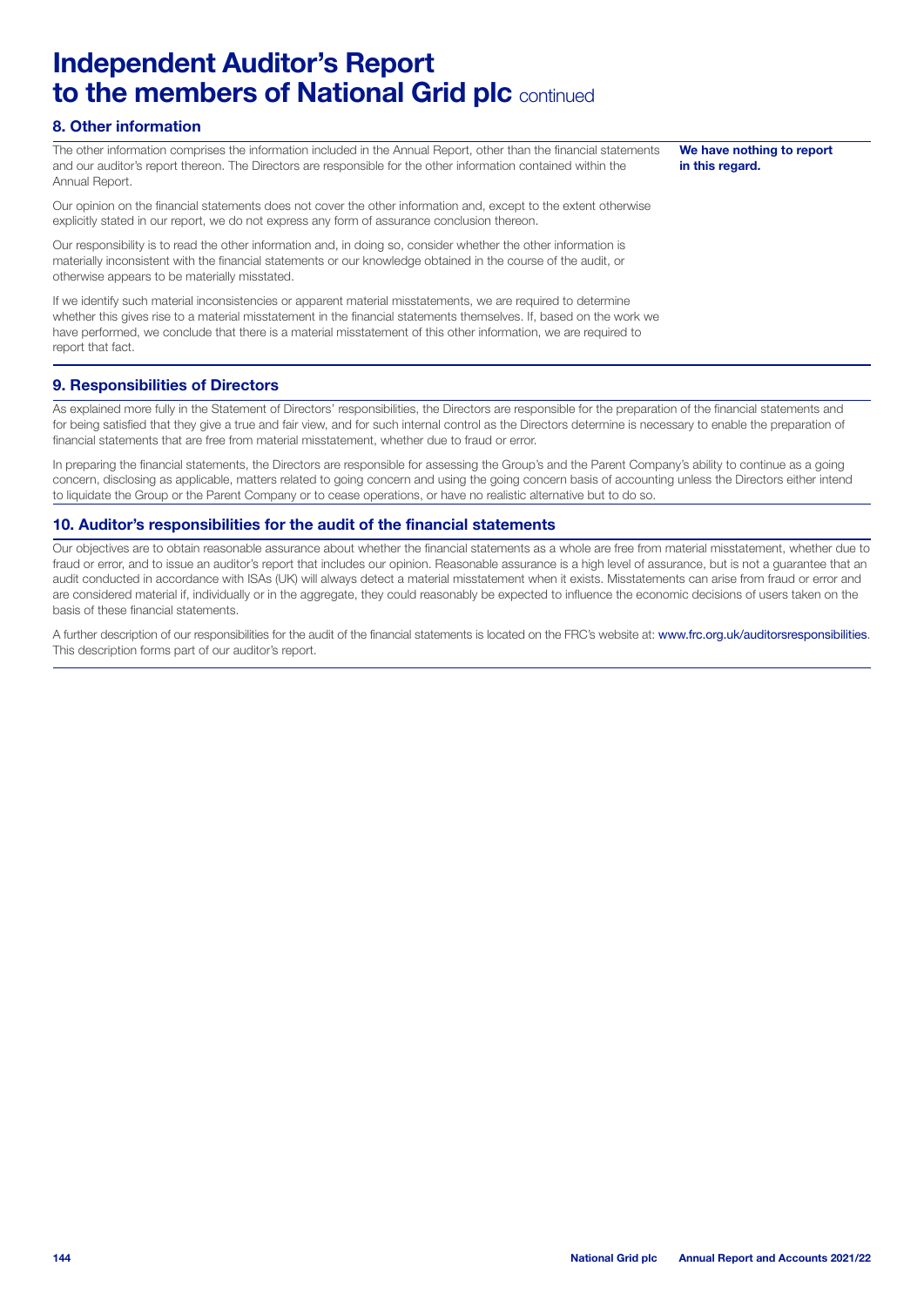# Independent Auditor's Report to the members of National Grid plc continued

## 8. Other information

The other information comprises the information included in the Annual Report, other than the financial statements and our auditor's report thereon. The Directors are responsible for the other information contained within the Annual Report.

**We have nothing to report in this regard.**

Our opinion on the financial statements does not cover the other information and, except to the extent otherwise explicitly stated in our report, we do not express any form of assurance conclusion thereon.

Our responsibility is to read the other information and, in doing so, consider whether the other information is materially inconsistent with the financial statements or our knowledge obtained in the course of the audit, or otherwise appears to be materially misstated.

If we identify such material inconsistencies or apparent material misstatements, we are required to determine whether this gives rise to a material misstatement in the financial statements themselves. If, based on the work we have performed, we conclude that there is a material misstatement of this other information, we are required to report that fact.

## 9. Responsibilities of Directors

As explained more fully in the Statement of Directors' responsibilities, the Directors are responsible for the preparation of the financial statements and for being satisfied that they give a true and fair view, and for such internal control as the Directors determine is necessary to enable the preparation of financial statements that are free from material misstatement, whether due to fraud or error.

In preparing the financial statements, the Directors are responsible for assessing the Group's and the Parent Company's ability to continue as a going concern, disclosing as applicable, matters related to going concern and using the going concern basis of accounting unless the Directors either intend to liquidate the Group or the Parent Company or to cease operations, or have no realistic alternative but to do so.

## 10. Auditor's responsibilities for the audit of the financial statements

Our objectives are to obtain reasonable assurance about whether the financial statements as a whole are free from material misstatement, whether due to fraud or error, and to issue an auditor's report that includes our opinion. Reasonable assurance is a high level of assurance, but is not a guarantee that an audit conducted in accordance with ISAs (UK) will always detect a material misstatement when it exists. Misstatements can arise from fraud or error and are considered material if, individually or in the aggregate, they could reasonably be expected to influence the economic decisions of users taken on the basis of these financial statements.

A further description of our responsibilities for the audit of the financial statements is located on the FRC's website at: www.frc.org.uk/auditorsresponsibilities. This description forms part of our auditor's report.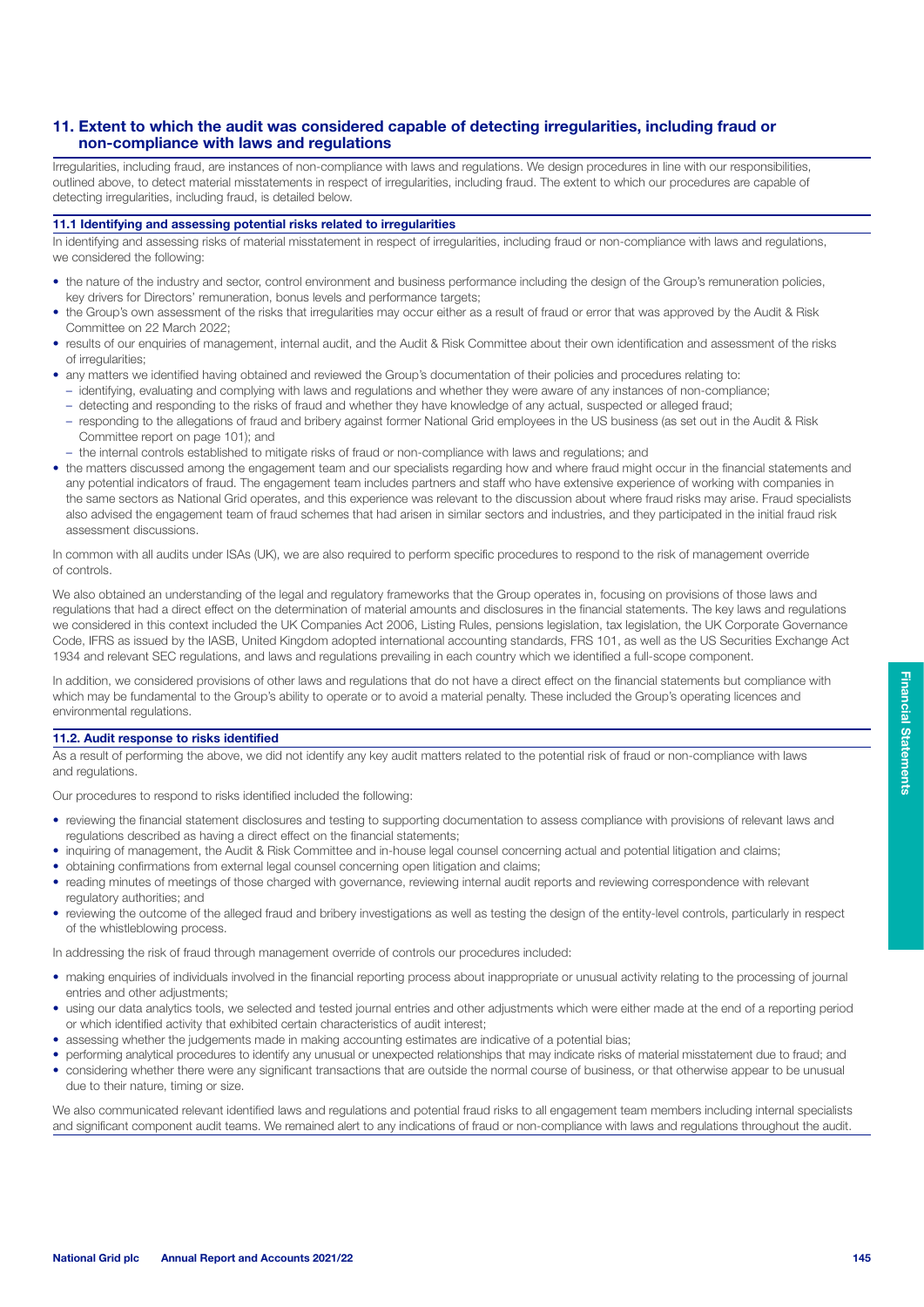## 11. Extent to which the audit was considered capable of detecting irregularities, including fraud or non-compliance with laws and regulations

Irregularities, including fraud, are instances of non-compliance with laws and regulations. We design procedures in line with our responsibilities, outlined above, to detect material misstatements in respect of irregularities, including fraud. The extent to which our procedures are capable of detecting irregularities, including fraud, is detailed below.

### 11.1 Identifying and assessing potential risks related to irregularities

In identifying and assessing risks of material misstatement in respect of irregularities, including fraud or non-compliance with laws and regulations, we considered the following:

- the nature of the industry and sector, control environment and business performance including the design of the Group's remuneration policies, key drivers for Directors' remuneration, bonus levels and performance targets;
- the Group's own assessment of the risks that irregularities may occur either as a result of fraud or error that was approved by the Audit & Risk Committee on 22 March 2022;
- results of our enquiries of management, internal audit, and the Audit & Risk Committee about their own identification and assessment of the risks of irregularities;
- any matters we identified having obtained and reviewed the Group's documentation of their policies and procedures relating to:
  - identifying, evaluating and complying with laws and regulations and whether they were aware of any instances of non-compliance;
  - detecting and responding to the risks of fraud and whether they have knowledge of any actual, suspected or alleged fraud;
  - responding to the allegations of fraud and bribery against former National Grid employees in the US business (as set out in the Audit & Risk Committee report on page 101); and
  - the internal controls established to mitigate risks of fraud or non-compliance with laws and regulations; and
- the matters discussed among the engagement team and our specialists regarding how and where fraud might occur in the financial statements and any potential indicators of fraud. The engagement team includes partners and staff who have extensive experience of working with companies in the same sectors as National Grid operates, and this experience was relevant to the discussion about where fraud risks may arise. Fraud specialists also advised the engagement team of fraud schemes that had arisen in similar sectors and industries, and they participated in the initial fraud risk assessment discussions.

In common with all audits under ISAs (UK), we are also required to perform specific procedures to respond to the risk of management override of controls.

We also obtained an understanding of the legal and regulatory frameworks that the Group operates in, focusing on provisions of those laws and regulations that had a direct effect on the determination of material amounts and disclosures in the financial statements. The key laws and regulations we considered in this context included the UK Companies Act 2006, Listing Rules, pensions legislation, tax legislation, the UK Corporate Governance Code, IFRS as issued by the IASB, United Kingdom adopted international accounting standards, FRS 101, as well as the US Securities Exchange Act 1934 and relevant SEC regulations, and laws and regulations prevailing in each country which we identified a full-scope component.

In addition, we considered provisions of other laws and regulations that do not have a direct effect on the financial statements but compliance with which may be fundamental to the Group's ability to operate or to avoid a material penalty. These included the Group's operating licences and environmental regulations.

### 11.2. Audit response to risks identified

As a result of performing the above, we did not identify any key audit matters related to the potential risk of fraud or non-compliance with laws and regulations.

Our procedures to respond to risks identified included the following:

- reviewing the financial statement disclosures and testing to supporting documentation to assess compliance with provisions of relevant laws and regulations described as having a direct effect on the financial statements;
- inquiring of management, the Audit & Risk Committee and in-house legal counsel concerning actual and potential litigation and claims;
- obtaining confirmations from external legal counsel concerning open litigation and claims;
- reading minutes of meetings of those charged with governance, reviewing internal audit reports and reviewing correspondence with relevant regulatory authorities; and
- reviewing the outcome of the alleged fraud and bribery investigations as well as testing the design of the entity-level controls, particularly in respect of the whistleblowing process.

In addressing the risk of fraud through management override of controls our procedures included:

- making enquiries of individuals involved in the financial reporting process about inappropriate or unusual activity relating to the processing of journal entries and other adjustments;
- using our data analytics tools, we selected and tested journal entries and other adjustments which were either made at the end of a reporting period or which identified activity that exhibited certain characteristics of audit interest;
- assessing whether the judgements made in making accounting estimates are indicative of a potential bias;
- performing analytical procedures to identify any unusual or unexpected relationships that may indicate risks of material misstatement due to fraud; and
- considering whether there were any significant transactions that are outside the normal course of business, or that otherwise appear to be unusual due to their nature, timing or size.

We also communicated relevant identified laws and regulations and potential fraud risks to all engagement team members including internal specialists and significant component audit teams. We remained alert to any indications of fraud or non-compliance with laws and regulations throughout the audit.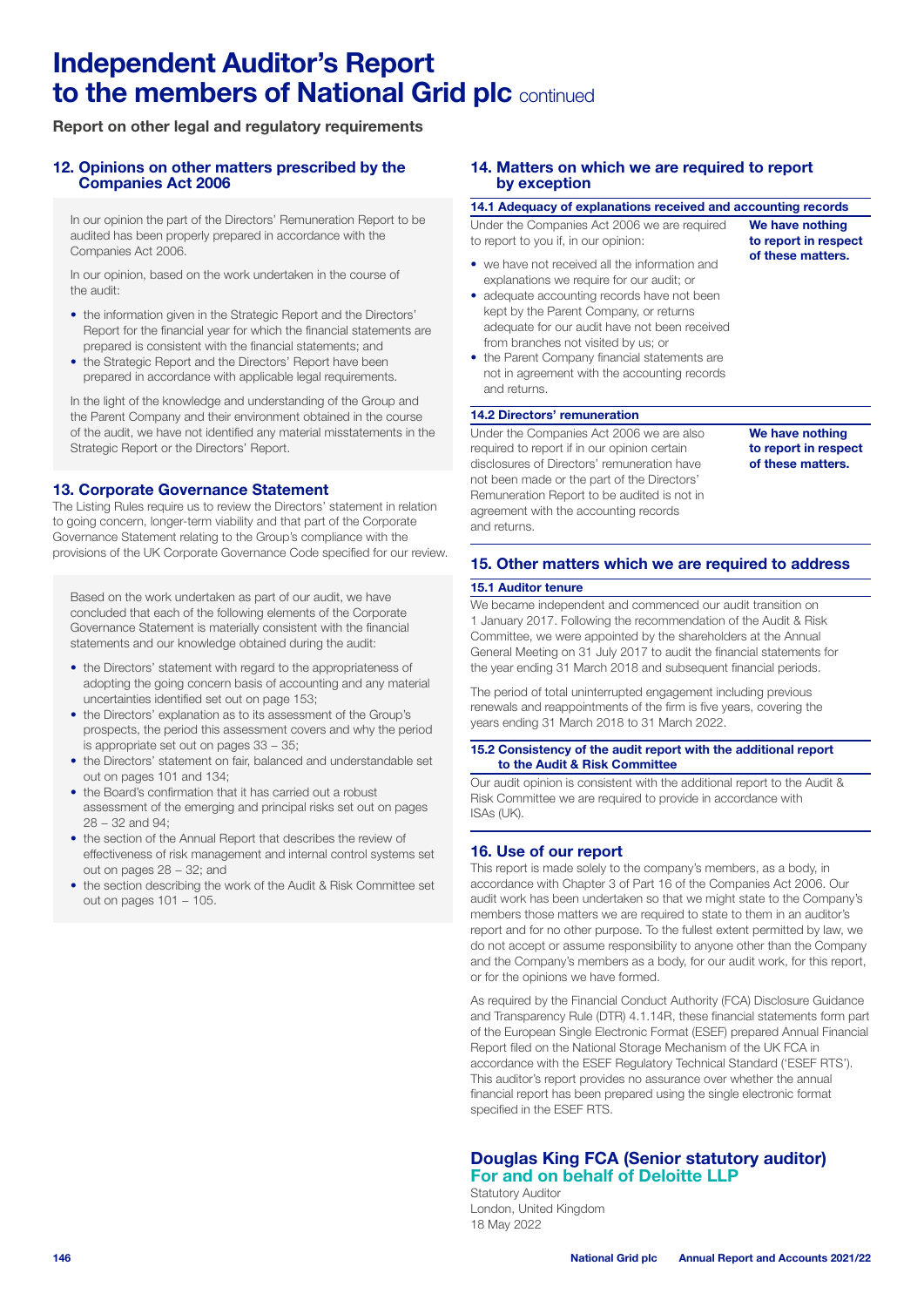# Independent Auditor's Report to the members of National Grid plc continued

**Report on other legal and regulatory requirements**

## 12. Opinions on other matters prescribed by the Companies Act 2006

In our opinion the part of the Directors' Remuneration Report to be audited has been properly prepared in accordance with the Companies Act 2006.

In our opinion, based on the work undertaken in the course of the audit:

- the information given in the Strategic Report and the Directors' Report for the financial year for which the financial statements are prepared is consistent with the financial statements; and
- the Strategic Report and the Directors' Report have been prepared in accordance with applicable legal requirements.

In the light of the knowledge and understanding of the Group and the Parent Company and their environment obtained in the course of the audit, we have not identified any material misstatements in the Strategic Report or the Directors' Report.

## 13. Corporate Governance Statement

The Listing Rules require us to review the Directors' statement in relation to going concern, longer-term viability and that part of the Corporate Governance Statement relating to the Group's compliance with the provisions of the UK Corporate Governance Code specified for our review.

Based on the work undertaken as part of our audit, we have concluded that each of the following elements of the Corporate Governance Statement is materially consistent with the financial statements and our knowledge obtained during the audit:

- the Directors' statement with regard to the appropriateness of adopting the going concern basis of accounting and any material uncertainties identified set out on page 153;
- the Directors' explanation as to its assessment of the Group's prospects, the period this assessment covers and why the period is appropriate set out on pages 33 – 35;
- the Directors' statement on fair, balanced and understandable set out on pages 101 and 134;
- the Board's confirmation that it has carried out a robust assessment of the emerging and principal risks set out on pages 28 – 32 and 94;
- the section of the Annual Report that describes the review of effectiveness of risk management and internal control systems set out on pages 28 – 32; and
- the section describing the work of the Audit & Risk Committee set out on pages 101 – 105.

## 14. Matters on which we are required to report by exception

### 14.1 Adequacy of explanations received and accounting records

Under the Companies Act 2006 we are required to report to you if, in our opinion:

- we have not received all the information and explanations we require for our audit; or
- adequate accounting records have not been kept by the Parent Company, or returns adequate for our audit have not been received from branches not visited by us; or
- the Parent Company financial statements are not in agreement with the accounting records and returns.

**We have nothing to report in respect of these matters.**

### 14.2 Directors' remuneration

Under the Companies Act 2006 we are also required to report if in our opinion certain disclosures of Directors' remuneration have not been made or the part of the Directors' Remuneration Report to be audited is not in agreement with the accounting records and returns.

**We have nothing to report in respect of these matters.**

## 15. Other matters which we are required to address

### 15.1 Auditor tenure

We became independent and commenced our audit transition on 1 January 2017. Following the recommendation of the Audit & Risk Committee, we were appointed by the shareholders at the Annual General Meeting on 31 July 2017 to audit the financial statements for the year ending 31 March 2018 and subsequent financial periods.

The period of total uninterrupted engagement including previous renewals and reappointments of the firm is five years, covering the years ending 31 March 2018 to 31 March 2022.

### 15.2 Consistency of the audit report with the additional report to the Audit & Risk Committee

Our audit opinion is consistent with the additional report to the Audit & Risk Committee we are required to provide in accordance with ISAs (UK).

## 16. Use of our report

This report is made solely to the company's members, as a body, in accordance with Chapter 3 of Part 16 of the Companies Act 2006. Our audit work has been undertaken so that we might state to the Company's members those matters we are required to state to them in an auditor's report and for no other purpose. To the fullest extent permitted by law, we do not accept or assume responsibility to anyone other than the Company and the Company's members as a body, for our audit work, for this report, or for the opinions we have formed.

As required by the Financial Conduct Authority (FCA) Disclosure Guidance and Transparency Rule (DTR) 4.1.14R, these financial statements form part of the European Single Electronic Format (ESEF) prepared Annual Financial Report filed on the National Storage Mechanism of the UK FCA in accordance with the ESEF Regulatory Technical Standard ('ESEF RTS'). This auditor's report provides no assurance over whether the annual financial report has been prepared using the single electronic format specified in the ESEF RTS.

**Douglas King FCA (Senior statutory auditor)**
**For and on behalf of Deloitte LLP**
Statutory Auditor
London, United Kingdom
18 May 2022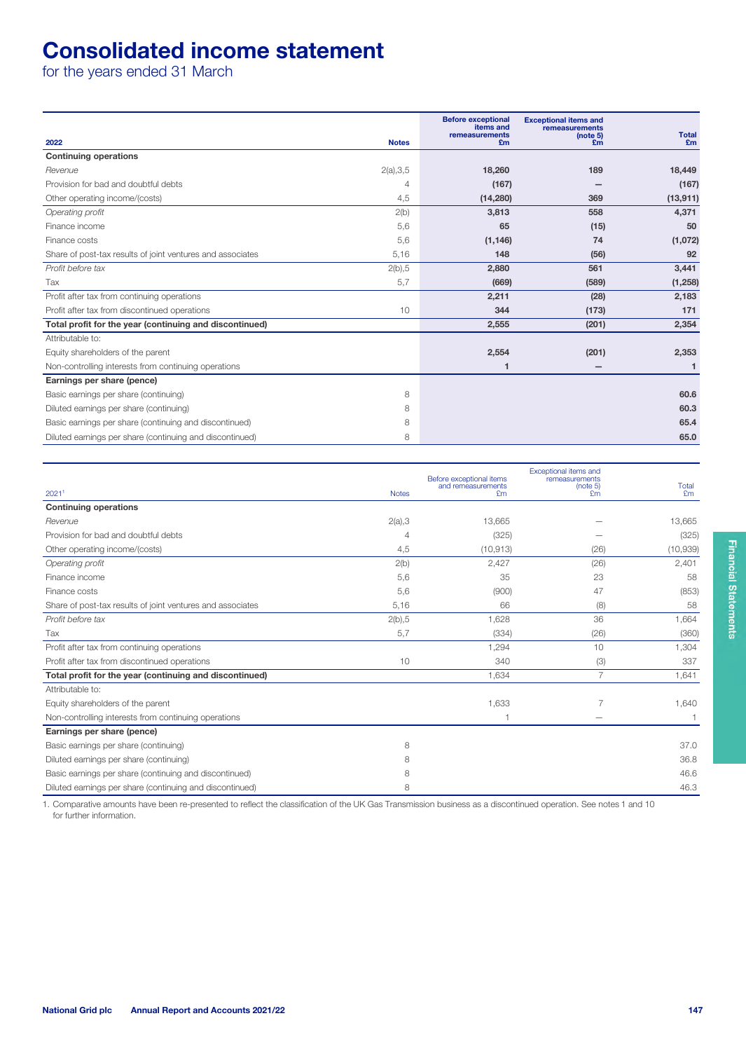# Consolidated income statement

for the years ended 31 March

| 2022 | Notes | Before exceptional items and remeasurements £m | Exceptional items and remeasurements (note 5) £m | Total £m |
|---|---|---|---|---|
| **Continuing operations** | | | | |
| *Revenue* | 2(a),3,5 | 18,260 | 189 | 18,449 |
| Provision for bad and doubtful debts | 4 | (167) | – | (167) |
| Other operating income/(costs) | 4,5 | (14,280) | 369 | (13,911) |
| *Operating profit* | 2(b) | 3,813 | 558 | 4,371 |
| Finance income | 5,6 | 65 | (15) | 50 |
| Finance costs | 5,6 | (1,146) | 74 | (1,072) |
| Share of post-tax results of joint ventures and associates | 5,16 | 148 | (56) | 92 |
| *Profit before tax* | 2(b),5 | 2,880 | 561 | 3,441 |
| Tax | 5,7 | (669) | (589) | (1,258) |
| Profit after tax from continuing operations | | 2,211 | (28) | 2,183 |
| Profit after tax from discontinued operations | 10 | 344 | (173) | 171 |
| **Total profit for the year (continuing and discontinued)** | | 2,555 | (201) | 2,354 |
| Attributable to: | | | | |
| Equity shareholders of the parent | | 2,554 | (201) | 2,353 |
| Non-controlling interests from continuing operations | | 1 | – | 1 |
| **Earnings per share (pence)** | | | | |
| Basic earnings per share (continuing) | 8 | | | 60.6 |
| Diluted earnings per share (continuing) | 8 | | | 60.3 |
| Basic earnings per share (continuing and discontinued) | 8 | | | 65.4 |
| Diluted earnings per share (continuing and discontinued) | 8 | | | 65.0 |

| 2021[1] | Notes | Before exceptional items and remeasurements £m | Exceptional items and remeasurements (note 5) £m | Total £m |
|---|---|---|---|---|
| **Continuing operations** | | | | |
| *Revenue* | 2(a),3 | 13,665 | – | 13,665 |
| Provision for bad and doubtful debts | 4 | (325) | – | (325) |
| Other operating income/(costs) | 4,5 | (10,913) | (26) | (10,939) |
| *Operating profit* | 2(b) | 2,427 | (26) | 2,401 |
| Finance income | 5,6 | 35 | 23 | 58 |
| Finance costs | 5,6 | (900) | 47 | (853) |
| Share of post-tax results of joint ventures and associates | 5,16 | 66 | (8) | 58 |
| *Profit before tax* | 2(b),5 | 1,628 | 36 | 1,664 |
| Tax | 5,7 | (334) | (26) | (360) |
| Profit after tax from continuing operations | | 1,294 | 10 | 1,304 |
| Profit after tax from discontinued operations | 10 | 340 | (3) | 337 |
| **Total profit for the year (continuing and discontinued)** | | 1,634 | 7 | 1,641 |
| Attributable to: | | | | |
| Equity shareholders of the parent | | 1,633 | 7 | 1,640 |
| Non-controlling interests from continuing operations | | 1 | – | 1 |
| **Earnings per share (pence)** | | | | |
| Basic earnings per share (continuing) | 8 | | | 37.0 |
| Diluted earnings per share (continuing) | 8 | | | 36.8 |
| Basic earnings per share (continuing and discontinued) | 8 | | | 46.6 |
| Diluted earnings per share (continuing and discontinued) | 8 | | | 46.3 |

1. Comparative amounts have been re-presented to reflect the classification of the UK Gas Transmission business as a discontinued operation. See notes 1 and 10 for further information.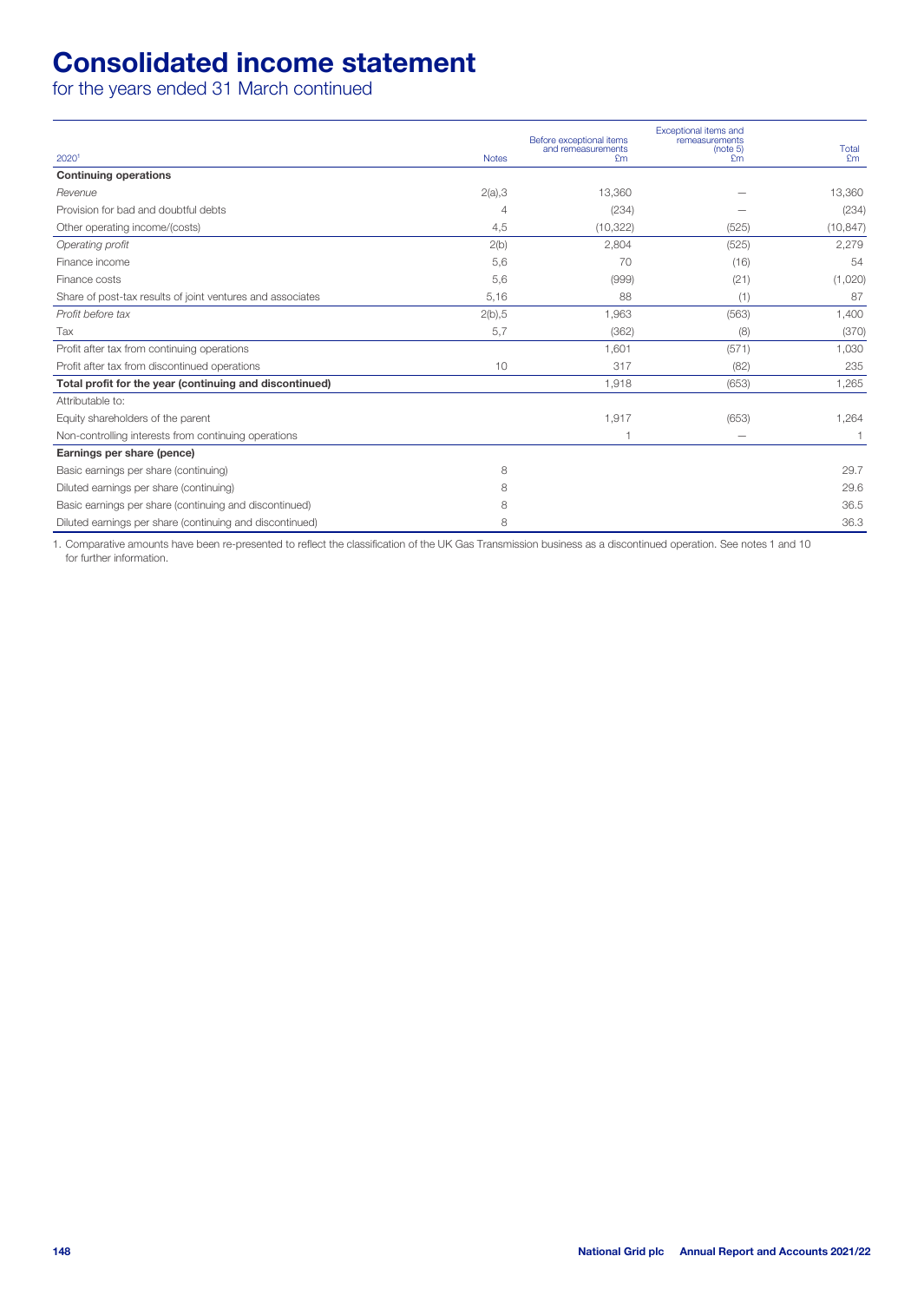# Consolidated income statement

for the years ended 31 March continued

| 2020[1] | Notes | Before exceptional items and remeasurements £m | Exceptional items and remeasurements (note 5) £m | Total £m |
|---|---|---|---|---|
| **Continuing operations** | | | | |
| *Revenue* | 2(a),3 | 13,360 | — | 13,360 |
| Provision for bad and doubtful debts | 4 | (234) | — | (234) |
| Other operating income/(costs) | 4,5 | (10,322) | (525) | (10,847) |
| *Operating profit* | 2(b) | 2,804 | (525) | 2,279 |
| Finance income | 5,6 | 70 | (16) | 54 |
| Finance costs | 5,6 | (999) | (21) | (1,020) |
| Share of post-tax results of joint ventures and associates | 5,16 | 88 | (1) | 87 |
| *Profit before tax* | 2(b),5 | 1,963 | (563) | 1,400 |
| Tax | 5,7 | (362) | (8) | (370) |
| Profit after tax from continuing operations | | 1,601 | (571) | 1,030 |
| Profit after tax from discontinued operations | 10 | 317 | (82) | 235 |
| **Total profit for the year (continuing and discontinued)** | | 1,918 | (653) | 1,265 |
| Attributable to: | | | | |
| Equity shareholders of the parent | | 1,917 | (653) | 1,264 |
| Non-controlling interests from continuing operations | | 1 | — | 1 |
| **Earnings per share (pence)** | | | | |
| Basic earnings per share (continuing) | 8 | | | 29.7 |
| Diluted earnings per share (continuing) | 8 | | | 29.6 |
| Basic earnings per share (continuing and discontinued) | 8 | | | 36.5 |
| Diluted earnings per share (continuing and discontinued) | 8 | | | 36.3 |

1. Comparative amounts have been re-presented to reflect the classification of the UK Gas Transmission business as a discontinued operation. See notes 1 and 10 for further information.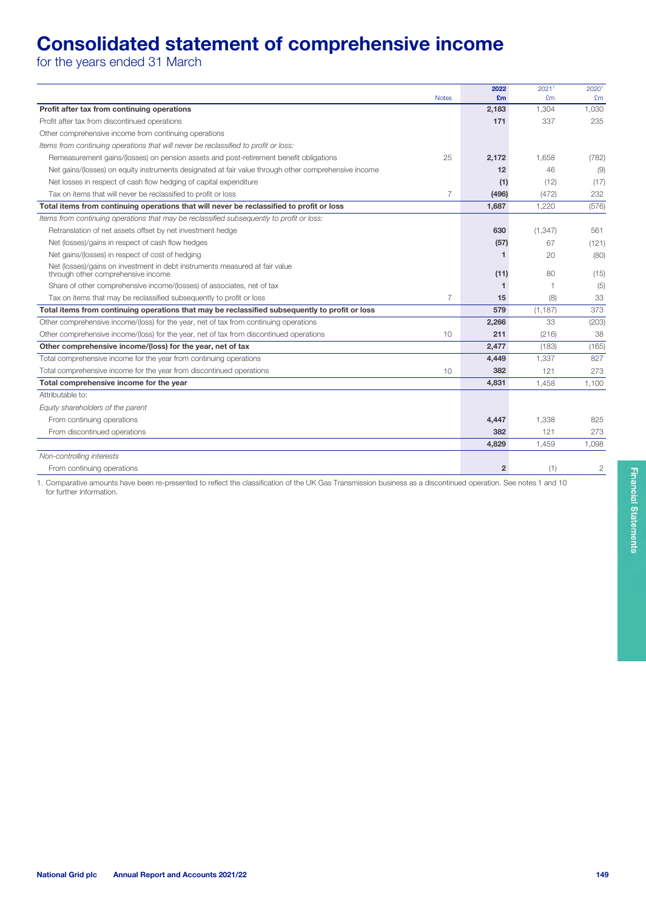# Consolidated statement of comprehensive income

for the years ended 31 March

| | Notes | 2022 £m | 2021[1] £m | 2020[1] £m |
|---|---|---|---|---|
| **Profit after tax from continuing operations** | | **2,183** | 1,304 | 1,030 |
| Profit after tax from discontinued operations | | **171** | 337 | 235 |
| Other comprehensive income from continuing operations | | | | |
| *Items from continuing operations that will never be reclassified to profit or loss:* | | | | |
| Remeasurement gains/(losses) on pension assets and post-retirement benefit obligations | 25 | **2,172** | 1,658 | (782) |
| Net gains/(losses) on equity instruments designated at fair value through other comprehensive income | | **12** | 46 | (9) |
| Net losses in respect of cash flow hedging of capital expenditure | | **(1)** | (12) | (17) |
| Tax on items that will never be reclassified to profit or loss | 7 | **(496)** | (472) | 232 |
| **Total items from continuing operations that will never be reclassified to profit or loss** | | **1,687** | 1,220 | (576) |
| *Items from continuing operations that may be reclassified subsequently to profit or loss:* | | | | |
| Retranslation of net assets offset by net investment hedge | | **630** | (1,347) | 561 |
| Net (losses)/gains in respect of cash flow hedges | | **(57)** | 67 | (121) |
| Net gains/(losses) in respect of cost of hedging | | **1** | 20 | (80) |
| Net (losses)/gains on investment in debt instruments measured at fair value through other comprehensive income | | **(11)** | 80 | (15) |
| Share of other comprehensive income/(losses) of associates, net of tax | | **1** | 1 | (5) |
| Tax on items that may be reclassified subsequently to profit or loss | 7 | **15** | (8) | 33 |
| **Total items from continuing operations that may be reclassified subsequently to profit or loss** | | **579** | (1,187) | 373 |
| Other comprehensive income/(loss) for the year, net of tax from continuing operations | | **2,266** | 33 | (203) |
| Other comprehensive income/(loss) for the year, net of tax from discontinued operations | 10 | **211** | (216) | 38 |
| **Other comprehensive income/(loss) for the year, net of tax** | | **2,477** | (183) | (165) |
| Total comprehensive income for the year from continuing operations | | **4,449** | 1,337 | 827 |
| Total comprehensive income for the year from discontinued operations | 10 | **382** | 121 | 273 |
| **Total comprehensive income for the year** | | **4,831** | 1,458 | 1,100 |
| Attributable to: | | | | |
| *Equity shareholders of the parent* | | | | |
| From continuing operations | | **4,447** | 1,338 | 825 |
| From discontinued operations | | **382** | 121 | 273 |
| | | **4,829** | 1,459 | 1,098 |
| *Non-controlling interests* | | | | |
| From continuing operations | | **2** | (1) | 2 |

1. Comparative amounts have been re-presented to reflect the classification of the UK Gas Transmission business as a discontinued operation. See notes 1 and 10 for further information.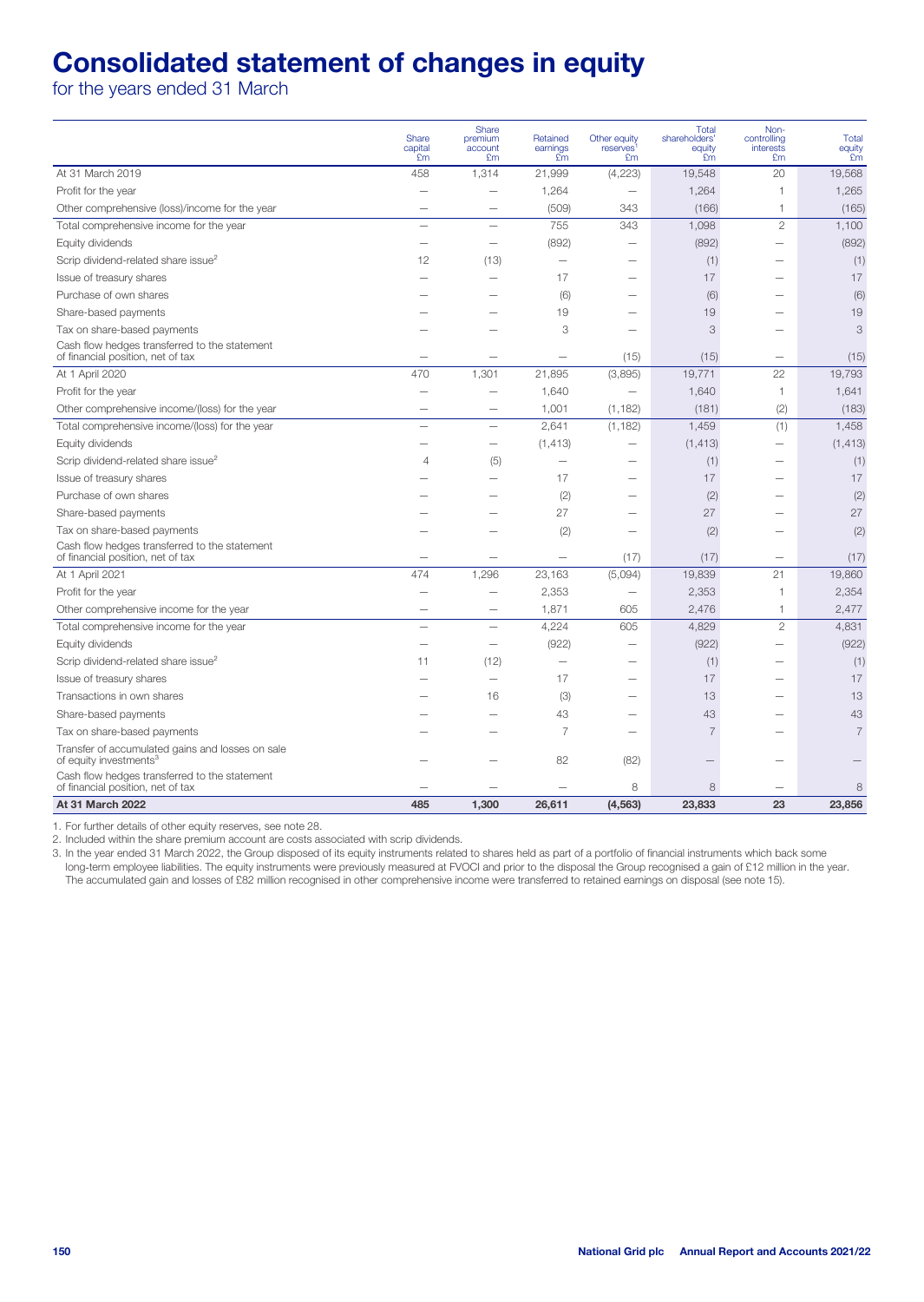# Consolidated statement of changes in equity

for the years ended 31 March

| | Share capital £m | Share premium account £m | Retained earnings £m | Other equity reserves[1] £m | Total shareholders' equity £m | Non-controlling interests £m | Total equity £m |
|---|---|---|---|---|---|---|---|
| At 31 March 2019 | 458 | 1,314 | 21,999 | (4,223) | 19,548 | 20 | 19,568 |
| Profit for the year | – | – | 1,264 | – | 1,264 | 1 | 1,265 |
| Other comprehensive (loss)/income for the year | – | – | (509) | 343 | (166) | 1 | (165) |
| Total comprehensive income for the year | – | – | 755 | 343 | 1,098 | 2 | 1,100 |
| Equity dividends | – | – | (892) | – | (892) | – | (892) |
| Scrip dividend-related share issue[2] | 12 | (13) | – | – | (1) | – | (1) |
| Issue of treasury shares | – | – | 17 | – | 17 | – | 17 |
| Purchase of own shares | – | – | (6) | – | (6) | – | (6) |
| Share-based payments | – | – | 19 | – | 19 | – | 19 |
| Tax on share-based payments | – | – | 3 | – | 3 | – | 3 |
| Cash flow hedges transferred to the statement of financial position, net of tax | – | – | – | (15) | (15) | – | (15) |
| At 1 April 2020 | 470 | 1,301 | 21,895 | (3,895) | 19,771 | 22 | 19,793 |
| Profit for the year | – | – | 1,640 | – | 1,640 | 1 | 1,641 |
| Other comprehensive income/(loss) for the year | – | – | 1,001 | (1,182) | (181) | (2) | (183) |
| Total comprehensive income/(loss) for the year | – | – | 2,641 | (1,182) | 1,459 | (1) | 1,458 |
| Equity dividends | – | – | (1,413) | – | (1,413) | – | (1,413) |
| Scrip dividend-related share issue[2] | 4 | (5) | – | – | (1) | – | (1) |
| Issue of treasury shares | – | – | 17 | – | 17 | – | 17 |
| Purchase of own shares | – | – | (2) | – | (2) | – | (2) |
| Share-based payments | – | – | 27 | – | 27 | – | 27 |
| Tax on share-based payments | – | – | (2) | – | (2) | – | (2) |
| Cash flow hedges transferred to the statement of financial position, net of tax | – | – | – | (17) | (17) | – | (17) |
| At 1 April 2021 | 474 | 1,296 | 23,163 | (5,094) | 19,839 | 21 | 19,860 |
| Profit for the year | – | – | 2,353 | – | 2,353 | 1 | 2,354 |
| Other comprehensive income for the year | – | – | 1,871 | 605 | 2,476 | 1 | 2,477 |
| Total comprehensive income for the year | – | – | 4,224 | 605 | 4,829 | 2 | 4,831 |
| Equity dividends | – | – | (922) | – | (922) | – | (922) |
| Scrip dividend-related share issue[2] | 11 | (12) | – | – | (1) | – | (1) |
| Issue of treasury shares | – | – | 17 | – | 17 | – | 17 |
| Transactions in own shares | – | 16 | (3) | – | 13 | – | 13 |
| Share-based payments | – | – | 43 | – | 43 | – | 43 |
| Tax on share-based payments | – | – | 7 | – | 7 | – | 7 |
| Transfer of accumulated gains and losses on sale of equity investments[3] | – | – | 82 | (82) | – | – | – |
| Cash flow hedges transferred to the statement of financial position, net of tax | – | – | – | 8 | 8 | – | 8 |
| **At 31 March 2022** | **485** | **1,300** | **26,611** | **(4,563)** | **23,833** | **23** | **23,856** |

1. For further details of other equity reserves, see note 28.
2. Included within the share premium account are costs associated with scrip dividends.
3. In the year ended 31 March 2022, the Group disposed of its equity instruments related to shares held as part of a portfolio of financial instruments which back some long-term employee liabilities. The equity instruments were previously measured at FVOCI and prior to the disposal the Group recognised a gain of £12 million in the year. The accumulated gain and losses of £82 million recognised in other comprehensive income were transferred to retained earnings on disposal (see note 15).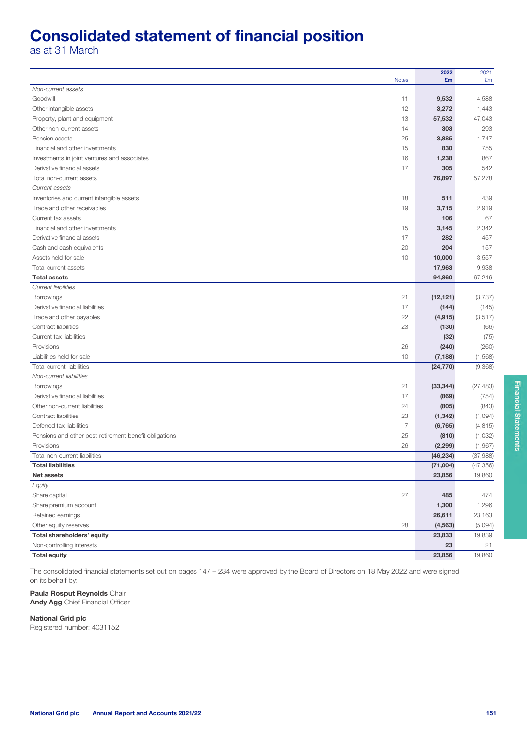# Consolidated statement of financial position

as at 31 March

| | Notes | 2022 £m | 2021 £m |
|---|---|---|---|
| *Non-current assets* | | | |
| Goodwill | 11 | **9,532** | 4,588 |
| Other intangible assets | 12 | **3,272** | 1,443 |
| Property, plant and equipment | 13 | **57,532** | 47,043 |
| Other non-current assets | 14 | **303** | 293 |
| Pension assets | 25 | **3,885** | 1,747 |
| Financial and other investments | 15 | **830** | 755 |
| Investments in joint ventures and associates | 16 | **1,238** | 867 |
| Derivative financial assets | 17 | **305** | 542 |
| Total non-current assets | | **76,897** | 57,278 |
| *Current assets* | | | |
| Inventories and current intangible assets | 18 | **511** | 439 |
| Trade and other receivables | 19 | **3,715** | 2,919 |
| Current tax assets | | **106** | 67 |
| Financial and other investments | 15 | **3,145** | 2,342 |
| Derivative financial assets | 17 | **282** | 457 |
| Cash and cash equivalents | 20 | **204** | 157 |
| Assets held for sale | 10 | **10,000** | 3,557 |
| Total current assets | | **17,963** | 9,938 |
| **Total assets** | | **94,860** | 67,216 |
| *Current liabilities* | | | |
| Borrowings | 21 | **(12,121)** | (3,737) |
| Derivative financial liabilities | 17 | **(144)** | (145) |
| Trade and other payables | 22 | **(4,915)** | (3,517) |
| Contract liabilities | 23 | **(130)** | (66) |
| Current tax liabilities | | **(32)** | (75) |
| Provisions | 26 | **(240)** | (260) |
| Liabilities held for sale | 10 | **(7,188)** | (1,568) |
| Total current liabilities | | **(24,770)** | (9,368) |
| *Non-current liabilities* | | | |
| Borrowings | 21 | **(33,344)** | (27,483) |
| Derivative financial liabilities | 17 | **(869)** | (754) |
| Other non-current liabilities | 24 | **(805)** | (843) |
| Contract liabilities | 23 | **(1,342)** | (1,094) |
| Deferred tax liabilities | 7 | **(6,765)** | (4,815) |
| Pensions and other post-retirement benefit obligations | 25 | **(810)** | (1,032) |
| Provisions | 26 | **(2,299)** | (1,967) |
| Total non-current liabilities | | **(46,234)** | (37,988) |
| **Total liabilities** | | **(71,004)** | (47,356) |
| **Net assets** | | **23,856** | 19,860 |
| *Equity* | | | |
| Share capital | 27 | **485** | 474 |
| Share premium account | | **1,300** | 1,296 |
| Retained earnings | | **26,611** | 23,163 |
| Other equity reserves | 28 | **(4,563)** | (5,094) |
| **Total shareholders' equity** | | **23,833** | 19,839 |
| Non-controlling interests | | **23** | 21 |
| **Total equity** | | **23,856** | 19,860 |

The consolidated financial statements set out on pages 147 – 234 were approved by the Board of Directors on 18 May 2022 and were signed on its behalf by:

**Paula Rosput Reynolds** Chair
**Andy Agg** Chief Financial Officer

**National Grid plc**
Registered number: 4031152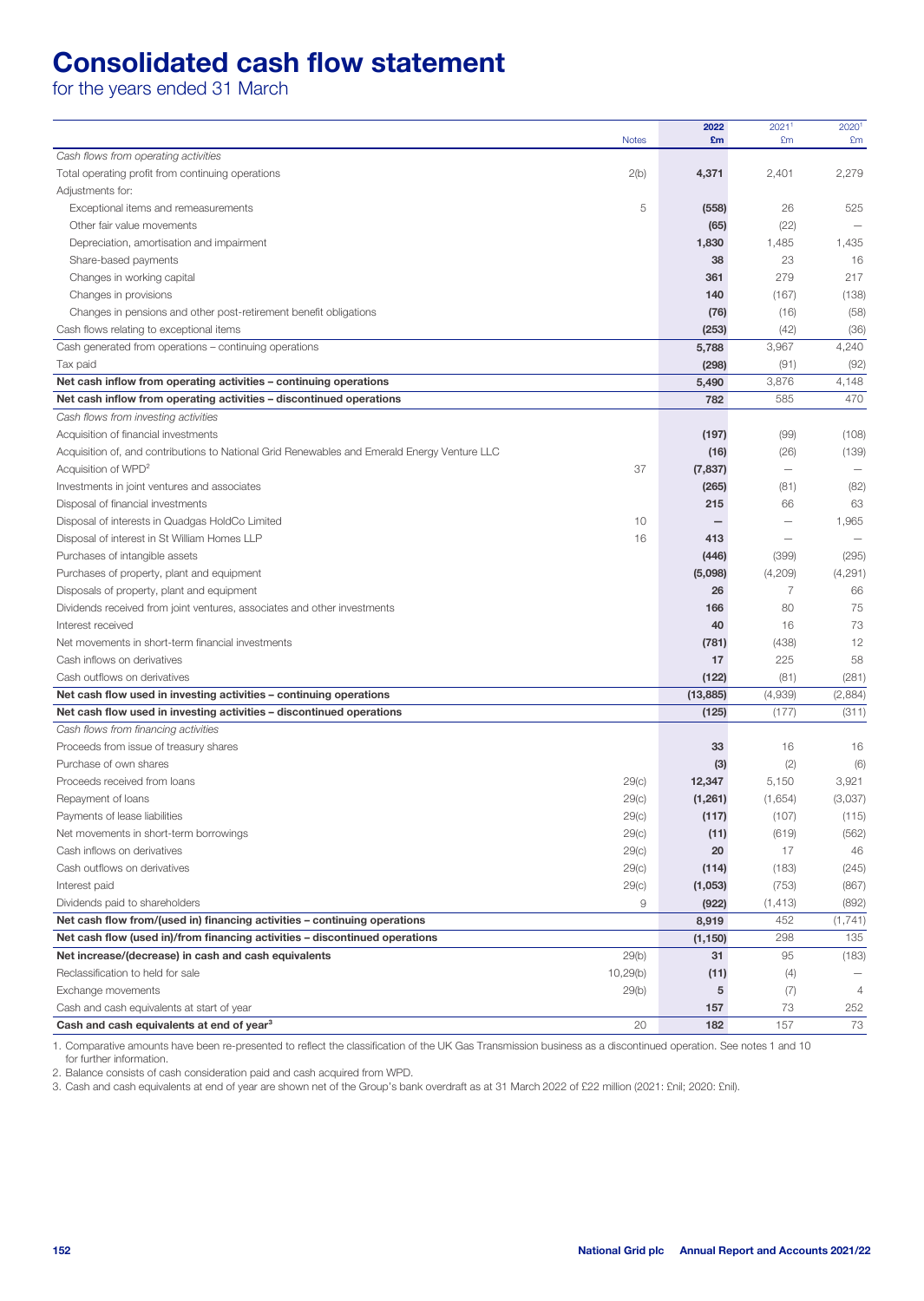# Consolidated cash flow statement

for the years ended 31 March

| | Notes | 2022 £m | 2021[1] £m | 2020[1] £m |
|---|---|---|---|---|
| *Cash flows from operating activities* | | | | |
| Total operating profit from continuing operations | 2(b) | **4,371** | 2,401 | 2,279 |
| Adjustments for: | | | | |
| Exceptional items and remeasurements | 5 | **(558)** | 26 | 525 |
| Other fair value movements | | **(65)** | (22) | – |
| Depreciation, amortisation and impairment | | **1,830** | 1,485 | 1,435 |
| Share-based payments | | **38** | 23 | 16 |
| Changes in working capital | | **361** | 279 | 217 |
| Changes in provisions | | **140** | (167) | (138) |
| Changes in pensions and other post-retirement benefit obligations | | **(76)** | (16) | (58) |
| Cash flows relating to exceptional items | | **(253)** | (42) | (36) |
| Cash generated from operations – continuing operations | | **5,788** | 3,967 | 4,240 |
| Tax paid | | **(298)** | (91) | (92) |
| **Net cash inflow from operating activities – continuing operations** | | **5,490** | 3,876 | 4,148 |
| **Net cash inflow from operating activities – discontinued operations** | | **782** | 585 | 470 |
| *Cash flows from investing activities* | | | | |
| Acquisition of financial investments | | **(197)** | (99) | (108) |
| Acquisition of, and contributions to National Grid Renewables and Emerald Energy Venture LLC | | **(16)** | (26) | (139) |
| Acquisition of WPD[2] | 37 | **(7,837)** | – | – |
| Investments in joint ventures and associates | | **(265)** | (81) | (82) |
| Disposal of financial investments | | **215** | 66 | 63 |
| Disposal of interests in Quadgas HoldCo Limited | 10 | **–** | – | 1,965 |
| Disposal of interest in St William Homes LLP | 16 | **413** | – | – |
| Purchases of intangible assets | | **(446)** | (399) | (295) |
| Purchases of property, plant and equipment | | **(5,098)** | (4,209) | (4,291) |
| Disposals of property, plant and equipment | | **26** | 7 | 66 |
| Dividends received from joint ventures, associates and other investments | | **166** | 80 | 75 |
| Interest received | | **40** | 16 | 73 |
| Net movements in short-term financial investments | | **(781)** | (438) | 12 |
| Cash inflows on derivatives | | **17** | 225 | 58 |
| Cash outflows on derivatives | | **(122)** | (81) | (281) |
| **Net cash flow used in investing activities – continuing operations** | | **(13,885)** | (4,939) | (2,884) |
| **Net cash flow used in investing activities – discontinued operations** | | **(125)** | (177) | (311) |
| *Cash flows from financing activities* | | | | |
| Proceeds from issue of treasury shares | | **33** | 16 | 16 |
| Purchase of own shares | | **(3)** | (2) | (6) |
| Proceeds received from loans | 29(c) | **12,347** | 5,150 | 3,921 |
| Repayment of loans | 29(c) | **(1,261)** | (1,654) | (3,037) |
| Payments of lease liabilities | 29(c) | **(117)** | (107) | (115) |
| Net movements in short-term borrowings | 29(c) | **(11)** | (619) | (562) |
| Cash inflows on derivatives | 29(c) | **20** | 17 | 46 |
| Cash outflows on derivatives | 29(c) | **(114)** | (183) | (245) |
| Interest paid | 29(c) | **(1,053)** | (753) | (867) |
| Dividends paid to shareholders | 9 | **(922)** | (1,413) | (892) |
| **Net cash flow from/(used in) financing activities – continuing operations** | | **8,919** | 452 | (1,741) |
| **Net cash flow (used in)/from financing activities – discontinued operations** | | **(1,150)** | 298 | 135 |
| **Net increase/(decrease) in cash and cash equivalents** | 29(b) | **31** | 95 | (183) |
| Reclassification to held for sale | 10,29(b) | **(11)** | (4) | – |
| Exchange movements | 29(b) | **5** | (7) | 4 |
| Cash and cash equivalents at start of year | | **157** | 73 | 252 |
| **Cash and cash equivalents at end of year[3]** | 20 | **182** | 157 | 73 |

1. Comparative amounts have been re-presented to reflect the classification of the UK Gas Transmission business as a discontinued operation. See notes 1 and 10 for further information.
2. Balance consists of cash consideration paid and cash acquired from WPD.
3. Cash and cash equivalents at end of year are shown net of the Group's bank overdraft as at 31 March 2022 of £22 million (2021: £nil; 2020: £nil).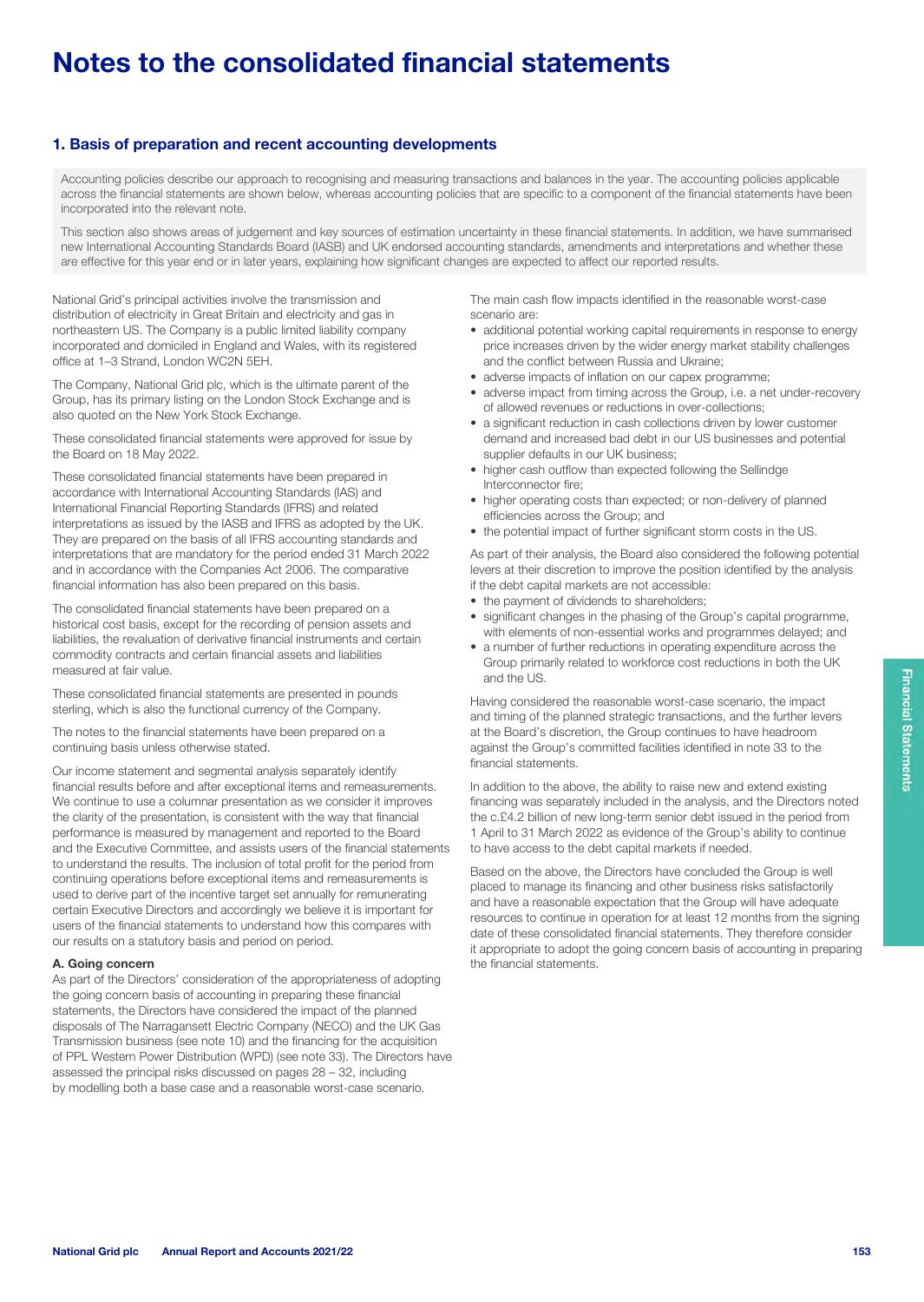# Notes to the consolidated financial statements

## 1. Basis of preparation and recent accounting developments

Accounting policies describe our approach to recognising and measuring transactions and balances in the year. The accounting policies applicable across the financial statements are shown below, whereas accounting policies that are specific to a component of the financial statements have been incorporated into the relevant note.

This section also shows areas of judgement and key sources of estimation uncertainty in these financial statements. In addition, we have summarised new International Accounting Standards Board (IASB) and UK endorsed accounting standards, amendments and interpretations and whether these are effective for this year end or in later years, explaining how significant changes are expected to affect our reported results.

National Grid's principal activities involve the transmission and distribution of electricity in Great Britain and electricity and gas in northeastern US. The Company is a public limited liability company incorporated and domiciled in England and Wales, with its registered office at 1–3 Strand, London WC2N 5EH.

The Company, National Grid plc, which is the ultimate parent of the Group, has its primary listing on the London Stock Exchange and is also quoted on the New York Stock Exchange.

These consolidated financial statements were approved for issue by the Board on 18 May 2022.

These consolidated financial statements have been prepared in accordance with International Accounting Standards (IAS) and International Financial Reporting Standards (IFRS) and related interpretations as issued by the IASB and IFRS as adopted by the UK. They are prepared on the basis of all IFRS accounting standards and interpretations that are mandatory for the period ended 31 March 2022 and in accordance with the Companies Act 2006. The comparative financial information has also been prepared on this basis.

The consolidated financial statements have been prepared on a historical cost basis, except for the recording of pension assets and liabilities, the revaluation of derivative financial instruments and certain commodity contracts and certain financial assets and liabilities measured at fair value.

These consolidated financial statements are presented in pounds sterling, which is also the functional currency of the Company.

The notes to the financial statements have been prepared on a continuing basis unless otherwise stated.

Our income statement and segmental analysis separately identify financial results before and after exceptional items and remeasurements. We continue to use a columnar presentation as we consider it improves the clarity of the presentation, is consistent with the way that financial performance is measured by management and reported to the Board and the Executive Committee, and assists users of the financial statements to understand the results. The inclusion of total profit for the period from continuing operations before exceptional items and remeasurements is used to derive part of the incentive target set annually for remunerating certain Executive Directors and accordingly we believe it is important for users of the financial statements to understand how this compares with our results on a statutory basis and period on period.

### A. Going concern

As part of the Directors' consideration of the appropriateness of adopting the going concern basis of accounting in preparing these financial statements, the Directors have considered the impact of the planned disposals of The Narragansett Electric Company (NECO) and the UK Gas Transmission business (see note 10) and the financing for the acquisition of PPL Western Power Distribution (WPD) (see note 33). The Directors have assessed the principal risks discussed on pages 28 – 32, including by modelling both a base case and a reasonable worst-case scenario.

The main cash flow impacts identified in the reasonable worst-case scenario are:

- additional potential working capital requirements in response to energy price increases driven by the wider energy market stability challenges and the conflict between Russia and Ukraine;
- adverse impacts of inflation on our capex programme;
- adverse impact from timing across the Group, i.e. a net under-recovery of allowed revenues or reductions in over-collections;
- a significant reduction in cash collections driven by lower customer demand and increased bad debt in our US businesses and potential supplier defaults in our UK business;
- higher cash outflow than expected following the Sellindge Interconnector fire;
- higher operating costs than expected; or non-delivery of planned efficiencies across the Group; and
- the potential impact of further significant storm costs in the US.

As part of their analysis, the Board also considered the following potential levers at their discretion to improve the position identified by the analysis if the debt capital markets are not accessible:

- the payment of dividends to shareholders;
- significant changes in the phasing of the Group's capital programme, with elements of non-essential works and programmes delayed; and
- a number of further reductions in operating expenditure across the Group primarily related to workforce cost reductions in both the UK and the US.

Having considered the reasonable worst-case scenario, the impact and timing of the planned strategic transactions, and the further levers at the Board's discretion, the Group continues to have headroom against the Group's committed facilities identified in note 33 to the financial statements.

In addition to the above, the ability to raise new and extend existing financing was separately included in the analysis, and the Directors noted the c.£4.2 billion of new long-term senior debt issued in the period from 1 April to 31 March 2022 as evidence of the Group's ability to continue to have access to the debt capital markets if needed.

Based on the above, the Directors have concluded the Group is well placed to manage its financing and other business risks satisfactorily and have a reasonable expectation that the Group will have adequate resources to continue in operation for at least 12 months from the signing date of these consolidated financial statements. They therefore consider it appropriate to adopt the going concern basis of accounting in preparing the financial statements.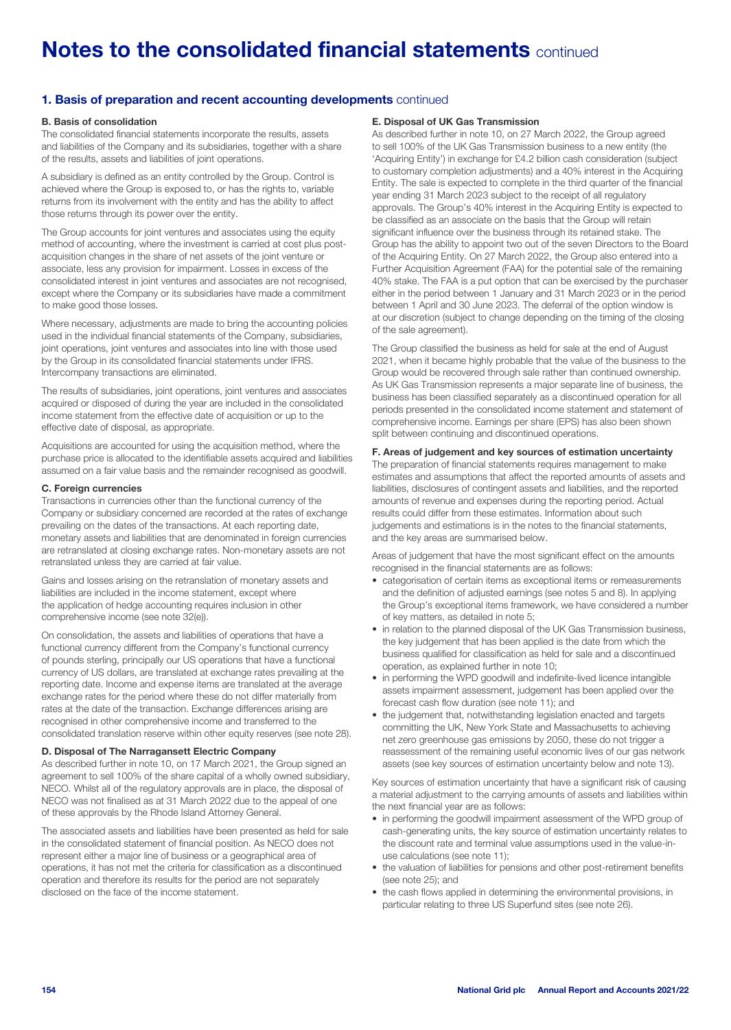# Notes to the consolidated financial statements continued

## 1. Basis of preparation and recent accounting developments continued

### B. Basis of consolidation

The consolidated financial statements incorporate the results, assets and liabilities of the Company and its subsidiaries, together with a share of the results, assets and liabilities of joint operations.

A subsidiary is defined as an entity controlled by the Group. Control is achieved where the Group is exposed to, or has the rights to, variable returns from its involvement with the entity and has the ability to affect those returns through its power over the entity.

The Group accounts for joint ventures and associates using the equity method of accounting, where the investment is carried at cost plus post-acquisition changes in the share of net assets of the joint venture or associate, less any provision for impairment. Losses in excess of the consolidated interest in joint ventures and associates are not recognised, except where the Company or its subsidiaries have made a commitment to make good those losses.

Where necessary, adjustments are made to bring the accounting policies used in the individual financial statements of the Company, subsidiaries, joint operations, joint ventures and associates into line with those used by the Group in its consolidated financial statements under IFRS. Intercompany transactions are eliminated.

The results of subsidiaries, joint operations, joint ventures and associates acquired or disposed of during the year are included in the consolidated income statement from the effective date of acquisition or up to the effective date of disposal, as appropriate.

Acquisitions are accounted for using the acquisition method, where the purchase price is allocated to the identifiable assets acquired and liabilities assumed on a fair value basis and the remainder recognised as goodwill.

### C. Foreign currencies

Transactions in currencies other than the functional currency of the Company or subsidiary concerned are recorded at the rates of exchange prevailing on the dates of the transactions. At each reporting date, monetary assets and liabilities that are denominated in foreign currencies are retranslated at closing exchange rates. Non-monetary assets are not retranslated unless they are carried at fair value.

Gains and losses arising on the retranslation of monetary assets and liabilities are included in the income statement, except where the application of hedge accounting requires inclusion in other comprehensive income (see note 32(e)).

On consolidation, the assets and liabilities of operations that have a functional currency different from the Company's functional currency of pounds sterling, principally our US operations that have a functional currency of US dollars, are translated at exchange rates prevailing at the reporting date. Income and expense items are translated at the average exchange rates for the period where these do not differ materially from rates at the date of the transaction. Exchange differences arising are recognised in other comprehensive income and transferred to the consolidated translation reserve within other equity reserves (see note 28).

### D. Disposal of The Narragansett Electric Company

As described further in note 10, on 17 March 2021, the Group signed an agreement to sell 100% of the share capital of a wholly owned subsidiary, NECO. Whilst all of the regulatory approvals are in place, the disposal of NECO was not finalised as at 31 March 2022 due to the appeal of one of these approvals by the Rhode Island Attorney General.

The associated assets and liabilities have been presented as held for sale in the consolidated statement of financial position. As NECO does not represent either a major line of business or a geographical area of operations, it has not met the criteria for classification as a discontinued operation and therefore its results for the period are not separately disclosed on the face of the income statement.

### E. Disposal of UK Gas Transmission

As described further in note 10, on 27 March 2022, the Group agreed to sell 100% of the UK Gas Transmission business to a new entity (the 'Acquiring Entity') in exchange for £4.2 billion cash consideration (subject to customary completion adjustments) and a 40% interest in the Acquiring Entity. The sale is expected to complete in the third quarter of the financial year ending 31 March 2023 subject to the receipt of all regulatory approvals. The Group's 40% interest in the Acquiring Entity is expected to be classified as an associate on the basis that the Group will retain significant influence over the business through its retained stake. The Group has the ability to appoint two out of the seven Directors to the Board of the Acquiring Entity. On 27 March 2022, the Group also entered into a Further Acquisition Agreement (FAA) for the potential sale of the remaining 40% stake. The FAA is a put option that can be exercised by the purchaser either in the period between 1 January and 31 March 2023 or in the period between 1 April and 30 June 2023. The deferral of the option window is at our discretion (subject to change depending on the timing of the closing of the sale agreement).

The Group classified the business as held for sale at the end of August 2021, when it became highly probable that the value of the business to the Group would be recovered through sale rather than continued ownership. As UK Gas Transmission represents a major separate line of business, the business has been classified separately as a discontinued operation for all periods presented in the consolidated income statement and statement of comprehensive income. Earnings per share (EPS) has also been shown split between continuing and discontinued operations.

### F. Areas of judgement and key sources of estimation uncertainty

The preparation of financial statements requires management to make estimates and assumptions that affect the reported amounts of assets and liabilities, disclosures of contingent assets and liabilities, and the reported amounts of revenue and expenses during the reporting period. Actual results could differ from these estimates. Information about such judgements and estimations is in the notes to the financial statements, and the key areas are summarised below.

Areas of judgement that have the most significant effect on the amounts recognised in the financial statements are as follows:

- categorisation of certain items as exceptional items or remeasurements and the definition of adjusted earnings (see notes 5 and 8). In applying the Group's exceptional items framework, we have considered a number of key matters, as detailed in note 5;
- in relation to the planned disposal of the UK Gas Transmission business, the key judgement that has been applied is the date from which the business qualified for classification as held for sale and a discontinued operation, as explained further in note 10;
- in performing the WPD goodwill and indefinite-lived licence intangible assets impairment assessment, judgement has been applied over the forecast cash flow duration (see note 11); and
- the judgement that, notwithstanding legislation enacted and targets committing the UK, New York State and Massachusetts to achieving net zero greenhouse gas emissions by 2050, these do not trigger a reassessment of the remaining useful economic lives of our gas network assets (see key sources of estimation uncertainty below and note 13).

Key sources of estimation uncertainty that have a significant risk of causing a material adjustment to the carrying amounts of assets and liabilities within the next financial year are as follows:

- in performing the goodwill impairment assessment of the WPD group of cash-generating units, the key source of estimation uncertainty relates to the discount rate and terminal value assumptions used in the value-in-use calculations (see note 11);
- the valuation of liabilities for pensions and other post-retirement benefits (see note 25); and
- the cash flows applied in determining the environmental provisions, in particular relating to three US Superfund sites (see note 26).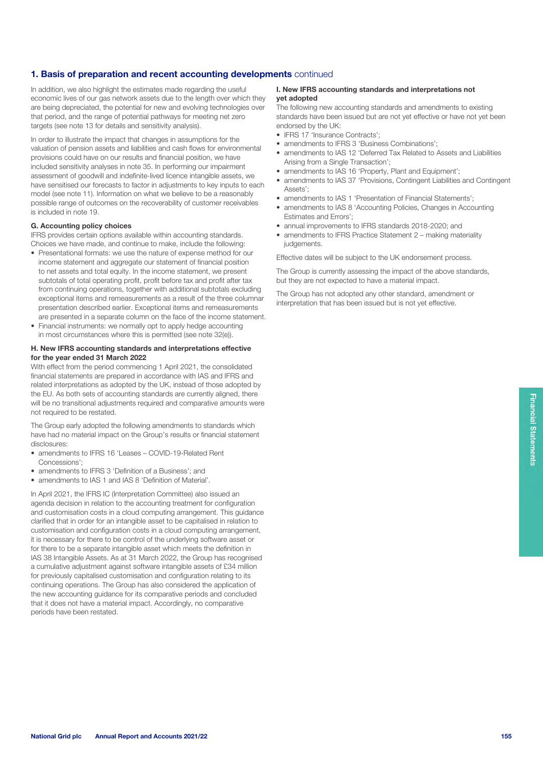## 1. Basis of preparation and recent accounting developments continued

In addition, we also highlight the estimates made regarding the useful economic lives of our gas network assets due to the length over which they are being depreciated, the potential for new and evolving technologies over that period, and the range of potential pathways for meeting net zero targets (see note 13 for details and sensitivity analysis).

In order to illustrate the impact that changes in assumptions for the valuation of pension assets and liabilities and cash flows for environmental provisions could have on our results and financial position, we have included sensitivity analyses in note 35. In performing our impairment assessment of goodwill and indefinite-lived licence intangible assets, we have sensitised our forecasts to factor in adjustments to key inputs to each model (see note 11). Information on what we believe to be a reasonably possible range of outcomes on the recoverability of customer receivables is included in note 19.

#### G. Accounting policy choices

IFRS provides certain options available within accounting standards. Choices we have made, and continue to make, include the following:

- Presentational formats: we use the nature of expense method for our income statement and aggregate our statement of financial position to net assets and total equity. In the income statement, we present subtotals of total operating profit, profit before tax and profit after tax from continuing operations, together with additional subtotals excluding exceptional items and remeasurements as a result of the three columnar presentation described earlier. Exceptional items and remeasurements are presented in a separate column on the face of the income statement.
- Financial instruments: we normally opt to apply hedge accounting in most circumstances where this is permitted (see note 32(e)).

#### H. New IFRS accounting standards and interpretations effective for the year ended 31 March 2022

With effect from the period commencing 1 April 2021, the consolidated financial statements are prepared in accordance with IAS and IFRS and related interpretations as adopted by the UK, instead of those adopted by the EU. As both sets of accounting standards are currently aligned, there will be no transitional adjustments required and comparative amounts were not required to be restated.

The Group early adopted the following amendments to standards which have had no material impact on the Group's results or financial statement disclosures:

- amendments to IFRS 16 'Leases – COVID-19-Related Rent Concessions';
- amendments to IFRS 3 'Definition of a Business'; and
- amendments to IAS 1 and IAS 8 'Definition of Material'.

In April 2021, the IFRS IC (Interpretation Committee) also issued an agenda decision in relation to the accounting treatment for configuration and customisation costs in a cloud computing arrangement. This guidance clarified that in order for an intangible asset to be capitalised in relation to customisation and configuration costs in a cloud computing arrangement, it is necessary for there to be control of the underlying software asset or for there to be a separate intangible asset which meets the definition in IAS 38 Intangible Assets. As at 31 March 2022, the Group has recognised a cumulative adjustment against software intangible assets of £34 million for previously capitalised customisation and configuration relating to its continuing operations. The Group has also considered the application of the new accounting guidance for its comparative periods and concluded that it does not have a material impact. Accordingly, no comparative periods have been restated.

#### I. New IFRS accounting standards and interpretations not yet adopted

The following new accounting standards and amendments to existing standards have been issued but are not yet effective or have not yet been endorsed by the UK:

- IFRS 17 'Insurance Contracts';
- amendments to IFRS 3 'Business Combinations';
- amendments to IAS 12 'Deferred Tax Related to Assets and Liabilities Arising from a Single Transaction';
- amendments to IAS 16 'Property, Plant and Equipment';
- amendments to IAS 37 'Provisions, Contingent Liabilities and Contingent Assets';
- amendments to IAS 1 'Presentation of Financial Statements';
- amendments to IAS 8 'Accounting Policies, Changes in Accounting Estimates and Errors';
- annual improvements to IFRS standards 2018-2020; and
- amendments to IFRS Practice Statement 2 – making materiality judgements.

Effective dates will be subject to the UK endorsement process.

The Group is currently assessing the impact of the above standards, but they are not expected to have a material impact.

The Group has not adopted any other standard, amendment or interpretation that has been issued but is not yet effective.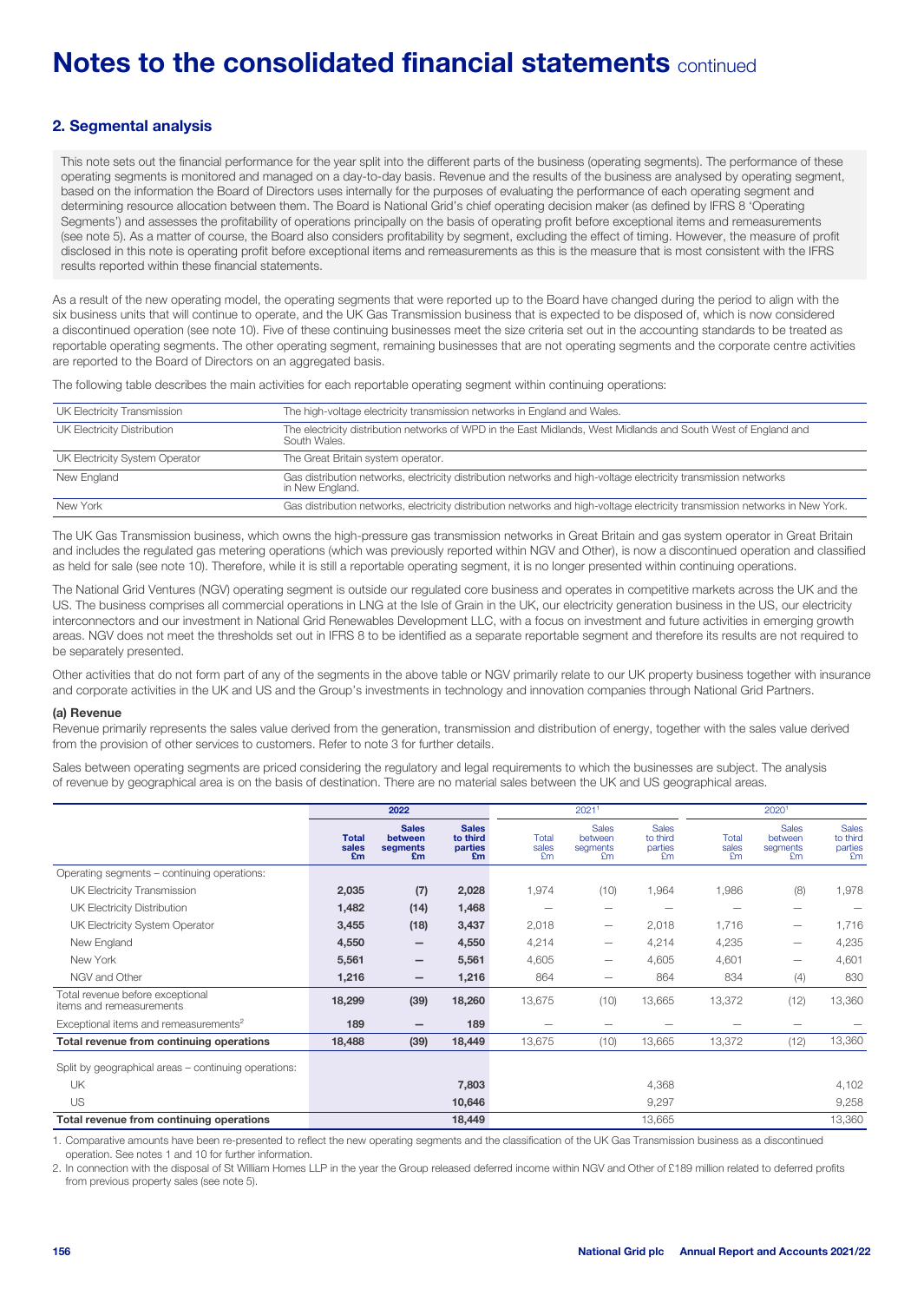# Notes to the consolidated financial statements continued

## 2. Segmental analysis

This note sets out the financial performance for the year split into the different parts of the business (operating segments). The performance of these operating segments is monitored and managed on a day-to-day basis. Revenue and the results of the business are analysed by operating segment, based on the information the Board of Directors uses internally for the purposes of evaluating the performance of each operating segment and determining resource allocation between them. The Board is National Grid's chief operating decision maker (as defined by IFRS 8 'Operating Segments') and assesses the profitability of operations principally on the basis of operating profit before exceptional items and remeasurements (see note 5). As a matter of course, the Board also considers profitability by segment, excluding the effect of timing. However, the measure of profit disclosed in this note is operating profit before exceptional items and remeasurements as this is the measure that is most consistent with the IFRS results reported within these financial statements.

As a result of the new operating model, the operating segments that were reported up to the Board have changed during the period to align with the six business units that will continue to operate, and the UK Gas Transmission business that is expected to be disposed of, which is now considered a discontinued operation (see note 10). Five of these continuing businesses meet the size criteria set out in the accounting standards to be treated as reportable operating segments. The other operating segment, remaining businesses that are not operating segments and the corporate centre activities are reported to the Board of Directors on an aggregated basis.

The following table describes the main activities for each reportable operating segment within continuing operations:

| | |
|---|---|
| UK Electricity Transmission | The high-voltage electricity transmission networks in England and Wales. |
| UK Electricity Distribution | The electricity distribution networks of WPD in the East Midlands, West Midlands and South West of England and South Wales. |
| UK Electricity System Operator | The Great Britain system operator. |
| New England | Gas distribution networks, electricity distribution networks and high-voltage electricity transmission networks in New England. |
| New York | Gas distribution networks, electricity distribution networks and high-voltage electricity transmission networks in New York. |

The UK Gas Transmission business, which owns the high-pressure gas transmission networks in Great Britain and gas system operator in Great Britain and includes the regulated gas metering operations (which was previously reported within NGV and Other), is now a discontinued operation and classified as held for sale (see note 10). Therefore, while it is still a reportable operating segment, it is no longer presented within continuing operations.

The National Grid Ventures (NGV) operating segment is outside our regulated core business and operates in competitive markets across the UK and the US. The business comprises all commercial operations in LNG at the Isle of Grain in the UK, our electricity generation business in the US, our electricity interconnectors and our investment in National Grid Renewables Development LLC, with a focus on investment and future activities in emerging growth areas. NGV does not meet the thresholds set out in IFRS 8 to be identified as a separate reportable segment and therefore its results are not required to be separately presented.

Other activities that do not form part of any of the segments in the above table or NGV primarily relate to our UK property business together with insurance and corporate activities in the UK and US and the Group's investments in technology and innovation companies through National Grid Partners.

#### (a) Revenue

Revenue primarily represents the sales value derived from the generation, transmission and distribution of energy, together with the sales value derived from the provision of other services to customers. Refer to note 3 for further details.

Sales between operating segments are priced considering the regulatory and legal requirements to which the businesses are subject. The analysis of revenue by geographical area is on the basis of destination. There are no material sales between the UK and US geographical areas.

| | **2022** | | | 2021[1] | | | 2020[1] | | |
|---|---|---|---|---|---|---|---|---|---|
| | **Total sales £m** | **Sales between segments £m** | **Sales to third parties £m** | Total sales £m | Sales between segments £m | Sales to third parties £m | Total sales £m | Sales between segments £m | Sales to third parties £m |
| Operating segments – continuing operations: | | | | | | | | | |
| UK Electricity Transmission | **2,035** | **(7)** | **2,028** | 1,974 | (10) | 1,964 | 1,986 | (8) | 1,978 |
| UK Electricity Distribution | **1,482** | **(14)** | **1,468** | – | – | – | – | – | – |
| UK Electricity System Operator | **3,455** | **(18)** | **3,437** | 2,018 | – | 2,018 | 1,716 | – | 1,716 |
| New England | **4,550** | **–** | **4,550** | 4,214 | – | 4,214 | 4,235 | – | 4,235 |
| New York | **5,561** | **–** | **5,561** | 4,605 | – | 4,605 | 4,601 | – | 4,601 |
| NGV and Other | **1,216** | **–** | **1,216** | 864 | – | 864 | 834 | (4) | 830 |
| Total revenue before exceptional items and remeasurements | **18,299** | **(39)** | **18,260** | 13,675 | (10) | 13,665 | 13,372 | (12) | 13,360 |
| Exceptional items and remeasurements[2] | **189** | **–** | **189** | – | – | – | – | – | – |
| **Total revenue from continuing operations** | **18,488** | **(39)** | **18,449** | 13,675 | (10) | 13,665 | 13,372 | (12) | 13,360 |
| Split by geographical areas – continuing operations: | | | | | | | | | |
| UK | | | **7,803** | | | 4,368 | | | 4,102 |
| US | | | **10,646** | | | 9,297 | | | 9,258 |
| **Total revenue from continuing operations** | | | **18,449** | | | 13,665 | | | 13,360 |

1. Comparative amounts have been re-presented to reflect the new operating segments and the classification of the UK Gas Transmission business as a discontinued operation. See notes 1 and 10 for further information.
2. In connection with the disposal of St William Homes LLP in the year the Group released deferred income within NGV and Other of £189 million related to deferred profits from previous property sales (see note 5).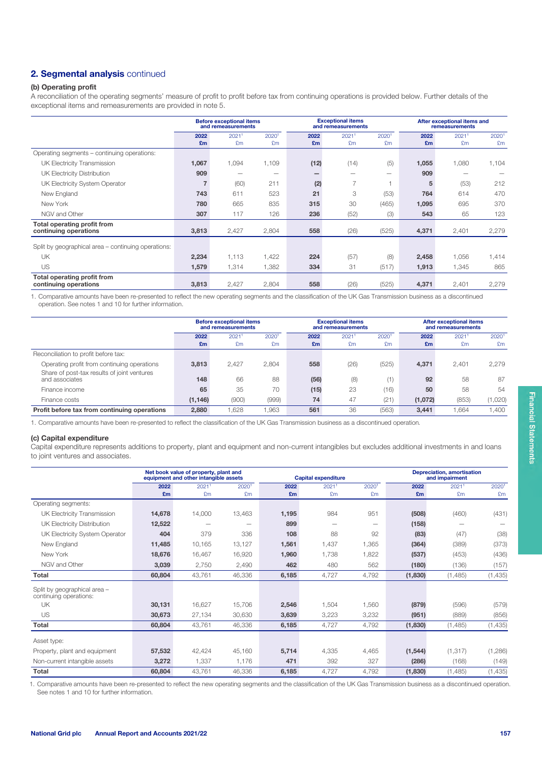## 2. Segmental analysis continued

### (b) Operating profit

A reconciliation of the operating segments' measure of profit to profit before tax from continuing operations is provided below. Further details of the exceptional items and remeasurements are provided in note 5.

| | Before exceptional items and remeasurements | | | Exceptional items and remeasurements | | | After exceptional items and remeasurements | | |
|---|---|---|---|---|---|---|---|---|---|
| | 2022 £m | 2021[1] £m | 2020[1] £m | 2022 £m | 2021[1] £m | 2020[1] £m | 2022 £m | 2021[1] £m | 2020[1] £m |
| Operating segments – continuing operations: | | | | | | | | | |
| UK Electricity Transmission | 1,067 | 1,094 | 1,109 | (12) | (14) | (5) | 1,055 | 1,080 | 1,104 |
| UK Electricity Distribution | 909 | – | – | – | – | – | 909 | – | – |
| UK Electricity System Operator | 7 | (60) | 211 | (2) | 7 | 1 | 5 | (53) | 212 |
| New England | 743 | 611 | 523 | 21 | 3 | (53) | 764 | 614 | 470 |
| New York | 780 | 665 | 835 | 315 | 30 | (465) | 1,095 | 695 | 370 |
| NGV and Other | 307 | 117 | 126 | 236 | (52) | (3) | 543 | 65 | 123 |
| **Total operating profit from continuing operations** | **3,813** | 2,427 | 2,804 | **558** | (26) | (525) | **4,371** | 2,401 | 2,279 |
| Split by geographical area – continuing operations: | | | | | | | | | |
| UK | 2,234 | 1,113 | 1,422 | 224 | (57) | (8) | 2,458 | 1,056 | 1,414 |
| US | 1,579 | 1,314 | 1,382 | 334 | 31 | (517) | 1,913 | 1,345 | 865 |
| **Total operating profit from continuing operations** | **3,813** | 2,427 | 2,804 | **558** | (26) | (525) | **4,371** | 2,401 | 2,279 |

1. Comparative amounts have been re-presented to reflect the new operating segments and the classification of the UK Gas Transmission business as a discontinued operation. See notes 1 and 10 for further information.

| | Before exceptional items and remeasurements | | | Exceptional items and remeasurements | | | After exceptional items and remeasurements | | |
|---|---|---|---|---|---|---|---|---|---|
| | 2022 £m | 2021[1] £m | 2020[1] £m | 2022 £m | 2021[1] £m | 2020[1] £m | 2022 £m | 2021[1] £m | 2020[1] £m |
| Reconciliation to profit before tax: | | | | | | | | | |
| Operating profit from continuing operations | 3,813 | 2,427 | 2,804 | 558 | (26) | (525) | 4,371 | 2,401 | 2,279 |
| Share of post-tax results of joint ventures and associates | 148 | 66 | 88 | (56) | (8) | (1) | 92 | 58 | 87 |
| Finance income | 65 | 35 | 70 | (15) | 23 | (16) | 50 | 58 | 54 |
| Finance costs | (1,146) | (900) | (999) | 74 | 47 | (21) | (1,072) | (853) | (1,020) |
| **Profit before tax from continuing operations** | **2,880** | 1,628 | 1,963 | **561** | 36 | (563) | **3,441** | 1,664 | 1,400 |

1. Comparative amounts have been re-presented to reflect the classification of the UK Gas Transmission business as a discontinued operation.

### (c) Capital expenditure

Capital expenditure represents additions to property, plant and equipment and non-current intangibles but excludes additional investments in and loans to joint ventures and associates.

| | Net book value of property, plant and equipment and other intangible assets | | | Capital expenditure | | | Depreciation, amortisation and impairment | | |
|---|---|---|---|---|---|---|---|---|---|
| | 2022 £m | 2021[1] £m | 2020[1] £m | 2022 £m | 2021[1] £m | 2020[1] £m | 2022 £m | 2021[1] £m | 2020[1] £m |
| Operating segments: | | | | | | | | | |
| UK Electricity Transmission | 14,678 | 14,000 | 13,463 | 1,195 | 984 | 951 | (508) | (460) | (431) |
| UK Electricity Distribution | 12,522 | – | – | 899 | – | – | (158) | – | – |
| UK Electricity System Operator | 404 | 379 | 336 | 108 | 88 | 92 | (83) | (47) | (38) |
| New England | 11,485 | 10,165 | 13,127 | 1,561 | 1,437 | 1,365 | (364) | (389) | (373) |
| New York | 18,676 | 16,467 | 16,920 | 1,960 | 1,738 | 1,822 | (537) | (453) | (436) |
| NGV and Other | 3,039 | 2,750 | 2,490 | 462 | 480 | 562 | (180) | (136) | (157) |
| **Total** | **60,804** | 43,761 | 46,336 | **6,185** | 4,727 | 4,792 | **(1,830)** | (1,485) | (1,435) |
| Split by geographical area – continuing operations: | | | | | | | | | |
| UK | 30,131 | 16,627 | 15,706 | 2,546 | 1,504 | 1,560 | (879) | (596) | (579) |
| US | 30,673 | 27,134 | 30,630 | 3,639 | 3,223 | 3,232 | (951) | (889) | (856) |
| **Total** | **60,804** | 43,761 | 46,336 | **6,185** | 4,727 | 4,792 | **(1,830)** | (1,485) | (1,435) |
| Asset type: | | | | | | | | | |
| Property, plant and equipment | 57,532 | 42,424 | 45,160 | 5,714 | 4,335 | 4,465 | (1,544) | (1,317) | (1,286) |
| Non-current intangible assets | 3,272 | 1,337 | 1,176 | 471 | 392 | 327 | (286) | (168) | (149) |
| **Total** | **60,804** | 43,761 | 46,336 | **6,185** | 4,727 | 4,792 | **(1,830)** | (1,485) | (1,435) |

1. Comparative amounts have been re-presented to reflect the new operating segments and the classification of the UK Gas Transmission business as a discontinued operation. See notes 1 and 10 for further information.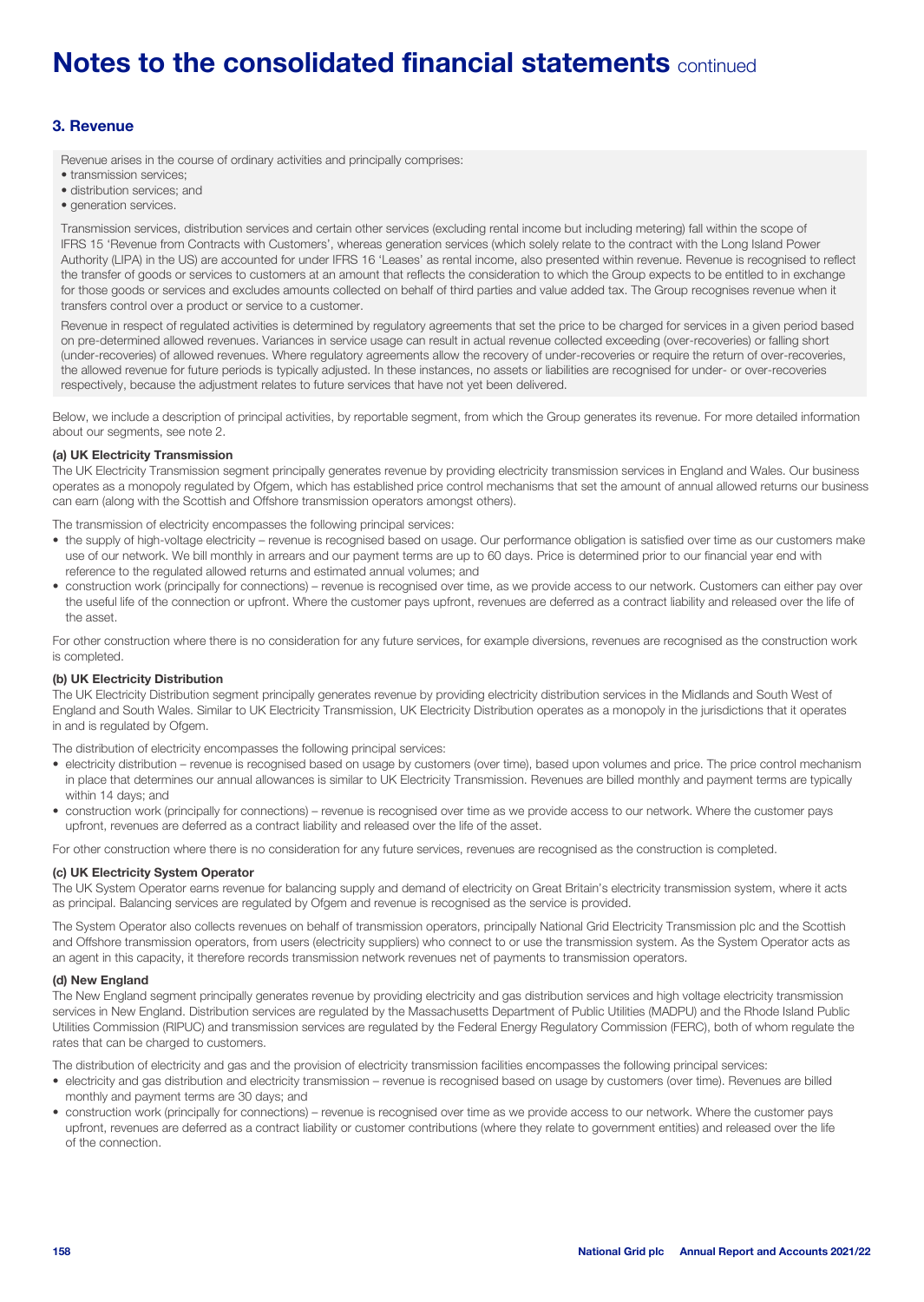# Notes to the consolidated financial statements continued

## 3. Revenue

Revenue arises in the course of ordinary activities and principally comprises:

- transmission services;
- distribution services; and
- generation services.

Transmission services, distribution services and certain other services (excluding rental income but including metering) fall within the scope of IFRS 15 'Revenue from Contracts with Customers', whereas generation services (which solely relate to the contract with the Long Island Power Authority (LIPA) in the US) are accounted for under IFRS 16 'Leases' as rental income, also presented within revenue. Revenue is recognised to reflect the transfer of goods or services to customers at an amount that reflects the consideration to which the Group expects to be entitled to in exchange for those goods or services and excludes amounts collected on behalf of third parties and value added tax. The Group recognises revenue when it transfers control over a product or service to a customer.

Revenue in respect of regulated activities is determined by regulatory agreements that set the price to be charged for services in a given period based on pre-determined allowed revenues. Variances in service usage can result in actual revenue collected exceeding (over-recoveries) or falling short (under-recoveries) of allowed revenues. Where regulatory agreements allow the recovery of under-recoveries or require the return of over-recoveries, the allowed revenue for future periods is typically adjusted. In these instances, no assets or liabilities are recognised for under- or over-recoveries respectively, because the adjustment relates to future services that have not yet been delivered.

Below, we include a description of principal activities, by reportable segment, from which the Group generates its revenue. For more detailed information about our segments, see note 2.

### (a) UK Electricity Transmission

The UK Electricity Transmission segment principally generates revenue by providing electricity transmission services in England and Wales. Our business operates as a monopoly regulated by Ofgem, which has established price control mechanisms that set the amount of annual allowed returns our business can earn (along with the Scottish and Offshore transmission operators amongst others).

The transmission of electricity encompasses the following principal services:

- the supply of high-voltage electricity – revenue is recognised based on usage. Our performance obligation is satisfied over time as our customers make use of our network. We bill monthly in arrears and our payment terms are up to 60 days. Price is determined prior to our financial year end with reference to the regulated allowed returns and estimated annual volumes; and
- construction work (principally for connections) – revenue is recognised over time, as we provide access to our network. Customers can either pay over the useful life of the connection or upfront. Where the customer pays upfront, revenues are deferred as a contract liability and released over the life of the asset.

For other construction where there is no consideration for any future services, for example diversions, revenues are recognised as the construction work is completed.

### (b) UK Electricity Distribution

The UK Electricity Distribution segment principally generates revenue by providing electricity distribution services in the Midlands and South West of England and South Wales. Similar to UK Electricity Transmission, UK Electricity Distribution operates as a monopoly in the jurisdictions that it operates in and is regulated by Ofgem.

The distribution of electricity encompasses the following principal services:

- electricity distribution – revenue is recognised based on usage by customers (over time), based upon volumes and price. The price control mechanism in place that determines our annual allowances is similar to UK Electricity Transmission. Revenues are billed monthly and payment terms are typically within 14 days; and
- construction work (principally for connections) – revenue is recognised over time as we provide access to our network. Where the customer pays upfront, revenues are deferred as a contract liability and released over the life of the asset.

For other construction where there is no consideration for any future services, revenues are recognised as the construction is completed.

### (c) UK Electricity System Operator

The UK System Operator earns revenue for balancing supply and demand of electricity on Great Britain's electricity transmission system, where it acts as principal. Balancing services are regulated by Ofgem and revenue is recognised as the service is provided.

The System Operator also collects revenues on behalf of transmission operators, principally National Grid Electricity Transmission plc and the Scottish and Offshore transmission operators, from users (electricity suppliers) who connect to or use the transmission system. As the System Operator acts as an agent in this capacity, it therefore records transmission network revenues net of payments to transmission operators.

### (d) New England

The New England segment principally generates revenue by providing electricity and gas distribution services and high voltage electricity transmission services in New England. Distribution services are regulated by the Massachusetts Department of Public Utilities (MADPU) and the Rhode Island Public Utilities Commission (RIPUC) and transmission services are regulated by the Federal Energy Regulatory Commission (FERC), both of whom regulate the rates that can be charged to customers.

The distribution of electricity and gas and the provision of electricity transmission facilities encompasses the following principal services:

- electricity and gas distribution and electricity transmission – revenue is recognised based on usage by customers (over time). Revenues are billed monthly and payment terms are 30 days; and
- construction work (principally for connections) – revenue is recognised over time as we provide access to our network. Where the customer pays upfront, revenues are deferred as a contract liability or customer contributions (where they relate to government entities) and released over the life of the connection.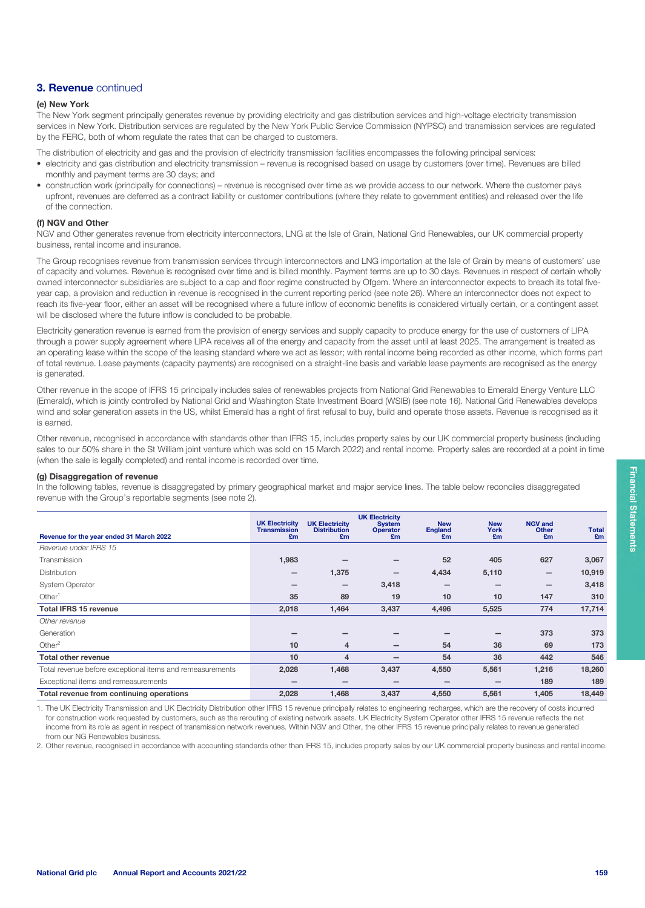## 3. Revenue continued

### (e) New York

The New York segment principally generates revenue by providing electricity and gas distribution services and high-voltage electricity transmission services in New York. Distribution services are regulated by the New York Public Service Commission (NYPSC) and transmission services are regulated by the FERC, both of whom regulate the rates that can be charged to customers.

The distribution of electricity and gas and the provision of electricity transmission facilities encompasses the following principal services:

- electricity and gas distribution and electricity transmission – revenue is recognised based on usage by customers (over time). Revenues are billed monthly and payment terms are 30 days; and
- construction work (principally for connections) – revenue is recognised over time as we provide access to our network. Where the customer pays upfront, revenues are deferred as a contract liability or customer contributions (where they relate to government entities) and released over the life of the connection.

### (f) NGV and Other

NGV and Other generates revenue from electricity interconnectors, LNG at the Isle of Grain, National Grid Renewables, our UK commercial property business, rental income and insurance.

The Group recognises revenue from transmission services through interconnectors and LNG importation at the Isle of Grain by means of customers' use of capacity and volumes. Revenue is recognised over time and is billed monthly. Payment terms are up to 30 days. Revenues in respect of certain wholly owned interconnector subsidiaries are subject to a cap and floor regime constructed by Ofgem. Where an interconnector expects to breach its total five-year cap, a provision and reduction in revenue is recognised in the current reporting period (see note 26). Where an interconnector does not expect to reach its five-year floor, either an asset will be recognised where a future inflow of economic benefits is considered virtually certain, or a contingent asset will be disclosed where the future inflow is concluded to be probable.

Electricity generation revenue is earned from the provision of energy services and supply capacity to produce energy for the use of customers of LIPA through a power supply agreement where LIPA receives all of the energy and capacity from the asset until at least 2025. The arrangement is treated as an operating lease within the scope of the leasing standard where we act as lessor; with rental income being recorded as other income, which forms part of total revenue. Lease payments (capacity payments) are recognised on a straight-line basis and variable lease payments are recognised as the energy is generated.

Other revenue in the scope of IFRS 15 principally includes sales of renewables projects from National Grid Renewables to Emerald Energy Venture LLC (Emerald), which is jointly controlled by National Grid and Washington State Investment Board (WSIB) (see note 16). National Grid Renewables develops wind and solar generation assets in the US, whilst Emerald has a right of first refusal to buy, build and operate those assets. Revenue is recognised as it is earned.

Other revenue, recognised in accordance with standards other than IFRS 15, includes property sales by our UK commercial property business (including sales to our 50% share in the St William joint venture which was sold on 15 March 2022) and rental income. Property sales are recorded at a point in time (when the sale is legally completed) and rental income is recorded over time.

### (g) Disaggregation of revenue

In the following tables, revenue is disaggregated by primary geographical market and major service lines. The table below reconciles disaggregated revenue with the Group's reportable segments (see note 2).

| Revenue for the year ended 31 March 2022 | UK Electricity Transmission £m | UK Electricity Distribution £m | UK Electricity System Operator £m | New England £m | New York £m | NGV and Other £m | Total £m |
|---|---|---|---|---|---|---|---|
| *Revenue under IFRS 15* | | | | | | | |
| Transmission | 1,983 | – | – | 52 | 405 | 627 | 3,067 |
| Distribution | – | 1,375 | – | 4,434 | 5,110 | – | 10,919 |
| System Operator | – | – | 3,418 | – | – | – | 3,418 |
| Other[1] | 35 | 89 | 19 | 10 | 10 | 147 | 310 |
| **Total IFRS 15 revenue** | **2,018** | **1,464** | **3,437** | **4,496** | **5,525** | **774** | **17,714** |
| *Other revenue* | | | | | | | |
| Generation | – | – | – | – | – | 373 | 373 |
| Other[2] | 10 | 4 | – | 54 | 36 | 69 | 173 |
| **Total other revenue** | **10** | **4** | **–** | **54** | **36** | **442** | **546** |
| Total revenue before exceptional items and remeasurements | 2,028 | 1,468 | 3,437 | 4,550 | 5,561 | 1,216 | 18,260 |
| Exceptional items and remeasurements | – | – | – | – | – | 189 | 189 |
| **Total revenue from continuing operations** | **2,028** | **1,468** | **3,437** | **4,550** | **5,561** | **1,405** | **18,449** |

1. The UK Electricity Transmission and UK Electricity Distribution other IFRS 15 revenue principally relates to engineering recharges, which are the recovery of costs incurred for construction work requested by customers, such as the rerouting of existing network assets. UK Electricity System Operator other IFRS 15 revenue reflects the net income from its role as agent in respect of transmission network revenues. Within NGV and Other, the other IFRS 15 revenue principally relates to revenue generated from our NG Renewables business.
2. Other revenue, recognised in accordance with accounting standards other than IFRS 15, includes property sales by our UK commercial property business and rental income.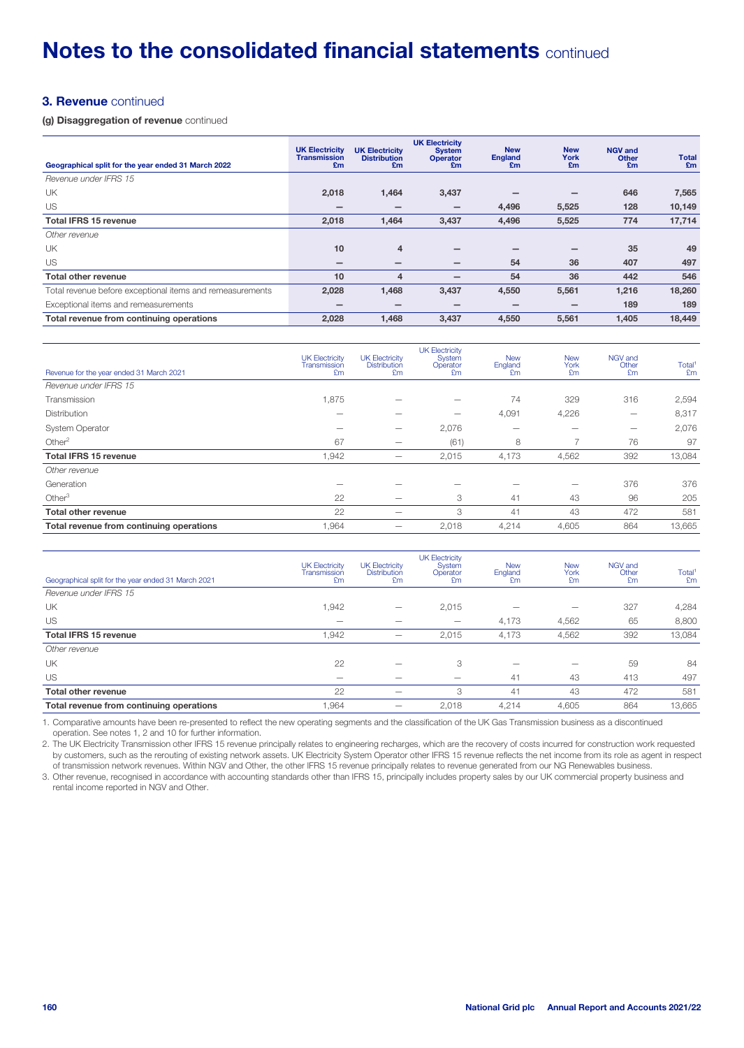# Notes to the consolidated financial statements continued

## 3. Revenue continued

### (g) Disaggregation of revenue continued

| Geographical split for the year ended 31 March 2022 | UK Electricity Transmission £m | UK Electricity Distribution £m | UK Electricity System Operator £m | New England £m | New York £m | NGV and Other £m | Total £m |
|---|---|---|---|---|---|---|---|
| *Revenue under IFRS 15* | | | | | | | |
| UK | 2,018 | 1,464 | 3,437 | – | – | 646 | 7,565 |
| US | – | – | – | 4,496 | 5,525 | 128 | 10,149 |
| **Total IFRS 15 revenue** | **2,018** | **1,464** | **3,437** | **4,496** | **5,525** | **774** | **17,714** |
| *Other revenue* | | | | | | | |
| UK | 10 | 4 | – | – | – | 35 | 49 |
| US | – | – | – | 54 | 36 | 407 | 497 |
| **Total other revenue** | **10** | **4** | **–** | **54** | **36** | **442** | **546** |
| Total revenue before exceptional items and remeasurements | 2,028 | 1,468 | 3,437 | 4,550 | 5,561 | 1,216 | 18,260 |
| Exceptional items and remeasurements | – | – | – | – | – | 189 | 189 |
| **Total revenue from continuing operations** | **2,028** | **1,468** | **3,437** | **4,550** | **5,561** | **1,405** | **18,449** |

| Revenue for the year ended 31 March 2021 | UK Electricity Transmission £m | UK Electricity Distribution £m | UK Electricity System Operator £m | New England £m | New York £m | NGV and Other £m | Total[1] £m |
|---|---|---|---|---|---|---|---|
| *Revenue under IFRS 15* | | | | | | | |
| Transmission | 1,875 | – | – | 74 | 329 | 316 | 2,594 |
| Distribution | – | – | – | 4,091 | 4,226 | – | 8,317 |
| System Operator | – | – | 2,076 | – | – | – | 2,076 |
| Other[2] | 67 | – | (61) | 8 | 7 | 76 | 97 |
| **Total IFRS 15 revenue** | 1,942 | – | 2,015 | 4,173 | 4,562 | 392 | 13,084 |
| *Other revenue* | | | | | | | |
| Generation | – | – | – | – | – | 376 | 376 |
| Other[3] | 22 | – | 3 | 41 | 43 | 96 | 205 |
| **Total other revenue** | 22 | – | 3 | 41 | 43 | 472 | 581 |
| **Total revenue from continuing operations** | 1,964 | – | 2,018 | 4,214 | 4,605 | 864 | 13,665 |

| Geographical split for the year ended 31 March 2021 | UK Electricity Transmission £m | UK Electricity Distribution £m | UK Electricity System Operator £m | New England £m | New York £m | NGV and Other £m | Total[1] £m |
|---|---|---|---|---|---|---|---|
| *Revenue under IFRS 15* | | | | | | | |
| UK | 1,942 | – | 2,015 | – | – | 327 | 4,284 |
| US | – | – | – | 4,173 | 4,562 | 65 | 8,800 |
| **Total IFRS 15 revenue** | 1,942 | – | 2,015 | 4,173 | 4,562 | 392 | 13,084 |
| *Other revenue* | | | | | | | |
| UK | 22 | – | 3 | – | – | 59 | 84 |
| US | – | – | – | 41 | 43 | 413 | 497 |
| **Total other revenue** | 22 | – | 3 | 41 | 43 | 472 | 581 |
| **Total revenue from continuing operations** | 1,964 | – | 2,018 | 4,214 | 4,605 | 864 | 13,665 |

1. Comparative amounts have been re-presented to reflect the new operating segments and the classification of the UK Gas Transmission business as a discontinued operation. See notes 1, 2 and 10 for further information.
2. The UK Electricity Transmission other IFRS 15 revenue principally relates to engineering recharges, which are the recovery of costs incurred for construction work requested by customers, such as the rerouting of existing network assets. UK Electricity System Operator other IFRS 15 revenue reflects the net income from its role as agent in respect of transmission network revenues. Within NGV and Other, the other IFRS 15 revenue principally relates to revenue generated from our NG Renewables business.
3. Other revenue, recognised in accordance with accounting standards other than IFRS 15, principally includes property sales by our UK commercial property business and rental income reported in NGV and Other.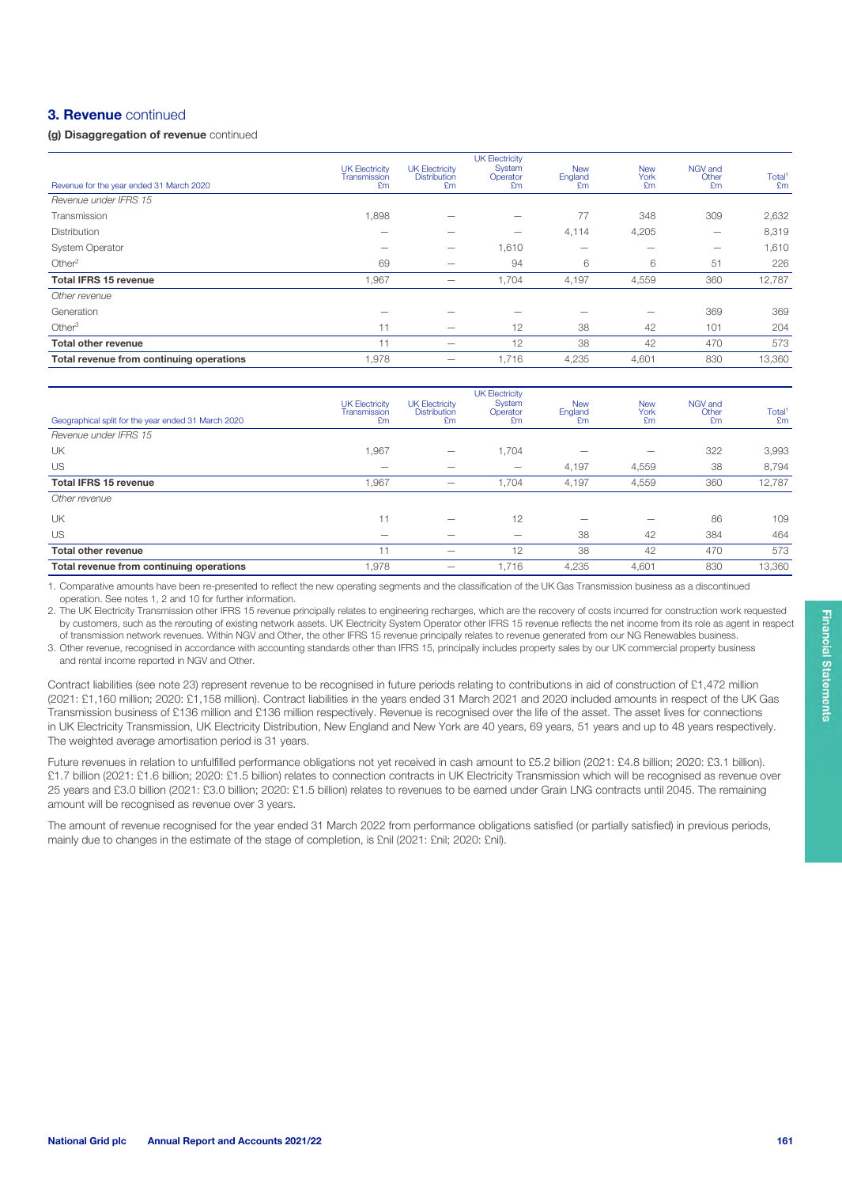## 3. Revenue continued

### (g) Disaggregation of revenue continued

| Revenue for the year ended 31 March 2020 | UK Electricity Transmission £m | UK Electricity Distribution £m | UK Electricity System Operator £m | New England £m | New York £m | NGV and Other £m | Total[1] £m |
|---|---|---|---|---|---|---|---|
| *Revenue under IFRS 15* | | | | | | | |
| Transmission | 1,898 | – | – | 77 | 348 | 309 | 2,632 |
| Distribution | – | – | – | 4,114 | 4,205 | – | 8,319 |
| System Operator | – | – | 1,610 | – | – | – | 1,610 |
| Other[2] | 69 | – | 94 | 6 | 6 | 51 | 226 |
| **Total IFRS 15 revenue** | 1,967 | – | 1,704 | 4,197 | 4,559 | 360 | 12,787 |
| *Other revenue* | | | | | | | |
| Generation | – | – | – | – | – | 369 | 369 |
| Other[3] | 11 | – | 12 | 38 | 42 | 101 | 204 |
| **Total other revenue** | 11 | – | 12 | 38 | 42 | 470 | 573 |
| **Total revenue from continuing operations** | 1,978 | – | 1,716 | 4,235 | 4,601 | 830 | 13,360 |

| Geographical split for the year ended 31 March 2020 | UK Electricity Transmission £m | UK Electricity Distribution £m | UK Electricity System Operator £m | New England £m | New York £m | NGV and Other £m | Total[1] £m |
|---|---|---|---|---|---|---|---|
| *Revenue under IFRS 15* | | | | | | | |
| UK | 1,967 | – | 1,704 | – | – | 322 | 3,993 |
| US | – | – | – | 4,197 | 4,559 | 38 | 8,794 |
| **Total IFRS 15 revenue** | 1,967 | – | 1,704 | 4,197 | 4,559 | 360 | 12,787 |
| *Other revenue* | | | | | | | |
| UK | 11 | – | 12 | – | – | 86 | 109 |
| US | – | – | – | 38 | 42 | 384 | 464 |
| **Total other revenue** | 11 | – | 12 | 38 | 42 | 470 | 573 |
| **Total revenue from continuing operations** | 1,978 | – | 1,716 | 4,235 | 4,601 | 830 | 13,360 |

1. Comparative amounts have been re-presented to reflect the new operating segments and the classification of the UK Gas Transmission business as a discontinued operation. See notes 1, 2 and 10 for further information.
2. The UK Electricity Transmission other IFRS 15 revenue principally relates to engineering recharges, which are the recovery of costs incurred for construction work requested by customers, such as the rerouting of existing network assets. UK Electricity System Operator other IFRS 15 revenue reflects the net income from its role as agent in respect of transmission network revenues. Within NGV and Other, the other IFRS 15 revenue principally relates to revenue generated from our NG Renewables business.
3. Other revenue, recognised in accordance with accounting standards other than IFRS 15, principally includes property sales by our UK commercial property business and rental income reported in NGV and Other.

Contract liabilities (see note 23) represent revenue to be recognised in future periods relating to contributions in aid of construction of £1,472 million (2021: £1,160 million; 2020: £1,158 million). Contract liabilities in the years ended 31 March 2021 and 2020 included amounts in respect of the UK Gas Transmission business of £136 million and £136 million respectively. Revenue is recognised over the life of the asset. The asset lives for connections in UK Electricity Transmission, UK Electricity Distribution, New England and New York are 40 years, 69 years, 51 years and up to 48 years respectively. The weighted average amortisation period is 31 years.

Future revenues in relation to unfulfilled performance obligations not yet received in cash amount to £5.2 billion (2021: £4.8 billion; 2020: £3.1 billion). £1.7 billion (2021: £1.6 billion; 2020: £1.5 billion) relates to connection contracts in UK Electricity Transmission which will be recognised as revenue over 25 years and £3.0 billion (2021: £3.0 billion; 2020: £1.5 billion) relates to revenues to be earned under Grain LNG contracts until 2045. The remaining amount will be recognised as revenue over 3 years.

The amount of revenue recognised for the year ended 31 March 2022 from performance obligations satisfied (or partially satisfied) in previous periods, mainly due to changes in the estimate of the stage of completion, is £nil (2021: £nil; 2020: £nil).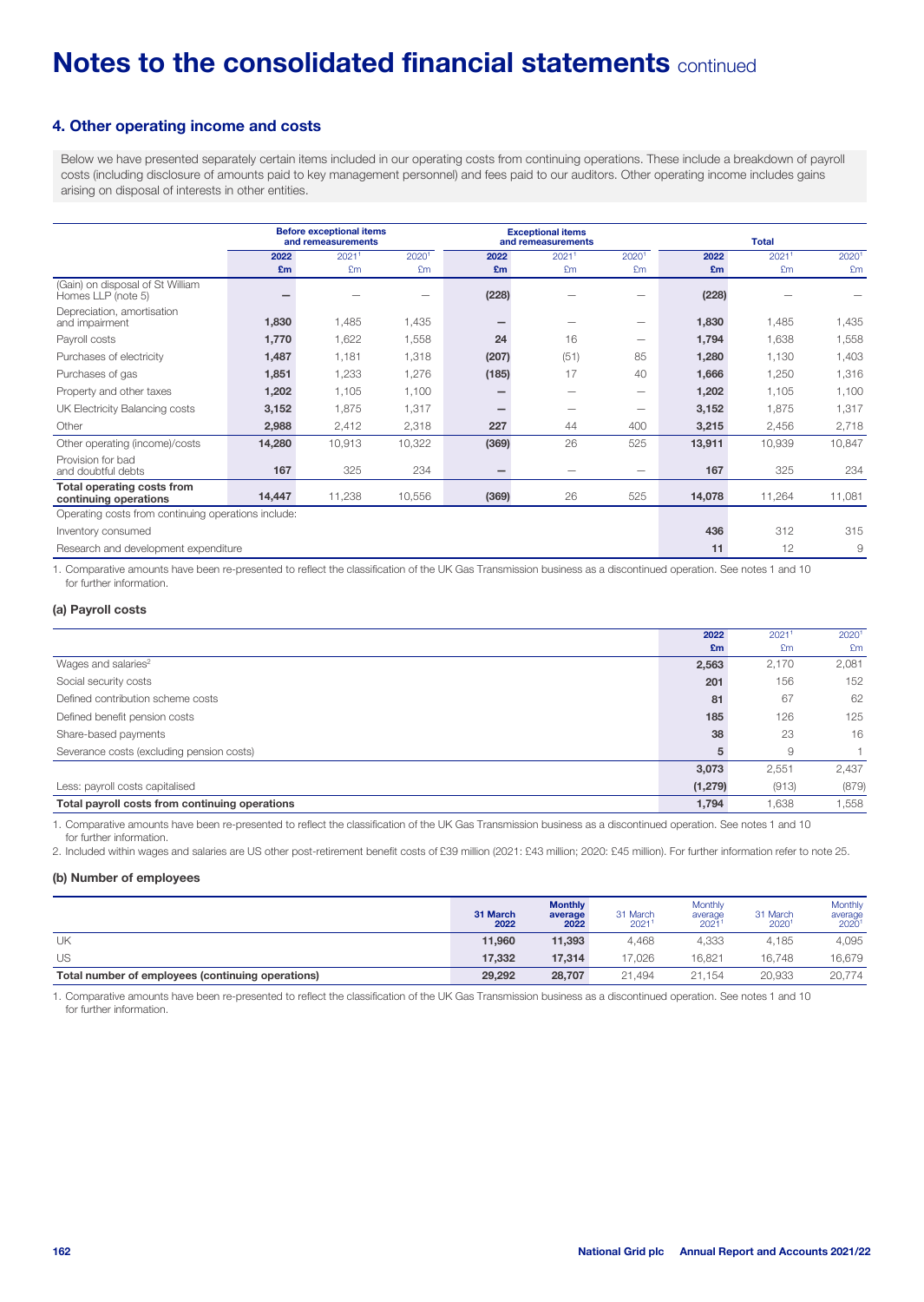# Notes to the consolidated financial statements continued

## 4. Other operating income and costs

Below we have presented separately certain items included in our operating costs from continuing operations. These include a breakdown of payroll costs (including disclosure of amounts paid to key management personnel) and fees paid to our auditors. Other operating income includes gains arising on disposal of interests in other entities.

| | Before exceptional items and remeasurements | | | Exceptional items and remeasurements | | | Total | | |
|---|---|---|---|---|---|---|---|---|---|
| | 2022 £m | 2021[1] £m | 2020[1] £m | 2022 £m | 2021[1] £m | 2020[1] £m | 2022 £m | 2021[1] £m | 2020[1] £m |
| (Gain) on disposal of St William Homes LLP (note 5) | – | – | – | (228) | – | – | (228) | – | – |
| Depreciation, amortisation and impairment | 1,830 | 1,485 | 1,435 | – | – | – | 1,830 | 1,485 | 1,435 |
| Payroll costs | 1,770 | 1,622 | 1,558 | 24 | 16 | – | 1,794 | 1,638 | 1,558 |
| Purchases of electricity | 1,487 | 1,181 | 1,318 | (207) | (51) | 85 | 1,280 | 1,130 | 1,403 |
| Purchases of gas | 1,851 | 1,233 | 1,276 | (185) | 17 | 40 | 1,666 | 1,250 | 1,316 |
| Property and other taxes | 1,202 | 1,105 | 1,100 | – | – | – | 1,202 | 1,105 | 1,100 |
| UK Electricity Balancing costs | 3,152 | 1,875 | 1,317 | – | – | – | 3,152 | 1,875 | 1,317 |
| Other | 2,988 | 2,412 | 2,318 | 227 | 44 | 400 | 3,215 | 2,456 | 2,718 |
| Other operating (income)/costs | 14,280 | 10,913 | 10,322 | (369) | 26 | 525 | 13,911 | 10,939 | 10,847 |
| Provision for bad and doubtful debts | 167 | 325 | 234 | – | – | – | 167 | 325 | 234 |
| **Total operating costs from continuing operations** | 14,447 | 11,238 | 10,556 | (369) | 26 | 525 | 14,078 | 11,264 | 11,081 |
| Operating costs from continuing operations include: | | | | | | | | | |
| Inventory consumed | | | | | | | 436 | 312 | 315 |
| Research and development expenditure | | | | | | | 11 | 12 | 9 |

1. Comparative amounts have been re-presented to reflect the classification of the UK Gas Transmission business as a discontinued operation. See notes 1 and 10 for further information.

### (a) Payroll costs

| | 2022 £m | 2021[1] £m | 2020[1] £m |
|---|---|---|---|
| Wages and salaries[2] | 2,563 | 2,170 | 2,081 |
| Social security costs | 201 | 156 | 152 |
| Defined contribution scheme costs | 81 | 67 | 62 |
| Defined benefit pension costs | 185 | 126 | 125 |
| Share-based payments | 38 | 23 | 16 |
| Severance costs (excluding pension costs) | 5 | 9 | 1 |
| | 3,073 | 2,551 | 2,437 |
| Less: payroll costs capitalised | (1,279) | (913) | (879) |
| **Total payroll costs from continuing operations** | 1,794 | 1,638 | 1,558 |

1. Comparative amounts have been re-presented to reflect the classification of the UK Gas Transmission business as a discontinued operation. See notes 1 and 10 for further information.
2. Included within wages and salaries are US other post-retirement benefit costs of £39 million (2021: £43 million; 2020: £45 million). For further information refer to note 25.

### (b) Number of employees

| | 31 March 2022 | Monthly average 2022 | 31 March 2021[1] | Monthly average 2021[1] | 31 March 2020[1] | Monthly average 2020[1] |
|---|---|---|---|---|---|---|
| UK | 11,960 | 11,393 | 4,468 | 4,333 | 4,185 | 4,095 |
| US | 17,332 | 17,314 | 17,026 | 16,821 | 16,748 | 16,679 |
| **Total number of employees (continuing operations)** | 29,292 | 28,707 | 21,494 | 21,154 | 20,933 | 20,774 |

1. Comparative amounts have been re-presented to reflect the classification of the UK Gas Transmission business as a discontinued operation. See notes 1 and 10 for further information.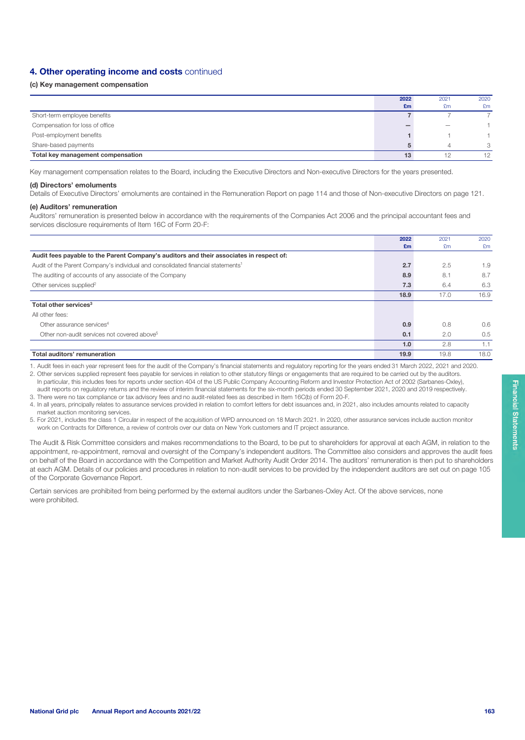## 4. Other operating income and costs continued

### (c) Key management compensation

| | 2022 £m | 2021 £m | 2020 £m |
|---|---|---|---|
| Short-term employee benefits | 7 | 7 | 7 |
| Compensation for loss of office | – | – | 1 |
| Post-employment benefits | 1 | 1 | 1 |
| Share-based payments | 5 | 4 | 3 |
| **Total key management compensation** | **13** | **12** | **12** |

Key management compensation relates to the Board, including the Executive Directors and Non-executive Directors for the years presented.

### (d) Directors' emoluments

Details of Executive Directors' emoluments are contained in the Remuneration Report on page 114 and those of Non-executive Directors on page 121.

### (e) Auditors' remuneration

Auditors' remuneration is presented below in accordance with the requirements of the Companies Act 2006 and the principal accountant fees and services disclosure requirements of Item 16C of Form 20-F:

| | 2022 £m | 2021 £m | 2020 £m |
|---|---|---|---|
| **Audit fees payable to the Parent Company's auditors and their associates in respect of:** | | | |
| Audit of the Parent Company's individual and consolidated financial statements[1] | 2.7 | 2.5 | 1.9 |
| The auditing of accounts of any associate of the Company | 8.9 | 8.1 | 8.7 |
| Other services supplied[2] | 7.3 | 6.4 | 6.3 |
| | 18.9 | 17.0 | 16.9 |
| **Total other services[3]** | | | |
| All other fees: | | | |
| Other assurance services[4] | 0.9 | 0.8 | 0.6 |
| Other non-audit services not covered above[5] | 0.1 | 2.0 | 0.5 |
| | 1.0 | 2.8 | 1.1 |
| **Total auditors' remuneration** | **19.9** | **19.8** | **18.0** |

1. Audit fees in each year represent fees for the audit of the Company's financial statements and regulatory reporting for the years ended 31 March 2022, 2021 and 2020.
2. Other services supplied represent fees payable for services in relation to other statutory filings or engagements that are required to be carried out by the auditors. In particular, this includes fees for reports under section 404 of the US Public Company Accounting Reform and Investor Protection Act of 2002 (Sarbanes-Oxley), audit reports on regulatory returns and the review of interim financial statements for the six-month periods ended 30 September 2021, 2020 and 2019 respectively.
3. There were no tax compliance or tax advisory fees and no audit-related fees as described in Item 16C(b) of Form 20-F.
4. In all years, principally relates to assurance services provided in relation to comfort letters for debt issuances and, in 2021, also includes amounts related to capacity market auction monitoring services.
5. For 2021, includes the class 1 Circular in respect of the acquisition of WPD announced on 18 March 2021. In 2020, other assurance services include auction monitor work on Contracts for Difference, a review of controls over our data on New York customers and IT project assurance.

The Audit & Risk Committee considers and makes recommendations to the Board, to be put to shareholders for approval at each AGM, in relation to the appointment, re-appointment, removal and oversight of the Company's independent auditors. The Committee also considers and approves the audit fees on behalf of the Board in accordance with the Competition and Market Authority Audit Order 2014. The auditors' remuneration is then put to shareholders at each AGM. Details of our policies and procedures in relation to non-audit services to be provided by the independent auditors are set out on page 105 of the Corporate Governance Report.

Certain services are prohibited from being performed by the external auditors under the Sarbanes-Oxley Act. Of the above services, none were prohibited.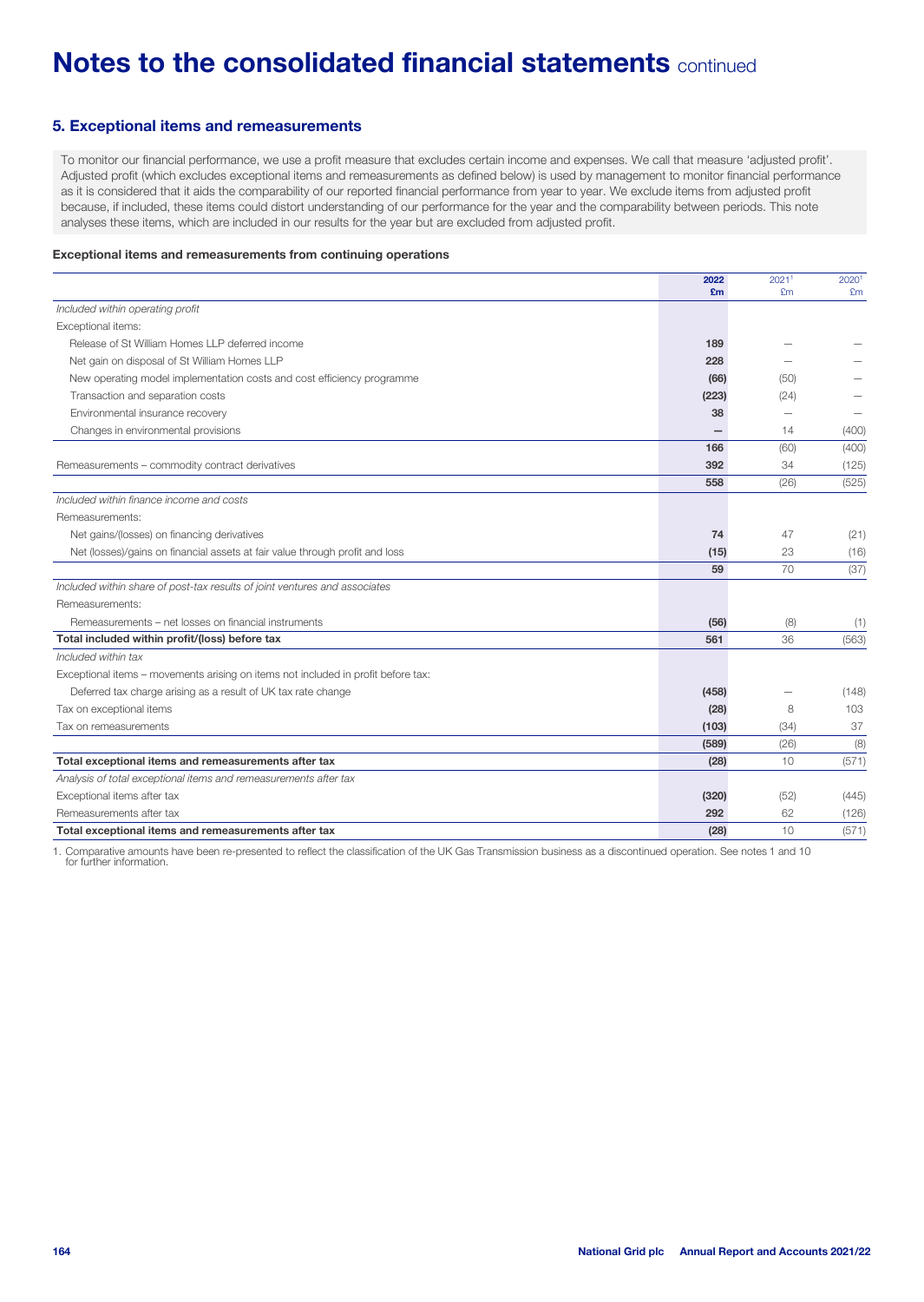# Notes to the consolidated financial statements continued

## 5. Exceptional items and remeasurements

To monitor our financial performance, we use a profit measure that excludes certain income and expenses. We call that measure 'adjusted profit'. Adjusted profit (which excludes exceptional items and remeasurements as defined below) is used by management to monitor financial performance as it is considered that it aids the comparability of our reported financial performance from year to year. We exclude items from adjusted profit because, if included, these items could distort understanding of our performance for the year and the comparability between periods. This note analyses these items, which are included in our results for the year but are excluded from adjusted profit.

### Exceptional items and remeasurements from continuing operations

| | 2022 £m | 2021[1] £m | 2020[1] £m |
|---|---|---|---|
| *Included within operating profit* | | | |
| Exceptional items: | | | |
| Release of St William Homes LLP deferred income | 189 | – | – |
| Net gain on disposal of St William Homes LLP | 228 | – | – |
| New operating model implementation costs and cost efficiency programme | (66) | (50) | – |
| Transaction and separation costs | (223) | (24) | – |
| Environmental insurance recovery | 38 | – | – |
| Changes in environmental provisions | – | 14 | (400) |
| | 166 | (60) | (400) |
| Remeasurements – commodity contract derivatives | 392 | 34 | (125) |
| | 558 | (26) | (525) |
| *Included within finance income and costs* | | | |
| Remeasurements: | | | |
| Net gains/(losses) on financing derivatives | 74 | 47 | (21) |
| Net (losses)/gains on financial assets at fair value through profit and loss | (15) | 23 | (16) |
| | 59 | 70 | (37) |
| *Included within share of post-tax results of joint ventures and associates* | | | |
| Remeasurements: | | | |
| Remeasurements – net losses on financial instruments | (56) | (8) | (1) |
| **Total included within profit/(loss) before tax** | **561** | **36** | **(563)** |
| *Included within tax* | | | |
| Exceptional items – movements arising on items not included in profit before tax: | | | |
| Deferred tax charge arising as a result of UK tax rate change | (458) | – | (148) |
| Tax on exceptional items | (28) | 8 | 103 |
| Tax on remeasurements | (103) | (34) | 37 |
| | (589) | (26) | (8) |
| **Total exceptional items and remeasurements after tax** | **(28)** | **10** | **(571)** |
| *Analysis of total exceptional items and remeasurements after tax* | | | |
| Exceptional items after tax | (320) | (52) | (445) |
| Remeasurements after tax | 292 | 62 | (126) |
| **Total exceptional items and remeasurements after tax** | **(28)** | **10** | **(571)** |

1. Comparative amounts have been re-presented to reflect the classification of the UK Gas Transmission business as a discontinued operation. See notes 1 and 10 for further information.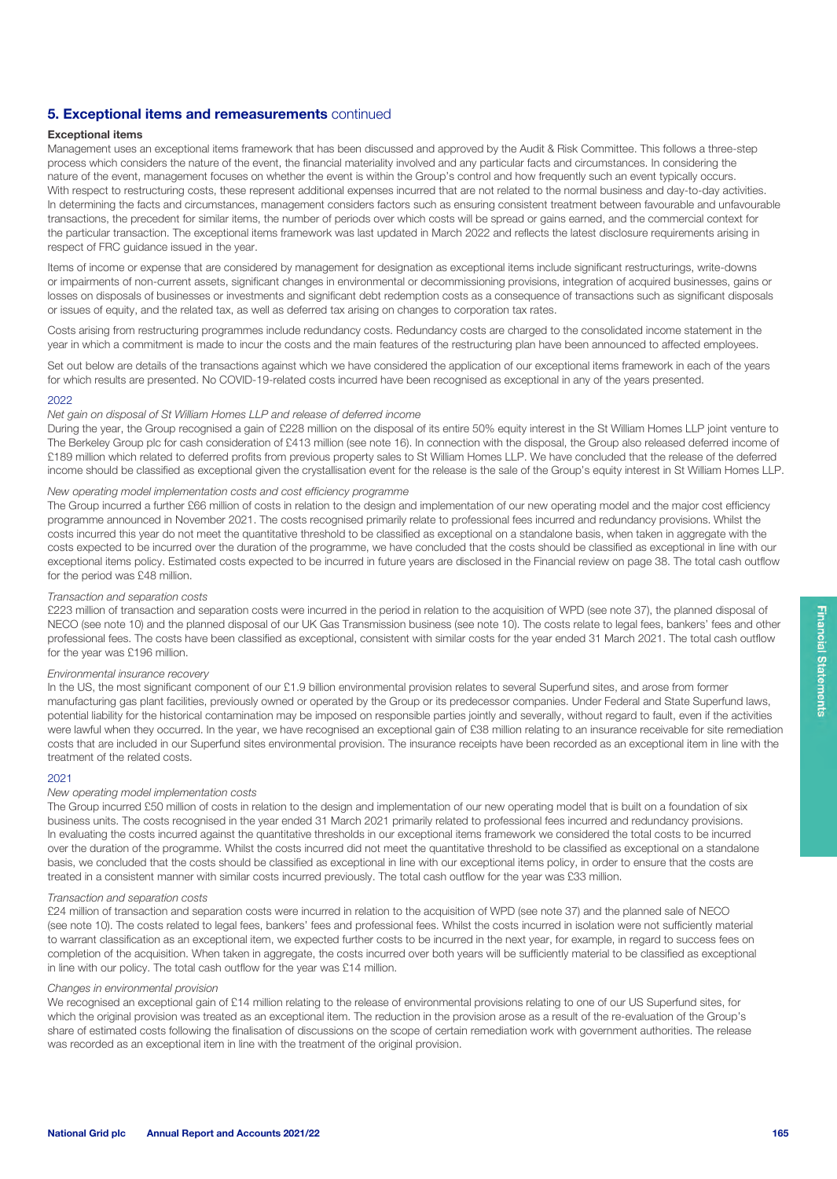## 5. Exceptional items and remeasurements continued

### Exceptional items

Management uses an exceptional items framework that has been discussed and approved by the Audit & Risk Committee. This follows a three-step process which considers the nature of the event, the financial materiality involved and any particular facts and circumstances. In considering the nature of the event, management focuses on whether the event is within the Group's control and how frequently such an event typically occurs. With respect to restructuring costs, these represent additional expenses incurred that are not related to the normal business and day-to-day activities. In determining the facts and circumstances, management considers factors such as ensuring consistent treatment between favourable and unfavourable transactions, the precedent for similar items, the number of periods over which costs will be spread or gains earned, and the commercial context for the particular transaction. The exceptional items framework was last updated in March 2022 and reflects the latest disclosure requirements arising in respect of FRC guidance issued in the year.

Items of income or expense that are considered by management for designation as exceptional items include significant restructurings, write-downs or impairments of non-current assets, significant changes in environmental or decommissioning provisions, integration of acquired businesses, gains or losses on disposals of businesses or investments and significant debt redemption costs as a consequence of transactions such as significant disposals or issues of equity, and the related tax, as well as deferred tax arising on changes to corporation tax rates.

Costs arising from restructuring programmes include redundancy costs. Redundancy costs are charged to the consolidated income statement in the year in which a commitment is made to incur the costs and the main features of the restructuring plan have been announced to affected employees.

Set out below are details of the transactions against which we have considered the application of our exceptional items framework in each of the years for which results are presented. No COVID-19-related costs incurred have been recognised as exceptional in any of the years presented.

#### 2022

*Net gain on disposal of St William Homes LLP and release of deferred income*

During the year, the Group recognised a gain of £228 million on the disposal of its entire 50% equity interest in the St William Homes LLP joint venture to The Berkeley Group plc for cash consideration of £413 million (see note 16). In connection with the disposal, the Group also released deferred income of £189 million which related to deferred profits from previous property sales to St William Homes LLP. We have concluded that the release of the deferred income should be classified as exceptional given the crystallisation event for the release is the sale of the Group's equity interest in St William Homes LLP.

*New operating model implementation costs and cost efficiency programme*

The Group incurred a further £66 million of costs in relation to the design and implementation of our new operating model and the major cost efficiency programme announced in November 2021. The costs recognised primarily relate to professional fees incurred and redundancy provisions. Whilst the costs incurred this year do not meet the quantitative threshold to be classified as exceptional on a standalone basis, when taken in aggregate with the costs expected to be incurred over the duration of the programme, we have concluded that the costs should be classified as exceptional in line with our exceptional items policy. Estimated costs expected to be incurred in future years are disclosed in the Financial review on page 38. The total cash outflow for the period was £48 million.

*Transaction and separation costs*

£223 million of transaction and separation costs were incurred in the period in relation to the acquisition of WPD (see note 37), the planned disposal of NECO (see note 10) and the planned disposal of our UK Gas Transmission business (see note 10). The costs relate to legal fees, bankers' fees and other professional fees. The costs have been classified as exceptional, consistent with similar costs for the year ended 31 March 2021. The total cash outflow for the year was £196 million.

*Environmental insurance recovery*

In the US, the most significant component of our £1.9 billion environmental provision relates to several Superfund sites, and arose from former manufacturing gas plant facilities, previously owned or operated by the Group or its predecessor companies. Under Federal and State Superfund laws, potential liability for the historical contamination may be imposed on responsible parties jointly and severally, without regard to fault, even if the activities were lawful when they occurred. In the year, we have recognised an exceptional gain of £38 million relating to an insurance receivable for site remediation costs that are included in our Superfund sites environmental provision. The insurance receipts have been recorded as an exceptional item in line with the treatment of the related costs.

#### 2021

*New operating model implementation costs*

The Group incurred £50 million of costs in relation to the design and implementation of our new operating model that is built on a foundation of six business units. The costs recognised in the year ended 31 March 2021 primarily related to professional fees incurred and redundancy provisions. In evaluating the costs incurred against the quantitative thresholds in our exceptional items framework we considered the total costs to be incurred over the duration of the programme. Whilst the costs incurred did not meet the quantitative threshold to be classified as exceptional on a standalone basis, we concluded that the costs should be classified as exceptional in line with our exceptional items policy, in order to ensure that the costs are treated in a consistent manner with similar costs incurred previously. The total cash outflow for the year was £33 million.

*Transaction and separation costs*

£24 million of transaction and separation costs were incurred in relation to the acquisition of WPD (see note 37) and the planned sale of NECO (see note 10). The costs related to legal fees, bankers' fees and professional fees. Whilst the costs incurred in isolation were not sufficiently material to warrant classification as an exceptional item, we expected further costs to be incurred in the next year, for example, in regard to success fees on completion of the acquisition. When taken in aggregate, the costs incurred over both years will be sufficiently material to be classified as exceptional in line with our policy. The total cash outflow for the year was £14 million.

*Changes in environmental provision*

We recognised an exceptional gain of £14 million relating to the release of environmental provisions relating to one of our US Superfund sites, for which the original provision was treated as an exceptional item. The reduction in the provision arose as a result of the re-evaluation of the Group's share of estimated costs following the finalisation of discussions on the scope of certain remediation work with government authorities. The release was recorded as an exceptional item in line with the treatment of the original provision.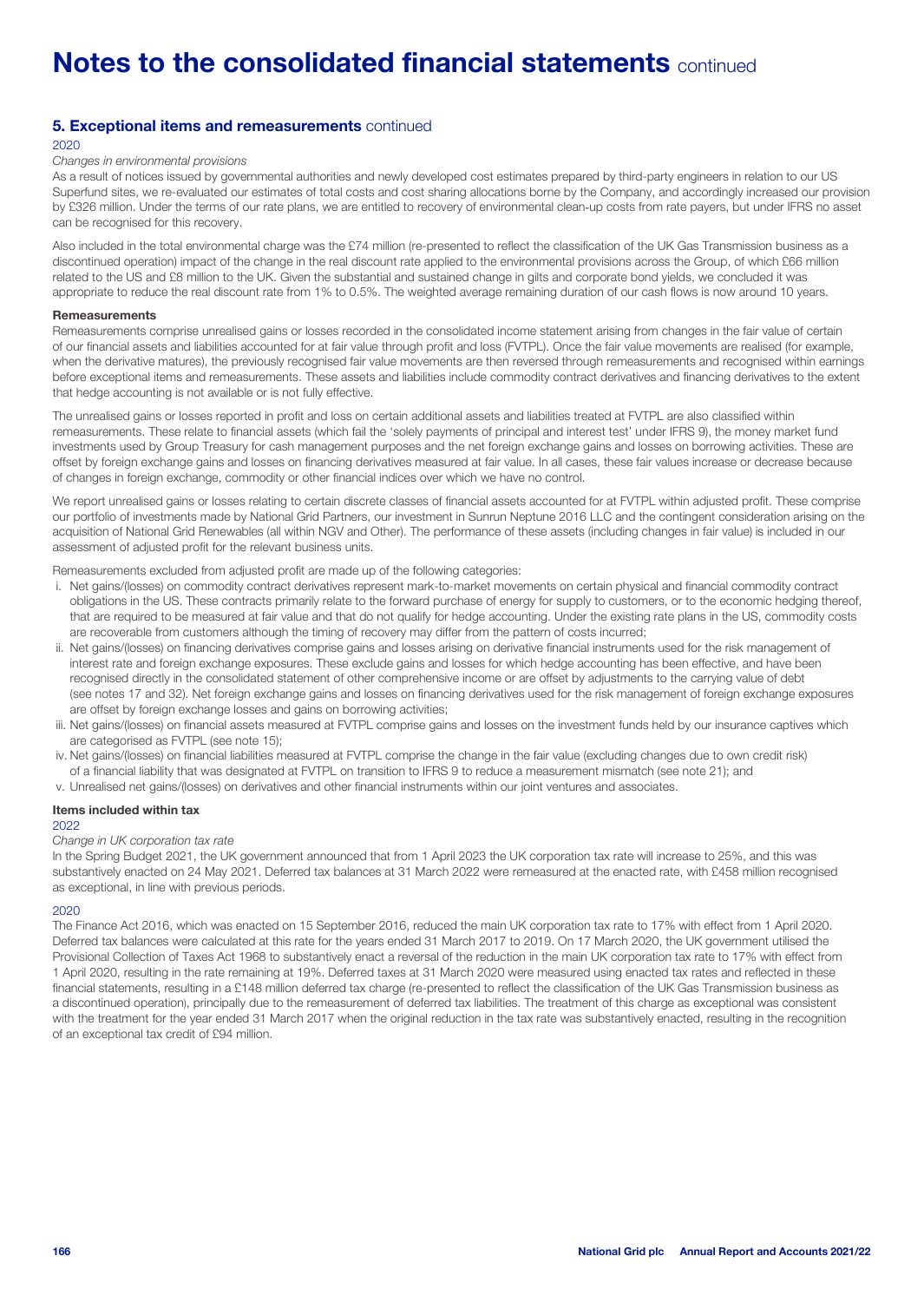# Notes to the consolidated financial statements continued

## 5. Exceptional items and remeasurements continued

2020

*Changes in environmental provisions*

As a result of notices issued by governmental authorities and newly developed cost estimates prepared by third-party engineers in relation to our US Superfund sites, we re-evaluated our estimates of total costs and cost sharing allocations borne by the Company, and accordingly increased our provision by £326 million. Under the terms of our rate plans, we are entitled to recovery of environmental clean-up costs from rate payers, but under IFRS no asset can be recognised for this recovery.

Also included in the total environmental charge was the £74 million (re-presented to reflect the classification of the UK Gas Transmission business as a discontinued operation) impact of the change in the real discount rate applied to the environmental provisions across the Group, of which £66 million related to the US and £8 million to the UK. Given the substantial and sustained change in gilts and corporate bond yields, we concluded it was appropriate to reduce the real discount rate from 1% to 0.5%. The weighted average remaining duration of our cash flows is now around 10 years.

**Remeasurements**

Remeasurements comprise unrealised gains or losses recorded in the consolidated income statement arising from changes in the fair value of certain of our financial assets and liabilities accounted for at fair value through profit and loss (FVTPL). Once the fair value movements are realised (for example, when the derivative matures), the previously recognised fair value movements are then reversed through remeasurements and recognised within earnings before exceptional items and remeasurements. These assets and liabilities include commodity contract derivatives and financing derivatives to the extent that hedge accounting is not available or is not fully effective.

The unrealised gains or losses reported in profit and loss on certain additional assets and liabilities treated at FVTPL are also classified within remeasurements. These relate to financial assets (which fail the 'solely payments of principal and interest test' under IFRS 9), the money market fund investments used by Group Treasury for cash management purposes and the net foreign exchange gains and losses on borrowing activities. These are offset by foreign exchange gains and losses on financing derivatives measured at fair value. In all cases, these fair values increase or decrease because of changes in foreign exchange, commodity or other financial indices over which we have no control.

We report unrealised gains or losses relating to certain discrete classes of financial assets accounted for at FVTPL within adjusted profit. These comprise our portfolio of investments made by National Grid Partners, our investment in Sunrun Neptune 2016 LLC and the contingent consideration arising on the acquisition of National Grid Renewables (all within NGV and Other). The performance of these assets (including changes in fair value) is included in our assessment of adjusted profit for the relevant business units.

Remeasurements excluded from adjusted profit are made up of the following categories:

i. Net gains/(losses) on commodity contract derivatives represent mark-to-market movements on certain physical and financial commodity contract obligations in the US. These contracts primarily relate to the forward purchase of energy for supply to customers, or to the economic hedging thereof, that are required to be measured at fair value and that do not qualify for hedge accounting. Under the existing rate plans in the US, commodity costs are recoverable from customers although the timing of recovery may differ from the pattern of costs incurred;
ii. Net gains/(losses) on financing derivatives comprise gains and losses arising on derivative financial instruments used for the risk management of interest rate and foreign exchange exposures. These exclude gains and losses for which hedge accounting has been effective, and have been recognised directly in the consolidated statement of other comprehensive income or are offset by adjustments to the carrying value of debt (see notes 17 and 32). Net foreign exchange gains and losses on financing derivatives used for the risk management of foreign exchange exposures are offset by foreign exchange losses and gains on borrowing activities;
iii. Net gains/(losses) on financial assets measured at FVTPL comprise gains and losses on the investment funds held by our insurance captives which are categorised as FVTPL (see note 15);
iv. Net gains/(losses) on financial liabilities measured at FVTPL comprise the change in the fair value (excluding changes due to own credit risk) of a financial liability that was designated at FVTPL on transition to IFRS 9 to reduce a measurement mismatch (see note 21); and
v. Unrealised net gains/(losses) on derivatives and other financial instruments within our joint ventures and associates.

**Items included within tax**

2022

*Change in UK corporation tax rate*

In the Spring Budget 2021, the UK government announced that from 1 April 2023 the UK corporation tax rate will increase to 25%, and this was substantively enacted on 24 May 2021. Deferred tax balances at 31 March 2022 were remeasured at the enacted rate, with £458 million recognised as exceptional, in line with previous periods.

2020

The Finance Act 2016, which was enacted on 15 September 2016, reduced the main UK corporation tax rate to 17% with effect from 1 April 2020. Deferred tax balances were calculated at this rate for the years ended 31 March 2017 to 2019. On 17 March 2020, the UK government utilised the Provisional Collection of Taxes Act 1968 to substantively enact a reversal of the reduction in the main UK corporation tax rate to 17% with effect from 1 April 2020, resulting in the rate remaining at 19%. Deferred taxes at 31 March 2020 were measured using enacted tax rates and reflected in these financial statements, resulting in a £148 million deferred tax charge (re-presented to reflect the classification of the UK Gas Transmission business as a discontinued operation), principally due to the remeasurement of deferred tax liabilities. The treatment of this charge as exceptional was consistent with the treatment for the year ended 31 March 2017 when the original reduction in the tax rate was substantively enacted, resulting in the recognition of an exceptional tax credit of £94 million.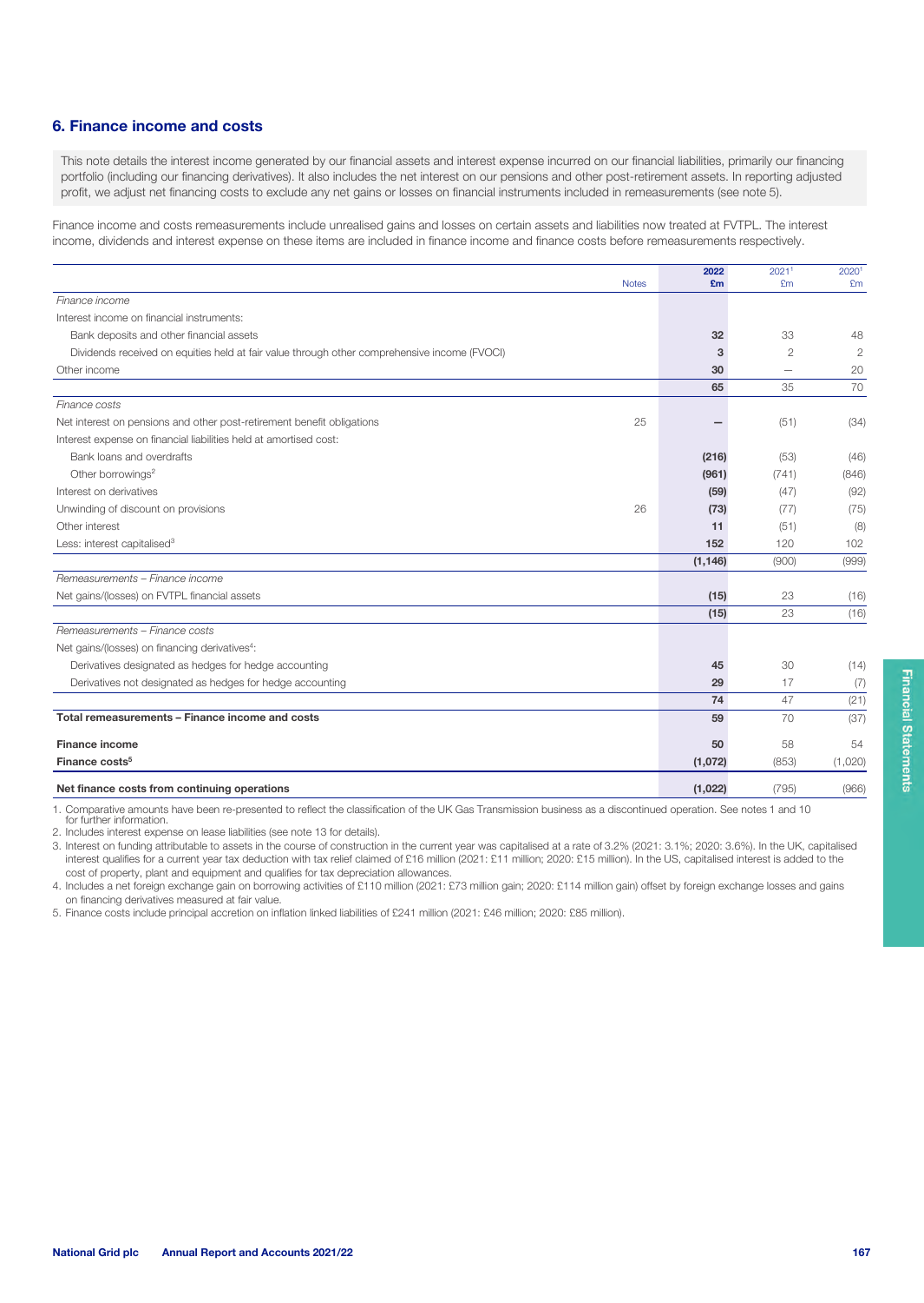## 6. Finance income and costs

This note details the interest income generated by our financial assets and interest expense incurred on our financial liabilities, primarily our financing portfolio (including our financing derivatives). It also includes the net interest on our pensions and other post-retirement assets. In reporting adjusted profit, we adjust net financing costs to exclude any net gains or losses on financial instruments included in remeasurements (see note 5).

Finance income and costs remeasurements include unrealised gains and losses on certain assets and liabilities now treated at FVTPL. The interest income, dividends and interest expense on these items are included in finance income and finance costs before remeasurements respectively.

| | Notes | 2022 £m | 2021[1] £m | 2020[1] £m |
|---|---|---|---|---|
| *Finance income* | | | | |
| Interest income on financial instruments: | | | | |
| Bank deposits and other financial assets | | 32 | 33 | 48 |
| Dividends received on equities held at fair value through other comprehensive income (FVOCI) | | 3 | 2 | 2 |
| Other income | | 30 | – | 20 |
| | | 65 | 35 | 70 |
| *Finance costs* | | | | |
| Net interest on pensions and other post-retirement benefit obligations | 25 | – | (51) | (34) |
| Interest expense on financial liabilities held at amortised cost: | | | | |
| Bank loans and overdrafts | | (216) | (53) | (46) |
| Other borrowings[2] | | (961) | (741) | (846) |
| Interest on derivatives | | (59) | (47) | (92) |
| Unwinding of discount on provisions | 26 | (73) | (77) | (75) |
| Other interest | | 11 | (51) | (8) |
| Less: interest capitalised[3] | | 152 | 120 | 102 |
| | | (1,146) | (900) | (999) |
| *Remeasurements – Finance income* | | | | |
| Net gains/(losses) on FVTPL financial assets | | (15) | 23 | (16) |
| | | (15) | 23 | (16) |
| *Remeasurements – Finance costs* | | | | |
| Net gains/(losses) on financing derivatives[4]: | | | | |
| Derivatives designated as hedges for hedge accounting | | 45 | 30 | (14) |
| Derivatives not designated as hedges for hedge accounting | | 29 | 17 | (7) |
| | | 74 | 47 | (21) |
| **Total remeasurements – Finance income and costs** | | 59 | 70 | (37) |
| **Finance income** | | 50 | 58 | 54 |
| **Finance costs[5]** | | (1,072) | (853) | (1,020) |
| **Net finance costs from continuing operations** | | (1,022) | (795) | (966) |

1. Comparative amounts have been re-presented to reflect the classification of the UK Gas Transmission business as a discontinued operation. See notes 1 and 10 for further information.
2. Includes interest expense on lease liabilities (see note 13 for details).
3. Interest on funding attributable to assets in the course of construction in the current year was capitalised at a rate of 3.2% (2021: 3.1%; 2020: 3.6%). In the UK, capitalised interest qualifies for a current year tax deduction with tax relief claimed of £16 million (2021: £11 million; 2020: £15 million). In the US, capitalised interest is added to the cost of property, plant and equipment and qualifies for tax depreciation allowances.
4. Includes a net foreign exchange gain on borrowing activities of £110 million (2021: £73 million gain; 2020: £114 million gain) offset by foreign exchange losses and gains on financing derivatives measured at fair value.
5. Finance costs include principal accretion on inflation linked liabilities of £241 million (2021: £46 million; 2020: £85 million).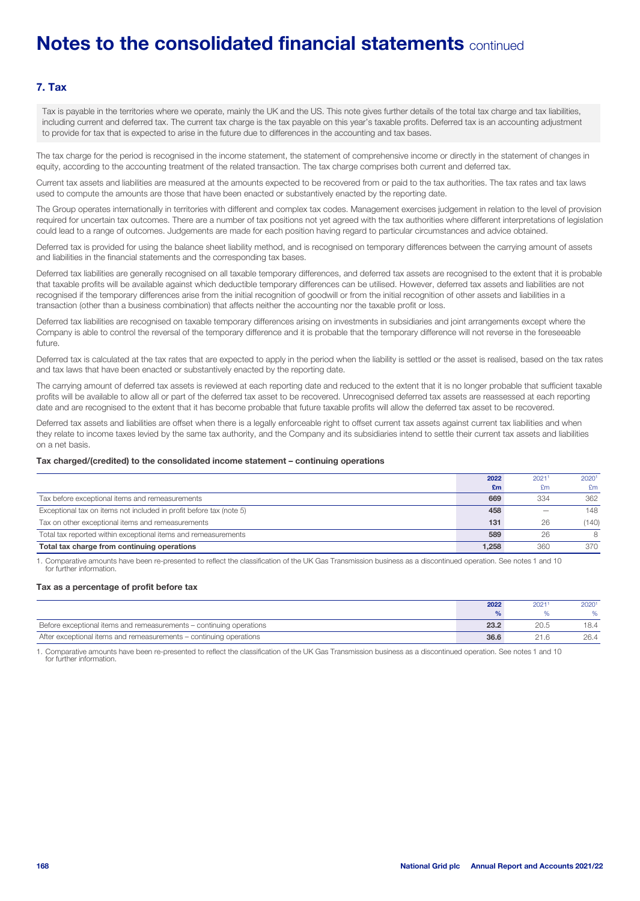# Notes to the consolidated financial statements continued

## 7. Tax

Tax is payable in the territories where we operate, mainly the UK and the US. This note gives further details of the total tax charge and tax liabilities, including current and deferred tax. The current tax charge is the tax payable on this year's taxable profits. Deferred tax is an accounting adjustment to provide for tax that is expected to arise in the future due to differences in the accounting and tax bases.

The tax charge for the period is recognised in the income statement, the statement of comprehensive income or directly in the statement of changes in equity, according to the accounting treatment of the related transaction. The tax charge comprises both current and deferred tax.

Current tax assets and liabilities are measured at the amounts expected to be recovered from or paid to the tax authorities. The tax rates and tax laws used to compute the amounts are those that have been enacted or substantively enacted by the reporting date.

The Group operates internationally in territories with different and complex tax codes. Management exercises judgement in relation to the level of provision required for uncertain tax outcomes. There are a number of tax positions not yet agreed with the tax authorities where different interpretations of legislation could lead to a range of outcomes. Judgements are made for each position having regard to particular circumstances and advice obtained.

Deferred tax is provided for using the balance sheet liability method, and is recognised on temporary differences between the carrying amount of assets and liabilities in the financial statements and the corresponding tax bases.

Deferred tax liabilities are generally recognised on all taxable temporary differences, and deferred tax assets are recognised to the extent that it is probable that taxable profits will be available against which deductible temporary differences can be utilised. However, deferred tax assets and liabilities are not recognised if the temporary differences arise from the initial recognition of goodwill or from the initial recognition of other assets and liabilities in a transaction (other than a business combination) that affects neither the accounting nor the taxable profit or loss.

Deferred tax liabilities are recognised on taxable temporary differences arising on investments in subsidiaries and joint arrangements except where the Company is able to control the reversal of the temporary difference and it is probable that the temporary difference will not reverse in the foreseeable future.

Deferred tax is calculated at the tax rates that are expected to apply in the period when the liability is settled or the asset is realised, based on the tax rates and tax laws that have been enacted or substantively enacted by the reporting date.

The carrying amount of deferred tax assets is reviewed at each reporting date and reduced to the extent that it is no longer probable that sufficient taxable profits will be available to allow all or part of the deferred tax asset to be recovered. Unrecognised deferred tax assets are reassessed at each reporting date and are recognised to the extent that it has become probable that future taxable profits will allow the deferred tax asset to be recovered.

Deferred tax assets and liabilities are offset when there is a legally enforceable right to offset current tax assets against current tax liabilities and when they relate to income taxes levied by the same tax authority, and the Company and its subsidiaries intend to settle their current tax assets and liabilities on a net basis.

### Tax charged/(credited) to the consolidated income statement – continuing operations

| | 2022 £m | 2021[1] £m | 2020[1] £m |
|---|---|---|---|
| Tax before exceptional items and remeasurements | **669** | 334 | 362 |
| Exceptional tax on items not included in profit before tax (note 5) | **458** | – | 148 |
| Tax on other exceptional items and remeasurements | **131** | 26 | (140) |
| Total tax reported within exceptional items and remeasurements | **589** | 26 | 8 |
| **Total tax charge from continuing operations** | **1,258** | 360 | 370 |

1. Comparative amounts have been re-presented to reflect the classification of the UK Gas Transmission business as a discontinued operation. See notes 1 and 10 for further information.

### Tax as a percentage of profit before tax

| | 2022 % | 2021[1] % | 2020[1] % |
|---|---|---|---|
| Before exceptional items and remeasurements – continuing operations | **23.2** | 20.5 | 18.4 |
| After exceptional items and remeasurements – continuing operations | **36.6** | 21.6 | 26.4 |

1. Comparative amounts have been re-presented to reflect the classification of the UK Gas Transmission business as a discontinued operation. See notes 1 and 10 for further information.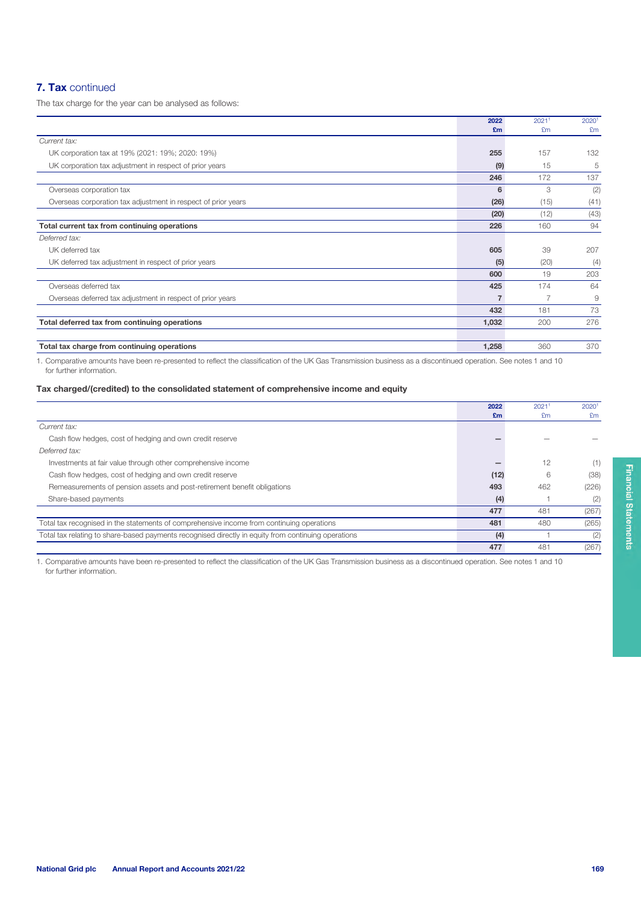## 7. Tax continued

The tax charge for the year can be analysed as follows:

| | 2022 £m | 2021[1] £m | 2020[1] £m |
|---|---|---|---|
| *Current tax:* | | | |
| UK corporation tax at 19% (2021: 19%; 2020: 19%) | 255 | 157 | 132 |
| UK corporation tax adjustment in respect of prior years | (9) | 15 | 5 |
| | 246 | 172 | 137 |
| Overseas corporation tax | 6 | 3 | (2) |
| Overseas corporation tax adjustment in respect of prior years | (26) | (15) | (41) |
| | (20) | (12) | (43) |
| **Total current tax from continuing operations** | 226 | 160 | 94 |
| *Deferred tax:* | | | |
| UK deferred tax | 605 | 39 | 207 |
| UK deferred tax adjustment in respect of prior years | (5) | (20) | (4) |
| | 600 | 19 | 203 |
| Overseas deferred tax | 425 | 174 | 64 |
| Overseas deferred tax adjustment in respect of prior years | 7 | 7 | 9 |
| | 432 | 181 | 73 |
| **Total deferred tax from continuing operations** | 1,032 | 200 | 276 |
| | | | |
| **Total tax charge from continuing operations** | 1,258 | 360 | 370 |

1. Comparative amounts have been re-presented to reflect the classification of the UK Gas Transmission business as a discontinued operation. See notes 1 and 10 for further information.

### Tax charged/(credited) to the consolidated statement of comprehensive income and equity

| | 2022 £m | 2021[1] £m | 2020[1] £m |
|---|---|---|---|
| *Current tax:* | | | |
| Cash flow hedges, cost of hedging and own credit reserve | – | – | – |
| *Deferred tax:* | | | |
| Investments at fair value through other comprehensive income | – | 12 | (1) |
| Cash flow hedges, cost of hedging and own credit reserve | (12) | 6 | (38) |
| Remeasurements of pension assets and post-retirement benefit obligations | 493 | 462 | (226) |
| Share-based payments | (4) | 1 | (2) |
| | 477 | 481 | (267) |
| Total tax recognised in the statements of comprehensive income from continuing operations | 481 | 480 | (265) |
| Total tax relating to share-based payments recognised directly in equity from continuing operations | (4) | 1 | (2) |
| | 477 | 481 | (267) |

1. Comparative amounts have been re-presented to reflect the classification of the UK Gas Transmission business as a discontinued operation. See notes 1 and 10 for further information.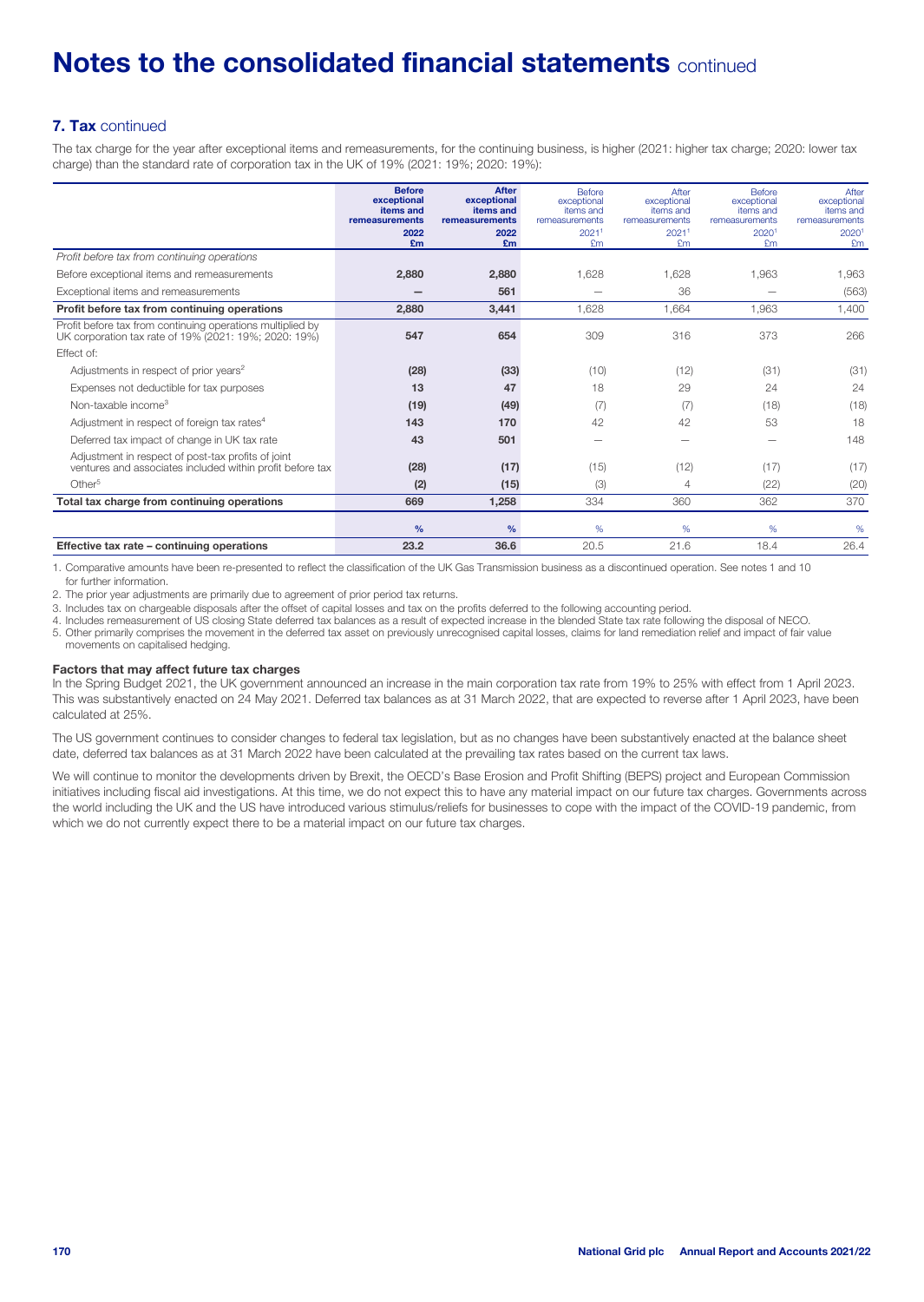# Notes to the consolidated financial statements continued

## 7. Tax continued

The tax charge for the year after exceptional items and remeasurements, for the continuing business, is higher (2021: higher tax charge; 2020: lower tax charge) than the standard rate of corporation tax in the UK of 19% (2021: 19%; 2020: 19%):

| | Before exceptional items and remeasurements 2022 £m | After exceptional items and remeasurements 2022 £m | Before exceptional items and remeasurements 2021[1] £m | After exceptional items and remeasurements 2021[1] £m | Before exceptional items and remeasurements 2020[1] £m | After exceptional items and remeasurements 2020[1] £m |
|---|---|---|---|---|---|---|
| *Profit before tax from continuing operations* | | | | | | |
| Before exceptional items and remeasurements | **2,880** | **2,880** | 1,628 | 1,628 | 1,963 | 1,963 |
| Exceptional items and remeasurements | **—** | **561** | — | 36 | — | (563) |
| **Profit before tax from continuing operations** | **2,880** | **3,441** | 1,628 | 1,664 | 1,963 | 1,400 |
| Profit before tax from continuing operations multiplied by UK corporation tax rate of 19% (2021: 19%; 2020: 19%) | **547** | **654** | 309 | 316 | 373 | 266 |
| Effect of: | | | | | | |
| Adjustments in respect of prior years[2] | **(28)** | **(33)** | (10) | (12) | (31) | (31) |
| Expenses not deductible for tax purposes | **13** | **47** | 18 | 29 | 24 | 24 |
| Non-taxable income[3] | **(19)** | **(49)** | (7) | (7) | (18) | (18) |
| Adjustment in respect of foreign tax rates[4] | **143** | **170** | 42 | 42 | 53 | 18 |
| Deferred tax impact of change in UK tax rate | **43** | **501** | — | — | — | 148 |
| Adjustment in respect of post-tax profits of joint ventures and associates included within profit before tax | **(28)** | **(17)** | (15) | (12) | (17) | (17) |
| Other[5] | **(2)** | **(15)** | (3) | 4 | (22) | (20) |
| **Total tax charge from continuing operations** | **669** | **1,258** | 334 | 360 | 362 | 370 |
| | **%** | **%** | % | % | % | % |
| **Effective tax rate – continuing operations** | **23.2** | **36.6** | 20.5 | 21.6 | 18.4 | 26.4 |

1. Comparative amounts have been re-presented to reflect the classification of the UK Gas Transmission business as a discontinued operation. See notes 1 and 10 for further information.
2. The prior year adjustments are primarily due to agreement of prior period tax returns.
3. Includes tax on chargeable disposals after the offset of capital losses and tax on the profits deferred to the following accounting period.
4. Includes remeasurement of US closing State deferred tax balances as a result of expected increase in the blended State tax rate following the disposal of NECO.
5. Other primarily comprises the movement in the deferred tax asset on previously unrecognised capital losses, claims for land remediation relief and impact of fair value movements on capitalised hedging.

### Factors that may affect future tax charges

In the Spring Budget 2021, the UK government announced an increase in the main corporation tax rate from 19% to 25% with effect from 1 April 2023. This was substantively enacted on 24 May 2021. Deferred tax balances as at 31 March 2022, that are expected to reverse after 1 April 2023, have been calculated at 25%.

The US government continues to consider changes to federal tax legislation, but as no changes have been substantively enacted at the balance sheet date, deferred tax balances as at 31 March 2022 have been calculated at the prevailing tax rates based on the current tax laws.

We will continue to monitor the developments driven by Brexit, the OECD's Base Erosion and Profit Shifting (BEPS) project and European Commission initiatives including fiscal aid investigations. At this time, we do not expect this to have any material impact on our future tax charges. Governments across the world including the UK and the US have introduced various stimulus/reliefs for businesses to cope with the impact of the COVID-19 pandemic, from which we do not currently expect there to be a material impact on our future tax charges.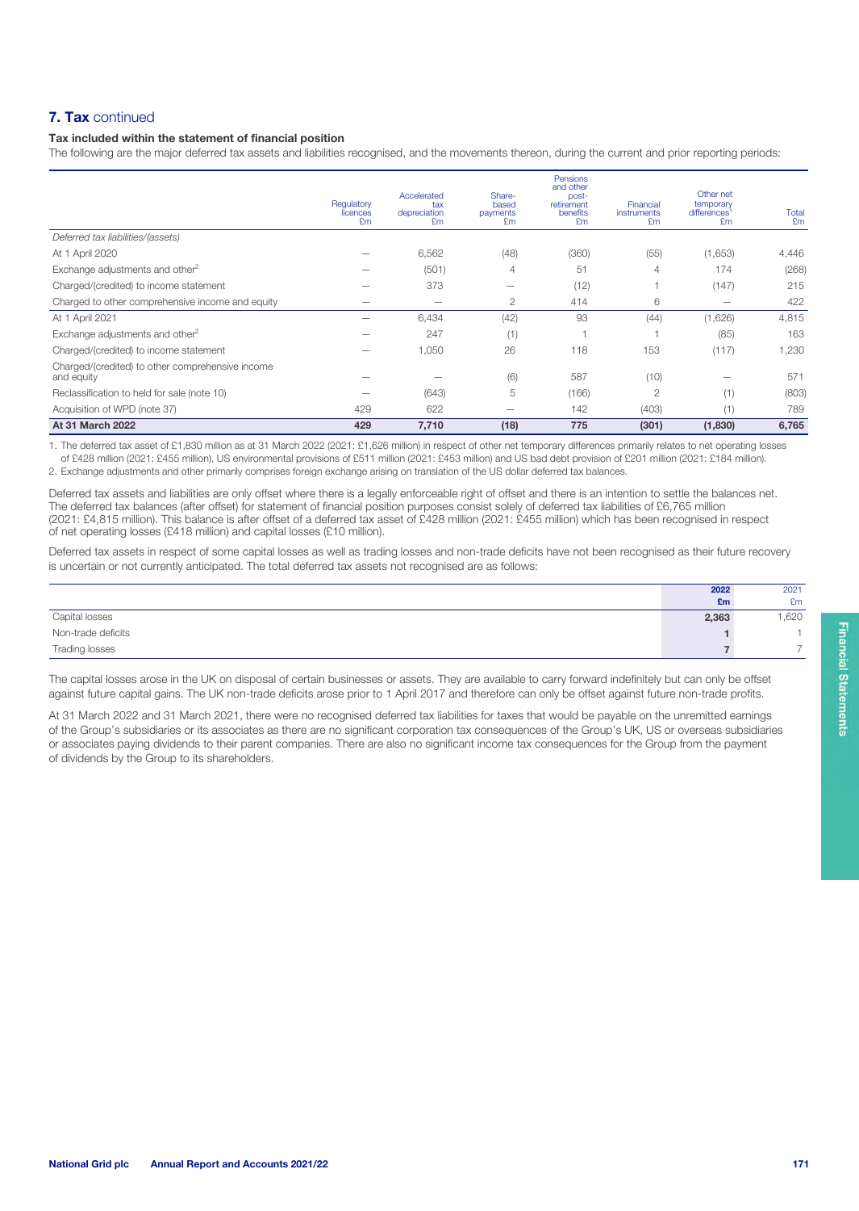## 7. Tax continued

### Tax included within the statement of financial position

The following are the major deferred tax assets and liabilities recognised, and the movements thereon, during the current and prior reporting periods:

| | Regulatory licences £m | Accelerated tax depreciation £m | Share-based payments £m | Pensions and other post-retirement benefits £m | Financial instruments £m | Other net temporary differences[1] £m | Total £m |
|---|---|---|---|---|---|---|---|
| *Deferred tax liabilities/(assets)* | | | | | | | |
| At 1 April 2020 | — | 6,562 | (48) | (360) | (55) | (1,653) | 4,446 |
| Exchange adjustments and other[2] | — | (501) | 4 | 51 | 4 | 174 | (268) |
| Charged/(credited) to income statement | — | 373 | — | (12) | 1 | (147) | 215 |
| Charged to other comprehensive income and equity | — | — | 2 | 414 | 6 | — | 422 |
| At 1 April 2021 | — | 6,434 | (42) | 93 | (44) | (1,626) | 4,815 |
| Exchange adjustments and other[2] | — | 247 | (1) | 1 | 1 | (85) | 163 |
| Charged/(credited) to income statement | — | 1,050 | 26 | 118 | 153 | (117) | 1,230 |
| Charged/(credited) to other comprehensive income and equity | — | — | (6) | 587 | (10) | — | 571 |
| Reclassification to held for sale (note 10) | — | (643) | 5 | (166) | 2 | (1) | (803) |
| Acquisition of WPD (note 37) | 429 | 622 | — | 142 | (403) | (1) | 789 |
| **At 31 March 2022** | **429** | **7,710** | **(18)** | **775** | **(301)** | **(1,830)** | **6,765** |

1. The deferred tax asset of £1,830 million as at 31 March 2022 (2021: £1,626 million) in respect of other net temporary differences primarily relates to net operating losses of £428 million (2021: £455 million), US environmental provisions of £511 million (2021: £453 million) and US bad debt provision of £201 million (2021: £184 million).
2. Exchange adjustments and other primarily comprises foreign exchange arising on translation of the US dollar deferred tax balances.

Deferred tax assets and liabilities are only offset where there is a legally enforceable right of offset and there is an intention to settle the balances net. The deferred tax balances (after offset) for statement of financial position purposes consist solely of deferred tax liabilities of £6,765 million (2021: £4,815 million). This balance is after offset of a deferred tax asset of £428 million (2021: £455 million) which has been recognised in respect of net operating losses (£418 million) and capital losses (£10 million).

Deferred tax assets in respect of some capital losses as well as trading losses and non-trade deficits have not been recognised as their future recovery is uncertain or not currently anticipated. The total deferred tax assets not recognised are as follows:

| | 2022 £m | 2021 £m |
|---|---|---|
| Capital losses | **2,363** | 1,620 |
| Non-trade deficits | **1** | 1 |
| Trading losses | **7** | 7 |

The capital losses arose in the UK on disposal of certain businesses or assets. They are available to carry forward indefinitely but can only be offset against future capital gains. The UK non-trade deficits arose prior to 1 April 2017 and therefore can only be offset against future non-trade profits.

At 31 March 2022 and 31 March 2021, there were no recognised deferred tax liabilities for taxes that would be payable on the unremitted earnings of the Group's subsidiaries or its associates as there are no significant corporation tax consequences of the Group's UK, US or overseas subsidiaries or associates paying dividends to their parent companies. There are also no significant income tax consequences for the Group from the payment of dividends by the Group to its shareholders.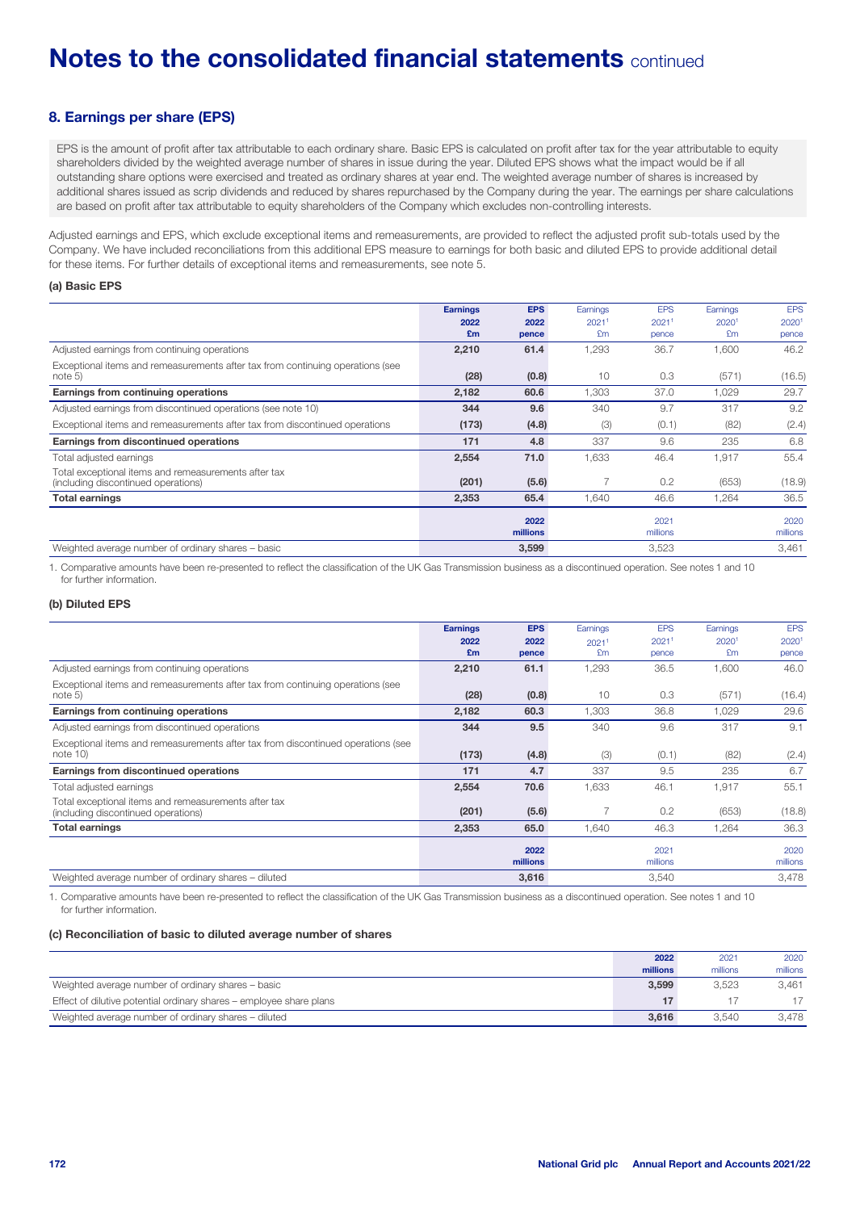# Notes to the consolidated financial statements continued

## 8. Earnings per share (EPS)

EPS is the amount of profit after tax attributable to each ordinary share. Basic EPS is calculated on profit after tax for the year attributable to equity shareholders divided by the weighted average number of shares in issue during the year. Diluted EPS shows what the impact would be if all outstanding share options were exercised and treated as ordinary shares at year end. The weighted average number of shares is increased by additional shares issued as scrip dividends and reduced by shares repurchased by the Company during the year. The earnings per share calculations are based on profit after tax attributable to equity shareholders of the Company which excludes non-controlling interests.

Adjusted earnings and EPS, which exclude exceptional items and remeasurements, are provided to reflect the adjusted profit sub-totals used by the Company. We have included reconciliations from this additional EPS measure to earnings for both basic and diluted EPS to provide additional detail for these items. For further details of exceptional items and remeasurements, see note 5.

### (a) Basic EPS

| | Earnings 2022 £m | EPS 2022 pence | Earnings 2021[1] £m | EPS 2021[1] pence | Earnings 2020[1] £m | EPS 2020[1] pence |
|---|---|---|---|---|---|---|
| Adjusted earnings from continuing operations | **2,210** | **61.4** | 1,293 | 36.7 | 1,600 | 46.2 |
| Exceptional items and remeasurements after tax from continuing operations (see note 5) | **(28)** | **(0.8)** | 10 | 0.3 | (571) | (16.5) |
| **Earnings from continuing operations** | **2,182** | **60.6** | 1,303 | 37.0 | 1,029 | 29.7 |
| Adjusted earnings from discontinued operations (see note 10) | **344** | **9.6** | 340 | 9.7 | 317 | 9.2 |
| Exceptional items and remeasurements after tax from discontinued operations | **(173)** | **(4.8)** | (3) | (0.1) | (82) | (2.4) |
| **Earnings from discontinued operations** | **171** | **4.8** | 337 | 9.6 | 235 | 6.8 |
| Total adjusted earnings | **2,554** | **71.0** | 1,633 | 46.4 | 1,917 | 55.4 |
| Total exceptional items and remeasurements after tax (including discontinued operations) | **(201)** | **(5.6)** | 7 | 0.2 | (653) | (18.9) |
| **Total earnings** | **2,353** | **65.4** | 1,640 | 46.6 | 1,264 | 36.5 |
| | | **2022 millions** | | 2021 millions | | 2020 millions |
| Weighted average number of ordinary shares – basic | | **3,599** | | 3,523 | | 3,461 |

1. Comparative amounts have been re-presented to reflect the classification of the UK Gas Transmission business as a discontinued operation. See notes 1 and 10 for further information.

### (b) Diluted EPS

| | Earnings 2022 £m | EPS 2022 pence | Earnings 2021[1] £m | EPS 2021[1] pence | Earnings 2020[1] £m | EPS 2020[1] pence |
|---|---|---|---|---|---|---|
| Adjusted earnings from continuing operations | **2,210** | **61.1** | 1,293 | 36.5 | 1,600 | 46.0 |
| Exceptional items and remeasurements after tax from continuing operations (see note 5) | **(28)** | **(0.8)** | 10 | 0.3 | (571) | (16.4) |
| **Earnings from continuing operations** | **2,182** | **60.3** | 1,303 | 36.8 | 1,029 | 29.6 |
| Adjusted earnings from discontinued operations | **344** | **9.5** | 340 | 9.6 | 317 | 9.1 |
| Exceptional items and remeasurements after tax from discontinued operations (see note 10) | **(173)** | **(4.8)** | (3) | (0.1) | (82) | (2.4) |
| **Earnings from discontinued operations** | **171** | **4.7** | 337 | 9.5 | 235 | 6.7 |
| Total adjusted earnings | **2,554** | **70.6** | 1,633 | 46.1 | 1,917 | 55.1 |
| Total exceptional items and remeasurements after tax (including discontinued operations) | **(201)** | **(5.6)** | 7 | 0.2 | (653) | (18.8) |
| **Total earnings** | **2,353** | **65.0** | 1,640 | 46.3 | 1,264 | 36.3 |
| | | **2022 millions** | | 2021 millions | | 2020 millions |
| Weighted average number of ordinary shares – diluted | | **3,616** | | 3,540 | | 3,478 |

1. Comparative amounts have been re-presented to reflect the classification of the UK Gas Transmission business as a discontinued operation. See notes 1 and 10 for further information.

### (c) Reconciliation of basic to diluted average number of shares

| | 2022 millions | 2021 millions | 2020 millions |
|---|---|---|---|
| Weighted average number of ordinary shares – basic | **3,599** | 3,523 | 3,461 |
| Effect of dilutive potential ordinary shares – employee share plans | **17** | 17 | 17 |
| Weighted average number of ordinary shares – diluted | **3,616** | 3,540 | 3,478 |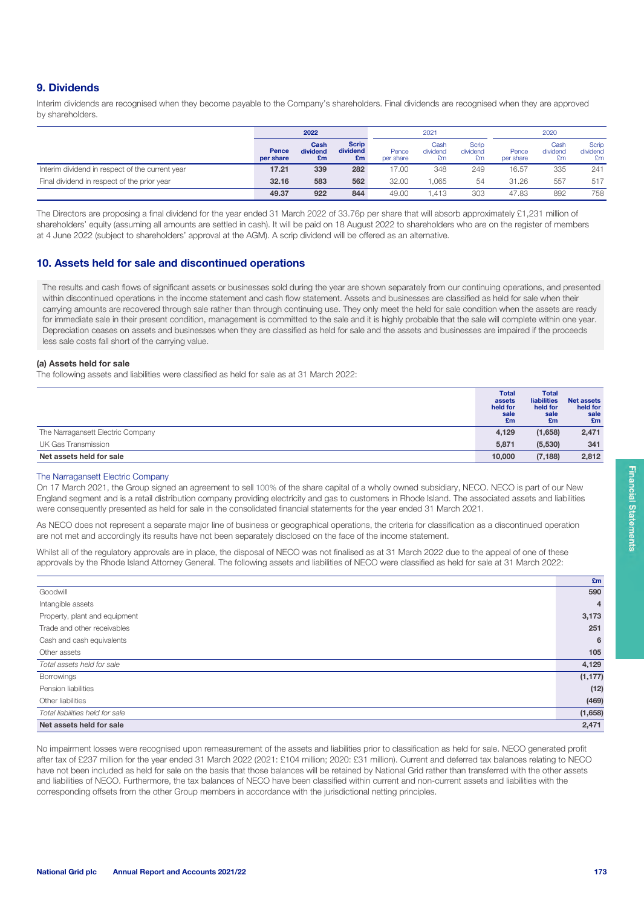## 9. Dividends

Interim dividends are recognised when they become payable to the Company's shareholders. Final dividends are recognised when they are approved by shareholders.

| | 2022 | | | 2021 | | | 2020 | | |
|---|---|---|---|---|---|---|---|---|---|
| | **Pence per share** | **Cash dividend £m** | **Scrip dividend £m** | Pence per share | Cash dividend £m | Scrip dividend £m | Pence per share | Cash dividend £m | Scrip dividend £m |
| Interim dividend in respect of the current year | **17.21** | **339** | **282** | 17.00 | 348 | 249 | 16.57 | 335 | 241 |
| Final dividend in respect of the prior year | **32.16** | **583** | **562** | 32.00 | 1,065 | 54 | 31.26 | 557 | 517 |
| | **49.37** | **922** | **844** | 49.00 | 1,413 | 303 | 47.83 | 892 | 758 |

The Directors are proposing a final dividend for the year ended 31 March 2022 of 33.76p per share that will absorb approximately £1,231 million of shareholders' equity (assuming all amounts are settled in cash). It will be paid on 18 August 2022 to shareholders who are on the register of members at 4 June 2022 (subject to shareholders' approval at the AGM). A scrip dividend will be offered as an alternative.

## 10. Assets held for sale and discontinued operations

The results and cash flows of significant assets or businesses sold during the year are shown separately from our continuing operations, and presented within discontinued operations in the income statement and cash flow statement. Assets and businesses are classified as held for sale when their carrying amounts are recovered through sale rather than through continuing use. They only meet the held for sale condition when the assets are ready for immediate sale in their present condition, management is committed to the sale and it is highly probable that the sale will complete within one year. Depreciation ceases on assets and businesses when they are classified as held for sale and the assets and businesses are impaired if the proceeds less sale costs fall short of the carrying value.

### (a) Assets held for sale

The following assets and liabilities were classified as held for sale as at 31 March 2022:

| | Total assets held for sale £m | Total liabilities held for sale £m | Net assets held for sale £m |
|---|---|---|---|
| The Narragansett Electric Company | 4,129 | (1,658) | 2,471 |
| UK Gas Transmission | 5,871 | (5,530) | 341 |
| **Net assets held for sale** | **10,000** | **(7,188)** | **2,812** |

#### The Narragansett Electric Company

On 17 March 2021, the Group signed an agreement to sell 100% of the share capital of a wholly owned subsidiary, NECO. NECO is part of our New England segment and is a retail distribution company providing electricity and gas to customers in Rhode Island. The associated assets and liabilities were consequently presented as held for sale in the consolidated financial statements for the year ended 31 March 2021.

As NECO does not represent a separate major line of business or geographical operations, the criteria for classification as a discontinued operation are not met and accordingly its results have not been separately disclosed on the face of the income statement.

Whilst all of the regulatory approvals are in place, the disposal of NECO was not finalised as at 31 March 2022 due to the appeal of one of these approvals by the Rhode Island Attorney General. The following assets and liabilities of NECO were classified as held for sale at 31 March 2022:

| | £m |
|---|---|
| Goodwill | 590 |
| Intangible assets | 4 |
| Property, plant and equipment | 3,173 |
| Trade and other receivables | 251 |
| Cash and cash equivalents | 6 |
| Other assets | 105 |
| *Total assets held for sale* | 4,129 |
| Borrowings | (1,177) |
| Pension liabilities | (12) |
| Other liabilities | (469) |
| *Total liabilities held for sale* | (1,658) |
| **Net assets held for sale** | **2,471** |

No impairment losses were recognised upon remeasurement of the assets and liabilities prior to classification as held for sale. NECO generated profit after tax of £237 million for the year ended 31 March 2022 (2021: £104 million; 2020: £31 million). Current and deferred tax balances relating to NECO have not been included as held for sale on the basis that those balances will be retained by National Grid rather than transferred with the other assets and liabilities of NECO. Furthermore, the tax balances of NECO have been classified within current and non-current assets and liabilities with the corresponding offsets from the other Group members in accordance with the jurisdictional netting principles.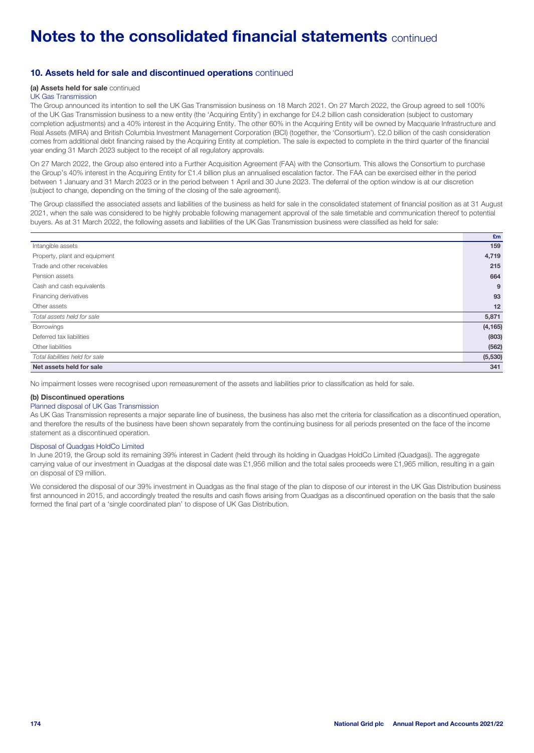# Notes to the consolidated financial statements continued

## 10. Assets held for sale and discontinued operations continued

### (a) Assets held for sale continued

UK Gas Transmission

The Group announced its intention to sell the UK Gas Transmission business on 18 March 2021. On 27 March 2022, the Group agreed to sell 100% of the UK Gas Transmission business to a new entity (the 'Acquiring Entity') in exchange for £4.2 billion cash consideration (subject to customary completion adjustments) and a 40% interest in the Acquiring Entity. The other 60% in the Acquiring Entity will be owned by Macquarie Infrastructure and Real Assets (MIRA) and British Columbia Investment Management Corporation (BCI) (together, the 'Consortium'). £2.0 billion of the cash consideration comes from additional debt financing raised by the Acquiring Entity at completion. The sale is expected to complete in the third quarter of the financial year ending 31 March 2023 subject to the receipt of all regulatory approvals.

On 27 March 2022, the Group also entered into a Further Acquisition Agreement (FAA) with the Consortium. This allows the Consortium to purchase the Group's 40% interest in the Acquiring Entity for £1.4 billion plus an annualised escalation factor. The FAA can be exercised either in the period between 1 January and 31 March 2023 or in the period between 1 April and 30 June 2023. The deferral of the option window is at our discretion (subject to change, depending on the timing of the closing of the sale agreement).

The Group classified the associated assets and liabilities of the business as held for sale in the consolidated statement of financial position as at 31 August 2021, when the sale was considered to be highly probable following management approval of the sale timetable and communication thereof to potential buyers. As at 31 March 2022, the following assets and liabilities of the UK Gas Transmission business were classified as held for sale:

| | £m |
|---|---|
| Intangible assets | 159 |
| Property, plant and equipment | 4,719 |
| Trade and other receivables | 215 |
| Pension assets | 664 |
| Cash and cash equivalents | 9 |
| Financing derivatives | 93 |
| Other assets | 12 |
| *Total assets held for sale* | 5,871 |
| Borrowings | (4,165) |
| Deferred tax liabilities | (803) |
| Other liabilities | (562) |
| *Total liabilities held for sale* | (5,530) |
| **Net assets held for sale** | **341** |

No impairment losses were recognised upon remeasurement of the assets and liabilities prior to classification as held for sale.

### (b) Discontinued operations

Planned disposal of UK Gas Transmission

As UK Gas Transmission represents a major separate line of business, the business has also met the criteria for classification as a discontinued operation, and therefore the results of the business have been shown separately from the continuing business for all periods presented on the face of the income statement as a discontinued operation.

Disposal of Quadgas HoldCo Limited

In June 2019, the Group sold its remaining 39% interest in Cadent (held through its holding in Quadgas HoldCo Limited (Quadgas)). The aggregate carrying value of our investment in Quadgas at the disposal date was £1,956 million and the total sales proceeds were £1,965 million, resulting in a gain on disposal of £9 million.

We considered the disposal of our 39% investment in Quadgas as the final stage of the plan to dispose of our interest in the UK Gas Distribution business first announced in 2015, and accordingly treated the results and cash flows arising from Quadgas as a discontinued operation on the basis that the sale formed the final part of a 'single coordinated plan' to dispose of UK Gas Distribution.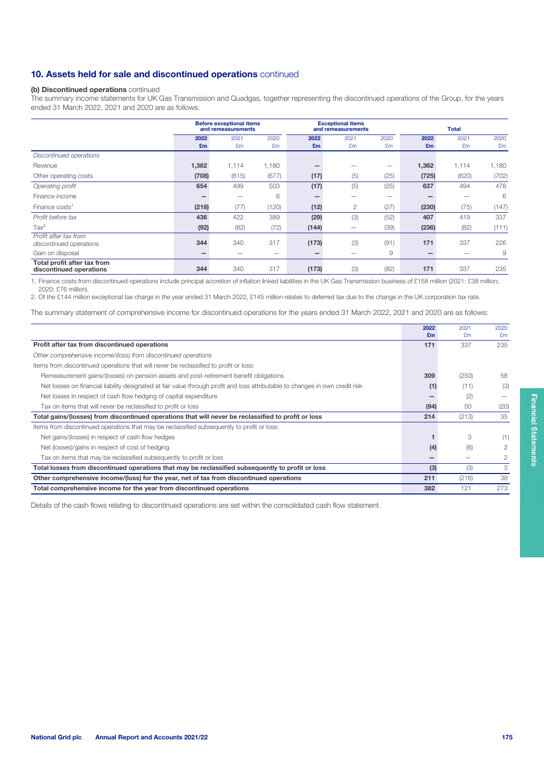## 10. Assets held for sale and discontinued operations continued

**(b) Discontinued operations** continued

The summary income statements for UK Gas Transmission and Quadgas, together representing the discontinued operations of the Group, for the years ended 31 March 2022, 2021 and 2020 are as follows:

| | Before exceptional items and remeasurements | | | Exceptional items and remeasurements | | | Total | | |
|---|---|---|---|---|---|---|---|---|---|
| | **2022 £m** | 2021 £m | 2020 £m | **2022 £m** | 2021 £m | 2020 £m | **2022 £m** | 2021 £m | 2020 £m |
| *Discontinued operations* | | | | | | | | | |
| Revenue | **1,362** | 1,114 | 1,180 | **–** | – | – | **1,362** | 1,114 | 1,180 |
| Other operating costs | **(708)** | (615) | (677) | **(17)** | (5) | (25) | **(725)** | (620) | (702) |
| *Operating profit* | **654** | 499 | 503 | **(17)** | (5) | (25) | **637** | 494 | 478 |
| Finance income | **–** | – | 6 | **–** | – | – | **–** | – | 6 |
| Finance costs[1] | **(218)** | (77) | (120) | **(12)** | 2 | (27) | **(230)** | (75) | (147) |
| *Profit before tax* | **436** | 422 | 389 | **(29)** | (3) | (52) | **407** | 419 | 337 |
| Tax[2] | **(92)** | (82) | (72) | **(144)** | – | (39) | **(236)** | (82) | (111) |
| *Profit after tax from discontinued operations* | **344** | 340 | 317 | **(173)** | (3) | (91) | **171** | 337 | 226 |
| Gain on disposal | **–** | – | – | **–** | – | 9 | **–** | – | 9 |
| **Total profit after tax from discontinued operations** | **344** | 340 | 317 | **(173)** | (3) | (82) | **171** | 337 | 235 |

1. Finance costs from discontinued operations include principal accretion of inflation linked liabilities in the UK Gas Transmission business of £158 million (2021: £38 million; 2020: £76 million).
2. Of the £144 million exceptional tax charge in the year ended 31 March 2022, £145 million relates to deferred tax due to the change in the UK corporation tax rate.

The summary statement of comprehensive income for discontinued operations for the years ended 31 March 2022, 2021 and 2020 are as follows:

| | **2022 £m** | 2021 £m | 2020 £m |
|---|---|---|---|
| **Profit after tax from discontinued operations** | **171** | 337 | 235 |
| *Other comprehensive income/(loss) from discontinued operations* | | | |
| Items from discontinued operations that will never be reclassified to profit or loss: | | | |
| Remeasurement gains/(losses) on pension assets and post-retirement benefit obligations | **309** | (250) | 58 |
| Net losses on financial liability designated at fair value through profit and loss attributable to changes in own credit risk | **(1)** | (11) | (3) |
| Net losses in respect of cash flow hedging of capital expenditure | **–** | (2) | – |
| Tax on items that will never be reclassified to profit or loss | **(94)** | 50 | (20) |
| **Total gains/(losses) from discontinued operations that will never be reclassified to profit or loss** | **214** | (213) | 35 |
| Items from discontinued operations that may be reclassified subsequently to profit or loss: | | | |
| Net gains/(losses) in respect of cash flow hedges | **1** | 3 | (1) |
| Net (losses)/gains in respect of cost of hedging | **(4)** | (6) | 2 |
| Tax on items that may be reclassified subsequently to profit or loss | **–** | – | 2 |
| **Total losses from discontinued operations that may be reclassified subsequently to profit or loss** | **(3)** | (3) | 3 |
| **Other comprehensive income/(loss) for the year, net of tax from discontinued operations** | **211** | (216) | 38 |
| **Total comprehensive income for the year from discontinued operations** | **382** | 121 | 273 |

Details of the cash flows relating to discontinued operations are set within the consolidated cash flow statement.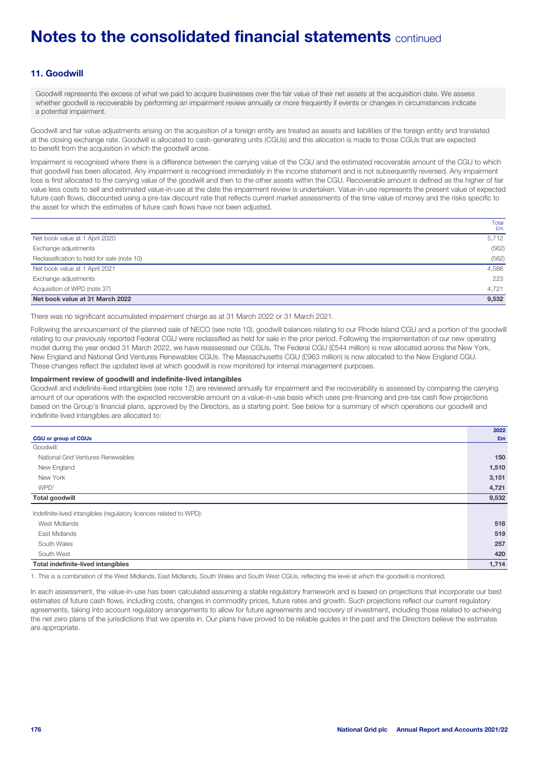## 11. Goodwill

Goodwill represents the excess of what we paid to acquire businesses over the fair value of their net assets at the acquisition date. We assess whether goodwill is recoverable by performing an impairment review annually or more frequently if events or changes in circumstances indicate a potential impairment.

Goodwill and fair value adjustments arising on the acquisition of a foreign entity are treated as assets and liabilities of the foreign entity and translated at the closing exchange rate. Goodwill is allocated to cash-generating units (CGUs) and this allocation is made to those CGUs that are expected to benefit from the acquisition in which the goodwill arose.

Impairment is recognised where there is a difference between the carrying value of the CGU and the estimated recoverable amount of the CGU to which that goodwill has been allocated. Any impairment is recognised immediately in the income statement and is not subsequently reversed. Any impairment loss is first allocated to the carrying value of the goodwill and then to the other assets within the CGU. Recoverable amount is defined as the higher of fair value less costs to sell and estimated value-in-use at the date the impairment review is undertaken. Value-in-use represents the present value of expected future cash flows, discounted using a pre-tax discount rate that reflects current market assessments of the time value of money and the risks specific to the asset for which the estimates of future cash flows have not been adjusted.

| | Total £m |
|---|---|
| Net book value at 1 April 2020 | 5,712 |
| Exchange adjustments | (562) |
| Reclassification to held for sale (note 10) | (562) |
| Net book value at 1 April 2021 | 4,588 |
| Exchange adjustments | 223 |
| Acquisition of WPD (note 37) | 4,721 |
| **Net book value at 31 March 2022** | **9,532** |

There was no significant accumulated impairment charge as at 31 March 2022 or 31 March 2021.

Following the announcement of the planned sale of NECO (see note 10), goodwill balances relating to our Rhode Island CGU and a portion of the goodwill relating to our previously reported Federal CGU were reclassified as held for sale in the prior period. Following the implementation of our new operating model during the year ended 31 March 2022, we have reassessed our CGUs. The Federal CGU (£544 million) is now allocated across the New York, New England and National Grid Ventures Renewables CGUs. The Massachusetts CGU (£963 million) is now allocated to the New England CGU. These changes reflect the updated level at which goodwill is now monitored for internal management purposes.

### Impairment review of goodwill and indefinite-lived intangibles

Goodwill and indefinite-lived intangibles (see note 12) are reviewed annually for impairment and the recoverability is assessed by comparing the carrying amount of our operations with the expected recoverable amount on a value-in-use basis which uses pre-financing and pre-tax cash flow projections based on the Group's financial plans, approved by the Directors, as a starting point. See below for a summary of which operations our goodwill and indefinite-lived intangibles are allocated to:

| CGU or group of CGUs | 2022 £m |
|---|---|
| Goodwill: | |
| National Grid Ventures Renewables | 150 |
| New England | 1,510 |
| New York | 3,151 |
| WPD[1] | 4,721 |
| **Total goodwill** | **9,532** |
| Indefinite-lived intangibles (regulatory licences related to WPD): | |
| West Midlands | 518 |
| East Midlands | 519 |
| South Wales | 257 |
| South West | 420 |
| **Total indefinite-lived intangibles** | **1,714** |

1. This is a combination of the West Midlands, East Midlands, South Wales and South West CGUs, reflecting the level at which the goodwill is monitored.

In each assessment, the value-in-use has been calculated assuming a stable regulatory framework and is based on projections that incorporate our best estimates of future cash flows, including costs, changes in commodity prices, future rates and growth. Such projections reflect our current regulatory agreements, taking into account regulatory arrangements to allow for future agreements and recovery of investment, including those related to achieving the net zero plans of the jurisdictions that we operate in. Our plans have proved to be reliable guides in the past and the Directors believe the estimates are appropriate.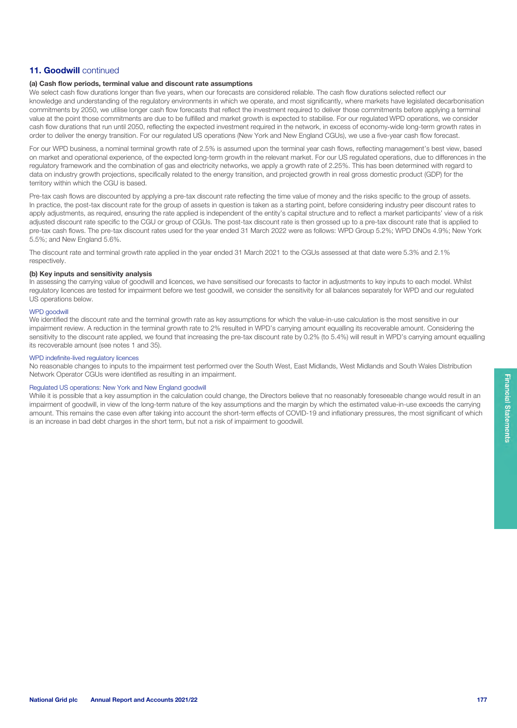## 11. Goodwill continued

### (a) Cash flow periods, terminal value and discount rate assumptions

We select cash flow durations longer than five years, when our forecasts are considered reliable. The cash flow durations selected reflect our knowledge and understanding of the regulatory environments in which we operate, and most significantly, where markets have legislated decarbonisation commitments by 2050, we utilise longer cash flow forecasts that reflect the investment required to deliver those commitments before applying a terminal value at the point those commitments are due to be fulfilled and market growth is expected to stabilise. For our regulated WPD operations, we consider cash flow durations that run until 2050, reflecting the expected investment required in the network, in excess of economy-wide long-term growth rates in order to deliver the energy transition. For our regulated US operations (New York and New England CGUs), we use a five-year cash flow forecast.

For our WPD business, a nominal terminal growth rate of 2.5% is assumed upon the terminal year cash flows, reflecting management's best view, based on market and operational experience, of the expected long-term growth in the relevant market. For our US regulated operations, due to differences in the regulatory framework and the combination of gas and electricity networks, we apply a growth rate of 2.25%. This has been determined with regard to data on industry growth projections, specifically related to the energy transition, and projected growth in real gross domestic product (GDP) for the territory within which the CGU is based.

Pre-tax cash flows are discounted by applying a pre-tax discount rate reflecting the time value of money and the risks specific to the group of assets. In practice, the post-tax discount rate for the group of assets in question is taken as a starting point, before considering industry peer discount rates to apply adjustments, as required, ensuring the rate applied is independent of the entity's capital structure and to reflect a market participants' view of a risk adjusted discount rate specific to the CGU or group of CGUs. The post-tax discount rate is then grossed up to a pre-tax discount rate that is applied to pre-tax cash flows. The pre-tax discount rates used for the year ended 31 March 2022 were as follows: WPD Group 5.2%; WPD DNOs 4.9%; New York 5.5%; and New England 5.6%.

The discount rate and terminal growth rate applied in the year ended 31 March 2021 to the CGUs assessed at that date were 5.3% and 2.1% respectively.

### (b) Key inputs and sensitivity analysis

In assessing the carrying value of goodwill and licences, we have sensitised our forecasts to factor in adjustments to key inputs to each model. Whilst regulatory licences are tested for impairment before we test goodwill, we consider the sensitivity for all balances separately for WPD and our regulated US operations below.

#### WPD goodwill

We identified the discount rate and the terminal growth rate as key assumptions for which the value-in-use calculation is the most sensitive in our impairment review. A reduction in the terminal growth rate to 2% resulted in WPD's carrying amount equalling its recoverable amount. Considering the sensitivity to the discount rate applied, we found that increasing the pre-tax discount rate by 0.2% (to 5.4%) will result in WPD's carrying amount equalling its recoverable amount (see notes 1 and 35).

#### WPD indefinite-lived regulatory licences

No reasonable changes to inputs to the impairment test performed over the South West, East Midlands, West Midlands and South Wales Distribution Network Operator CGUs were identified as resulting in an impairment.

#### Regulated US operations: New York and New England goodwill

While it is possible that a key assumption in the calculation could change, the Directors believe that no reasonably foreseeable change would result in an impairment of goodwill, in view of the long-term nature of the key assumptions and the margin by which the estimated value-in-use exceeds the carrying amount. This remains the case even after taking into account the short-term effects of COVID-19 and inflationary pressures, the most significant of which is an increase in bad debt charges in the short term, but not a risk of impairment to goodwill.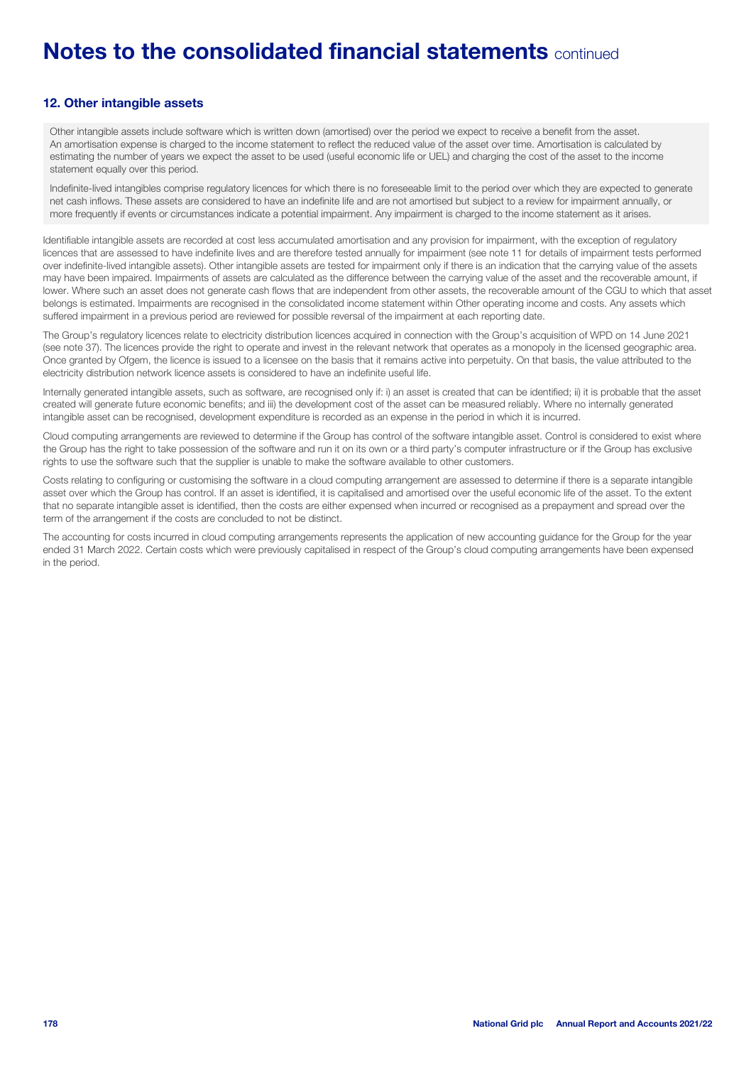# Notes to the consolidated financial statements continued

## 12. Other intangible assets

Other intangible assets include software which is written down (amortised) over the period we expect to receive a benefit from the asset. An amortisation expense is charged to the income statement to reflect the reduced value of the asset over time. Amortisation is calculated by estimating the number of years we expect the asset to be used (useful economic life or UEL) and charging the cost of the asset to the income statement equally over this period.

Indefinite-lived intangibles comprise regulatory licences for which there is no foreseeable limit to the period over which they are expected to generate net cash inflows. These assets are considered to have an indefinite life and are not amortised but subject to a review for impairment annually, or more frequently if events or circumstances indicate a potential impairment. Any impairment is charged to the income statement as it arises.

Identifiable intangible assets are recorded at cost less accumulated amortisation and any provision for impairment, with the exception of regulatory licences that are assessed to have indefinite lives and are therefore tested annually for impairment (see note 11 for details of impairment tests performed over indefinite-lived intangible assets). Other intangible assets are tested for impairment only if there is an indication that the carrying value of the assets may have been impaired. Impairments of assets are calculated as the difference between the carrying value of the asset and the recoverable amount, if lower. Where such an asset does not generate cash flows that are independent from other assets, the recoverable amount of the CGU to which that asset belongs is estimated. Impairments are recognised in the consolidated income statement within Other operating income and costs. Any assets which suffered impairment in a previous period are reviewed for possible reversal of the impairment at each reporting date.

The Group's regulatory licences relate to electricity distribution licences acquired in connection with the Group's acquisition of WPD on 14 June 2021 (see note 37). The licences provide the right to operate and invest in the relevant network that operates as a monopoly in the licensed geographic area. Once granted by Ofgem, the licence is issued to a licensee on the basis that it remains active into perpetuity. On that basis, the value attributed to the electricity distribution network licence assets is considered to have an indefinite useful life.

Internally generated intangible assets, such as software, are recognised only if: i) an asset is created that can be identified; ii) it is probable that the asset created will generate future economic benefits; and iii) the development cost of the asset can be measured reliably. Where no internally generated intangible asset can be recognised, development expenditure is recorded as an expense in the period in which it is incurred.

Cloud computing arrangements are reviewed to determine if the Group has control of the software intangible asset. Control is considered to exist where the Group has the right to take possession of the software and run it on its own or a third party's computer infrastructure or if the Group has exclusive rights to use the software such that the supplier is unable to make the software available to other customers.

Costs relating to configuring or customising the software in a cloud computing arrangement are assessed to determine if there is a separate intangible asset over which the Group has control. If an asset is identified, it is capitalised and amortised over the useful economic life of the asset. To the extent that no separate intangible asset is identified, then the costs are either expensed when incurred or recognised as a prepayment and spread over the term of the arrangement if the costs are concluded to not be distinct.

The accounting for costs incurred in cloud computing arrangements represents the application of new accounting guidance for the Group for the year ended 31 March 2022. Certain costs which were previously capitalised in respect of the Group's cloud computing arrangements have been expensed in the period.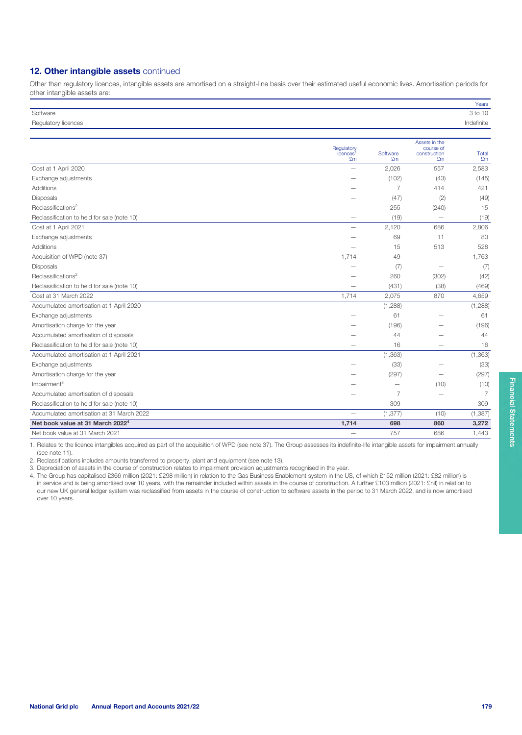## 12. Other intangible assets continued

Other than regulatory licences, intangible assets are amortised on a straight-line basis over their estimated useful economic lives. Amortisation periods for other intangible assets are:

| | Years |
|---|---|
| Software | 3 to 10 |
| Regulatory licences | Indefinite |

| | Regulatory licences[1] £m | Software £m | Assets in the course of construction £m | Total £m |
|---|---|---|---|---|
| Cost at 1 April 2020 | — | 2,026 | 557 | 2,583 |
| Exchange adjustments | — | (102) | (43) | (145) |
| Additions | — | 7 | 414 | 421 |
| Disposals | — | (47) | (2) | (49) |
| Reclassifications[2] | — | 255 | (240) | 15 |
| Reclassification to held for sale (note 10) | — | (19) | — | (19) |
| Cost at 1 April 2021 | — | 2,120 | 686 | 2,806 |
| Exchange adjustments | — | 69 | 11 | 80 |
| Additions | — | 15 | 513 | 528 |
| Acquisition of WPD (note 37) | 1,714 | 49 | — | 1,763 |
| Disposals | — | (7) | — | (7) |
| Reclassifications[2] | — | 260 | (302) | (42) |
| Reclassification to held for sale (note 10) | — | (431) | (38) | (469) |
| Cost at 31 March 2022 | 1,714 | 2,075 | 870 | 4,659 |
| Accumulated amortisation at 1 April 2020 | — | (1,288) | — | (1,288) |
| Exchange adjustments | — | 61 | — | 61 |
| Amortisation charge for the year | — | (196) | — | (196) |
| Accumulated amortisation of disposals | — | 44 | — | 44 |
| Reclassification to held for sale (note 10) | — | 16 | — | 16 |
| Accumulated amortisation at 1 April 2021 | — | (1,363) | — | (1,363) |
| Exchange adjustments | — | (33) | — | (33) |
| Amortisation charge for the year | — | (297) | — | (297) |
| Impairment[3] | — | — | (10) | (10) |
| Accumulated amortisation of disposals | — | 7 | — | 7 |
| Reclassification to held for sale (note 10) | — | 309 | — | 309 |
| Accumulated amortisation at 31 March 2022 | — | (1,377) | (10) | (1,387) |
| **Net book value at 31 March 2022[4]** | **1,714** | **698** | **860** | **3,272** |
| Net book value at 31 March 2021 | — | 757 | 686 | 1,443 |

1. Relates to the licence intangibles acquired as part of the acquisition of WPD (see note 37). The Group assesses its indefinite-life intangible assets for impairment annually (see note 11).
2. Reclassifications includes amounts transferred to property, plant and equipment (see note 13).
3. Depreciation of assets in the course of construction relates to impairment provision adjustments recognised in the year.
4. The Group has capitalised £366 million (2021: £298 million) in relation to the Gas Business Enablement system in the US, of which £152 million (2021: £82 million) is in service and is being amortised over 10 years, with the remainder included within assets in the course of construction. A further £103 million (2021: £nil) in relation to our new UK general ledger system was reclassified from assets in the course of construction to software assets in the period to 31 March 2022, and is now amortised over 10 years.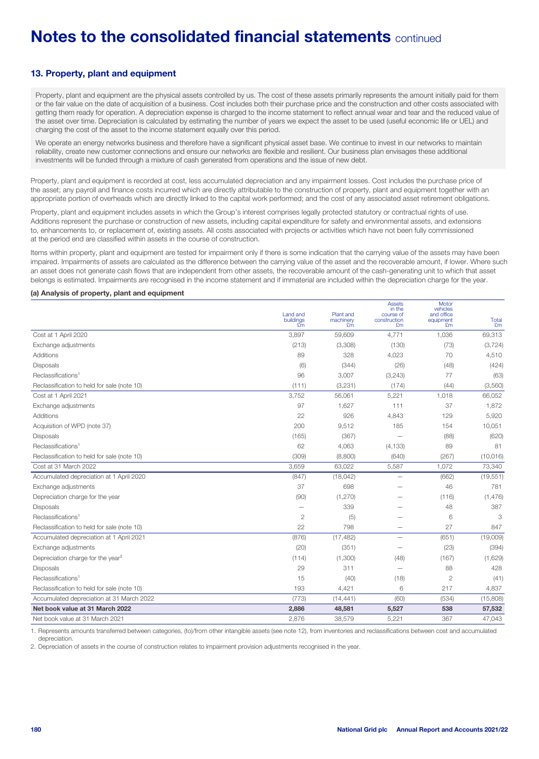# Notes to the consolidated financial statements continued

## 13. Property, plant and equipment

Property, plant and equipment are the physical assets controlled by us. The cost of these assets primarily represents the amount initially paid for them or the fair value on the date of acquisition of a business. Cost includes both their purchase price and the construction and other costs associated with getting them ready for operation. A depreciation expense is charged to the income statement to reflect annual wear and tear and the reduced value of the asset over time. Depreciation is calculated by estimating the number of years we expect the asset to be used (useful economic life or UEL) and charging the cost of the asset to the income statement equally over this period.

We operate an energy networks business and therefore have a significant physical asset base. We continue to invest in our networks to maintain reliability, create new customer connections and ensure our networks are flexible and resilient. Our business plan envisages these additional investments will be funded through a mixture of cash generated from operations and the issue of new debt.

Property, plant and equipment is recorded at cost, less accumulated depreciation and any impairment losses. Cost includes the purchase price of the asset; any payroll and finance costs incurred which are directly attributable to the construction of property, plant and equipment together with an appropriate portion of overheads which are directly linked to the capital work performed; and the cost of any associated asset retirement obligations.

Property, plant and equipment includes assets in which the Group's interest comprises legally protected statutory or contractual rights of use. Additions represent the purchase or construction of new assets, including capital expenditure for safety and environmental assets, and extensions to, enhancements to, or replacement of, existing assets. All costs associated with projects or activities which have not been fully commissioned at the period end are classified within assets in the course of construction.

Items within property, plant and equipment are tested for impairment only if there is some indication that the carrying value of the assets may have been impaired. Impairments of assets are calculated as the difference between the carrying value of the asset and the recoverable amount, if lower. Where such an asset does not generate cash flows that are independent from other assets, the recoverable amount of the cash-generating unit to which that asset belongs is estimated. Impairments are recognised in the income statement and if immaterial are included within the depreciation charge for the year.

### (a) Analysis of property, plant and equipment

| | Land and buildings £m | Plant and machinery £m | Assets in the course of construction £m | Motor vehicles and office equipment £m | Total £m |
|---|---|---|---|---|---|
| Cost at 1 April 2020 | 3,897 | 59,609 | 4,771 | 1,036 | 69,313 |
| Exchange adjustments | (213) | (3,308) | (130) | (73) | (3,724) |
| Additions | 89 | 328 | 4,023 | 70 | 4,510 |
| Disposals | (6) | (344) | (26) | (48) | (424) |
| Reclassifications[1] | 96 | 3,007 | (3,243) | 77 | (63) |
| Reclassification to held for sale (note 10) | (111) | (3,231) | (174) | (44) | (3,560) |
| Cost at 1 April 2021 | 3,752 | 56,061 | 5,221 | 1,018 | 66,052 |
| Exchange adjustments | 97 | 1,627 | 111 | 37 | 1,872 |
| Additions | 22 | 926 | 4,843 | 129 | 5,920 |
| Acquisition of WPD (note 37) | 200 | 9,512 | 185 | 154 | 10,051 |
| Disposals | (165) | (367) | – | (88) | (620) |
| Reclassifications[1] | 62 | 4,063 | (4,133) | 89 | 81 |
| Reclassification to held for sale (note 10) | (309) | (8,800) | (640) | (267) | (10,016) |
| Cost at 31 March 2022 | 3,659 | 63,022 | 5,587 | 1,072 | 73,340 |
| Accumulated depreciation at 1 April 2020 | (847) | (18,042) | – | (662) | (19,551) |
| Exchange adjustments | 37 | 698 | – | 46 | 781 |
| Depreciation charge for the year | (90) | (1,270) | – | (116) | (1,476) |
| Disposals | – | 339 | – | 48 | 387 |
| Reclassifications[1] | 2 | (5) | – | 6 | 3 |
| Reclassification to held for sale (note 10) | 22 | 798 | – | 27 | 847 |
| Accumulated depreciation at 1 April 2021 | (876) | (17,482) | – | (651) | (19,009) |
| Exchange adjustments | (20) | (351) | – | (23) | (394) |
| Depreciation charge for the year[2] | (114) | (1,300) | (48) | (167) | (1,629) |
| Disposals | 29 | 311 | – | 88 | 428 |
| Reclassifications[1] | 15 | (40) | (18) | 2 | (41) |
| Reclassification to held for sale (note 10) | 193 | 4,421 | 6 | 217 | 4,837 |
| Accumulated depreciation at 31 March 2022 | (773) | (14,441) | (60) | (534) | (15,808) |
| **Net book value at 31 March 2022** | **2,886** | **48,581** | **5,527** | **538** | **57,532** |
| Net book value at 31 March 2021 | 2,876 | 38,579 | 5,221 | 367 | 47,043 |

1. Represents amounts transferred between categories, (to)/from other intangible assets (see note 12), from inventories and reclassifications between cost and accumulated depreciation.
2. Depreciation of assets in the course of construction relates to impairment provision adjustments recognised in the year.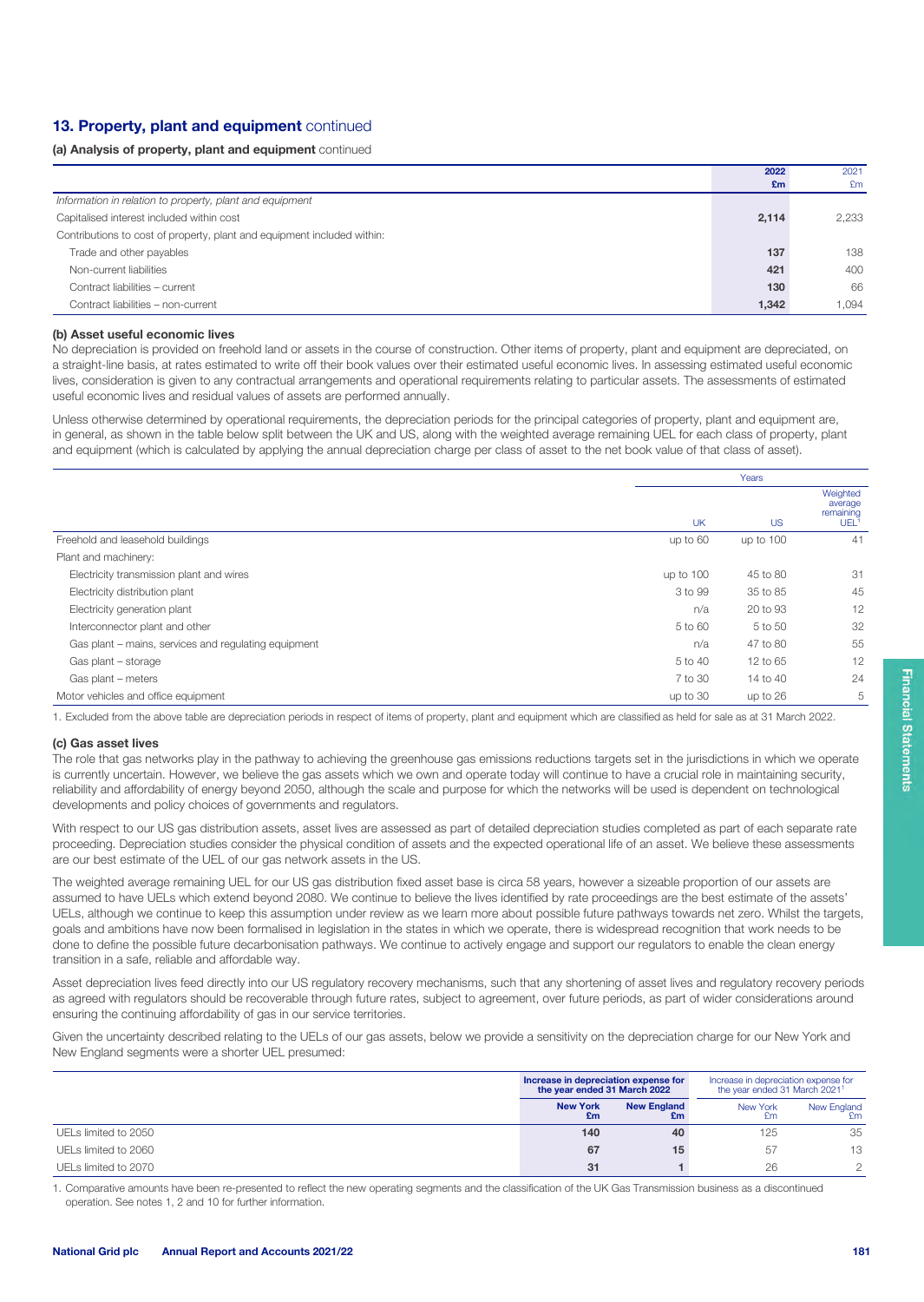## 13. Property, plant and equipment continued

### (a) Analysis of property, plant and equipment continued

| | 2022 £m | 2021 £m |
|---|---|---|
| *Information in relation to property, plant and equipment* | | |
| Capitalised interest included within cost | **2,114** | 2,233 |
| Contributions to cost of property, plant and equipment included within: | | |
| Trade and other payables | **137** | 138 |
| Non-current liabilities | **421** | 400 |
| Contract liabilities – current | **130** | 66 |
| Contract liabilities – non-current | **1,342** | 1,094 |

### (b) Asset useful economic lives

No depreciation is provided on freehold land or assets in the course of construction. Other items of property, plant and equipment are depreciated, on a straight-line basis, at rates estimated to write off their book values over their estimated useful economic lives. In assessing estimated useful economic lives, consideration is given to any contractual arrangements and operational requirements relating to particular assets. The assessments of estimated useful economic lives and residual values of assets are performed annually.

Unless otherwise determined by operational requirements, the depreciation periods for the principal categories of property, plant and equipment are, in general, as shown in the table below split between the UK and US, along with the weighted average remaining UEL for each class of property, plant and equipment (which is calculated by applying the annual depreciation charge per class of asset to the net book value of that class of asset).

| | Years | | |
|---|---|---|---|
| | UK | US | Weighted average remaining UEL[1] |
| Freehold and leasehold buildings | up to 60 | up to 100 | 41 |
| Plant and machinery: | | | |
| Electricity transmission plant and wires | up to 100 | 45 to 80 | 31 |
| Electricity distribution plant | 3 to 99 | 35 to 85 | 45 |
| Electricity generation plant | n/a | 20 to 93 | 12 |
| Interconnector plant and other | 5 to 60 | 5 to 50 | 32 |
| Gas plant – mains, services and regulating equipment | n/a | 47 to 80 | 55 |
| Gas plant – storage | 5 to 40 | 12 to 65 | 12 |
| Gas plant – meters | 7 to 30 | 14 to 40 | 24 |
| Motor vehicles and office equipment | up to 30 | up to 26 | 5 |

1. Excluded from the above table are depreciation periods in respect of items of property, plant and equipment which are classified as held for sale as at 31 March 2022.

### (c) Gas asset lives

The role that gas networks play in the pathway to achieving the greenhouse gas emissions reductions targets set in the jurisdictions in which we operate is currently uncertain. However, we believe the gas assets which we own and operate today will continue to have a crucial role in maintaining security, reliability and affordability of energy beyond 2050, although the scale and purpose for which the networks will be used is dependent on technological developments and policy choices of governments and regulators.

With respect to our US gas distribution assets, asset lives are assessed as part of detailed depreciation studies completed as part of each separate rate proceeding. Depreciation studies consider the physical condition of assets and the expected operational life of an asset. We believe these assessments are our best estimate of the UEL of our gas network assets in the US.

The weighted average remaining UEL for our US gas distribution fixed asset base is circa 58 years, however a sizeable proportion of our assets are assumed to have UELs which extend beyond 2080. We continue to believe the lives identified by rate proceedings are the best estimate of the assets' UELs, although we continue to keep this assumption under review as we learn more about possible future pathways towards net zero. Whilst the targets, goals and ambitions have now been formalised in legislation in the states in which we operate, there is widespread recognition that work needs to be done to define the possible future decarbonisation pathways. We continue to actively engage and support our regulators to enable the clean energy transition in a safe, reliable and affordable way.

Asset depreciation lives feed directly into our US regulatory recovery mechanisms, such that any shortening of asset lives and regulatory recovery periods as agreed with regulators should be recoverable through future rates, subject to agreement, over future periods, as part of wider considerations around ensuring the continuing affordability of gas in our service territories.

Given the uncertainty described relating to the UELs of our gas assets, below we provide a sensitivity on the depreciation charge for our New York and New England segments were a shorter UEL presumed:

| | Increase in depreciation expense for the year ended 31 March 2022 | | Increase in depreciation expense for the year ended 31 March 2021[1] | |
|---|---|---|---|---|
| | New York £m | New England £m | New York £m | New England £m |
| UELs limited to 2050 | **140** | **40** | 125 | 35 |
| UELs limited to 2060 | **67** | **15** | 57 | 13 |
| UELs limited to 2070 | **31** | **1** | 26 | 2 |

1. Comparative amounts have been re-presented to reflect the new operating segments and the classification of the UK Gas Transmission business as a discontinued operation. See notes 1, 2 and 10 for further information.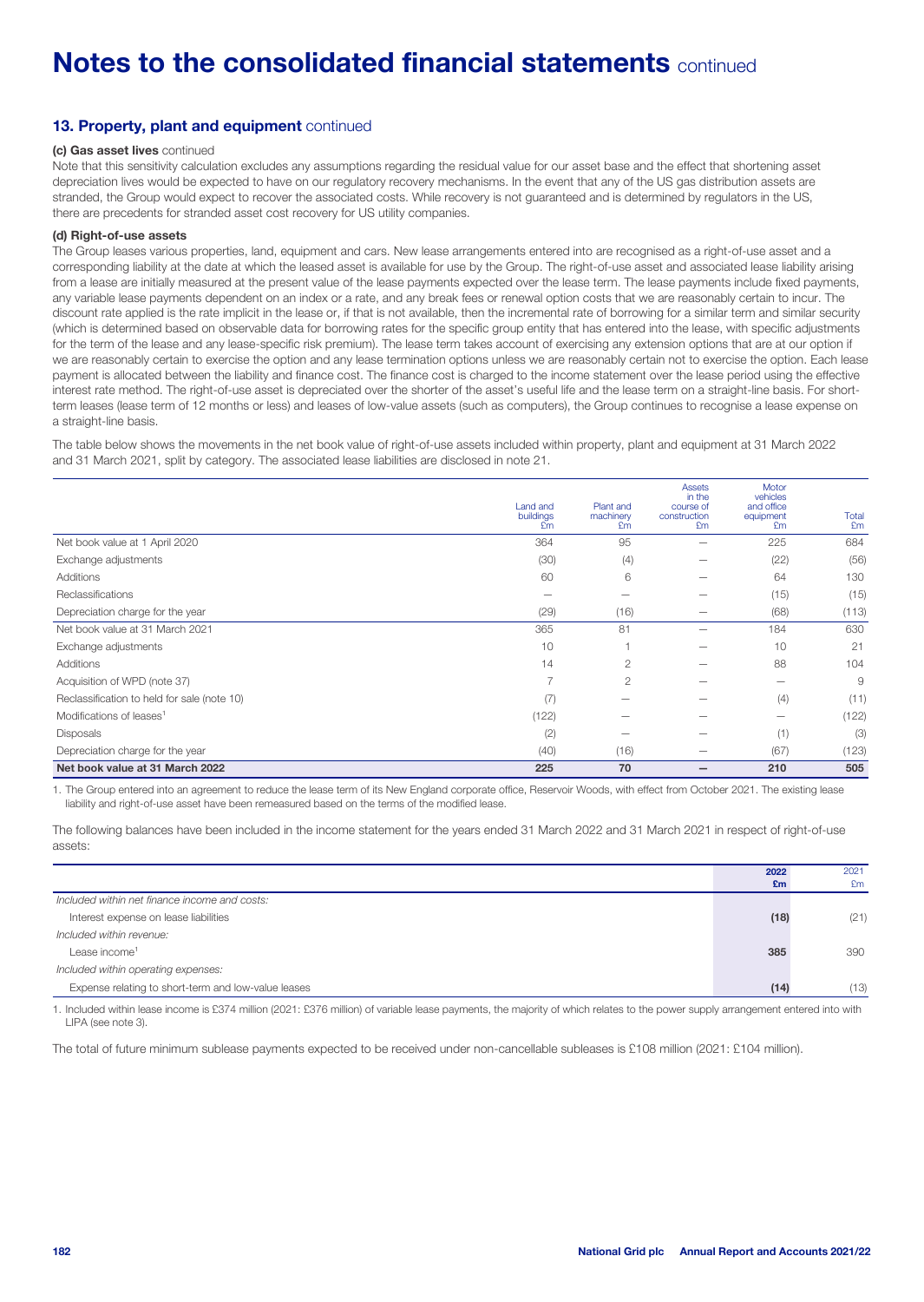# Notes to the consolidated financial statements continued

## 13. Property, plant and equipment continued

### (c) Gas asset lives continued

Note that this sensitivity calculation excludes any assumptions regarding the residual value for our asset base and the effect that shortening asset depreciation lives would be expected to have on our regulatory recovery mechanisms. In the event that any of the US gas distribution assets are stranded, the Group would expect to recover the associated costs. While recovery is not guaranteed and is determined by regulators in the US, there are precedents for stranded asset cost recovery for US utility companies.

### (d) Right-of-use assets

The Group leases various properties, land, equipment and cars. New lease arrangements entered into are recognised as a right-of-use asset and a corresponding liability at the date at which the leased asset is available for use by the Group. The right-of-use asset and associated lease liability arising from a lease are initially measured at the present value of the lease payments expected over the lease term. The lease payments include fixed payments, any variable lease payments dependent on an index or a rate, and any break fees or renewal option costs that we are reasonably certain to incur. The discount rate applied is the rate implicit in the lease or, if that is not available, then the incremental rate of borrowing for a similar term and similar security (which is determined based on observable data for borrowing rates for the specific group entity that has entered into the lease, with specific adjustments for the term of the lease and any lease-specific risk premium). The lease term takes account of exercising any extension options that are at our option if we are reasonably certain to exercise the option and any lease termination options unless we are reasonably certain not to exercise the option. Each lease payment is allocated between the liability and finance cost. The finance cost is charged to the income statement over the lease period using the effective interest rate method. The right-of-use asset is depreciated over the shorter of the asset's useful life and the lease term on a straight-line basis. For short-term leases (lease term of 12 months or less) and leases of low-value assets (such as computers), the Group continues to recognise a lease expense on a straight-line basis.

The table below shows the movements in the net book value of right-of-use assets included within property, plant and equipment at 31 March 2022 and 31 March 2021, split by category. The associated lease liabilities are disclosed in note 21.

| | Land and buildings £m | Plant and machinery £m | Assets in the course of construction £m | Motor vehicles and office equipment £m | Total £m |
|---|---|---|---|---|---|
| Net book value at 1 April 2020 | 364 | 95 | – | 225 | 684 |
| Exchange adjustments | (30) | (4) | – | (22) | (56) |
| Additions | 60 | 6 | – | 64 | 130 |
| Reclassifications | – | – | – | (15) | (15) |
| Depreciation charge for the year | (29) | (16) | – | (68) | (113) |
| Net book value at 31 March 2021 | 365 | 81 | – | 184 | 630 |
| Exchange adjustments | 10 | 1 | – | 10 | 21 |
| Additions | 14 | 2 | – | 88 | 104 |
| Acquisition of WPD (note 37) | 7 | 2 | – | – | 9 |
| Reclassification to held for sale (note 10) | (7) | – | – | (4) | (11) |
| Modifications of leases[1] | (122) | – | – | – | (122) |
| Disposals | (2) | – | – | (1) | (3) |
| Depreciation charge for the year | (40) | (16) | – | (67) | (123) |
| **Net book value at 31 March 2022** | **225** | **70** | **–** | **210** | **505** |

1. The Group entered into an agreement to reduce the lease term of its New England corporate office, Reservoir Woods, with effect from October 2021. The existing lease liability and right-of-use asset have been remeasured based on the terms of the modified lease.

The following balances have been included in the income statement for the years ended 31 March 2022 and 31 March 2021 in respect of right-of-use assets:

| | 2022 £m | 2021 £m |
|---|---|---|
| *Included within net finance income and costs:* | | |
| Interest expense on lease liabilities | **(18)** | (21) |
| *Included within revenue:* | | |
| Lease income[1] | **385** | 390 |
| *Included within operating expenses:* | | |
| Expense relating to short-term and low-value leases | **(14)** | (13) |

1. Included within lease income is £374 million (2021: £376 million) of variable lease payments, the majority of which relates to the power supply arrangement entered into with LIPA (see note 3).

The total of future minimum sublease payments expected to be received under non-cancellable subleases is £108 million (2021: £104 million).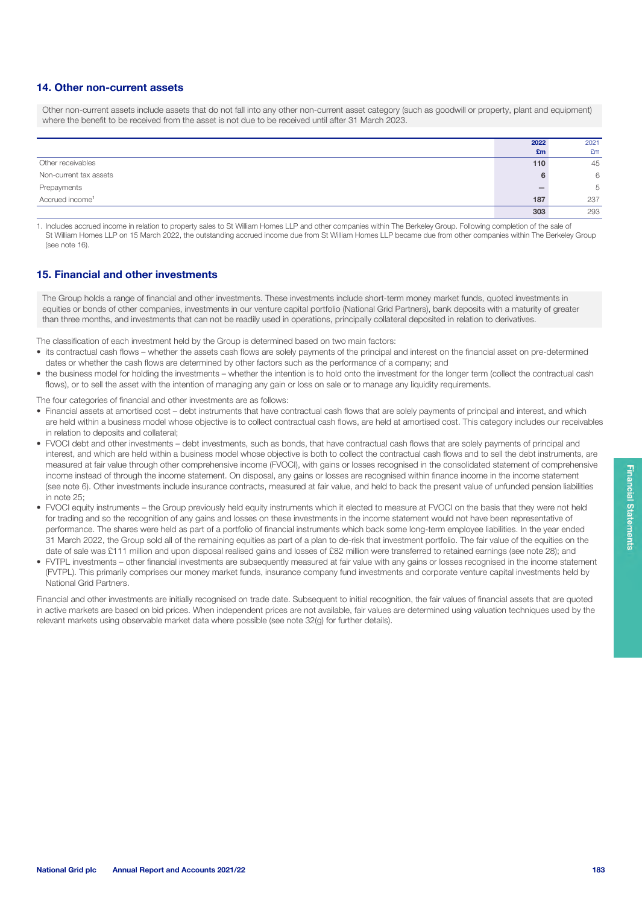## 14. Other non-current assets

Other non-current assets include assets that do not fall into any other non-current asset category (such as goodwill or property, plant and equipment) where the benefit to be received from the asset is not due to be received until after 31 March 2023.

| | 2022 £m | 2021 £m |
|---|---|---|
| Other receivables | 110 | 45 |
| Non-current tax assets | 6 | 6 |
| Prepayments | – | 5 |
| Accrued income[1] | 187 | 237 |
| | 303 | 293 |

1. Includes accrued income in relation to property sales to St William Homes LLP and other companies within The Berkeley Group. Following completion of the sale of St William Homes LLP on 15 March 2022, the outstanding accrued income due from St William Homes LLP became due from other companies within The Berkeley Group (see note 16).

## 15. Financial and other investments

The Group holds a range of financial and other investments. These investments include short-term money market funds, quoted investments in equities or bonds of other companies, investments in our venture capital portfolio (National Grid Partners), bank deposits with a maturity of greater than three months, and investments that can not be readily used in operations, principally collateral deposited in relation to derivatives.

The classification of each investment held by the Group is determined based on two main factors:

- its contractual cash flows – whether the assets cash flows are solely payments of the principal and interest on the financial asset on pre-determined dates or whether the cash flows are determined by other factors such as the performance of a company; and
- the business model for holding the investments – whether the intention is to hold onto the investment for the longer term (collect the contractual cash flows), or to sell the asset with the intention of managing any gain or loss on sale or to manage any liquidity requirements.

The four categories of financial and other investments are as follows:

- Financial assets at amortised cost – debt instruments that have contractual cash flows that are solely payments of principal and interest, and which are held within a business model whose objective is to collect contractual cash flows, are held at amortised cost. This category includes our receivables in relation to deposits and collateral;
- FVOCI debt and other investments – debt investments, such as bonds, that have contractual cash flows that are solely payments of principal and interest, and which are held within a business model whose objective is both to collect the contractual cash flows and to sell the debt instruments, are measured at fair value through other comprehensive income (FVOCI), with gains or losses recognised in the consolidated statement of comprehensive income instead of through the income statement. On disposal, any gains or losses are recognised within finance income in the income statement (see note 6). Other investments include insurance contracts, measured at fair value, and held to back the present value of unfunded pension liabilities in note 25;
- FVOCI equity instruments – the Group previously held equity instruments which it elected to measure at FVOCI on the basis that they were not held for trading and so the recognition of any gains and losses on these investments in the income statement would not have been representative of performance. The shares were held as part of a portfolio of financial instruments which back some long-term employee liabilities. In the year ended 31 March 2022, the Group sold all of the remaining equities as part of a plan to de-risk that investment portfolio. The fair value of the equities on the date of sale was £111 million and upon disposal realised gains and losses of £82 million were transferred to retained earnings (see note 28); and
- FVTPL investments – other financial investments are subsequently measured at fair value with any gains or losses recognised in the income statement (FVTPL). This primarily comprises our money market funds, insurance company fund investments and corporate venture capital investments held by National Grid Partners.

Financial and other investments are initially recognised on trade date. Subsequent to initial recognition, the fair values of financial assets that are quoted in active markets are based on bid prices. When independent prices are not available, fair values are determined using valuation techniques used by the relevant markets using observable market data where possible (see note 32(g) for further details).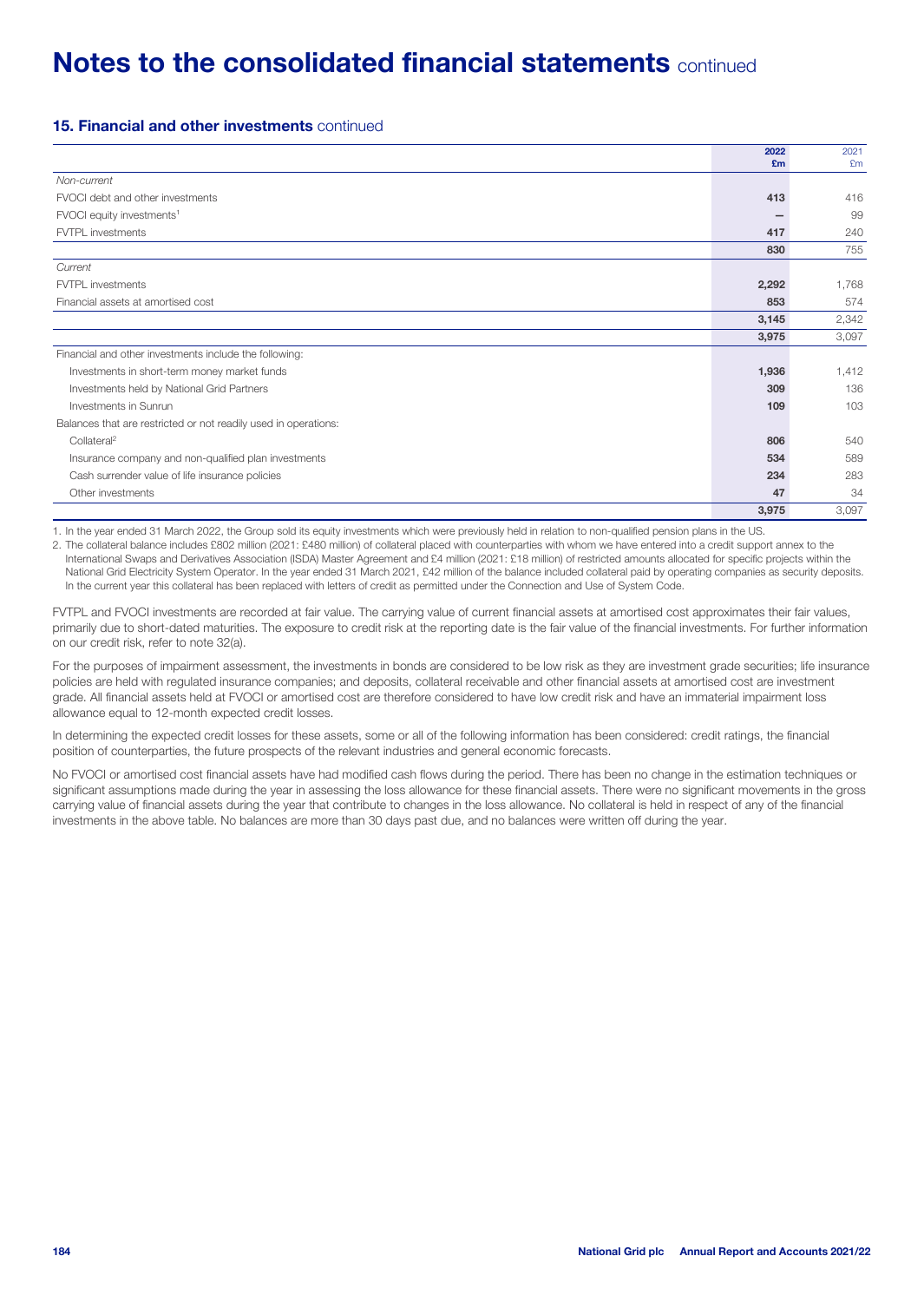# Notes to the consolidated financial statements continued

## 15. Financial and other investments continued

| | 2022 £m | 2021 £m |
|---|---|---|
| *Non-current* | | |
| FVOCI debt and other investments | 413 | 416 |
| FVOCI equity investments[1] | – | 99 |
| FVTPL investments | 417 | 240 |
| | 830 | 755 |
| *Current* | | |
| FVTPL investments | 2,292 | 1,768 |
| Financial assets at amortised cost | 853 | 574 |
| | 3,145 | 2,342 |
| | 3,975 | 3,097 |
| Financial and other investments include the following: | | |
| Investments in short-term money market funds | 1,936 | 1,412 |
| Investments held by National Grid Partners | 309 | 136 |
| Investments in Sunrun | 109 | 103 |
| Balances that are restricted or not readily used in operations: | | |
| Collateral[2] | 806 | 540 |
| Insurance company and non-qualified plan investments | 534 | 589 |
| Cash surrender value of life insurance policies | 234 | 283 |
| Other investments | 47 | 34 |
| | 3,975 | 3,097 |

1. In the year ended 31 March 2022, the Group sold its equity investments which were previously held in relation to non-qualified pension plans in the US.
2. The collateral balance includes £802 million (2021: £480 million) of collateral placed with counterparties with whom we have entered into a credit support annex to the International Swaps and Derivatives Association (ISDA) Master Agreement and £4 million (2021: £18 million) of restricted amounts allocated for specific projects within the National Grid Electricity System Operator. In the year ended 31 March 2021, £42 million of the balance included collateral paid by operating companies as security deposits. In the current year this collateral has been replaced with letters of credit as permitted under the Connection and Use of System Code.

FVTPL and FVOCI investments are recorded at fair value. The carrying value of current financial assets at amortised cost approximates their fair values, primarily due to short-dated maturities. The exposure to credit risk at the reporting date is the fair value of the financial investments. For further information on our credit risk, refer to note 32(a).

For the purposes of impairment assessment, the investments in bonds are considered to be low risk as they are investment grade securities; life insurance policies are held with regulated insurance companies; and deposits, collateral receivable and other financial assets at amortised cost are investment grade. All financial assets held at FVOCI or amortised cost are therefore considered to have low credit risk and have an immaterial impairment loss allowance equal to 12-month expected credit losses.

In determining the expected credit losses for these assets, some or all of the following information has been considered: credit ratings, the financial position of counterparties, the future prospects of the relevant industries and general economic forecasts.

No FVOCI or amortised cost financial assets have had modified cash flows during the period. There has been no change in the estimation techniques or significant assumptions made during the year in assessing the loss allowance for these financial assets. There were no significant movements in the gross carrying value of financial assets during the year that contribute to changes in the loss allowance. No collateral is held in respect of any of the financial investments in the above table. No balances are more than 30 days past due, and no balances were written off during the year.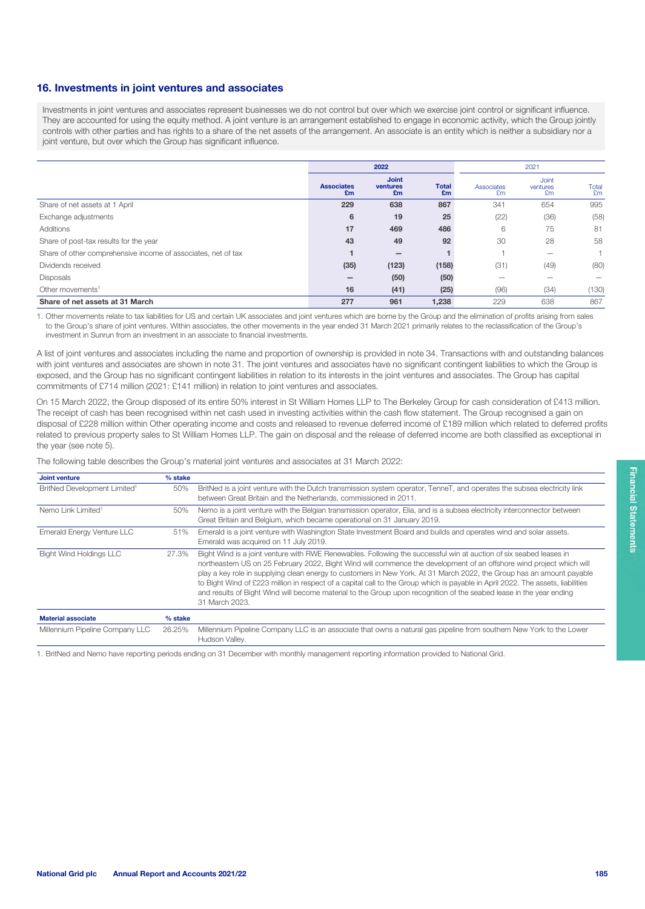## 16. Investments in joint ventures and associates

Investments in joint ventures and associates represent businesses we do not control but over which we exercise joint control or significant influence. They are accounted for using the equity method. A joint venture is an arrangement established to engage in economic activity, which the Group jointly controls with other parties and has rights to a share of the net assets of the arrangement. An associate is an entity which is neither a subsidiary nor a joint venture, but over which the Group has significant influence.

| | 2022 | | | 2021 | | |
|---|---|---|---|---|---|---|
| | Associates £m | Joint ventures £m | Total £m | Associates £m | Joint ventures £m | Total £m |
| Share of net assets at 1 April | 229 | 638 | 867 | 341 | 654 | 995 |
| Exchange adjustments | 6 | 19 | 25 | (22) | (36) | (58) |
| Additions | 17 | 469 | 486 | 6 | 75 | 81 |
| Share of post-tax results for the year | 43 | 49 | 92 | 30 | 28 | 58 |
| Share of other comprehensive income of associates, net of tax | 1 | – | 1 | 1 | – | 1 |
| Dividends received | (35) | (123) | (158) | (31) | (49) | (80) |
| Disposals | – | (50) | (50) | – | – | – |
| Other movements[1] | 16 | (41) | (25) | (96) | (34) | (130) |
| **Share of net assets at 31 March** | **277** | **961** | **1,238** | 229 | 638 | 867 |

1. Other movements relate to tax liabilities for US and certain UK associates and joint ventures which are borne by the Group and the elimination of profits arising from sales to the Group's share of joint ventures. Within associates, the other movements in the year ended 31 March 2021 primarily relates to the reclassification of the Group's investment in Sunrun from an investment in an associate to financial investments.

A list of joint ventures and associates including the name and proportion of ownership is provided in note 34. Transactions with and outstanding balances with joint ventures and associates are shown in note 31. The joint ventures and associates have no significant contingent liabilities to which the Group is exposed, and the Group has no significant contingent liabilities in relation to its interests in the joint ventures and associates. The Group has capital commitments of £714 million (2021: £141 million) in relation to joint ventures and associates.

On 15 March 2022, the Group disposed of its entire 50% interest in St William Homes LLP to The Berkeley Group for cash consideration of £413 million. The receipt of cash has been recognised within net cash used in investing activities within the cash flow statement. The Group recognised a gain on disposal of £228 million within Other operating income and costs and released to revenue deferred income of £189 million which related to deferred profits related to previous property sales to St William Homes LLP. The gain on disposal and the release of deferred income are both classified as exceptional in the year (see note 5).

The following table describes the Group's material joint ventures and associates at 31 March 2022:

| Joint venture | % stake | |
|---|---|---|
| BritNed Development Limited[1] | 50% | BritNed is a joint venture with the Dutch transmission system operator, TenneT, and operates the subsea electricity link between Great Britain and the Netherlands, commissioned in 2011. |
| Nemo Link Limited[1] | 50% | Nemo is a joint venture with the Belgian transmission operator, Elia, and is a subsea electricity interconnector between Great Britain and Belgium, which became operational on 31 January 2019. |
| Emerald Energy Venture LLC | 51% | Emerald is a joint venture with Washington State Investment Board and builds and operates wind and solar assets. Emerald was acquired on 11 July 2019. |
| Bight Wind Holdings LLC | 27.3% | Bight Wind is a joint venture with RWE Renewables. Following the successful win at auction of six seabed leases in northeastern US on 25 February 2022, Bight Wind will commence the development of an offshore wind project which will play a key role in supplying clean energy to customers in New York. At 31 March 2022, the Group has an amount payable to Bight Wind of £223 million in respect of a capital call to the Group which is payable in April 2022. The assets, liabilities and results of Bight Wind will become material to the Group upon recognition of the seabed lease in the year ending 31 March 2023. |
| **Material associate** | **% stake** | |
| Millennium Pipeline Company LLC | 26.25% | Millennium Pipeline Company LLC is an associate that owns a natural gas pipeline from southern New York to the Lower Hudson Valley. |

1. BritNed and Nemo have reporting periods ending on 31 December with monthly management reporting information provided to National Grid.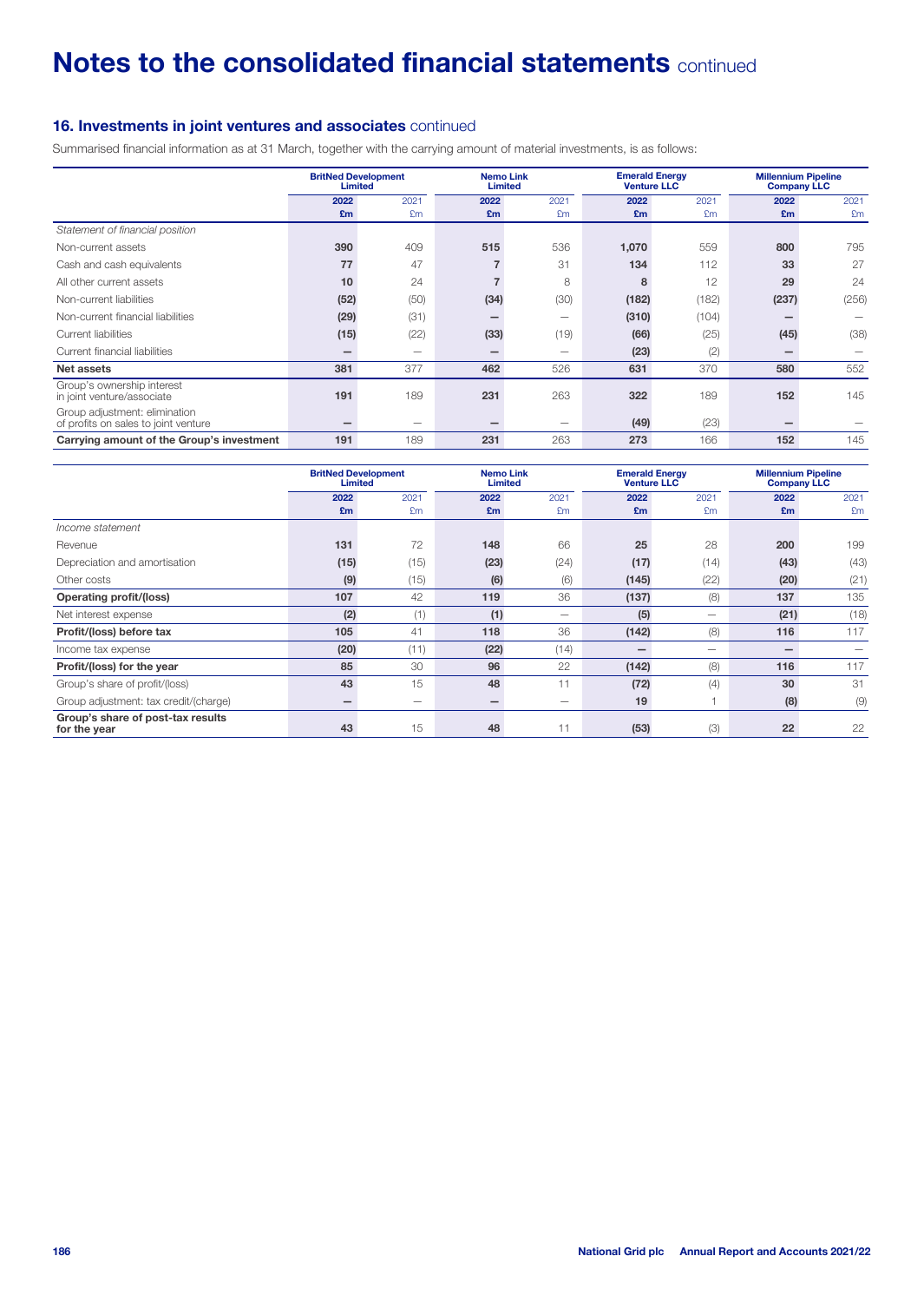# Notes to the consolidated financial statements continued

## 16. Investments in joint ventures and associates continued

Summarised financial information as at 31 March, together with the carrying amount of material investments, is as follows:

| | BritNed Development Limited | | Nemo Link Limited | | Emerald Energy Venture LLC | | Millennium Pipeline Company LLC | |
|---|---|---|---|---|---|---|---|---|
| | 2022 £m | 2021 £m | 2022 £m | 2021 £m | 2022 £m | 2021 £m | 2022 £m | 2021 £m |
| *Statement of financial position* | | | | | | | | |
| Non-current assets | 390 | 409 | 515 | 536 | 1,070 | 559 | 800 | 795 |
| Cash and cash equivalents | 77 | 47 | 7 | 31 | 134 | 112 | 33 | 27 |
| All other current assets | 10 | 24 | 7 | 8 | 8 | 12 | 29 | 24 |
| Non-current liabilities | (52) | (50) | (34) | (30) | (182) | (182) | (237) | (256) |
| Non-current financial liabilities | (29) | (31) | – | – | (310) | (104) | – | – |
| Current liabilities | (15) | (22) | (33) | (19) | (66) | (25) | (45) | (38) |
| Current financial liabilities | – | – | – | – | (23) | (2) | – | – |
| **Net assets** | **381** | 377 | **462** | 526 | **631** | 370 | **580** | 552 |
| Group's ownership interest in joint venture/associate | 191 | 189 | 231 | 263 | 322 | 189 | 152 | 145 |
| Group adjustment: elimination of profits on sales to joint venture | – | – | – | – | (49) | (23) | – | – |
| **Carrying amount of the Group's investment** | **191** | 189 | **231** | 263 | **273** | 166 | **152** | 145 |

| | BritNed Development Limited | | Nemo Link Limited | | Emerald Energy Venture LLC | | Millennium Pipeline Company LLC | |
|---|---|---|---|---|---|---|---|---|
| | 2022 £m | 2021 £m | 2022 £m | 2021 £m | 2022 £m | 2021 £m | 2022 £m | 2021 £m |
| *Income statement* | | | | | | | | |
| Revenue | 131 | 72 | 148 | 66 | 25 | 28 | 200 | 199 |
| Depreciation and amortisation | (15) | (15) | (23) | (24) | (17) | (14) | (43) | (43) |
| Other costs | (9) | (15) | (6) | (6) | (145) | (22) | (20) | (21) |
| **Operating profit/(loss)** | **107** | 42 | **119** | 36 | **(137)** | (8) | **137** | 135 |
| Net interest expense | (2) | (1) | (1) | – | (5) | – | (21) | (18) |
| **Profit/(loss) before tax** | **105** | 41 | **118** | 36 | **(142)** | (8) | **116** | 117 |
| Income tax expense | (20) | (11) | (22) | (14) | – | – | – | – |
| **Profit/(loss) for the year** | **85** | 30 | **96** | 22 | **(142)** | (8) | **116** | 117 |
| Group's share of profit/(loss) | 43 | 15 | 48 | 11 | (72) | (4) | 30 | 31 |
| Group adjustment: tax credit/(charge) | – | – | – | – | 19 | 1 | (8) | (9) |
| **Group's share of post-tax results for the year** | **43** | 15 | **48** | 11 | **(53)** | (3) | **22** | 22 |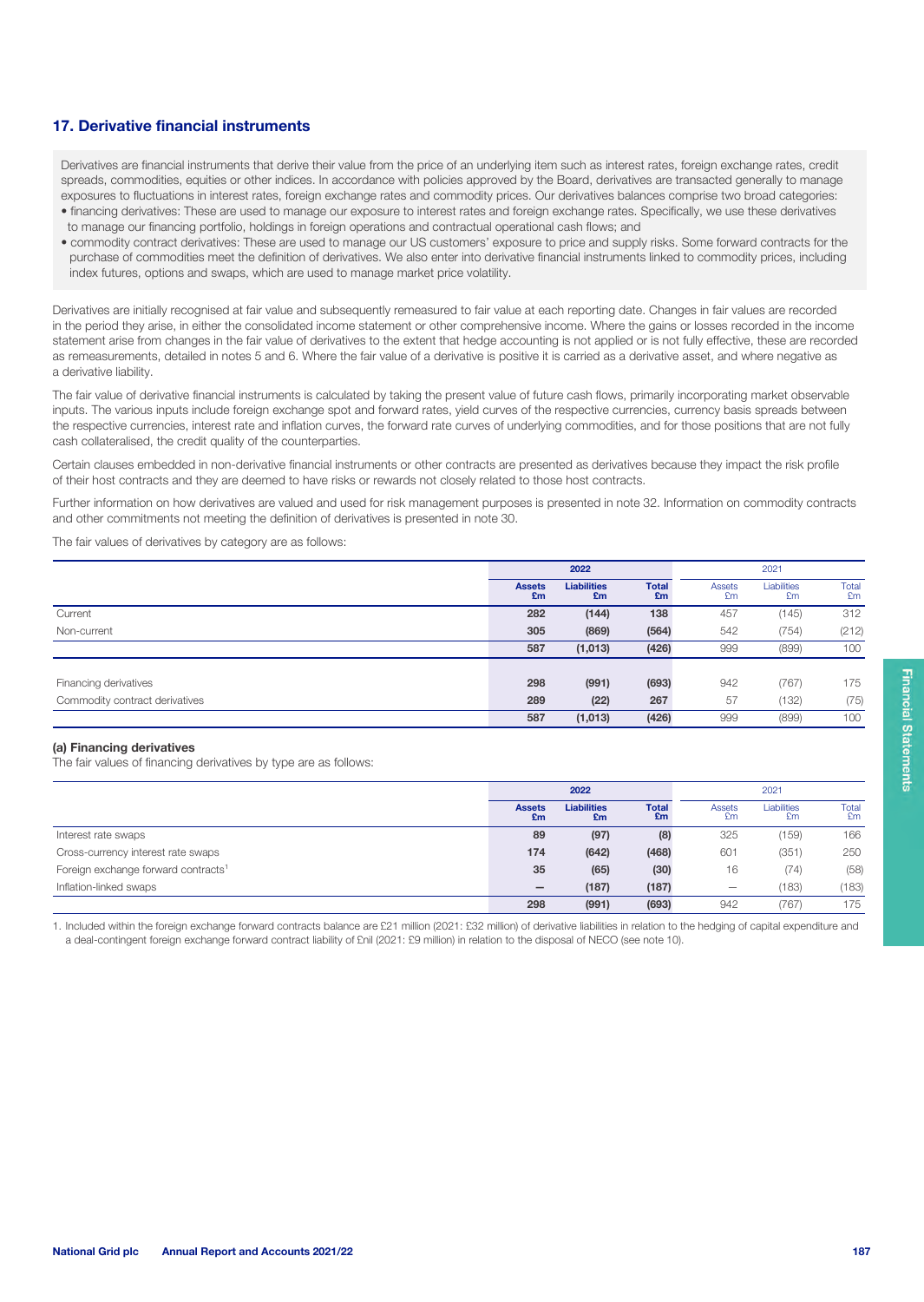## 17. Derivative financial instruments

Derivatives are financial instruments that derive their value from the price of an underlying item such as interest rates, foreign exchange rates, credit spreads, commodities, equities or other indices. In accordance with policies approved by the Board, derivatives are transacted generally to manage exposures to fluctuations in interest rates, foreign exchange rates and commodity prices. Our derivatives balances comprise two broad categories:

- financing derivatives: These are used to manage our exposure to interest rates and foreign exchange rates. Specifically, we use these derivatives to manage our financing portfolio, holdings in foreign operations and contractual operational cash flows; and
- commodity contract derivatives: These are used to manage our US customers' exposure to price and supply risks. Some forward contracts for the purchase of commodities meet the definition of derivatives. We also enter into derivative financial instruments linked to commodity prices, including index futures, options and swaps, which are used to manage market price volatility.

Derivatives are initially recognised at fair value and subsequently remeasured to fair value at each reporting date. Changes in fair values are recorded in the period they arise, in either the consolidated income statement or other comprehensive income. Where the gains or losses recorded in the income statement arise from changes in the fair value of derivatives to the extent that hedge accounting is not applied or is not fully effective, these are recorded as remeasurements, detailed in notes 5 and 6. Where the fair value of a derivative is positive it is carried as a derivative asset, and where negative as a derivative liability.

The fair value of derivative financial instruments is calculated by taking the present value of future cash flows, primarily incorporating market observable inputs. The various inputs include foreign exchange spot and forward rates, yield curves of the respective currencies, currency basis spreads between the respective currencies, interest rate and inflation curves, the forward rate curves of underlying commodities, and for those positions that are not fully cash collateralised, the credit quality of the counterparties.

Certain clauses embedded in non-derivative financial instruments or other contracts are presented as derivatives because they impact the risk profile of their host contracts and they are deemed to have risks or rewards not closely related to those host contracts.

Further information on how derivatives are valued and used for risk management purposes is presented in note 32. Information on commodity contracts and other commitments not meeting the definition of derivatives is presented in note 30.

The fair values of derivatives by category are as follows:

| | 2022 | | | 2021 | | |
|---|---|---|---|---|---|---|
| | **Assets £m** | **Liabilities £m** | **Total £m** | Assets £m | Liabilities £m | Total £m |
| Current | **282** | **(144)** | **138** | 457 | (145) | 312 |
| Non-current | **305** | **(869)** | **(564)** | 542 | (754) | (212) |
| | **587** | **(1,013)** | **(426)** | 999 | (899) | 100 |
| Financing derivatives | **298** | **(991)** | **(693)** | 942 | (767) | 175 |
| Commodity contract derivatives | **289** | **(22)** | **267** | 57 | (132) | (75) |
| | **587** | **(1,013)** | **(426)** | 999 | (899) | 100 |

### (a) Financing derivatives

The fair values of financing derivatives by type are as follows:

| | 2022 | | | 2021 | | |
|---|---|---|---|---|---|---|
| | **Assets £m** | **Liabilities £m** | **Total £m** | Assets £m | Liabilities £m | Total £m |
| Interest rate swaps | **89** | **(97)** | **(8)** | 325 | (159) | 166 |
| Cross-currency interest rate swaps | **174** | **(642)** | **(468)** | 601 | (351) | 250 |
| Foreign exchange forward contracts[1] | **35** | **(65)** | **(30)** | 16 | (74) | (58) |
| Inflation-linked swaps | **–** | **(187)** | **(187)** | – | (183) | (183) |
| | **298** | **(991)** | **(693)** | 942 | (767) | 175 |

1. Included within the foreign exchange forward contracts balance are £21 million (2021: £32 million) of derivative liabilities in relation to the hedging of capital expenditure and a deal-contingent foreign exchange forward contract liability of £nil (2021: £9 million) in relation to the disposal of NECO (see note 10).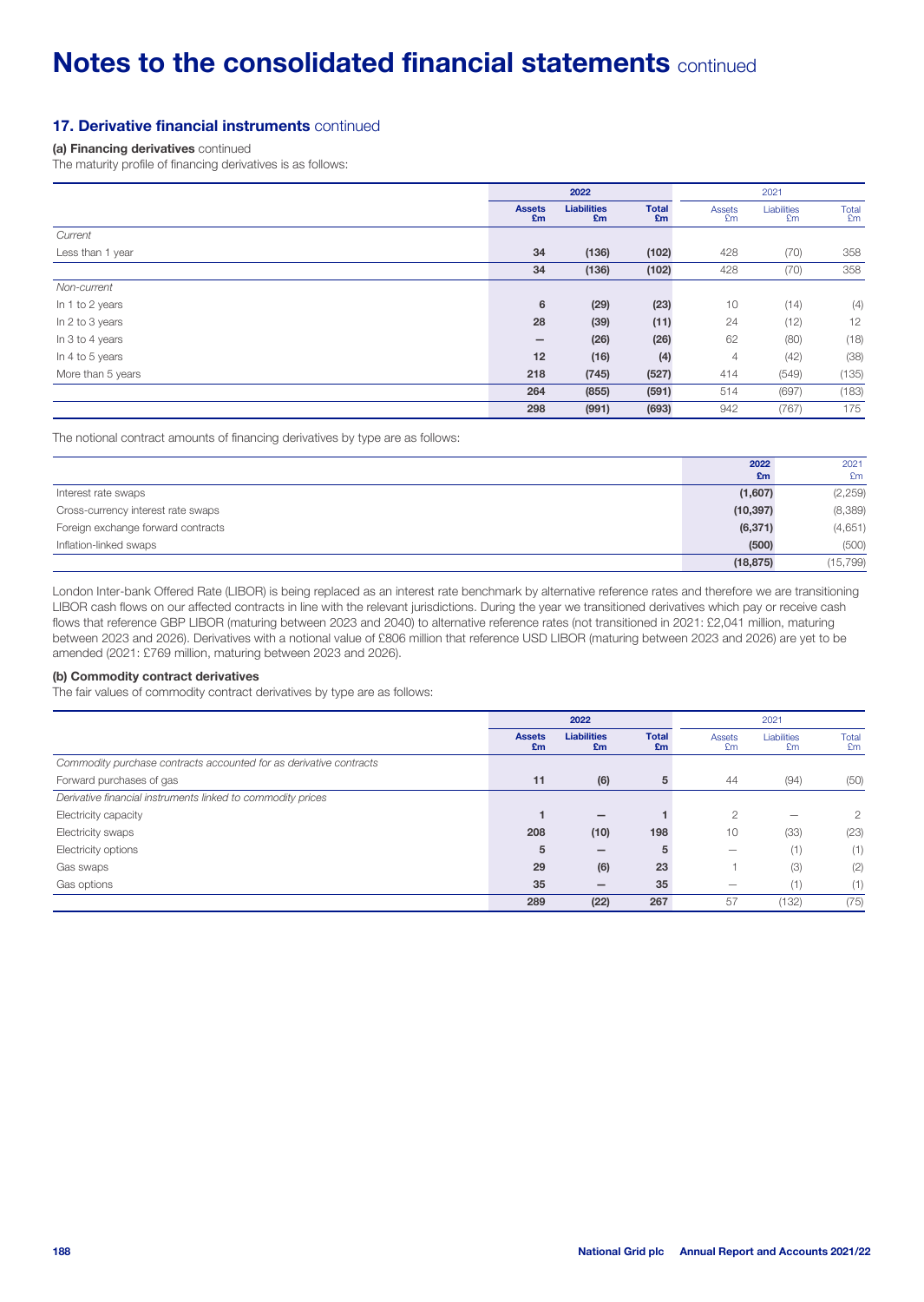# Notes to the consolidated financial statements continued

## 17. Derivative financial instruments continued

**(a) Financing derivatives** continued

The maturity profile of financing derivatives is as follows:

| | 2022 | | | 2021 | | |
|---|---|---|---|---|---|---|
| | **Assets £m** | **Liabilities £m** | **Total £m** | Assets £m | Liabilities £m | Total £m |
| *Current* | | | | | | |
| Less than 1 year | **34** | **(136)** | **(102)** | 428 | (70) | 358 |
| | **34** | **(136)** | **(102)** | 428 | (70) | 358 |
| *Non-current* | | | | | | |
| In 1 to 2 years | **6** | **(29)** | **(23)** | 10 | (14) | (4) |
| In 2 to 3 years | **28** | **(39)** | **(11)** | 24 | (12) | 12 |
| In 3 to 4 years | **–** | **(26)** | **(26)** | 62 | (80) | (18) |
| In 4 to 5 years | **12** | **(16)** | **(4)** | 4 | (42) | (38) |
| More than 5 years | **218** | **(745)** | **(527)** | 414 | (549) | (135) |
| | **264** | **(855)** | **(591)** | 514 | (697) | (183) |
| | **298** | **(991)** | **(693)** | 942 | (767) | 175 |

The notional contract amounts of financing derivatives by type are as follows:

| | **2022 £m** | 2021 £m |
|---|---|---|
| Interest rate swaps | **(1,607)** | (2,259) |
| Cross-currency interest rate swaps | **(10,397)** | (8,389) |
| Foreign exchange forward contracts | **(6,371)** | (4,651) |
| Inflation-linked swaps | **(500)** | (500) |
| | **(18,875)** | (15,799) |

London Inter-bank Offered Rate (LIBOR) is being replaced as an interest rate benchmark by alternative reference rates and therefore we are transitioning LIBOR cash flows on our affected contracts in line with the relevant jurisdictions. During the year we transitioned derivatives which pay or receive cash flows that reference GBP LIBOR (maturing between 2023 and 2040) to alternative reference rates (not transitioned in 2021: £2,041 million, maturing between 2023 and 2026). Derivatives with a notional value of £806 million that reference USD LIBOR (maturing between 2023 and 2026) are yet to be amended (2021: £769 million, maturing between 2023 and 2026).

**(b) Commodity contract derivatives**

The fair values of commodity contract derivatives by type are as follows:

| | 2022 | | | 2021 | | |
|---|---|---|---|---|---|---|
| | **Assets £m** | **Liabilities £m** | **Total £m** | Assets £m | Liabilities £m | Total £m |
| *Commodity purchase contracts accounted for as derivative contracts* | | | | | | |
| Forward purchases of gas | **11** | **(6)** | **5** | 44 | (94) | (50) |
| *Derivative financial instruments linked to commodity prices* | | | | | | |
| Electricity capacity | **1** | **–** | **1** | 2 | – | 2 |
| Electricity swaps | **208** | **(10)** | **198** | 10 | (33) | (23) |
| Electricity options | **5** | **–** | **5** | – | (1) | (1) |
| Gas swaps | **29** | **(6)** | **23** | 1 | (3) | (2) |
| Gas options | **35** | **–** | **35** | – | (1) | (1) |
| | **289** | **(22)** | **267** | 57 | (132) | (75) |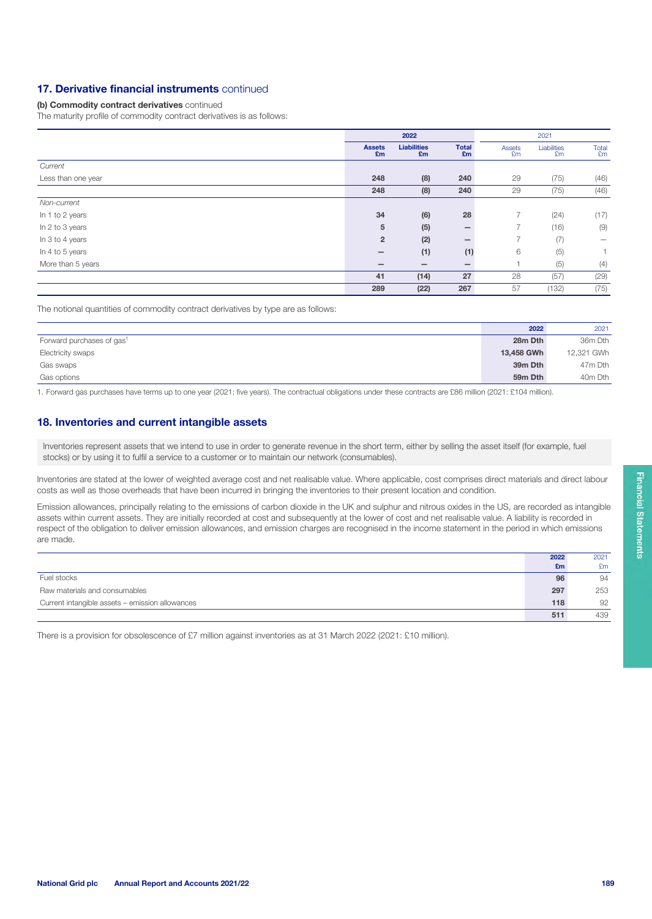## 17. Derivative financial instruments continued

### (b) Commodity contract derivatives continued

The maturity profile of commodity contract derivatives is as follows:

| | 2022 | | | 2021 | | |
|---|---|---|---|---|---|---|
| | Assets £m | Liabilities £m | Total £m | Assets £m | Liabilities £m | Total £m |
| *Current* | | | | | | |
| Less than one year | 248 | (8) | 240 | 29 | (75) | (46) |
| | 248 | (8) | 240 | 29 | (75) | (46) |
| *Non-current* | | | | | | |
| In 1 to 2 years | 34 | (6) | 28 | 7 | (24) | (17) |
| In 2 to 3 years | 5 | (5) | – | 7 | (16) | (9) |
| In 3 to 4 years | 2 | (2) | – | 7 | (7) | – |
| In 4 to 5 years | – | (1) | (1) | 6 | (5) | 1 |
| More than 5 years | – | – | – | 1 | (5) | (4) |
| | 41 | (14) | 27 | 28 | (57) | (29) |
| | 289 | (22) | 267 | 57 | (132) | (75) |

The notional quantities of commodity contract derivatives by type are as follows:

| | 2022 | 2021 |
|---|---|---|
| Forward purchases of gas[1] | 28m Dth | 36m Dth |
| Electricity swaps | 13,458 GWh | 12,321 GWh |
| Gas swaps | 39m Dth | 47m Dth |
| Gas options | 59m Dth | 40m Dth |

1. Forward gas purchases have terms up to one year (2021: five years). The contractual obligations under these contracts are £86 million (2021: £104 million).

## 18. Inventories and current intangible assets

Inventories represent assets that we intend to use in order to generate revenue in the short term, either by selling the asset itself (for example, fuel stocks) or by using it to fulfil a service to a customer or to maintain our network (consumables).

Inventories are stated at the lower of weighted average cost and net realisable value. Where applicable, cost comprises direct materials and direct labour costs as well as those overheads that have been incurred in bringing the inventories to their present location and condition.

Emission allowances, principally relating to the emissions of carbon dioxide in the UK and sulphur and nitrous oxides in the US, are recorded as intangible assets within current assets. They are initially recorded at cost and subsequently at the lower of cost and net realisable value. A liability is recorded in respect of the obligation to deliver emission allowances, and emission charges are recognised in the income statement in the period in which emissions are made.

| | 2022 £m | 2021 £m |
|---|---|---|
| Fuel stocks | 96 | 94 |
| Raw materials and consumables | 297 | 253 |
| Current intangible assets – emission allowances | 118 | 92 |
| | 511 | 439 |

There is a provision for obsolescence of £7 million against inventories as at 31 March 2022 (2021: £10 million).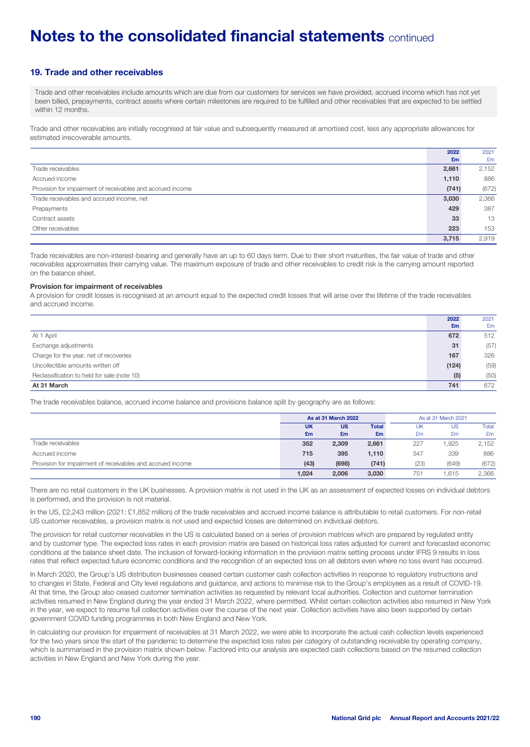# Notes to the consolidated financial statements continued

## 19. Trade and other receivables

Trade and other receivables include amounts which are due from our customers for services we have provided, accrued income which has not yet been billed, prepayments, contract assets where certain milestones are required to be fulfilled and other receivables that are expected to be settled within 12 months.

Trade and other receivables are initially recognised at fair value and subsequently measured at amortised cost, less any appropriate allowances for estimated irrecoverable amounts.

| | 2022 £m | 2021 £m |
|---|---|---|
| Trade receivables | 2,661 | 2,152 |
| Accrued income | 1,110 | 886 |
| Provision for impairment of receivables and accrued income | (741) | (672) |
| Trade receivables and accrued income, net | 3,030 | 2,366 |
| Prepayments | 429 | 387 |
| Contract assets | 33 | 13 |
| Other receivables | 223 | 153 |
| | 3,715 | 2,919 |

Trade receivables are non-interest-bearing and generally have an up to 60 days term. Due to their short maturities, the fair value of trade and other receivables approximates their carrying value. The maximum exposure of trade and other receivables to credit risk is the carrying amount reported on the balance sheet.

### Provision for impairment of receivables

A provision for credit losses is recognised at an amount equal to the expected credit losses that will arise over the lifetime of the trade receivables and accrued income.

| | 2022 £m | 2021 £m |
|---|---|---|
| At 1 April | 672 | 512 |
| Exchange adjustments | 31 | (57) |
| Charge for the year, net of recoveries | 167 | 326 |
| Uncollectible amounts written off | (124) | (59) |
| Reclassification to held for sale (note 10) | (5) | (50) |
| **At 31 March** | **741** | **672** |

The trade receivables balance, accrued income balance and provisions balance split by geography are as follows:

| | As at 31 March 2022 | | | As at 31 March 2021 | | |
|---|---|---|---|---|---|---|
| | UK £m | US £m | Total £m | UK £m | US £m | Total £m |
| Trade receivables | 352 | 2,309 | 2,661 | 227 | 1,925 | 2,152 |
| Accrued income | 715 | 395 | 1,110 | 547 | 339 | 886 |
| Provision for impairment of receivables and accrued income | (43) | (698) | (741) | (23) | (649) | (672) |
| | 1,024 | 2,006 | 3,030 | 751 | 1,615 | 2,366 |

There are no retail customers in the UK businesses. A provision matrix is not used in the UK as an assessment of expected losses on individual debtors is performed, and the provision is not material.

In the US, £2,243 million (2021: £1,852 million) of the trade receivables and accrued income balance is attributable to retail customers. For non-retail US customer receivables, a provision matrix is not used and expected losses are determined on individual debtors.

The provision for retail customer receivables in the US is calculated based on a series of provision matrices which are prepared by regulated entity and by customer type. The expected loss rates in each provision matrix are based on historical loss rates adjusted for current and forecasted economic conditions at the balance sheet date. The inclusion of forward-looking information in the provision matrix setting process under IFRS 9 results in loss rates that reflect expected future economic conditions and the recognition of an expected loss on all debtors even where no loss event has occurred.

In March 2020, the Group's US distribution businesses ceased certain customer cash collection activities in response to regulatory instructions and to changes in State, Federal and City level regulations and guidance, and actions to minimise risk to the Group's employees as a result of COVID-19. At that time, the Group also ceased customer termination activities as requested by relevant local authorities. Collection and customer termination activities resumed in New England during the year ended 31 March 2022, where permitted. Whilst certain collection activities also resumed in New York in the year, we expect to resume full collection activities over the course of the next year. Collection activities have also been supported by certain government COVID funding programmes in both New England and New York.

In calculating our provision for impairment of receivables at 31 March 2022, we were able to incorporate the actual cash collection levels experienced for the two years since the start of the pandemic to determine the expected loss rates per category of outstanding receivable by operating company, which is summarised in the provision matrix shown below. Factored into our analysis are expected cash collections based on the resumed collection activities in New England and New York during the year.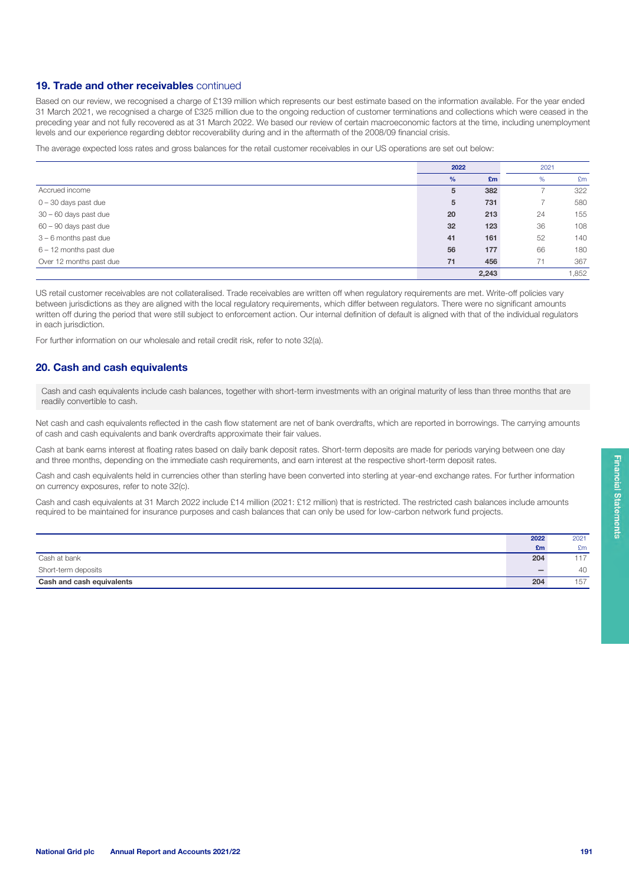## 19. Trade and other receivables continued

Based on our review, we recognised a charge of £139 million which represents our best estimate based on the information available. For the year ended 31 March 2021, we recognised a charge of £325 million due to the ongoing reduction of customer terminations and collections which were ceased in the preceding year and not fully recovered as at 31 March 2022. We based our review of certain macroeconomic factors at the time, including unemployment levels and our experience regarding debtor recoverability during and in the aftermath of the 2008/09 financial crisis.

The average expected loss rates and gross balances for the retail customer receivables in our US operations are set out below:

| | 2022 | | 2021 | |
|---|---|---|---|---|
| | % | £m | % | £m |
| Accrued income | 5 | 382 | 7 | 322 |
| 0 – 30 days past due | 5 | 731 | 7 | 580 |
| 30 – 60 days past due | 20 | 213 | 24 | 155 |
| 60 – 90 days past due | 32 | 123 | 36 | 108 |
| 3 – 6 months past due | 41 | 161 | 52 | 140 |
| 6 – 12 months past due | 56 | 177 | 66 | 180 |
| Over 12 months past due | 71 | 456 | 71 | 367 |
| | | 2,243 | | 1,852 |

US retail customer receivables are not collateralised. Trade receivables are written off when regulatory requirements are met. Write-off policies vary between jurisdictions as they are aligned with the local regulatory requirements, which differ between regulators. There were no significant amounts written off during the period that were still subject to enforcement action. Our internal definition of default is aligned with that of the individual regulators in each jurisdiction.

For further information on our wholesale and retail credit risk, refer to note 32(a).

## 20. Cash and cash equivalents

Cash and cash equivalents include cash balances, together with short-term investments with an original maturity of less than three months that are readily convertible to cash.

Net cash and cash equivalents reflected in the cash flow statement are net of bank overdrafts, which are reported in borrowings. The carrying amounts of cash and cash equivalents and bank overdrafts approximate their fair values.

Cash at bank earns interest at floating rates based on daily bank deposit rates. Short-term deposits are made for periods varying between one day and three months, depending on the immediate cash requirements, and earn interest at the respective short-term deposit rates.

Cash and cash equivalents held in currencies other than sterling have been converted into sterling at year-end exchange rates. For further information on currency exposures, refer to note 32(c).

Cash and cash equivalents at 31 March 2022 include £14 million (2021: £12 million) that is restricted. The restricted cash balances include amounts required to be maintained for insurance purposes and cash balances that can only be used for low-carbon network fund projects.

| | 2022 £m | 2021 £m |
|---|---|---|
| Cash at bank | 204 | 117 |
| Short-term deposits | – | 40 |
| **Cash and cash equivalents** | **204** | 157 |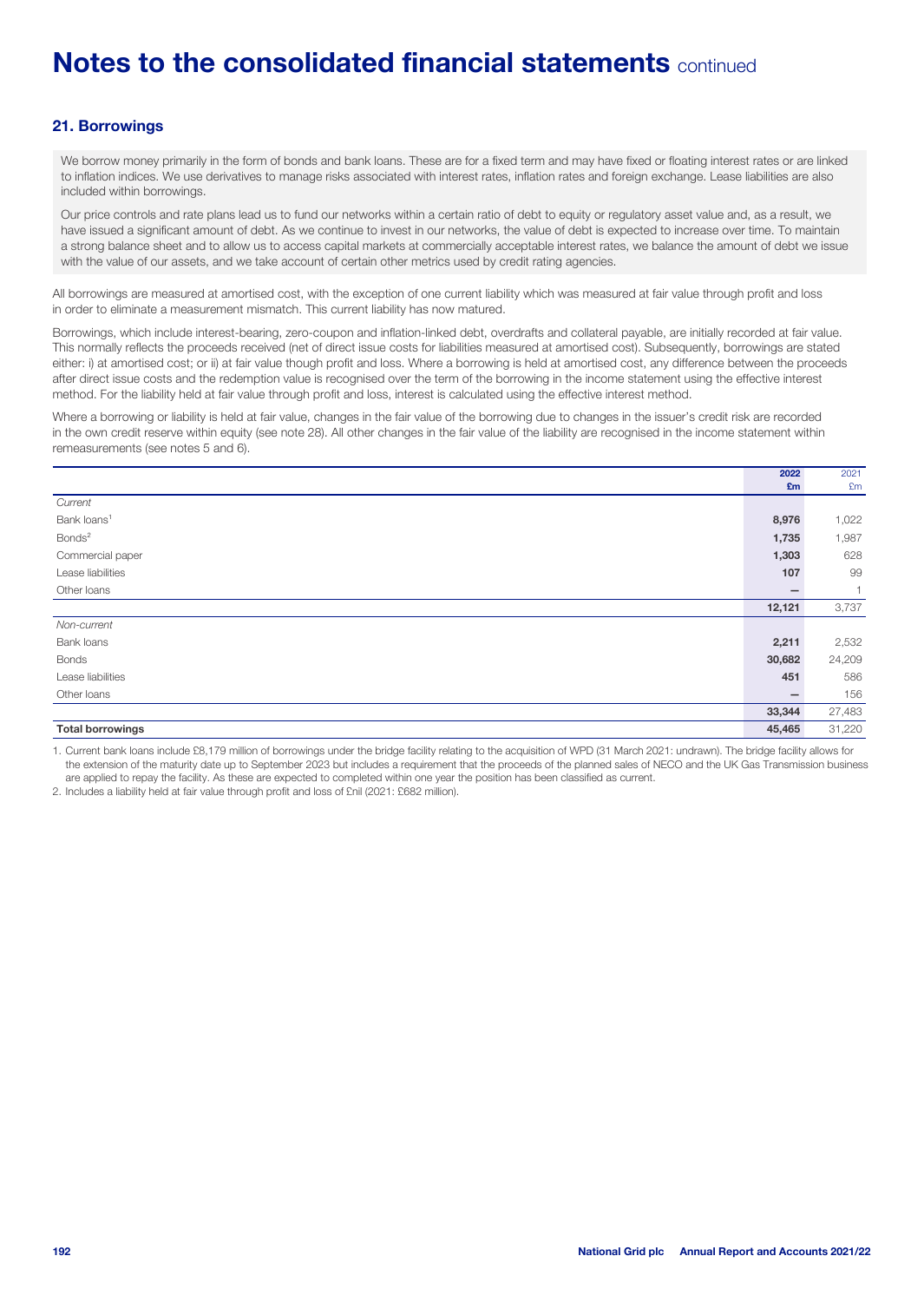# Notes to the consolidated financial statements continued

## 21. Borrowings

We borrow money primarily in the form of bonds and bank loans. These are for a fixed term and may have fixed or floating interest rates or are linked to inflation indices. We use derivatives to manage risks associated with interest rates, inflation rates and foreign exchange. Lease liabilities are also included within borrowings.

Our price controls and rate plans lead us to fund our networks within a certain ratio of debt to equity or regulatory asset value and, as a result, we have issued a significant amount of debt. As we continue to invest in our networks, the value of debt is expected to increase over time. To maintain a strong balance sheet and to allow us to access capital markets at commercially acceptable interest rates, we balance the amount of debt we issue with the value of our assets, and we take account of certain other metrics used by credit rating agencies.

All borrowings are measured at amortised cost, with the exception of one current liability which was measured at fair value through profit and loss in order to eliminate a measurement mismatch. This current liability has now matured.

Borrowings, which include interest-bearing, zero-coupon and inflation-linked debt, overdrafts and collateral payable, are initially recorded at fair value. This normally reflects the proceeds received (net of direct issue costs for liabilities measured at amortised cost). Subsequently, borrowings are stated either: i) at amortised cost; or ii) at fair value though profit and loss. Where a borrowing is held at amortised cost, any difference between the proceeds after direct issue costs and the redemption value is recognised over the term of the borrowing in the income statement using the effective interest method. For the liability held at fair value through profit and loss, interest is calculated using the effective interest method.

Where a borrowing or liability is held at fair value, changes in the fair value of the borrowing due to changes in the issuer's credit risk are recorded in the own credit reserve within equity (see note 28). All other changes in the fair value of the liability are recognised in the income statement within remeasurements (see notes 5 and 6).

| | 2022 £m | 2021 £m |
|---|---|---|
| *Current* | | |
| Bank loans[1] | **8,976** | 1,022 |
| Bonds[2] | **1,735** | 1,987 |
| Commercial paper | **1,303** | 628 |
| Lease liabilities | **107** | 99 |
| Other loans | **–** | 1 |
| | **12,121** | 3,737 |
| *Non-current* | | |
| Bank loans | **2,211** | 2,532 |
| Bonds | **30,682** | 24,209 |
| Lease liabilities | **451** | 586 |
| Other loans | **–** | 156 |
| | **33,344** | 27,483 |
| **Total borrowings** | **45,465** | 31,220 |

1. Current bank loans include £8,179 million of borrowings under the bridge facility relating to the acquisition of WPD (31 March 2021: undrawn). The bridge facility allows for the extension of the maturity date up to September 2023 but includes a requirement that the proceeds of the planned sales of NECO and the UK Gas Transmission business are applied to repay the facility. As these are expected to completed within one year the position has been classified as current.
2. Includes a liability held at fair value through profit and loss of £nil (2021: £682 million).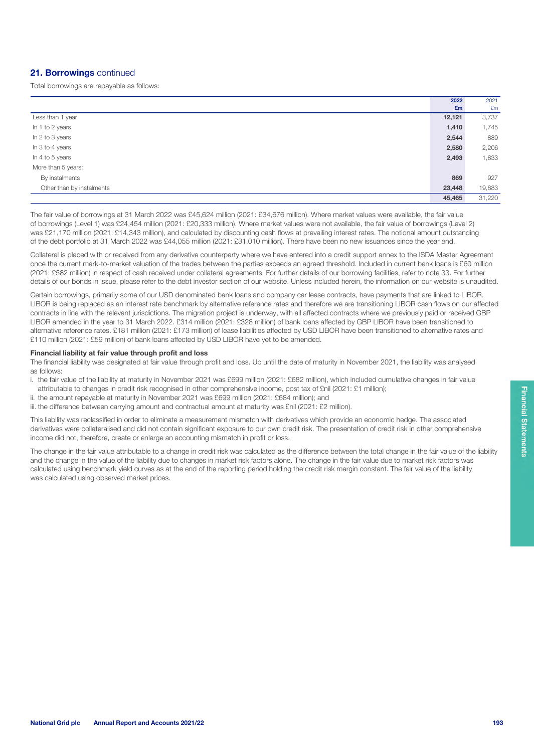## 21. Borrowings continued

Total borrowings are repayable as follows:

| | 2022 £m | 2021 £m |
|---|---|---|
| Less than 1 year | **12,121** | 3,737 |
| In 1 to 2 years | **1,410** | 1,745 |
| In 2 to 3 years | **2,544** | 889 |
| In 3 to 4 years | **2,580** | 2,206 |
| In 4 to 5 years | **2,493** | 1,833 |
| More than 5 years: | | |
| By instalments | **869** | 927 |
| Other than by instalments | **23,448** | 19,883 |
| | **45,465** | 31,220 |

The fair value of borrowings at 31 March 2022 was £45,624 million (2021: £34,676 million). Where market values were available, the fair value of borrowings (Level 1) was £24,454 million (2021: £20,333 million). Where market values were not available, the fair value of borrowings (Level 2) was £21,170 million (2021: £14,343 million), and calculated by discounting cash flows at prevailing interest rates. The notional amount outstanding of the debt portfolio at 31 March 2022 was £44,055 million (2021: £31,010 million). There have been no new issuances since the year end.

Collateral is placed with or received from any derivative counterparty where we have entered into a credit support annex to the ISDA Master Agreement once the current mark-to-market valuation of the trades between the parties exceeds an agreed threshold. Included in current bank loans is £60 million (2021: £582 million) in respect of cash received under collateral agreements. For further details of our borrowing facilities, refer to note 33. For further details of our bonds in issue, please refer to the debt investor section of our website. Unless included herein, the information on our website is unaudited.

Certain borrowings, primarily some of our USD denominated bank loans and company car lease contracts, have payments that are linked to LIBOR. LIBOR is being replaced as an interest rate benchmark by alternative reference rates and therefore we are transitioning LIBOR cash flows on our affected contracts in line with the relevant jurisdictions. The migration project is underway, with all affected contracts where we previously paid or received GBP LIBOR amended in the year to 31 March 2022. £314 million (2021: £328 million) of bank loans affected by GBP LIBOR have been transitioned to alternative reference rates. £181 million (2021: £173 million) of lease liabilities affected by USD LIBOR have been transitioned to alternative rates and £110 million (2021: £59 million) of bank loans affected by USD LIBOR have yet to be amended.

### Financial liability at fair value through profit and loss

The financial liability was designated at fair value through profit and loss. Up until the date of maturity in November 2021, the liability was analysed as follows:

i. the fair value of the liability at maturity in November 2021 was £699 million (2021: £682 million), which included cumulative changes in fair value attributable to changes in credit risk recognised in other comprehensive income, post tax of £nil (2021: £1 million);
ii. the amount repayable at maturity in November 2021 was £699 million (2021: £684 million); and
iii. the difference between carrying amount and contractual amount at maturity was £nil (2021: £2 million).

This liability was reclassified in order to eliminate a measurement mismatch with derivatives which provide an economic hedge. The associated derivatives were collateralised and did not contain significant exposure to our own credit risk. The presentation of credit risk in other comprehensive income did not, therefore, create or enlarge an accounting mismatch in profit or loss.

The change in the fair value attributable to a change in credit risk was calculated as the difference between the total change in the fair value of the liability and the change in the value of the liability due to changes in market risk factors alone. The change in the fair value due to market risk factors was calculated using benchmark yield curves as at the end of the reporting period holding the credit risk margin constant. The fair value of the liability was calculated using observed market prices.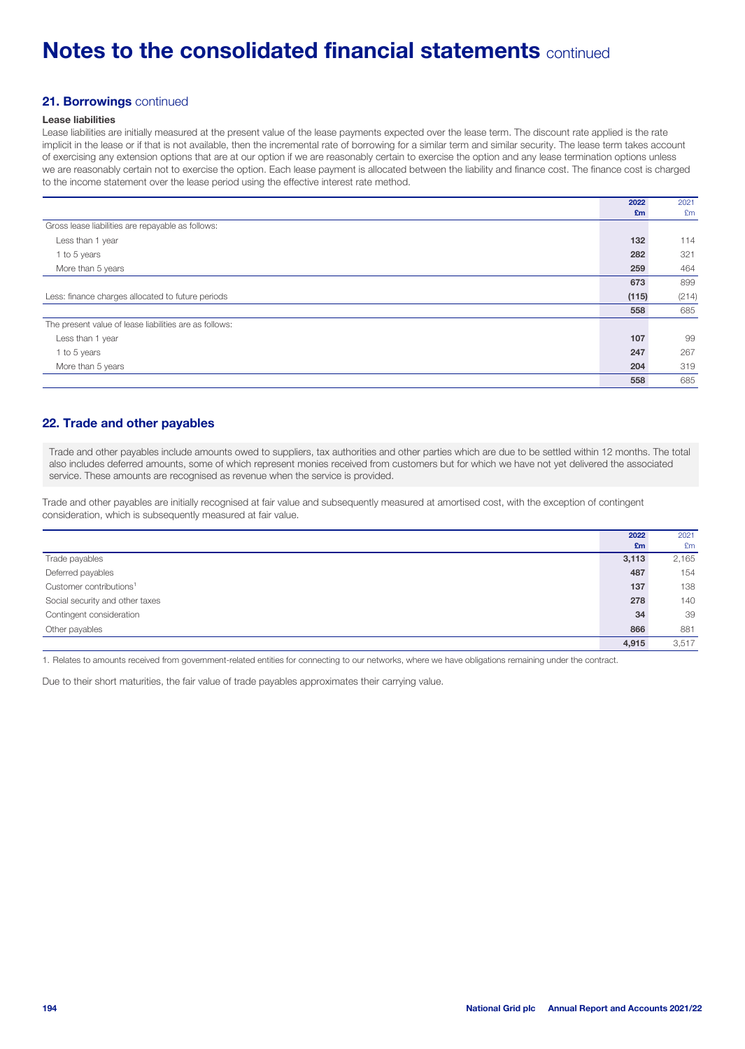# Notes to the consolidated financial statements continued

## 21. Borrowings continued

### Lease liabilities

Lease liabilities are initially measured at the present value of the lease payments expected over the lease term. The discount rate applied is the rate implicit in the lease or if that is not available, then the incremental rate of borrowing for a similar term and similar security. The lease term takes account of exercising any extension options that are at our option if we are reasonably certain to exercise the option and any lease termination options unless we are reasonably certain not to exercise the option. Each lease payment is allocated between the liability and finance cost. The finance cost is charged to the income statement over the lease period using the effective interest rate method.

| | 2022 £m | 2021 £m |
|---|---|---|
| Gross lease liabilities are repayable as follows: | | |
| Less than 1 year | 132 | 114 |
| 1 to 5 years | 282 | 321 |
| More than 5 years | 259 | 464 |
| | 673 | 899 |
| Less: finance charges allocated to future periods | (115) | (214) |
| | 558 | 685 |
| The present value of lease liabilities are as follows: | | |
| Less than 1 year | 107 | 99 |
| 1 to 5 years | 247 | 267 |
| More than 5 years | 204 | 319 |
| | 558 | 685 |

## 22. Trade and other payables

Trade and other payables include amounts owed to suppliers, tax authorities and other parties which are due to be settled within 12 months. The total also includes deferred amounts, some of which represent monies received from customers but for which we have not yet delivered the associated service. These amounts are recognised as revenue when the service is provided.

Trade and other payables are initially recognised at fair value and subsequently measured at amortised cost, with the exception of contingent consideration, which is subsequently measured at fair value.

| | 2022 £m | 2021 £m |
|---|---|---|
| Trade payables | 3,113 | 2,165 |
| Deferred payables | 487 | 154 |
| Customer contributions[1] | 137 | 138 |
| Social security and other taxes | 278 | 140 |
| Contingent consideration | 34 | 39 |
| Other payables | 866 | 881 |
| | 4,915 | 3,517 |

1. Relates to amounts received from government-related entities for connecting to our networks, where we have obligations remaining under the contract.

Due to their short maturities, the fair value of trade payables approximates their carrying value.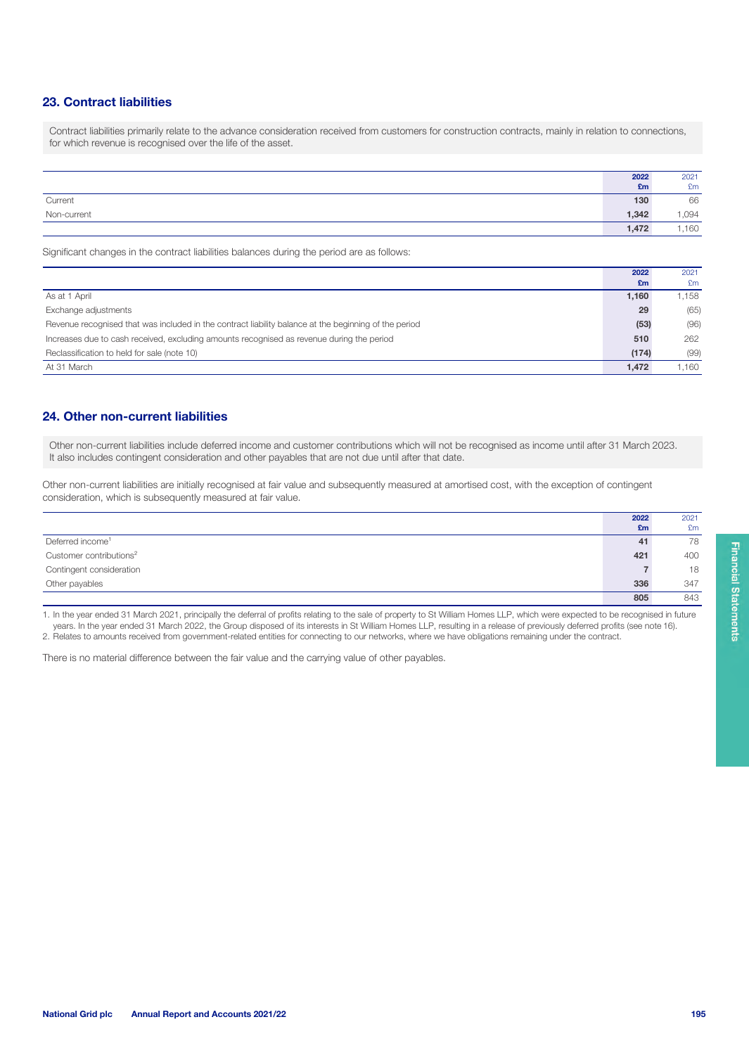## 23. Contract liabilities

Contract liabilities primarily relate to the advance consideration received from customers for construction contracts, mainly in relation to connections, for which revenue is recognised over the life of the asset.

| | 2022 £m | 2021 £m |
|---|---|---|
| Current | 130 | 66 |
| Non-current | 1,342 | 1,094 |
| | 1,472 | 1,160 |

Significant changes in the contract liabilities balances during the period are as follows:

| | 2022 £m | 2021 £m |
|---|---|---|
| As at 1 April | 1,160 | 1,158 |
| Exchange adjustments | 29 | (65) |
| Revenue recognised that was included in the contract liability balance at the beginning of the period | (53) | (96) |
| Increases due to cash received, excluding amounts recognised as revenue during the period | 510 | 262 |
| Reclassification to held for sale (note 10) | (174) | (99) |
| At 31 March | 1,472 | 1,160 |

## 24. Other non-current liabilities

Other non-current liabilities include deferred income and customer contributions which will not be recognised as income until after 31 March 2023. It also includes contingent consideration and other payables that are not due until after that date.

Other non-current liabilities are initially recognised at fair value and subsequently measured at amortised cost, with the exception of contingent consideration, which is subsequently measured at fair value.

| | 2022 £m | 2021 £m |
|---|---|---|
| Deferred income[1] | 41 | 78 |
| Customer contributions[2] | 421 | 400 |
| Contingent consideration | 7 | 18 |
| Other payables | 336 | 347 |
| | 805 | 843 |

1. In the year ended 31 March 2021, principally the deferral of profits relating to the sale of property to St William Homes LLP, which were expected to be recognised in future years. In the year ended 31 March 2022, the Group disposed of its interests in St William Homes LLP, resulting in a release of previously deferred profits (see note 16).
2. Relates to amounts received from government-related entities for connecting to our networks, where we have obligations remaining under the contract.

There is no material difference between the fair value and the carrying value of other payables.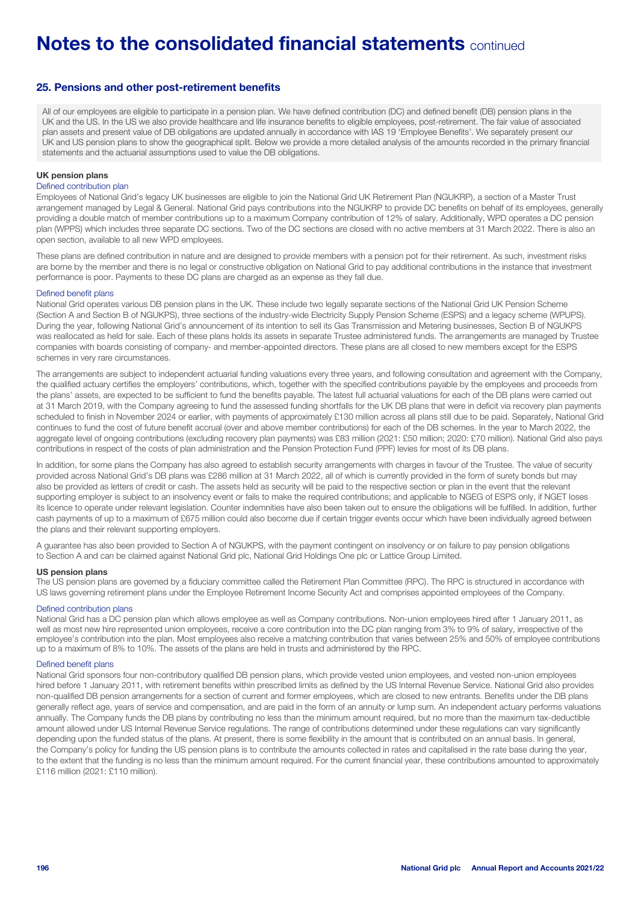# Notes to the consolidated financial statements continued

## 25. Pensions and other post-retirement benefits

All of our employees are eligible to participate in a pension plan. We have defined contribution (DC) and defined benefit (DB) pension plans in the UK and the US. In the US we also provide healthcare and life insurance benefits to eligible employees, post-retirement. The fair value of associated plan assets and present value of DB obligations are updated annually in accordance with IAS 19 'Employee Benefits'. We separately present our UK and US pension plans to show the geographical split. Below we provide a more detailed analysis of the amounts recorded in the primary financial statements and the actuarial assumptions used to value the DB obligations.

### UK pension plans

#### Defined contribution plan

Employees of National Grid's legacy UK businesses are eligible to join the National Grid UK Retirement Plan (NGUKRP), a section of a Master Trust arrangement managed by Legal & General. National Grid pays contributions into the NGUKRP to provide DC benefits on behalf of its employees, generally providing a double match of member contributions up to a maximum Company contribution of 12% of salary. Additionally, WPD operates a DC pension plan (WPPS) which includes three separate DC sections. Two of the DC sections are closed with no active members at 31 March 2022. There is also an open section, available to all new WPD employees.

These plans are defined contribution in nature and are designed to provide members with a pension pot for their retirement. As such, investment risks are borne by the member and there is no legal or constructive obligation on National Grid to pay additional contributions in the instance that investment performance is poor. Payments to these DC plans are charged as an expense as they fall due.

#### Defined benefit plans

National Grid operates various DB pension plans in the UK. These include two legally separate sections of the National Grid UK Pension Scheme (Section A and Section B of NGUKPS), three sections of the industry-wide Electricity Supply Pension Scheme (ESPS) and a legacy scheme (WPUPS). During the year, following National Grid's announcement of its intention to sell its Gas Transmission and Metering businesses, Section B of NGUKPS was reallocated as held for sale. Each of these plans holds its assets in separate Trustee administered funds. The arrangements are managed by Trustee companies with boards consisting of company- and member-appointed directors. These plans are all closed to new members except for the ESPS schemes in very rare circumstances.

The arrangements are subject to independent actuarial funding valuations every three years, and following consultation and agreement with the Company, the qualified actuary certifies the employers' contributions, which, together with the specified contributions payable by the employees and proceeds from the plans' assets, are expected to be sufficient to fund the benefits payable. The latest full actuarial valuations for each of the DB plans were carried out at 31 March 2019, with the Company agreeing to fund the assessed funding shortfalls for the UK DB plans that were in deficit via recovery plan payments scheduled to finish in November 2024 or earlier, with payments of approximately £130 million across all plans still due to be paid. Separately, National Grid continues to fund the cost of future benefit accrual (over and above member contributions) for each of the DB schemes. In the year to March 2022, the aggregate level of ongoing contributions (excluding recovery plan payments) was £83 million (2021: £50 million; 2020: £70 million). National Grid also pays contributions in respect of the costs of plan administration and the Pension Protection Fund (PPF) levies for most of its DB plans.

In addition, for some plans the Company has also agreed to establish security arrangements with charges in favour of the Trustee. The value of security provided across National Grid's DB plans was £286 million at 31 March 2022, all of which is currently provided in the form of surety bonds but may also be provided as letters of credit or cash. The assets held as security will be paid to the respective section or plan in the event that the relevant supporting employer is subject to an insolvency event or fails to make the required contributions; and applicable to NGEG of ESPS only, if NGET loses its licence to operate under relevant legislation. Counter indemnities have also been taken out to ensure the obligations will be fulfilled. In addition, further cash payments of up to a maximum of £675 million could also become due if certain trigger events occur which have been individually agreed between the plans and their relevant supporting employers.

A guarantee has also been provided to Section A of NGUKPS, with the payment contingent on insolvency or on failure to pay pension obligations to Section A and can be claimed against National Grid plc, National Grid Holdings One plc or Lattice Group Limited.

### US pension plans

The US pension plans are governed by a fiduciary committee called the Retirement Plan Committee (RPC). The RPC is structured in accordance with US laws governing retirement plans under the Employee Retirement Income Security Act and comprises appointed employees of the Company.

#### Defined contribution plans

National Grid has a DC pension plan which allows employee as well as Company contributions. Non-union employees hired after 1 January 2011, as well as most new hire represented union employees, receive a core contribution into the DC plan ranging from 3% to 9% of salary, irrespective of the employee's contribution into the plan. Most employees also receive a matching contribution that varies between 25% and 50% of employee contributions up to a maximum of 8% to 10%. The assets of the plans are held in trusts and administered by the RPC.

#### Defined benefit plans

National Grid sponsors four non-contributory qualified DB pension plans, which provide vested union employees, and vested non-union employees hired before 1 January 2011, with retirement benefits within prescribed limits as defined by the US Internal Revenue Service. National Grid also provides non-qualified DB pension arrangements for a section of current and former employees, which are closed to new entrants. Benefits under the DB plans generally reflect age, years of service and compensation, and are paid in the form of an annuity or lump sum. An independent actuary performs valuations annually. The Company funds the DB plans by contributing no less than the minimum amount required, but no more than the maximum tax-deductible amount allowed under US Internal Revenue Service regulations. The range of contributions determined under these regulations can vary significantly depending upon the funded status of the plans. At present, there is some flexibility in the amount that is contributed on an annual basis. In general, the Company's policy for funding the US pension plans is to contribute the amounts collected in rates and capitalised in the rate base during the year, to the extent that the funding is no less than the minimum amount required. For the current financial year, these contributions amounted to approximately £116 million (2021: £110 million).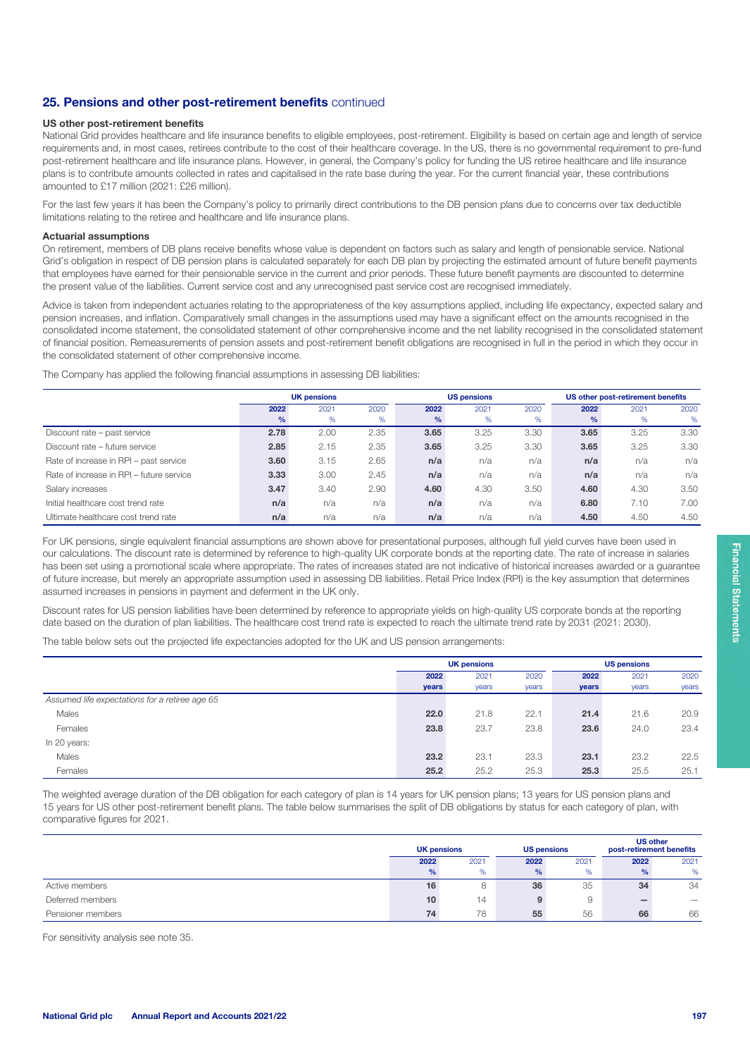## 25. Pensions and other post-retirement benefits continued

### US other post-retirement benefits

National Grid provides healthcare and life insurance benefits to eligible employees, post-retirement. Eligibility is based on certain age and length of service requirements and, in most cases, retirees contribute to the cost of their healthcare coverage. In the US, there is no governmental requirement to pre-fund post-retirement healthcare and life insurance plans. However, in general, the Company's policy for funding the US retiree healthcare and life insurance plans is to contribute amounts collected in rates and capitalised in the rate base during the year. For the current financial year, these contributions amounted to £17 million (2021: £26 million).

For the last few years it has been the Company's policy to primarily direct contributions to the DB pension plans due to concerns over tax deductible limitations relating to the retiree and healthcare and life insurance plans.

### Actuarial assumptions

On retirement, members of DB plans receive benefits whose value is dependent on factors such as salary and length of pensionable service. National Grid's obligation in respect of DB pension plans is calculated separately for each DB plan by projecting the estimated amount of future benefit payments that employees have earned for their pensionable service in the current and prior periods. These future benefit payments are discounted to determine the present value of the liabilities. Current service cost and any unrecognised past service cost are recognised immediately.

Advice is taken from independent actuaries relating to the appropriateness of the key assumptions applied, including life expectancy, expected salary and pension increases, and inflation. Comparatively small changes in the assumptions used may have a significant effect on the amounts recognised in the consolidated income statement, the consolidated statement of other comprehensive income and the net liability recognised in the consolidated statement of financial position. Remeasurements of pension assets and post-retirement benefit obligations are recognised in full in the period in which they occur in the consolidated statement of other comprehensive income.

The Company has applied the following financial assumptions in assessing DB liabilities:

| | UK pensions | | | US pensions | | | US other post-retirement benefits | | |
|---|---|---|---|---|---|---|---|---|---|
| | **2022** | 2021 | 2020 | **2022** | 2021 | 2020 | **2022** | 2021 | 2020 |
| | **%** | % | % | **%** | % | % | **%** | % | % |
| Discount rate – past service | **2.78** | 2.00 | 2.35 | **3.65** | 3.25 | 3.30 | **3.65** | 3.25 | 3.30 |
| Discount rate – future service | **2.85** | 2.15 | 2.35 | **3.65** | 3.25 | 3.30 | **3.65** | 3.25 | 3.30 |
| Rate of increase in RPI – past service | **3.60** | 3.15 | 2.65 | **n/a** | n/a | n/a | **n/a** | n/a | n/a |
| Rate of increase in RPI – future service | **3.33** | 3.00 | 2.45 | **n/a** | n/a | n/a | **n/a** | n/a | n/a |
| Salary increases | **3.47** | 3.40 | 2.90 | **4.60** | 4.30 | 3.50 | **4.60** | 4.30 | 3.50 |
| Initial healthcare cost trend rate | **n/a** | n/a | n/a | **n/a** | n/a | n/a | **6.80** | 7.10 | 7.00 |
| Ultimate healthcare cost trend rate | **n/a** | n/a | n/a | **n/a** | n/a | n/a | **4.50** | 4.50 | 4.50 |

For UK pensions, single equivalent financial assumptions are shown above for presentational purposes, although full yield curves have been used in our calculations. The discount rate is determined by reference to high-quality UK corporate bonds at the reporting date. The rate of increase in salaries has been set using a promotional scale where appropriate. The rates of increases stated are not indicative of historical increases awarded or a guarantee of future increase, but merely an appropriate assumption used in assessing DB liabilities. Retail Price Index (RPI) is the key assumption that determines assumed increases in pensions in payment and deferment in the UK only.

Discount rates for US pension liabilities have been determined by reference to appropriate yields on high-quality US corporate bonds at the reporting date based on the duration of plan liabilities. The healthcare cost trend rate is expected to reach the ultimate trend rate by 2031 (2021: 2030).

The table below sets out the projected life expectancies adopted for the UK and US pension arrangements:

| | UK pensions | | | US pensions | | |
|---|---|---|---|---|---|---|
| | **2022** | 2021 | 2020 | **2022** | 2021 | 2020 |
| | **years** | years | years | **years** | years | years |
| *Assumed life expectations for a retiree age 65* | | | | | | |
| Males | **22.0** | 21.8 | 22.1 | **21.4** | 21.6 | 20.9 |
| Females | **23.8** | 23.7 | 23.8 | **23.6** | 24.0 | 23.4 |
| In 20 years: | | | | | | |
| Males | **23.2** | 23.1 | 23.3 | **23.1** | 23.2 | 22.5 |
| Females | **25.2** | 25.2 | 25.3 | **25.3** | 25.5 | 25.1 |

The weighted average duration of the DB obligation for each category of plan is 14 years for UK pension plans; 13 years for US pension plans and 15 years for US other post-retirement benefit plans. The table below summarises the split of DB obligations by status for each category of plan, with comparative figures for 2021.

| | UK pensions | | US pensions | | US other post-retirement benefits | |
|---|---|---|---|---|---|---|
| | **2022** | 2021 | **2022** | 2021 | **2022** | 2021 |
| | **%** | % | **%** | % | **%** | % |
| Active members | **16** | 8 | **36** | 35 | **34** | 34 |
| Deferred members | **10** | 14 | **9** | 9 | **–** | – |
| Pensioner members | **74** | 78 | **55** | 56 | **66** | 66 |

For sensitivity analysis see note 35.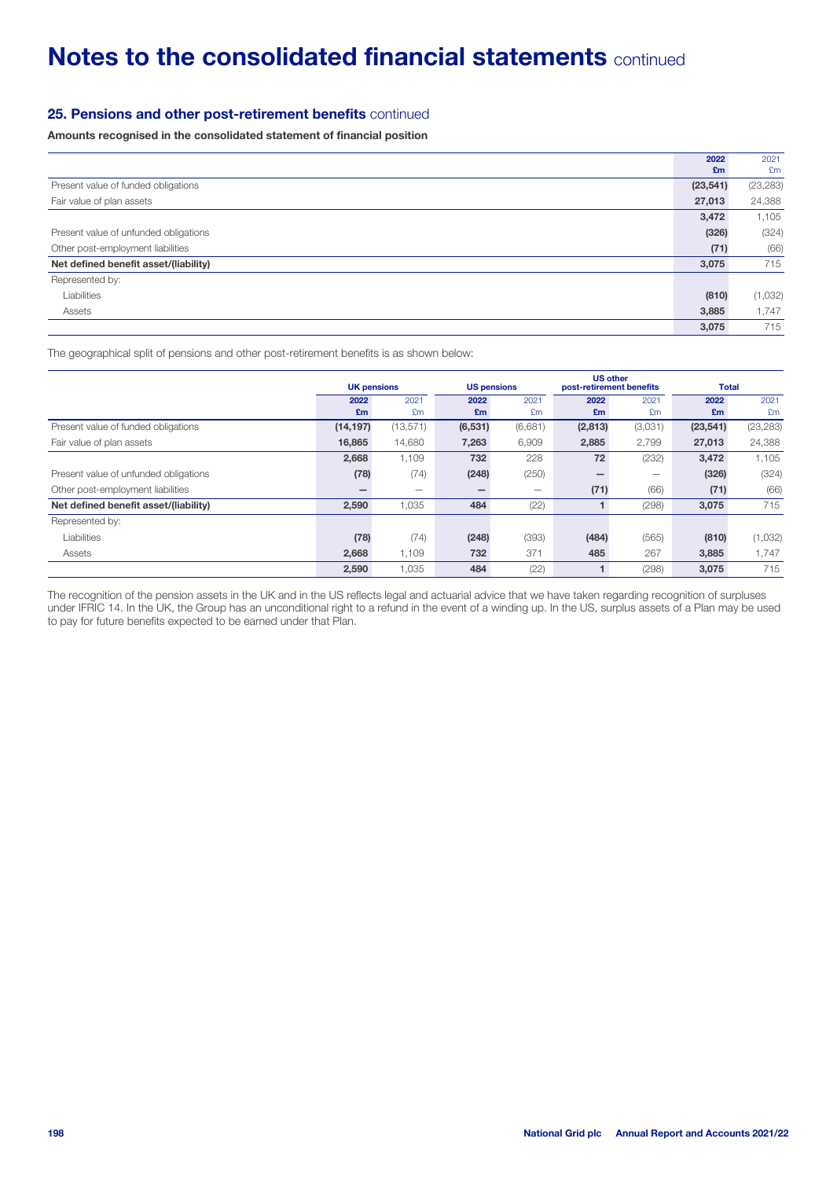# Notes to the consolidated financial statements continued

## 25. Pensions and other post-retirement benefits continued

**Amounts recognised in the consolidated statement of financial position**

| | 2022 £m | 2021 £m |
|---|---|---|
| Present value of funded obligations | (23,541) | (23,283) |
| Fair value of plan assets | 27,013 | 24,388 |
| | 3,472 | 1,105 |
| Present value of unfunded obligations | (326) | (324) |
| Other post-employment liabilities | (71) | (66) |
| **Net defined benefit asset/(liability)** | **3,075** | **715** |
| Represented by: | | |
| Liabilities | (810) | (1,032) |
| Assets | 3,885 | 1,747 |
| | 3,075 | 715 |

The geographical split of pensions and other post-retirement benefits is as shown below:

| | UK pensions | | US pensions | | US other post-retirement benefits | | Total | |
|---|---|---|---|---|---|---|---|---|
| | 2022 £m | 2021 £m | 2022 £m | 2021 £m | 2022 £m | 2021 £m | 2022 £m | 2021 £m |
| Present value of funded obligations | (14,197) | (13,571) | (6,531) | (6,681) | (2,813) | (3,031) | (23,541) | (23,283) |
| Fair value of plan assets | 16,865 | 14,680 | 7,263 | 6,909 | 2,885 | 2,799 | 27,013 | 24,388 |
| | 2,668 | 1,109 | 732 | 228 | 72 | (232) | 3,472 | 1,105 |
| Present value of unfunded obligations | (78) | (74) | (248) | (250) | – | – | (326) | (324) |
| Other post-employment liabilities | – | – | – | – | (71) | (66) | (71) | (66) |
| **Net defined benefit asset/(liability)** | **2,590** | **1,035** | **484** | **(22)** | **1** | **(298)** | **3,075** | **715** |
| Represented by: | | | | | | | | |
| Liabilities | (78) | (74) | (248) | (393) | (484) | (565) | (810) | (1,032) |
| Assets | 2,668 | 1,109 | 732 | 371 | 485 | 267 | 3,885 | 1,747 |
| | 2,590 | 1,035 | 484 | (22) | 1 | (298) | 3,075 | 715 |

The recognition of the pension assets in the UK and in the US reflects legal and actuarial advice that we have taken regarding recognition of surpluses under IFRIC 14. In the UK, the Group has an unconditional right to a refund in the event of a winding up. In the US, surplus assets of a Plan may be used to pay for future benefits expected to be earned under that Plan.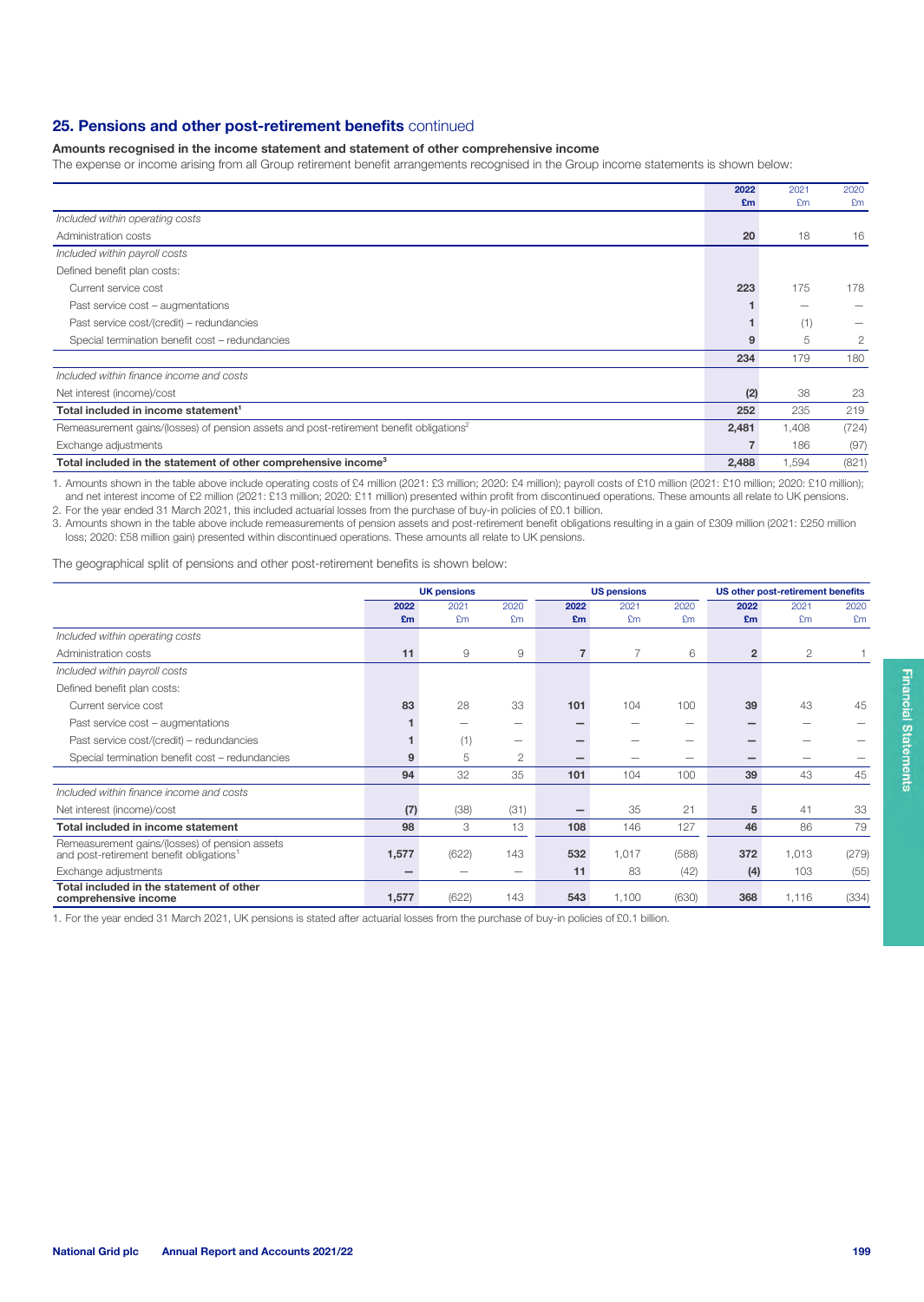## 25. Pensions and other post-retirement benefits continued

### Amounts recognised in the income statement and statement of other comprehensive income

The expense or income arising from all Group retirement benefit arrangements recognised in the Group income statements is shown below:

| | 2022 £m | 2021 £m | 2020 £m |
|---|---|---|---|
| *Included within operating costs* | | | |
| Administration costs | **20** | 18 | 16 |
| *Included within payroll costs* | | | |
| Defined benefit plan costs: | | | |
| Current service cost | **223** | 175 | 178 |
| Past service cost – augmentations | **1** | – | – |
| Past service cost/(credit) – redundancies | **1** | (1) | – |
| Special termination benefit cost – redundancies | **9** | 5 | 2 |
| | **234** | 179 | 180 |
| *Included within finance income and costs* | | | |
| Net interest (income)/cost | **(2)** | 38 | 23 |
| **Total included in income statement[1]** | **252** | 235 | 219 |
| Remeasurement gains/(losses) of pension assets and post-retirement benefit obligations[2] | **2,481** | 1,408 | (724) |
| Exchange adjustments | **7** | 186 | (97) |
| **Total included in the statement of other comprehensive income[3]** | **2,488** | 1,594 | (821) |

1. Amounts shown in the table above include operating costs of £4 million (2021: £3 million; 2020: £4 million); payroll costs of £10 million (2021: £10 million; 2020: £10 million); and net interest income of £2 million (2021: £13 million; 2020: £11 million) presented within profit from discontinued operations. These amounts all relate to UK pensions.
2. For the year ended 31 March 2021, this included actuarial losses from the purchase of buy-in policies of £0.1 billion.
3. Amounts shown in the table above include remeasurements of pension assets and post-retirement benefit obligations resulting in a gain of £309 million (2021: £250 million loss; 2020: £58 million gain) presented within discontinued operations. These amounts all relate to UK pensions.

The geographical split of pensions and other post-retirement benefits is shown below:

| | UK pensions | | | US pensions | | | US other post-retirement benefits | | |
|---|---|---|---|---|---|---|---|---|---|
| | 2022 £m | 2021 £m | 2020 £m | 2022 £m | 2021 £m | 2020 £m | 2022 £m | 2021 £m | 2020 £m |
| *Included within operating costs* | | | | | | | | | |
| Administration costs | **11** | 9 | 9 | **7** | 7 | 6 | **2** | 2 | 1 |
| *Included within payroll costs* | | | | | | | | | |
| Defined benefit plan costs: | | | | | | | | | |
| Current service cost | **83** | 28 | 33 | **101** | 104 | 100 | **39** | 43 | 45 |
| Past service cost – augmentations | **1** | – | – | **–** | – | – | **–** | – | – |
| Past service cost/(credit) – redundancies | **1** | (1) | – | **–** | – | – | **–** | – | – |
| Special termination benefit cost – redundancies | **9** | 5 | 2 | **–** | – | – | **–** | – | – |
| | **94** | 32 | 35 | **101** | 104 | 100 | **39** | 43 | 45 |
| *Included within finance income and costs* | | | | | | | | | |
| Net interest (income)/cost | **(7)** | (38) | (31) | **–** | 35 | 21 | **5** | 41 | 33 |
| **Total included in income statement** | **98** | 3 | 13 | **108** | 146 | 127 | **46** | 86 | 79 |
| Remeasurement gains/(losses) of pension assets and post-retirement benefit obligations[1] | **1,577** | (622) | 143 | **532** | 1,017 | (588) | **372** | 1,013 | (279) |
| Exchange adjustments | **–** | – | – | **11** | 83 | (42) | **(4)** | 103 | (55) |
| **Total included in the statement of other comprehensive income** | **1,577** | (622) | 143 | **543** | 1,100 | (630) | **368** | 1,116 | (334) |

1. For the year ended 31 March 2021, UK pensions is stated after actuarial losses from the purchase of buy-in policies of £0.1 billion.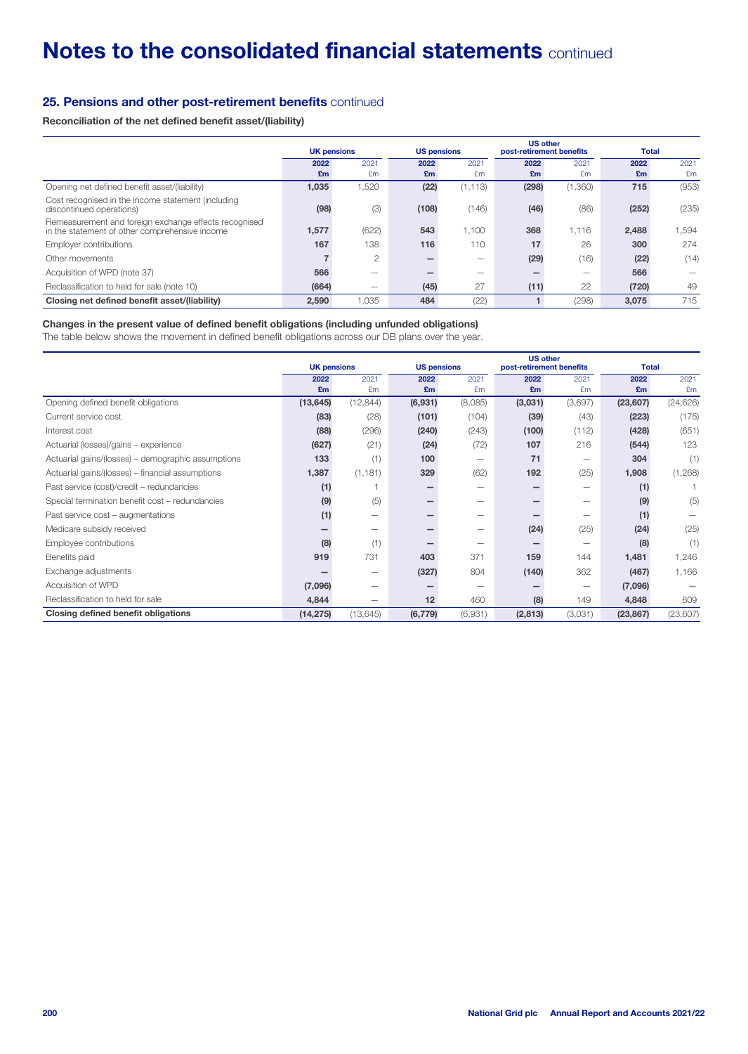# Notes to the consolidated financial statements continued

## 25. Pensions and other post-retirement benefits continued

**Reconciliation of the net defined benefit asset/(liability)**

| | UK pensions | | US pensions | | US other post-retirement benefits | | Total | |
|---|---|---|---|---|---|---|---|---|
| | 2022 £m | 2021 £m | 2022 £m | 2021 £m | 2022 £m | 2021 £m | 2022 £m | 2021 £m |
| Opening net defined benefit asset/(liability) | 1,035 | 1,520 | (22) | (1,113) | (298) | (1,360) | 715 | (953) |
| Cost recognised in the income statement (including discontinued operations) | (98) | (3) | (108) | (146) | (46) | (86) | (252) | (235) |
| Remeasurement and foreign exchange effects recognised in the statement of other comprehensive income | 1,577 | (622) | 543 | 1,100 | 368 | 1,116 | 2,488 | 1,594 |
| Employer contributions | 167 | 138 | 116 | 110 | 17 | 26 | 300 | 274 |
| Other movements | 7 | 2 | – | – | (29) | (16) | (22) | (14) |
| Acquisition of WPD (note 37) | 566 | – | – | – | – | – | 566 | – |
| Reclassification to held for sale (note 10) | (664) | – | (45) | 27 | (11) | 22 | (720) | 49 |
| **Closing net defined benefit asset/(liability)** | **2,590** | 1,035 | **484** | (22) | **1** | (298) | **3,075** | 715 |

**Changes in the present value of defined benefit obligations (including unfunded obligations)**

The table below shows the movement in defined benefit obligations across our DB plans over the year.

| | UK pensions | | US pensions | | US other post-retirement benefits | | Total | |
|---|---|---|---|---|---|---|---|---|
| | 2022 £m | 2021 £m | 2022 £m | 2021 £m | 2022 £m | 2021 £m | 2022 £m | 2021 £m |
| Opening defined benefit obligations | (13,645) | (12,844) | (6,931) | (8,085) | (3,031) | (3,697) | (23,607) | (24,626) |
| Current service cost | (83) | (28) | (101) | (104) | (39) | (43) | (223) | (175) |
| Interest cost | (88) | (296) | (240) | (243) | (100) | (112) | (428) | (651) |
| Actuarial (losses)/gains – experience | (627) | (21) | (24) | (72) | 107 | 216 | (544) | 123 |
| Actuarial gains/(losses) – demographic assumptions | 133 | (1) | 100 | – | 71 | – | 304 | (1) |
| Actuarial gains/(losses) – financial assumptions | 1,387 | (1,181) | 329 | (62) | 192 | (25) | 1,908 | (1,268) |
| Past service (cost)/credit – redundancies | (1) | 1 | – | – | – | – | (1) | 1 |
| Special termination benefit cost – redundancies | (9) | (5) | – | – | – | – | (9) | (5) |
| Past service cost – augmentations | (1) | – | – | – | – | – | (1) | – |
| Medicare subsidy received | – | – | – | – | (24) | (25) | (24) | (25) |
| Employee contributions | (8) | (1) | – | – | – | – | (8) | (1) |
| Benefits paid | 919 | 731 | 403 | 371 | 159 | 144 | 1,481 | 1,246 |
| Exchange adjustments | – | – | (327) | 804 | (140) | 362 | (467) | 1,166 |
| Acquisition of WPD | (7,096) | – | – | – | – | – | (7,096) | – |
| Reclassification to held for sale | 4,844 | – | 12 | 460 | (8) | 149 | 4,848 | 609 |
| **Closing defined benefit obligations** | **(14,275)** | (13,645) | **(6,779)** | (6,931) | **(2,813)** | (3,031) | **(23,867)** | (23,607) |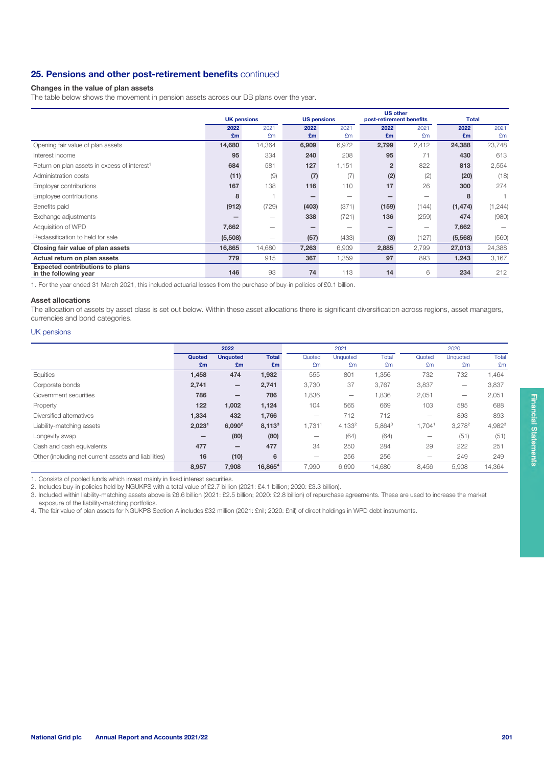## 25. Pensions and other post-retirement benefits continued

### Changes in the value of plan assets

The table below shows the movement in pension assets across our DB plans over the year.

| | UK pensions | | US pensions | | US other post-retirement benefits | | Total | |
|---|---|---|---|---|---|---|---|---|
| | 2022 £m | 2021 £m | 2022 £m | 2021 £m | 2022 £m | 2021 £m | 2022 £m | 2021 £m |
| Opening fair value of plan assets | 14,680 | 14,364 | 6,909 | 6,972 | 2,799 | 2,412 | 24,388 | 23,748 |
| Interest income | 95 | 334 | 240 | 208 | 95 | 71 | 430 | 613 |
| Return on plan assets in excess of interest[1] | 684 | 581 | 127 | 1,151 | 2 | 822 | 813 | 2,554 |
| Administration costs | (11) | (9) | (7) | (7) | (2) | (2) | (20) | (18) |
| Employer contributions | 167 | 138 | 116 | 110 | 17 | 26 | 300 | 274 |
| Employee contributions | 8 | 1 | – | – | – | – | 8 | 1 |
| Benefits paid | (912) | (729) | (403) | (371) | (159) | (144) | (1,474) | (1,244) |
| Exchange adjustments | – | – | 338 | (721) | 136 | (259) | 474 | (980) |
| Acquisition of WPD | 7,662 | – | – | – | – | – | 7,662 | – |
| Reclassification to held for sale | (5,508) | – | (57) | (433) | (3) | (127) | (5,568) | (560) |
| **Closing fair value of plan assets** | **16,865** | **14,680** | **7,263** | **6,909** | **2,885** | **2,799** | **27,013** | **24,388** |
| **Actual return on plan assets** | **779** | **915** | **367** | **1,359** | **97** | **893** | **1,243** | **3,167** |
| **Expected contributions to plans in the following year** | **146** | **93** | **74** | **113** | **14** | **6** | **234** | **212** |

1. For the year ended 31 March 2021, this included actuarial losses from the purchase of buy-in policies of £0.1 billion.

### Asset allocations

The allocation of assets by asset class is set out below. Within these asset allocations there is significant diversification across regions, asset managers, currencies and bond categories.

UK pensions

| | 2022 | | | 2021 | | | 2020 | | |
|---|---|---|---|---|---|---|---|---|---|
| | Quoted £m | Unquoted £m | Total £m | Quoted £m | Unquoted £m | Total £m | Quoted £m | Unquoted £m | Total £m |
| Equities | 1,458 | 474 | 1,932 | 555 | 801 | 1,356 | 732 | 732 | 1,464 |
| Corporate bonds | 2,741 | – | 2,741 | 3,730 | 37 | 3,767 | 3,837 | – | 3,837 |
| Government securities | 786 | – | 786 | 1,836 | – | 1,836 | 2,051 | – | 2,051 |
| Property | 122 | 1,002 | 1,124 | 104 | 565 | 669 | 103 | 585 | 688 |
| Diversified alternatives | 1,334 | 432 | 1,766 | – | 712 | 712 | – | 893 | 893 |
| Liability-matching assets | 2,023[1] | 6,090[2] | 8,113[3] | 1,731[1] | 4,133[2] | 5,864[3] | 1,704[1] | 3,278[2] | 4,982[3] |
| Longevity swap | – | (80) | (80) | – | (64) | (64) | – | (51) | (51) |
| Cash and cash equivalents | 477 | – | 477 | 34 | 250 | 284 | 29 | 222 | 251 |
| Other (including net current assets and liabilities) | 16 | (10) | 6 | – | 256 | 256 | – | 249 | 249 |
| | **8,957** | **7,908** | **16,865**[4] | 7,990 | 6,690 | 14,680 | 8,456 | 5,908 | 14,364 |

1. Consists of pooled funds which invest mainly in fixed interest securities.
2. Includes buy-in policies held by NGUKPS with a total value of £2.7 billion (2021: £4.1 billion; 2020: £3.3 billion).
3. Included within liability-matching assets above is £6.6 billion (2021: £2.5 billion; 2020: £2.8 billion) of repurchase agreements. These are used to increase the market exposure of the liability-matching portfolios.
4. The fair value of plan assets for NGUKPS Section A includes £32 million (2021: £nil; 2020: £nil) of direct holdings in WPD debt instruments.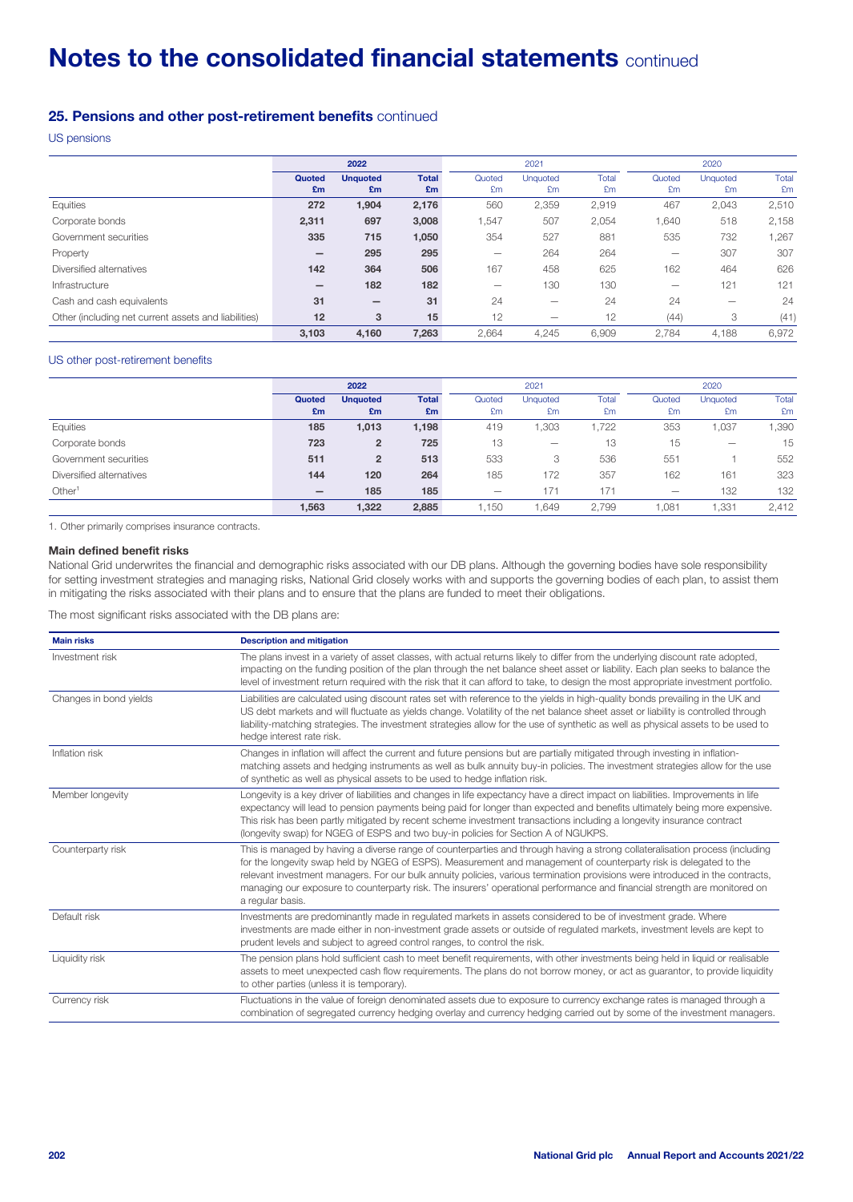# Notes to the consolidated financial statements continued

## 25. Pensions and other post-retirement benefits continued

### US pensions

| | 2022 | | | 2021 | | | 2020 | | |
|---|---|---|---|---|---|---|---|---|---|
| | **Quoted £m** | **Unquoted £m** | **Total £m** | Quoted £m | Unquoted £m | Total £m | Quoted £m | Unquoted £m | Total £m |
| Equities | **272** | **1,904** | **2,176** | 560 | 2,359 | 2,919 | 467 | 2,043 | 2,510 |
| Corporate bonds | **2,311** | **697** | **3,008** | 1,547 | 507 | 2,054 | 1,640 | 518 | 2,158 |
| Government securities | **335** | **715** | **1,050** | 354 | 527 | 881 | 535 | 732 | 1,267 |
| Property | **–** | **295** | **295** | – | 264 | 264 | – | 307 | 307 |
| Diversified alternatives | **142** | **364** | **506** | 167 | 458 | 625 | 162 | 464 | 626 |
| Infrastructure | **–** | **182** | **182** | – | 130 | 130 | – | 121 | 121 |
| Cash and cash equivalents | **31** | **–** | **31** | 24 | – | 24 | 24 | – | 24 |
| Other (including net current assets and liabilities) | **12** | **3** | **15** | 12 | – | 12 | (44) | 3 | (41) |
| | **3,103** | **4,160** | **7,263** | 2,664 | 4,245 | 6,909 | 2,784 | 4,188 | 6,972 |

### US other post-retirement benefits

| | 2022 | | | 2021 | | | 2020 | | |
|---|---|---|---|---|---|---|---|---|---|
| | **Quoted £m** | **Unquoted £m** | **Total £m** | Quoted £m | Unquoted £m | Total £m | Quoted £m | Unquoted £m | Total £m |
| Equities | **185** | **1,013** | **1,198** | 419 | 1,303 | 1,722 | 353 | 1,037 | 1,390 |
| Corporate bonds | **723** | **2** | **725** | 13 | – | 13 | 15 | – | 15 |
| Government securities | **511** | **2** | **513** | 533 | 3 | 536 | 551 | 1 | 552 |
| Diversified alternatives | **144** | **120** | **264** | 185 | 172 | 357 | 162 | 161 | 323 |
| Other[1] | **–** | **185** | **185** | – | 171 | 171 | – | 132 | 132 |
| | **1,563** | **1,322** | **2,885** | 1,150 | 1,649 | 2,799 | 1,081 | 1,331 | 2,412 |

1. Other primarily comprises insurance contracts.

#### Main defined benefit risks

National Grid underwrites the financial and demographic risks associated with our DB plans. Although the governing bodies have sole responsibility for setting investment strategies and managing risks, National Grid closely works with and supports the governing bodies of each plan, to assist them in mitigating the risks associated with their plans and to ensure that the plans are funded to meet their obligations.

The most significant risks associated with the DB plans are:

| Main risks | Description and mitigation |
|---|---|
| Investment risk | The plans invest in a variety of asset classes, with actual returns likely to differ from the underlying discount rate adopted, impacting on the funding position of the plan through the net balance sheet asset or liability. Each plan seeks to balance the level of investment return required with the risk that it can afford to take, to design the most appropriate investment portfolio. |
| Changes in bond yields | Liabilities are calculated using discount rates set with reference to the yields in high-quality bonds prevailing in the UK and US debt markets and will fluctuate as yields change. Volatility of the net balance sheet asset or liability is controlled through liability-matching strategies. The investment strategies allow for the use of synthetic as well as physical assets to be used to hedge interest rate risk. |
| Inflation risk | Changes in inflation will affect the current and future pensions but are partially mitigated through investing in inflation-matching assets and hedging instruments as well as bulk annuity buy-in policies. The investment strategies allow for the use of synthetic as well as physical assets to be used to hedge inflation risk. |
| Member longevity | Longevity is a key driver of liabilities and changes in life expectancy have a direct impact on liabilities. Improvements in life expectancy will lead to pension payments being paid for longer than expected and benefits ultimately being more expensive. This risk has been partly mitigated by recent scheme investment transactions including a longevity insurance contract (longevity swap) for NGEG of ESPS and two buy-in policies for Section A of NGUKPS. |
| Counterparty risk | This is managed by having a diverse range of counterparties and through having a strong collateralisation process (including for the longevity swap held by NGEG of ESPS). Measurement and management of counterparty risk is delegated to the relevant investment managers. For our bulk annuity policies, various termination provisions were introduced in the contracts, managing our exposure to counterparty risk. The insurers' operational performance and financial strength are monitored on a regular basis. |
| Default risk | Investments are predominantly made in regulated markets in assets considered to be of investment grade. Where investments are made either in non-investment grade assets or outside of regulated markets, investment levels are kept to prudent levels and subject to agreed control ranges, to control the risk. |
| Liquidity risk | The pension plans hold sufficient cash to meet benefit requirements, with other investments being held in liquid or realisable assets to meet unexpected cash flow requirements. The plans do not borrow money, or act as guarantor, to provide liquidity to other parties (unless it is temporary). |
| Currency risk | Fluctuations in the value of foreign denominated assets due to exposure to currency exchange rates is managed through a combination of segregated currency hedging overlay and currency hedging carried out by some of the investment managers. |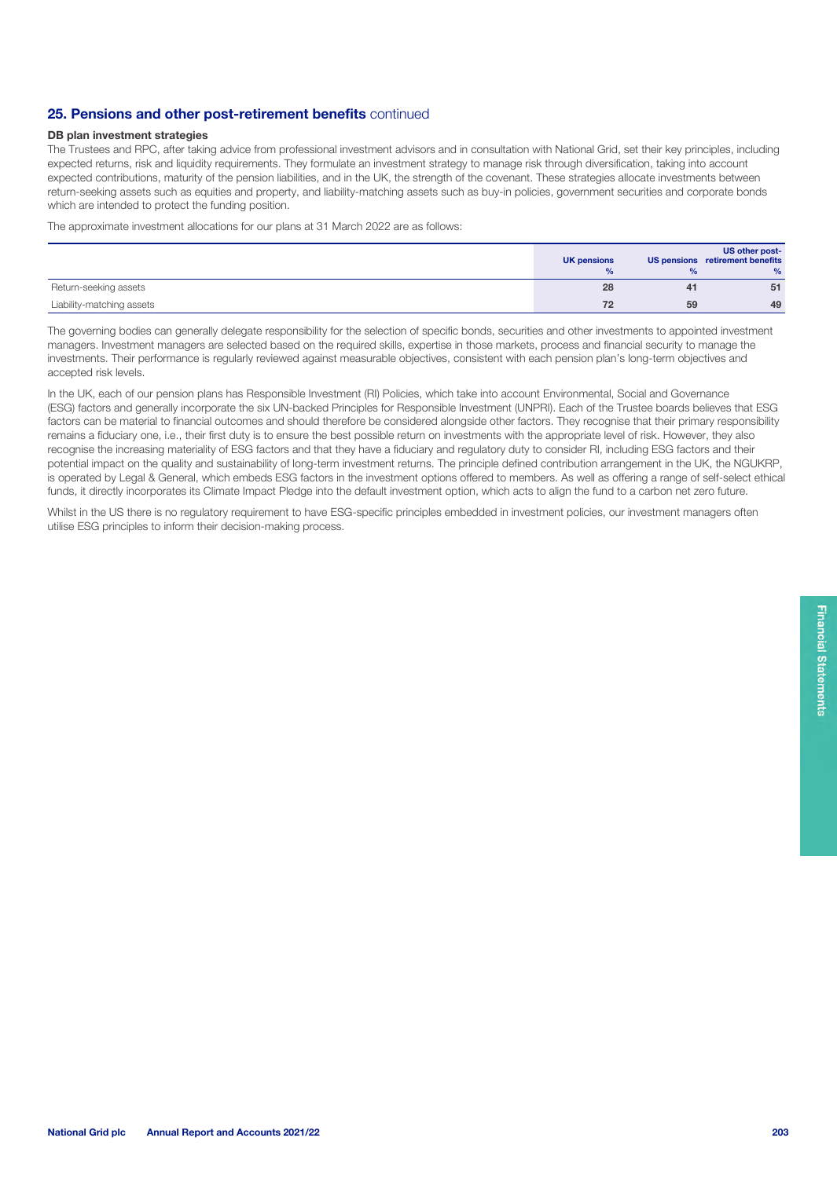## 25. Pensions and other post-retirement benefits continued

### DB plan investment strategies

The Trustees and RPC, after taking advice from professional investment advisors and in consultation with National Grid, set their key principles, including expected returns, risk and liquidity requirements. They formulate an investment strategy to manage risk through diversification, taking into account expected contributions, maturity of the pension liabilities, and in the UK, the strength of the covenant. These strategies allocate investments between return-seeking assets such as equities and property, and liability-matching assets such as buy-in policies, government securities and corporate bonds which are intended to protect the funding position.

The approximate investment allocations for our plans at 31 March 2022 are as follows:

| | UK pensions % | US pensions % | US other post-retirement benefits % |
|---|---|---|---|
| Return-seeking assets | 28 | 41 | 51 |
| Liability-matching assets | 72 | 59 | 49 |

The governing bodies can generally delegate responsibility for the selection of specific bonds, securities and other investments to appointed investment managers. Investment managers are selected based on the required skills, expertise in those markets, process and financial security to manage the investments. Their performance is regularly reviewed against measurable objectives, consistent with each pension plan's long-term objectives and accepted risk levels.

In the UK, each of our pension plans has Responsible Investment (RI) Policies, which take into account Environmental, Social and Governance (ESG) factors and generally incorporate the six UN-backed Principles for Responsible Investment (UNPRI). Each of the Trustee boards believes that ESG factors can be material to financial outcomes and should therefore be considered alongside other factors. They recognise that their primary responsibility remains a fiduciary one, i.e., their first duty is to ensure the best possible return on investments with the appropriate level of risk. However, they also recognise the increasing materiality of ESG factors and that they have a fiduciary and regulatory duty to consider RI, including ESG factors and their potential impact on the quality and sustainability of long-term investment returns. The principle defined contribution arrangement in the UK, the NGUKRP, is operated by Legal & General, which embeds ESG factors in the investment options offered to members. As well as offering a range of self-select ethical funds, it directly incorporates its Climate Impact Pledge into the default investment option, which acts to align the fund to a carbon net zero future.

Whilst in the US there is no regulatory requirement to have ESG-specific principles embedded in investment policies, our investment managers often utilise ESG principles to inform their decision-making process.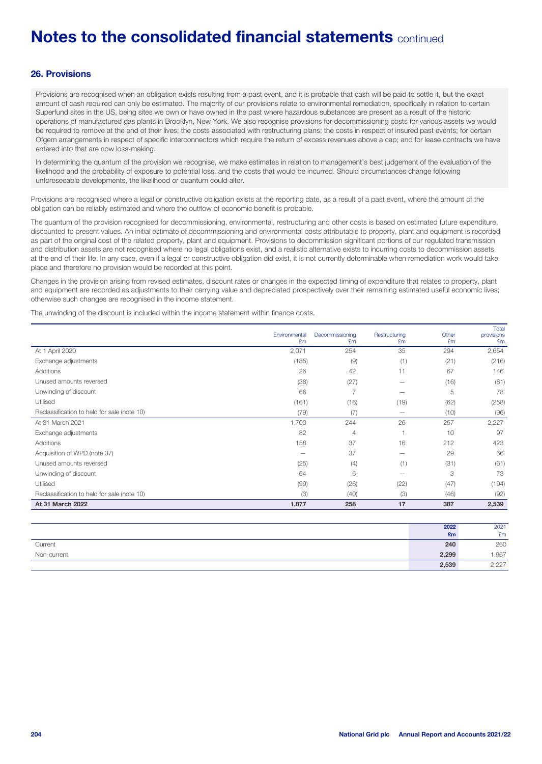# Notes to the consolidated financial statements continued

## 26. Provisions

Provisions are recognised when an obligation exists resulting from a past event, and it is probable that cash will be paid to settle it, but the exact amount of cash required can only be estimated. The majority of our provisions relate to environmental remediation, specifically in relation to certain Superfund sites in the US, being sites we own or have owned in the past where hazardous substances are present as a result of the historic operations of manufactured gas plants in Brooklyn, New York. We also recognise provisions for decommissioning costs for various assets we would be required to remove at the end of their lives; the costs associated with restructuring plans; the costs in respect of insured past events; for certain Ofgem arrangements in respect of specific interconnectors which require the return of excess revenues above a cap; and for lease contracts we have entered into that are now loss-making.

In determining the quantum of the provision we recognise, we make estimates in relation to management's best judgement of the evaluation of the likelihood and the probability of exposure to potential loss, and the costs that would be incurred. Should circumstances change following unforeseeable developments, the likelihood or quantum could alter.

Provisions are recognised where a legal or constructive obligation exists at the reporting date, as a result of a past event, where the amount of the obligation can be reliably estimated and where the outflow of economic benefit is probable.

The quantum of the provision recognised for decommissioning, environmental, restructuring and other costs is based on estimated future expenditure, discounted to present values. An initial estimate of decommissioning and environmental costs attributable to property, plant and equipment is recorded as part of the original cost of the related property, plant and equipment. Provisions to decommission significant portions of our regulated transmission and distribution assets are not recognised where no legal obligations exist, and a realistic alternative exists to incurring costs to decommission assets at the end of their life. In any case, even if a legal or constructive obligation did exist, it is not currently determinable when remediation work would take place and therefore no provision would be recorded at this point.

Changes in the provision arising from revised estimates, discount rates or changes in the expected timing of expenditure that relates to property, plant and equipment are recorded as adjustments to their carrying value and depreciated prospectively over their remaining estimated useful economic lives; otherwise such changes are recognised in the income statement.

The unwinding of the discount is included within the income statement within finance costs.

| | Environmental £m | Decommissioning £m | Restructuring £m | Other £m | Total provisions £m |
|---|---|---|---|---|---|
| At 1 April 2020 | 2,071 | 254 | 35 | 294 | 2,654 |
| Exchange adjustments | (185) | (9) | (1) | (21) | (216) |
| Additions | 26 | 42 | 11 | 67 | 146 |
| Unused amounts reversed | (38) | (27) | — | (16) | (81) |
| Unwinding of discount | 66 | 7 | — | 5 | 78 |
| Utilised | (161) | (16) | (19) | (62) | (258) |
| Reclassification to held for sale (note 10) | (79) | (7) | — | (10) | (96) |
| At 31 March 2021 | 1,700 | 244 | 26 | 257 | 2,227 |
| Exchange adjustments | 82 | 4 | 1 | 10 | 97 |
| Additions | 158 | 37 | 16 | 212 | 423 |
| Acquisition of WPD (note 37) | — | 37 | — | 29 | 66 |
| Unused amounts reversed | (25) | (4) | (1) | (31) | (61) |
| Unwinding of discount | 64 | 6 | — | 3 | 73 |
| Utilised | (99) | (26) | (22) | (47) | (194) |
| Reclassification to held for sale (note 10) | (3) | (40) | (3) | (46) | (92) |
| **At 31 March 2022** | **1,877** | **258** | **17** | **387** | **2,539** |

| | 2022 £m | 2021 £m |
|---|---|---|
| Current | **240** | 260 |
| Non-current | **2,299** | 1,967 |
| | **2,539** | 2,227 |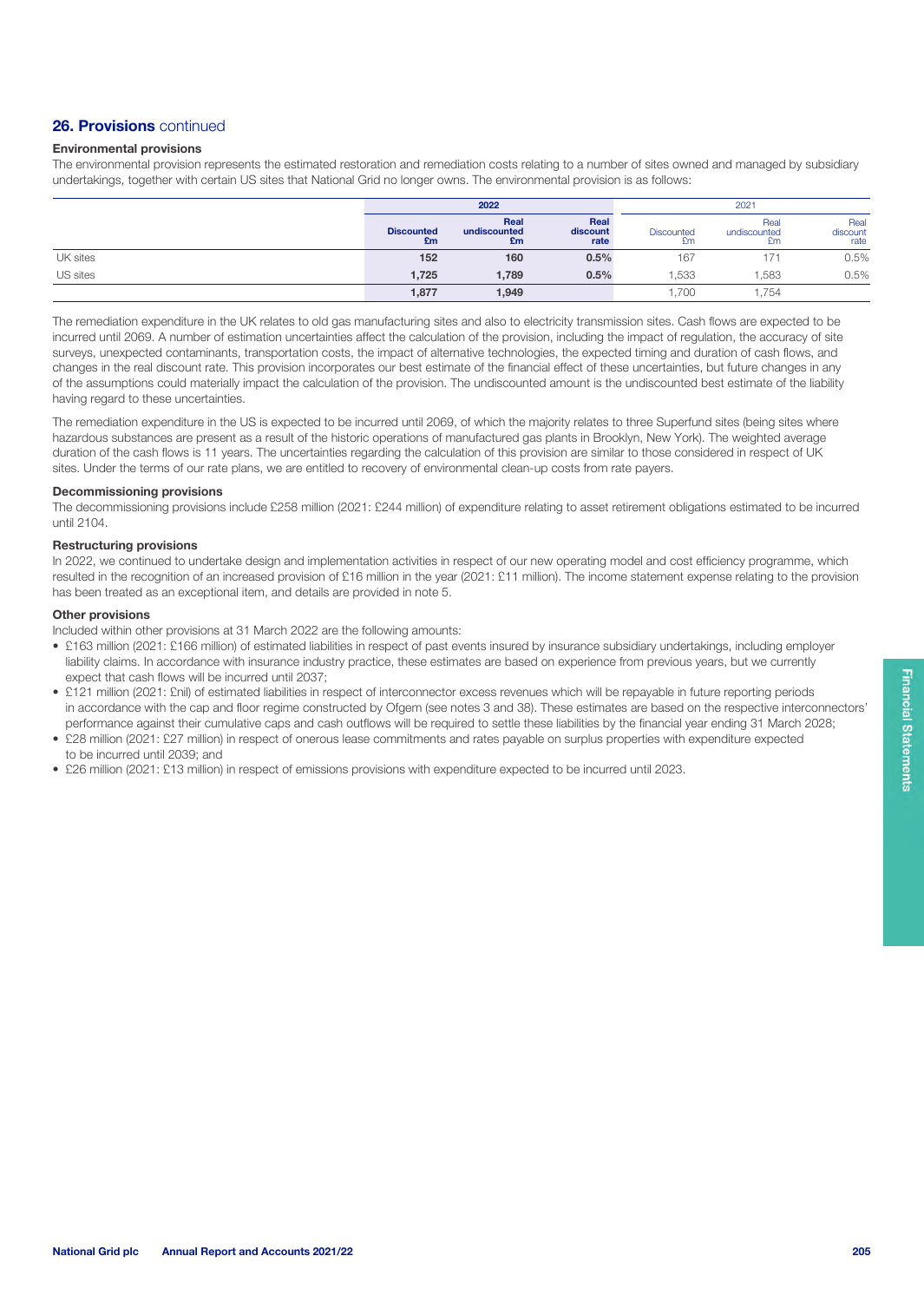## 26. Provisions continued

### Environmental provisions

The environmental provision represents the estimated restoration and remediation costs relating to a number of sites owned and managed by subsidiary undertakings, together with certain US sites that National Grid no longer owns. The environmental provision is as follows:

| | 2022 | | | 2021 | | |
|---|---|---|---|---|---|---|
| | Discounted £m | Real undiscounted £m | Real discount rate | Discounted £m | Real undiscounted £m | Real discount rate |
| UK sites | 152 | 160 | 0.5% | 167 | 171 | 0.5% |
| US sites | 1,725 | 1,789 | 0.5% | 1,533 | 1,583 | 0.5% |
| | 1,877 | 1,949 | | 1,700 | 1,754 | |

The remediation expenditure in the UK relates to old gas manufacturing sites and also to electricity transmission sites. Cash flows are expected to be incurred until 2069. A number of estimation uncertainties affect the calculation of the provision, including the impact of regulation, the accuracy of site surveys, unexpected contaminants, transportation costs, the impact of alternative technologies, the expected timing and duration of cash flows, and changes in the real discount rate. This provision incorporates our best estimate of the financial effect of these uncertainties, but future changes in any of the assumptions could materially impact the calculation of the provision. The undiscounted amount is the undiscounted best estimate of the liability having regard to these uncertainties.

The remediation expenditure in the US is expected to be incurred until 2069, of which the majority relates to three Superfund sites (being sites where hazardous substances are present as a result of the historic operations of manufactured gas plants in Brooklyn, New York). The weighted average duration of the cash flows is 11 years. The uncertainties regarding the calculation of this provision are similar to those considered in respect of UK sites. Under the terms of our rate plans, we are entitled to recovery of environmental clean-up costs from rate payers.

### Decommissioning provisions

The decommissioning provisions include £258 million (2021: £244 million) of expenditure relating to asset retirement obligations estimated to be incurred until 2104.

### Restructuring provisions

In 2022, we continued to undertake design and implementation activities in respect of our new operating model and cost efficiency programme, which resulted in the recognition of an increased provision of £16 million in the year (2021: £11 million). The income statement expense relating to the provision has been treated as an exceptional item, and details are provided in note 5.

### Other provisions

Included within other provisions at 31 March 2022 are the following amounts:

- £163 million (2021: £166 million) of estimated liabilities in respect of past events insured by insurance subsidiary undertakings, including employer liability claims. In accordance with insurance industry practice, these estimates are based on experience from previous years, but we currently expect that cash flows will be incurred until 2037;
- £121 million (2021: £nil) of estimated liabilities in respect of interconnector excess revenues which will be repayable in future reporting periods in accordance with the cap and floor regime constructed by Ofgem (see notes 3 and 38). These estimates are based on the respective interconnectors' performance against their cumulative caps and cash outflows will be required to settle these liabilities by the financial year ending 31 March 2028;
- £28 million (2021: £27 million) in respect of onerous lease commitments and rates payable on surplus properties with expenditure expected to be incurred until 2039; and
- £26 million (2021: £13 million) in respect of emissions provisions with expenditure expected to be incurred until 2023.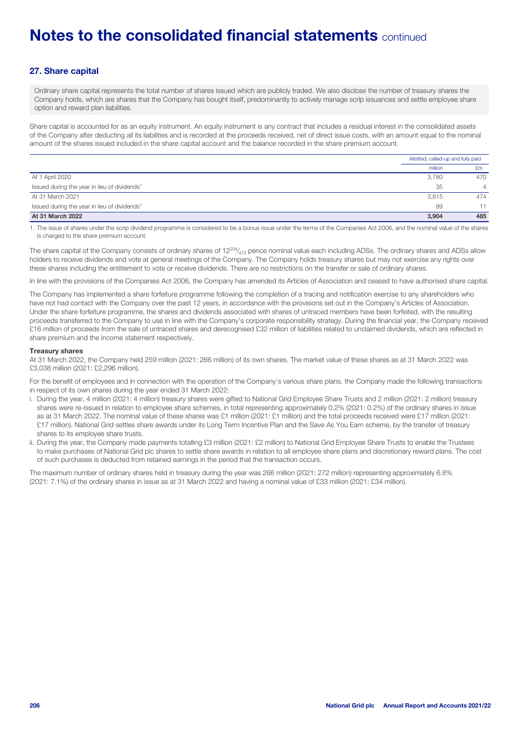# Notes to the consolidated financial statements continued

## 27. Share capital

Ordinary share capital represents the total number of shares issued which are publicly traded. We also disclose the number of treasury shares the Company holds, which are shares that the Company has bought itself, predominantly to actively manage scrip issuances and settle employee share option and reward plan liabilities.

Share capital is accounted for as an equity instrument. An equity instrument is any contract that includes a residual interest in the consolidated assets of the Company after deducting all its liabilities and is recorded at the proceeds received, net of direct issue costs, with an amount equal to the nominal amount of the shares issued included in the share capital account and the balance recorded in the share premium account.

| | Allotted, called-up and fully paid | |
|---|---|---|
| | million | £m |
| At 1 April 2020 | 3,780 | 470 |
| Issued during the year in lieu of dividends[1] | 35 | 4 |
| At 31 March 2021 | 3,815 | 474 |
| Issued during the year in lieu of dividends[1] | 89 | 11 |
| **At 31 March 2022** | **3,904** | **485** |

1. The issue of shares under the scrip dividend programme is considered to be a bonus issue under the terms of the Companies Act 2006, and the nominal value of the shares is charged to the share premium account.

The share capital of the Company consists of ordinary shares of $12\frac{204}{473}$ pence nominal value each including ADSs. The ordinary shares and ADSs allow holders to receive dividends and vote at general meetings of the Company. The Company holds treasury shares but may not exercise any rights over these shares including the entitlement to vote or receive dividends. There are no restrictions on the transfer or sale of ordinary shares.

In line with the provisions of the Companies Act 2006, the Company has amended its Articles of Association and ceased to have authorised share capital.

The Company has implemented a share forfeiture programme following the completion of a tracing and notification exercise to any shareholders who have not had contact with the Company over the past 12 years, in accordance with the provisions set out in the Company's Articles of Association. Under the share forfeiture programme, the shares and dividends associated with shares of untraced members have been forfeited, with the resulting proceeds transferred to the Company to use in line with the Company's corporate responsibility strategy. During the financial year, the Company received £16 million of proceeds from the sale of untraced shares and derecognised £32 million of liabilities related to unclaimed dividends, which are reflected in share premium and the income statement respectively.

**Treasury shares**

At 31 March 2022, the Company held 259 million (2021: 266 million) of its own shares. The market value of these shares as at 31 March 2022 was £3,038 million (2021: £2,296 million).

For the benefit of employees and in connection with the operation of the Company's various share plans, the Company made the following transactions in respect of its own shares during the year ended 31 March 2022:

i. During the year, 4 million (2021: 4 million) treasury shares were gifted to National Grid Employee Share Trusts and 2 million (2021: 2 million) treasury shares were re-issued in relation to employee share schemes, in total representing approximately 0.2% (2021: 0.2%) of the ordinary shares in issue as at 31 March 2022. The nominal value of these shares was £1 million (2021: £1 million) and the total proceeds received were £17 million (2021: £17 million). National Grid settles share awards under its Long Term Incentive Plan and the Save As You Earn scheme, by the transfer of treasury shares to its employee share trusts.
ii. During the year, the Company made payments totalling £3 million (2021: £2 million) to National Grid Employee Share Trusts to enable the Trustees to make purchases of National Grid plc shares to settle share awards in relation to all employee share plans and discretionary reward plans. The cost of such purchases is deducted from retained earnings in the period that the transaction occurs.

The maximum number of ordinary shares held in treasury during the year was 266 million (2021: 272 million) representing approximately 6.8% (2021: 7.1%) of the ordinary shares in issue as at 31 March 2022 and having a nominal value of £33 million (2021: £34 million).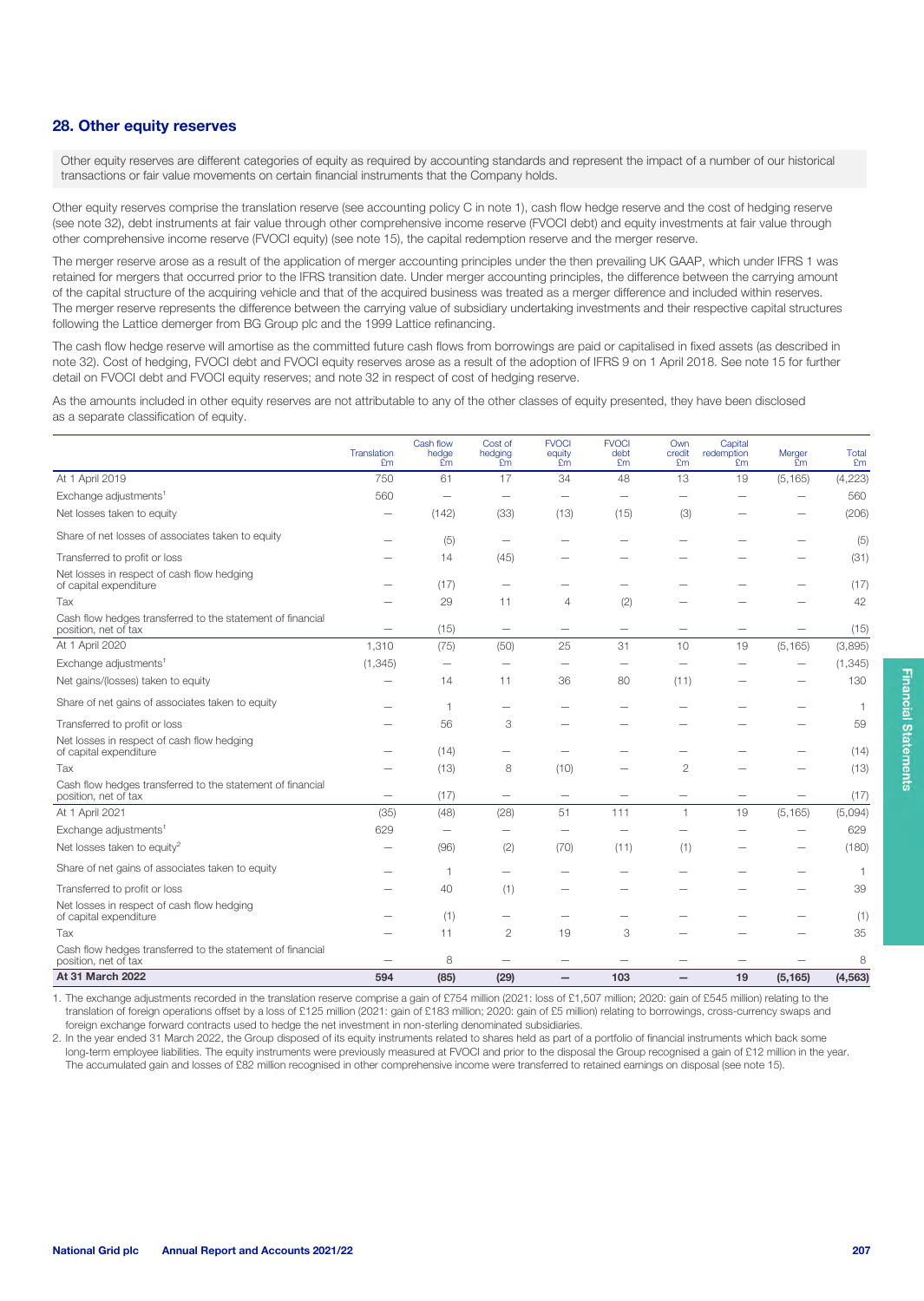## 28. Other equity reserves

Other equity reserves are different categories of equity as required by accounting standards and represent the impact of a number of our historical transactions or fair value movements on certain financial instruments that the Company holds.

Other equity reserves comprise the translation reserve (see accounting policy C in note 1), cash flow hedge reserve and the cost of hedging reserve (see note 32), debt instruments at fair value through other comprehensive income reserve (FVOCI debt) and equity investments at fair value through other comprehensive income reserve (FVOCI equity) (see note 15), the capital redemption reserve and the merger reserve.

The merger reserve arose as a result of the application of merger accounting principles under the then prevailing UK GAAP, which under IFRS 1 was retained for mergers that occurred prior to the IFRS transition date. Under merger accounting principles, the difference between the carrying amount of the capital structure of the acquiring vehicle and that of the acquired business was treated as a merger difference and included within reserves. The merger reserve represents the difference between the carrying value of subsidiary undertaking investments and their respective capital structures following the Lattice demerger from BG Group plc and the 1999 Lattice refinancing.

The cash flow hedge reserve will amortise as the committed future cash flows from borrowings are paid or capitalised in fixed assets (as described in note 32). Cost of hedging, FVOCI debt and FVOCI equity reserves arose as a result of the adoption of IFRS 9 on 1 April 2018. See note 15 for further detail on FVOCI debt and FVOCI equity reserves; and note 32 in respect of cost of hedging reserve.

As the amounts included in other equity reserves are not attributable to any of the other classes of equity presented, they have been disclosed as a separate classification of equity.

| | Translation £m | Cash flow hedge £m | Cost of hedging £m | FVOCI equity £m | FVOCI debt £m | Own credit £m | Capital redemption £m | Merger £m | Total £m |
|---|---|---|---|---|---|---|---|---|---|
| At 1 April 2019 | 750 | 61 | 17 | 34 | 48 | 13 | 19 | (5,165) | (4,223) |
| Exchange adjustments[1] | 560 | – | – | – | – | – | – | – | 560 |
| Net losses taken to equity | – | (142) | (33) | (13) | (15) | (3) | – | – | (206) |
| Share of net losses of associates taken to equity | – | (5) | – | – | – | – | – | – | (5) |
| Transferred to profit or loss | – | 14 | (45) | – | – | – | – | – | (31) |
| Net losses in respect of cash flow hedging of capital expenditure | – | (17) | – | – | – | – | – | – | (17) |
| Tax | – | 29 | 11 | 4 | (2) | – | – | – | 42 |
| Cash flow hedges transferred to the statement of financial position, net of tax | – | (15) | – | – | – | – | – | – | (15) |
| At 1 April 2020 | 1,310 | (75) | (50) | 25 | 31 | 10 | 19 | (5,165) | (3,895) |
| Exchange adjustments[1] | (1,345) | – | – | – | – | – | – | – | (1,345) |
| Net gains/(losses) taken to equity | – | 14 | 11 | 36 | 80 | (11) | – | – | 130 |
| Share of net gains of associates taken to equity | – | 1 | – | – | – | – | – | – | 1 |
| Transferred to profit or loss | – | 56 | 3 | – | – | – | – | – | 59 |
| Net losses in respect of cash flow hedging of capital expenditure | – | (14) | – | – | – | – | – | – | (14) |
| Tax | – | (13) | 8 | (10) | – | 2 | – | – | (13) |
| Cash flow hedges transferred to the statement of financial position, net of tax | – | (17) | – | – | – | – | – | – | (17) |
| At 1 April 2021 | (35) | (48) | (28) | 51 | 111 | 1 | 19 | (5,165) | (5,094) |
| Exchange adjustments[1] | 629 | – | – | – | – | – | – | – | 629 |
| Net losses taken to equity[2] | – | (96) | (2) | (70) | (11) | (1) | – | – | (180) |
| Share of net gains of associates taken to equity | – | 1 | – | – | – | – | – | – | 1 |
| Transferred to profit or loss | – | 40 | (1) | – | – | – | – | – | 39 |
| Net losses in respect of cash flow hedging of capital expenditure | – | (1) | – | – | – | – | – | – | (1) |
| Tax | – | 11 | 2 | 19 | 3 | – | – | – | 35 |
| Cash flow hedges transferred to the statement of financial position, net of tax | – | 8 | – | – | – | – | – | – | 8 |
| **At 31 March 2022** | **594** | **(85)** | **(29)** | **–** | **103** | **–** | **19** | **(5,165)** | **(4,563)** |

1. The exchange adjustments recorded in the translation reserve comprise a gain of £754 million (2021: loss of £1,507 million; 2020: gain of £545 million) relating to the translation of foreign operations offset by a loss of £125 million (2021: gain of £183 million; 2020: gain of £5 million) relating to borrowings, cross-currency swaps and foreign exchange forward contracts used to hedge the net investment in non-sterling denominated subsidiaries.
2. In the year ended 31 March 2022, the Group disposed of its equity instruments related to shares held as part of a portfolio of financial instruments which back some long-term employee liabilities. The equity instruments were previously measured at FVOCI and prior to the disposal the Group recognised a gain of £12 million in the year. The accumulated gain and losses of £82 million recognised in other comprehensive income were transferred to retained earnings on disposal (see note 15).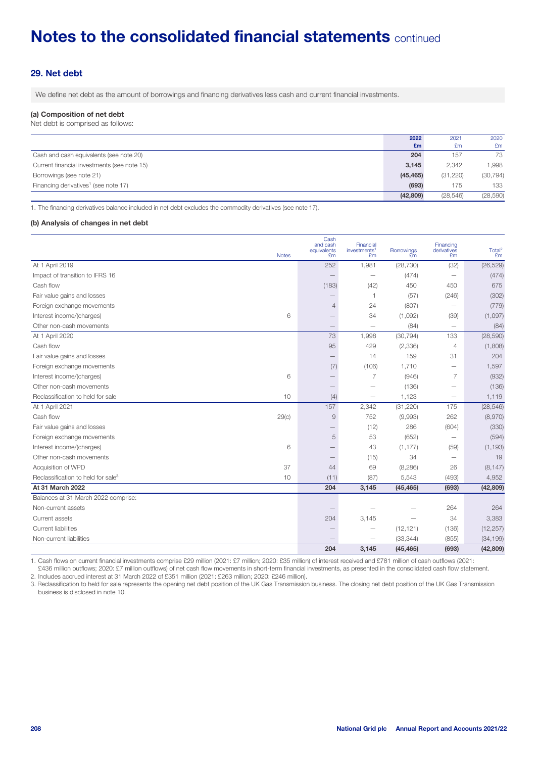# Notes to the consolidated financial statements continued

## 29. Net debt

We define net debt as the amount of borrowings and financing derivatives less cash and current financial investments.

### (a) Composition of net debt

Net debt is comprised as follows:

| | 2022 £m | 2021 £m | 2020 £m |
|---|---|---|---|
| Cash and cash equivalents (see note 20) | **204** | 157 | 73 |
| Current financial investments (see note 15) | **3,145** | 2,342 | 1,998 |
| Borrowings (see note 21) | **(45,465)** | (31,220) | (30,794) |
| Financing derivatives[1] (see note 17) | **(693)** | 175 | 133 |
| | **(42,809)** | (28,546) | (28,590) |

1. The financing derivatives balance included in net debt excludes the commodity derivatives (see note 17).

### (b) Analysis of changes in net debt

| | Notes | Cash and cash equivalents £m | Financial investments[1] £m | Borrowings £m | Financing derivatives £m | Total[2] £m |
|---|---|---|---|---|---|---|
| At 1 April 2019 | | 252 | 1,981 | (28,730) | (32) | (26,529) |
| Impact of transition to IFRS 16 | | – | – | (474) | – | (474) |
| Cash flow | | (183) | (42) | 450 | 450 | 675 |
| Fair value gains and losses | | – | 1 | (57) | (246) | (302) |
| Foreign exchange movements | | 4 | 24 | (807) | – | (779) |
| Interest income/(charges) | 6 | – | 34 | (1,092) | (39) | (1,097) |
| Other non-cash movements | | – | – | (84) | – | (84) |
| At 1 April 2020 | | 73 | 1,998 | (30,794) | 133 | (28,590) |
| Cash flow | | 95 | 429 | (2,336) | 4 | (1,808) |
| Fair value gains and losses | | – | 14 | 159 | 31 | 204 |
| Foreign exchange movements | | (7) | (106) | 1,710 | – | 1,597 |
| Interest income/(charges) | 6 | – | 7 | (946) | 7 | (932) |
| Other non-cash movements | | – | – | (136) | – | (136) |
| Reclassification to held for sale | 10 | (4) | – | 1,123 | – | 1,119 |
| At 1 April 2021 | | 157 | 2,342 | (31,220) | 175 | (28,546) |
| Cash flow | 29(c) | 9 | 752 | (9,993) | 262 | (8,970) |
| Fair value gains and losses | | – | (12) | 286 | (604) | (330) |
| Foreign exchange movements | | 5 | 53 | (652) | – | (594) |
| Interest income/(charges) | 6 | – | 43 | (1,177) | (59) | (1,193) |
| Other non-cash movements | | – | (15) | 34 | – | 19 |
| Acquisition of WPD | 37 | 44 | 69 | (8,286) | 26 | (8,147) |
| Reclassification to held for sale[3] | 10 | (11) | (87) | 5,543 | (493) | 4,952 |
| **At 31 March 2022** | | **204** | **3,145** | **(45,465)** | **(693)** | **(42,809)** |
| Balances at 31 March 2022 comprise: | | | | | | |
| Non-current assets | | – | – | – | 264 | 264 |
| Current assets | | 204 | 3,145 | – | 34 | 3,383 |
| Current liabilities | | – | – | (12,121) | (136) | (12,257) |
| Non-current liabilities | | – | – | (33,344) | (855) | (34,199) |
| | | **204** | **3,145** | **(45,465)** | **(693)** | **(42,809)** |

1. Cash flows on current financial investments comprise £29 million (2021: £7 million; 2020: £35 million) of interest received and £781 million of cash outflows (2021: £436 million outflows; 2020: £7 million outflows) of net cash flow movements in short-term financial investments, as presented in the consolidated cash flow statement.
2. Includes accrued interest at 31 March 2022 of £351 million (2021: £263 million; 2020: £246 million).
3. Reclassification to held for sale represents the opening net debt position of the UK Gas Transmission business. The closing net debt position of the UK Gas Transmission business is disclosed in note 10.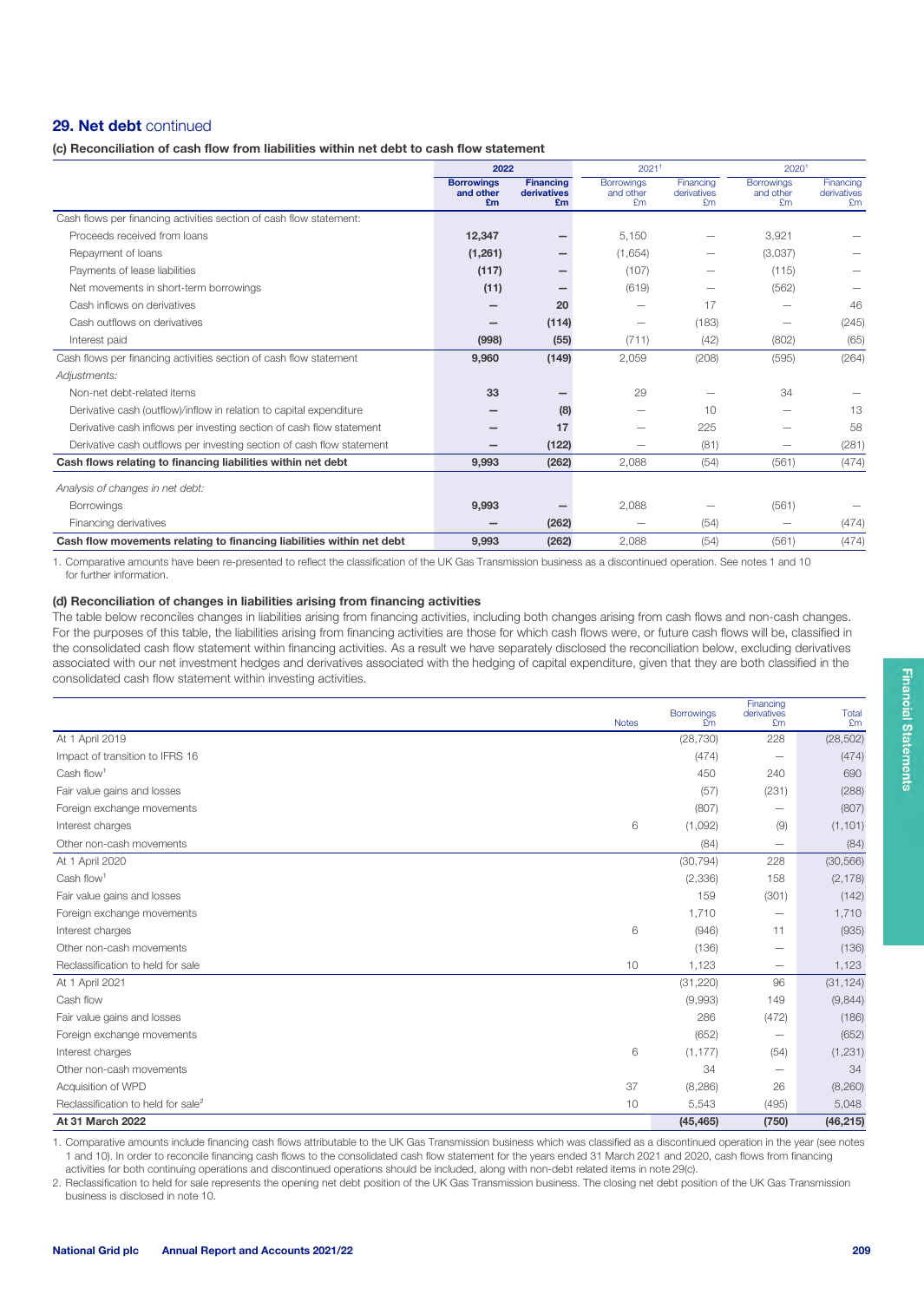## 29. Net debt continued

### (c) Reconciliation of cash flow from liabilities within net debt to cash flow statement

| | 2022 | | 2021[1] | | 2020[1] | |
|---|---|---|---|---|---|---|
| | **Borrowings and other £m** | **Financing derivatives £m** | Borrowings and other £m | Financing derivatives £m | Borrowings and other £m | Financing derivatives £m |
| Cash flows per financing activities section of cash flow statement: | | | | | | |
| Proceeds received from loans | **12,347** | **–** | 5,150 | – | 3,921 | – |
| Repayment of loans | **(1,261)** | **–** | (1,654) | – | (3,037) | – |
| Payments of lease liabilities | **(117)** | **–** | (107) | – | (115) | – |
| Net movements in short-term borrowings | **(11)** | **–** | (619) | – | (562) | – |
| Cash inflows on derivatives | **–** | **20** | – | 17 | – | 46 |
| Cash outflows on derivatives | **–** | **(114)** | – | (183) | – | (245) |
| Interest paid | **(998)** | **(55)** | (711) | (42) | (802) | (65) |
| Cash flows per financing activities section of cash flow statement | **9,960** | **(149)** | 2,059 | (208) | (595) | (264) |
| *Adjustments:* | | | | | | |
| Non-net debt-related items | **33** | **–** | 29 | – | 34 | – |
| Derivative cash (outflow)/inflow in relation to capital expenditure | **–** | **(8)** | – | 10 | – | 13 |
| Derivative cash inflows per investing section of cash flow statement | **–** | **17** | – | 225 | – | 58 |
| Derivative cash outflows per investing section of cash flow statement | **–** | **(122)** | – | (81) | – | (281) |
| **Cash flows relating to financing liabilities within net debt** | **9,993** | **(262)** | 2,088 | (54) | (561) | (474) |
| *Analysis of changes in net debt:* | | | | | | |
| Borrowings | **9,993** | **–** | 2,088 | – | (561) | – |
| Financing derivatives | **–** | **(262)** | – | (54) | – | (474) |
| **Cash flow movements relating to financing liabilities within net debt** | **9,993** | **(262)** | 2,088 | (54) | (561) | (474) |

1. Comparative amounts have been re-presented to reflect the classification of the UK Gas Transmission business as a discontinued operation. See notes 1 and 10 for further information.

### (d) Reconciliation of changes in liabilities arising from financing activities

The table below reconciles changes in liabilities arising from financing activities, including both changes arising from cash flows and non-cash changes. For the purposes of this table, the liabilities arising from financing activities are those for which cash flows were, or future cash flows will be, classified in the consolidated cash flow statement within financing activities. As a result we have separately disclosed the reconciliation below, excluding derivatives associated with our net investment hedges and derivatives associated with the hedging of capital expenditure, given that they are both classified in the consolidated cash flow statement within investing activities.

| | Notes | Borrowings £m | Financing derivatives £m | Total £m |
|---|---|---|---|---|
| At 1 April 2019 | | (28,730) | 228 | (28,502) |
| Impact of transition to IFRS 16 | | (474) | – | (474) |
| Cash flow[1] | | 450 | 240 | 690 |
| Fair value gains and losses | | (57) | (231) | (288) |
| Foreign exchange movements | | (807) | – | (807) |
| Interest charges | 6 | (1,092) | (9) | (1,101) |
| Other non-cash movements | | (84) | – | (84) |
| At 1 April 2020 | | (30,794) | 228 | (30,566) |
| Cash flow[1] | | (2,336) | 158 | (2,178) |
| Fair value gains and losses | | 159 | (301) | (142) |
| Foreign exchange movements | | 1,710 | – | 1,710 |
| Interest charges | 6 | (946) | 11 | (935) |
| Other non-cash movements | | (136) | – | (136) |
| Reclassification to held for sale | 10 | 1,123 | – | 1,123 |
| At 1 April 2021 | | (31,220) | 96 | (31,124) |
| Cash flow | | (9,993) | 149 | (9,844) |
| Fair value gains and losses | | 286 | (472) | (186) |
| Foreign exchange movements | | (652) | – | (652) |
| Interest charges | 6 | (1,177) | (54) | (1,231) |
| Other non-cash movements | | 34 | – | 34 |
| Acquisition of WPD | 37 | (8,286) | 26 | (8,260) |
| Reclassification to held for sale[2] | 10 | 5,543 | (495) | 5,048 |
| **At 31 March 2022** | | **(45,465)** | **(750)** | **(46,215)** |

1. Comparative amounts include financing cash flows attributable to the UK Gas Transmission business which was classified as a discontinued operation in the year (see notes 1 and 10). In order to reconcile financing cash flows to the consolidated cash flow statement for the years ended 31 March 2021 and 2020, cash flows from financing activities for both continuing operations and discontinued operations should be included, along with non-debt related items in note 29(c).
2. Reclassification to held for sale represents the opening net debt position of the UK Gas Transmission business. The closing net debt position of the UK Gas Transmission business is disclosed in note 10.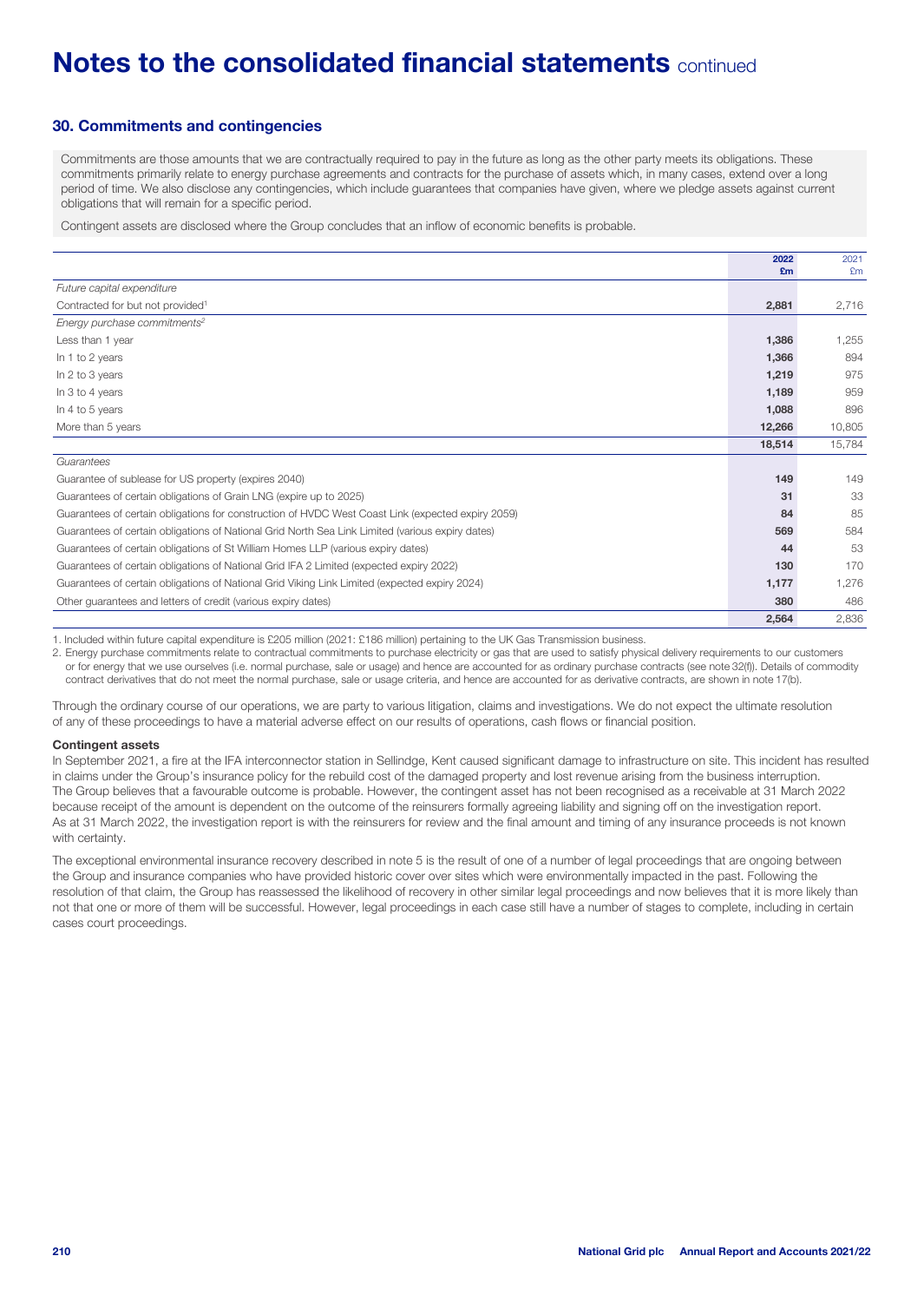# Notes to the consolidated financial statements continued

## 30. Commitments and contingencies

Commitments are those amounts that we are contractually required to pay in the future as long as the other party meets its obligations. These commitments primarily relate to energy purchase agreements and contracts for the purchase of assets which, in many cases, extend over a long period of time. We also disclose any contingencies, which include guarantees that companies have given, where we pledge assets against current obligations that will remain for a specific period.

Contingent assets are disclosed where the Group concludes that an inflow of economic benefits is probable.

| | 2022 £m | 2021 £m |
|---|---|---|
| *Future capital expenditure* | | |
| Contracted for but not provided[1] | **2,881** | 2,716 |
| *Energy purchase commitments[2]* | | |
| Less than 1 year | **1,386** | 1,255 |
| In 1 to 2 years | **1,366** | 894 |
| In 2 to 3 years | **1,219** | 975 |
| In 3 to 4 years | **1,189** | 959 |
| In 4 to 5 years | **1,088** | 896 |
| More than 5 years | **12,266** | 10,805 |
| | **18,514** | 15,784 |
| *Guarantees* | | |
| Guarantee of sublease for US property (expires 2040) | **149** | 149 |
| Guarantees of certain obligations of Grain LNG (expire up to 2025) | **31** | 33 |
| Guarantees of certain obligations for construction of HVDC West Coast Link (expected expiry 2059) | **84** | 85 |
| Guarantees of certain obligations of National Grid North Sea Link Limited (various expiry dates) | **569** | 584 |
| Guarantees of certain obligations of St William Homes LLP (various expiry dates) | **44** | 53 |
| Guarantees of certain obligations of National Grid IFA 2 Limited (expected expiry 2022) | **130** | 170 |
| Guarantees of certain obligations of National Grid Viking Link Limited (expected expiry 2024) | **1,177** | 1,276 |
| Other guarantees and letters of credit (various expiry dates) | **380** | 486 |
| | **2,564** | 2,836 |

1. Included within future capital expenditure is £205 million (2021: £186 million) pertaining to the UK Gas Transmission business.
2. Energy purchase commitments relate to contractual commitments to purchase electricity or gas that are used to satisfy physical delivery requirements to our customers or for energy that we use ourselves (i.e. normal purchase, sale or usage) and hence are accounted for as ordinary purchase contracts (see note 32(f)). Details of commodity contract derivatives that do not meet the normal purchase, sale or usage criteria, and hence are accounted for as derivative contracts, are shown in note 17(b).

Through the ordinary course of our operations, we are party to various litigation, claims and investigations. We do not expect the ultimate resolution of any of these proceedings to have a material adverse effect on our results of operations, cash flows or financial position.

**Contingent assets**

In September 2021, a fire at the IFA interconnector station in Sellindge, Kent caused significant damage to infrastructure on site. This incident has resulted in claims under the Group's insurance policy for the rebuild cost of the damaged property and lost revenue arising from the business interruption. The Group believes that a favourable outcome is probable. However, the contingent asset has not been recognised as a receivable at 31 March 2022 because receipt of the amount is dependent on the outcome of the reinsurers formally agreeing liability and signing off on the investigation report. As at 31 March 2022, the investigation report is with the reinsurers for review and the final amount and timing of any insurance proceeds is not known with certainty.

The exceptional environmental insurance recovery described in note 5 is the result of one of a number of legal proceedings that are ongoing between the Group and insurance companies who have provided historic cover over sites which were environmentally impacted in the past. Following the resolution of that claim, the Group has reassessed the likelihood of recovery in other similar legal proceedings and now believes that it is more likely than not that one or more of them will be successful. However, legal proceedings in each case still have a number of stages to complete, including in certain cases court proceedings.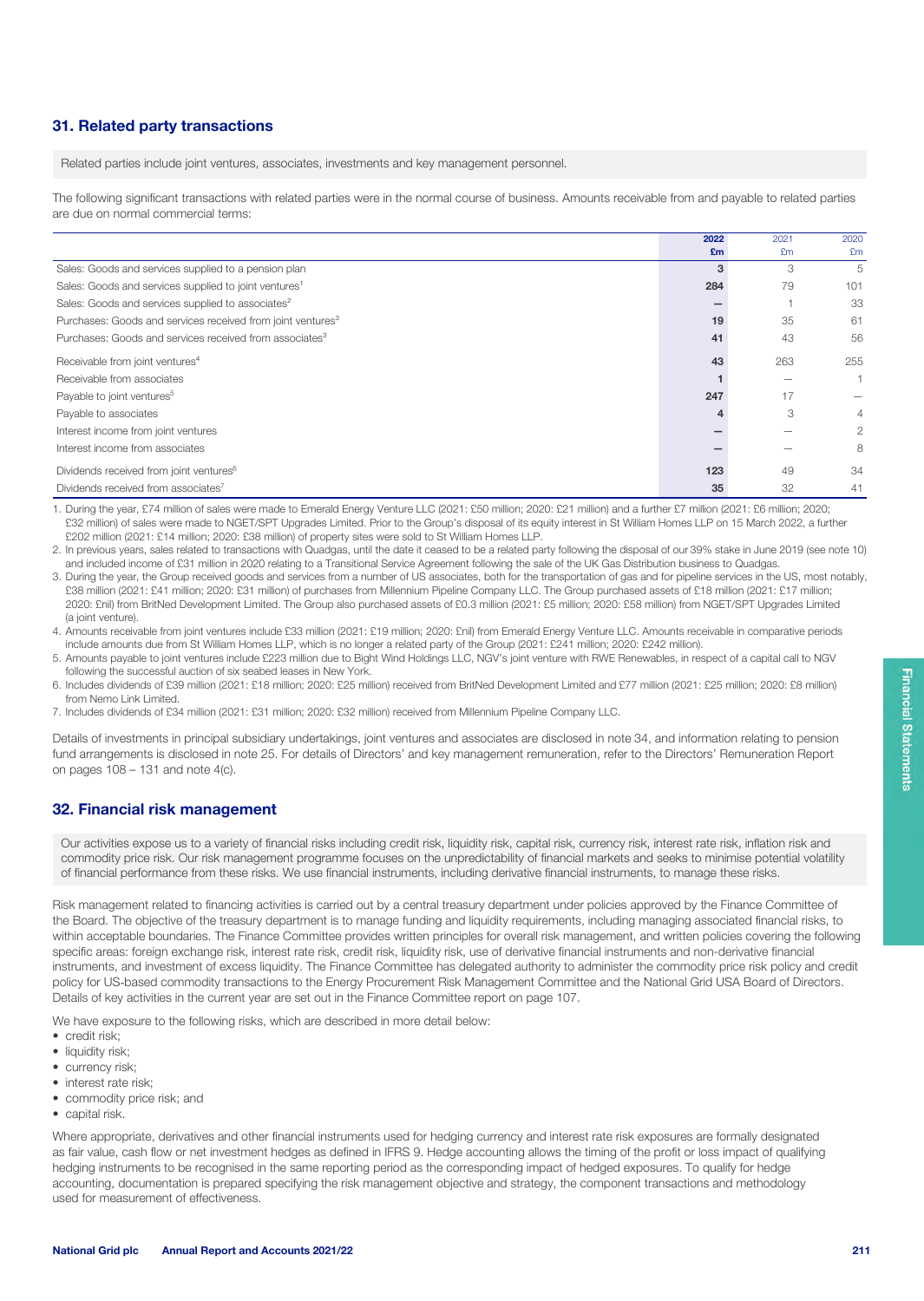## 31. Related party transactions

Related parties include joint ventures, associates, investments and key management personnel.

The following significant transactions with related parties were in the normal course of business. Amounts receivable from and payable to related parties are due on normal commercial terms:

| | 2022 £m | 2021 £m | 2020 £m |
|---|---|---|---|
| Sales: Goods and services supplied to a pension plan | 3 | 3 | 5 |
| Sales: Goods and services supplied to joint ventures[1] | 284 | 79 | 101 |
| Sales: Goods and services supplied to associates[2] | – | 1 | 33 |
| Purchases: Goods and services received from joint ventures[3] | 19 | 35 | 61 |
| Purchases: Goods and services received from associates[3] | 41 | 43 | 56 |
| Receivable from joint ventures[4] | 43 | 263 | 255 |
| Receivable from associates | 1 | – | 1 |
| Payable to joint ventures[5] | 247 | 17 | – |
| Payable to associates | 4 | 3 | 4 |
| Interest income from joint ventures | – | – | 2 |
| Interest income from associates | – | – | 8 |
| Dividends received from joint ventures[6] | 123 | 49 | 34 |
| Dividends received from associates[7] | 35 | 32 | 41 |

1. During the year, £74 million of sales were made to Emerald Energy Venture LLC (2021: £50 million; 2020: £21 million) and a further £7 million (2021: £6 million; 2020; £32 million) of sales were made to NGET/SPT Upgrades Limited. Prior to the Group's disposal of its equity interest in St William Homes LLP on 15 March 2022, a further £202 million (2021: £14 million; 2020: £38 million) of property sites were sold to St William Homes LLP.
2. In previous years, sales related to transactions with Quadgas, until the date it ceased to be a related party following the disposal of our 39% stake in June 2019 (see note 10) and included income of £31 million in 2020 relating to a Transitional Service Agreement following the sale of the UK Gas Distribution business to Quadgas.
3. During the year, the Group received goods and services from a number of US associates, both for the transportation of gas and for pipeline services in the US, most notably, £38 million (2021: £41 million; 2020: £31 million) of purchases from Millennium Pipeline Company LLC. The Group purchased assets of £18 million (2021: £17 million; 2020: £nil) from BritNed Development Limited. The Group also purchased assets of £0.3 million (2021: £5 million; 2020: £58 million) from NGET/SPT Upgrades Limited (a joint venture).
4. Amounts receivable from joint ventures include £33 million (2021: £19 million; 2020: £nil) from Emerald Energy Venture LLC. Amounts receivable in comparative periods include amounts due from St William Homes LLP, which is no longer a related party of the Group (2021: £241 million; 2020: £242 million).
5. Amounts payable to joint ventures include £223 million due to Bight Wind Holdings LLC, NGV's joint venture with RWE Renewables, in respect of a capital call to NGV following the successful auction of six seabed leases in New York.
6. Includes dividends of £39 million (2021: £18 million; 2020: £25 million) received from BritNed Development Limited and £77 million (2021: £25 million; 2020: £8 million) from Nemo Link Limited.
7. Includes dividends of £34 million (2021: £31 million; 2020: £32 million) received from Millennium Pipeline Company LLC.

Details of investments in principal subsidiary undertakings, joint ventures and associates are disclosed in note 34, and information relating to pension fund arrangements is disclosed in note 25. For details of Directors' and key management remuneration, refer to the Directors' Remuneration Report on pages 108 – 131 and note 4(c).

## 32. Financial risk management

Our activities expose us to a variety of financial risks including credit risk, liquidity risk, capital risk, currency risk, interest rate risk, inflation risk and commodity price risk. Our risk management programme focuses on the unpredictability of financial markets and seeks to minimise potential volatility of financial performance from these risks. We use financial instruments, including derivative financial instruments, to manage these risks.

Risk management related to financing activities is carried out by a central treasury department under policies approved by the Finance Committee of the Board. The objective of the treasury department is to manage funding and liquidity requirements, including managing associated financial risks, to within acceptable boundaries. The Finance Committee provides written principles for overall risk management, and written policies covering the following specific areas: foreign exchange risk, interest rate risk, credit risk, liquidity risk, use of derivative financial instruments and non-derivative financial instruments, and investment of excess liquidity. The Finance Committee has delegated authority to administer the commodity price risk policy and credit policy for US-based commodity transactions to the Energy Procurement Risk Management Committee and the National Grid USA Board of Directors. Details of key activities in the current year are set out in the Finance Committee report on page 107.

We have exposure to the following risks, which are described in more detail below:

- credit risk;
- liquidity risk;
- currency risk;
- interest rate risk;
- commodity price risk; and
- capital risk.

Where appropriate, derivatives and other financial instruments used for hedging currency and interest rate risk exposures are formally designated as fair value, cash flow or net investment hedges as defined in IFRS 9. Hedge accounting allows the timing of the profit or loss impact of qualifying hedging instruments to be recognised in the same reporting period as the corresponding impact of hedged exposures. To qualify for hedge accounting, documentation is prepared specifying the risk management objective and strategy, the component transactions and methodology used for measurement of effectiveness.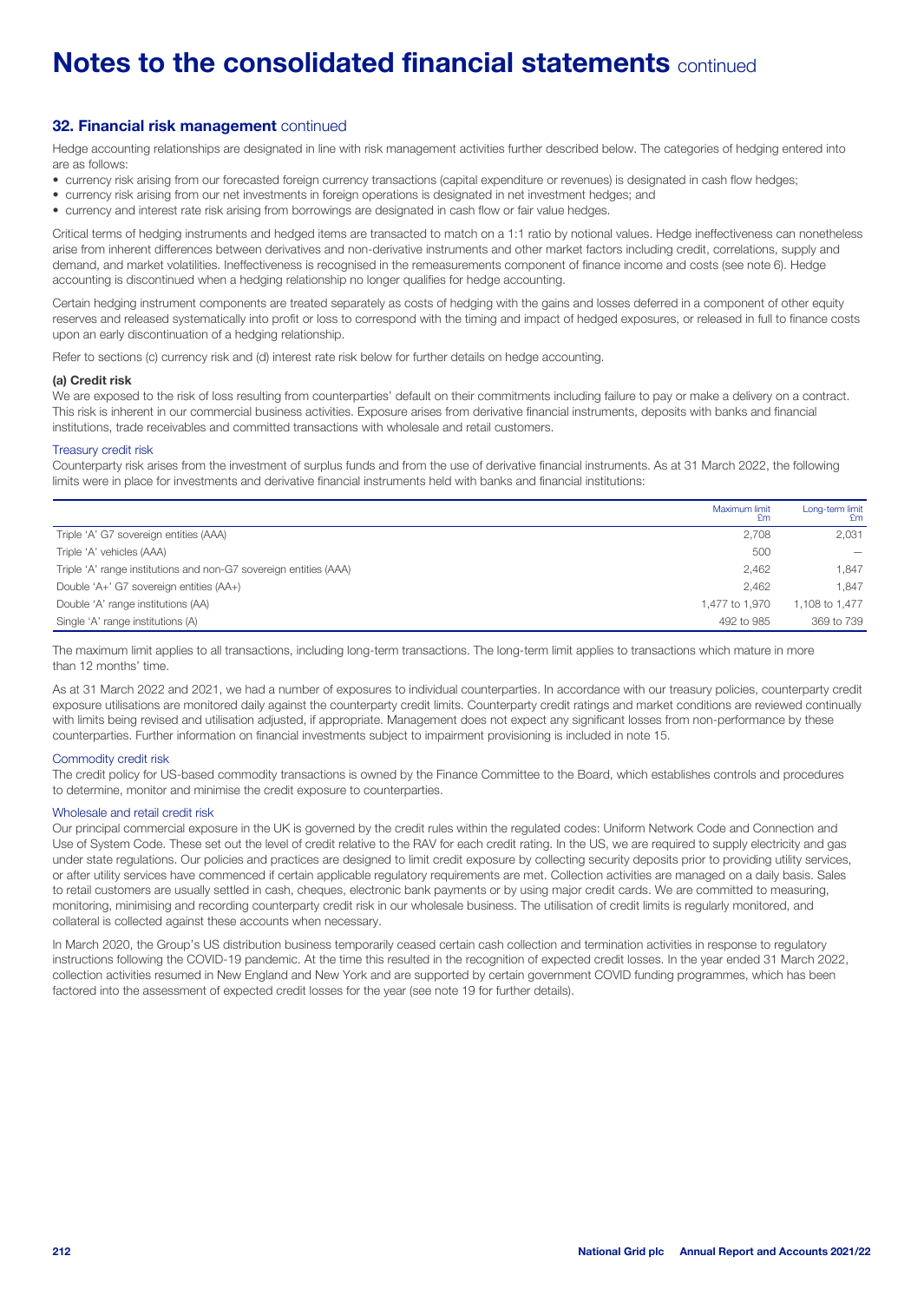# Notes to the consolidated financial statements continued

## 32. Financial risk management continued

Hedge accounting relationships are designated in line with risk management activities further described below. The categories of hedging entered into are as follows:

- currency risk arising from our forecasted foreign currency transactions (capital expenditure or revenues) is designated in cash flow hedges;
- currency risk arising from our net investments in foreign operations is designated in net investment hedges; and
- currency and interest rate risk arising from borrowings are designated in cash flow or fair value hedges.

Critical terms of hedging instruments and hedged items are transacted to match on a 1:1 ratio by notional values. Hedge ineffectiveness can nonetheless arise from inherent differences between derivatives and non-derivative instruments and other market factors including credit, correlations, supply and demand, and market volatilities. Ineffectiveness is recognised in the remeasurements component of finance income and costs (see note 6). Hedge accounting is discontinued when a hedging relationship no longer qualifies for hedge accounting.

Certain hedging instrument components are treated separately as costs of hedging with the gains and losses deferred in a component of other equity reserves and released systematically into profit or loss to correspond with the timing and impact of hedged exposures, or released in full to finance costs upon an early discontinuation of a hedging relationship.

Refer to sections (c) currency risk and (d) interest rate risk below for further details on hedge accounting.

### (a) Credit risk

We are exposed to the risk of loss resulting from counterparties' default on their commitments including failure to pay or make a delivery on a contract. This risk is inherent in our commercial business activities. Exposure arises from derivative financial instruments, deposits with banks and financial institutions, trade receivables and committed transactions with wholesale and retail customers.

#### Treasury credit risk

Counterparty risk arises from the investment of surplus funds and from the use of derivative financial instruments. As at 31 March 2022, the following limits were in place for investments and derivative financial instruments held with banks and financial institutions:

| | Maximum limit £m | Long-term limit £m |
|---|---|---|
| Triple 'A' G7 sovereign entities (AAA) | 2,708 | 2,031 |
| Triple 'A' vehicles (AAA) | 500 | – |
| Triple 'A' range institutions and non-G7 sovereign entities (AAA) | 2,462 | 1,847 |
| Double 'A+' G7 sovereign entities (AA+) | 2,462 | 1,847 |
| Double 'A' range institutions (AA) | 1,477 to 1,970 | 1,108 to 1,477 |
| Single 'A' range institutions (A) | 492 to 985 | 369 to 739 |

The maximum limit applies to all transactions, including long-term transactions. The long-term limit applies to transactions which mature in more than 12 months' time.

As at 31 March 2022 and 2021, we had a number of exposures to individual counterparties. In accordance with our treasury policies, counterparty credit exposure utilisations are monitored daily against the counterparty credit limits. Counterparty credit ratings and market conditions are reviewed continually with limits being revised and utilisation adjusted, if appropriate. Management does not expect any significant losses from non-performance by these counterparties. Further information on financial investments subject to impairment provisioning is included in note 15.

#### Commodity credit risk

The credit policy for US-based commodity transactions is owned by the Finance Committee to the Board, which establishes controls and procedures to determine, monitor and minimise the credit exposure to counterparties.

#### Wholesale and retail credit risk

Our principal commercial exposure in the UK is governed by the credit rules within the regulated codes: Uniform Network Code and Connection and Use of System Code. These set out the level of credit relative to the RAV for each credit rating. In the US, we are required to supply electricity and gas under state regulations. Our policies and practices are designed to limit credit exposure by collecting security deposits prior to providing utility services, or after utility services have commenced if certain applicable regulatory requirements are met. Collection activities are managed on a daily basis. Sales to retail customers are usually settled in cash, cheques, electronic bank payments or by using major credit cards. We are committed to measuring, monitoring, minimising and recording counterparty credit risk in our wholesale business. The utilisation of credit limits is regularly monitored, and collateral is collected against these accounts when necessary.

In March 2020, the Group's US distribution business temporarily ceased certain cash collection and termination activities in response to regulatory instructions following the COVID-19 pandemic. At the time this resulted in the recognition of expected credit losses. In the year ended 31 March 2022, collection activities resumed in New England and New York and are supported by certain government COVID funding programmes, which has been factored into the assessment of expected credit losses for the year (see note 19 for further details).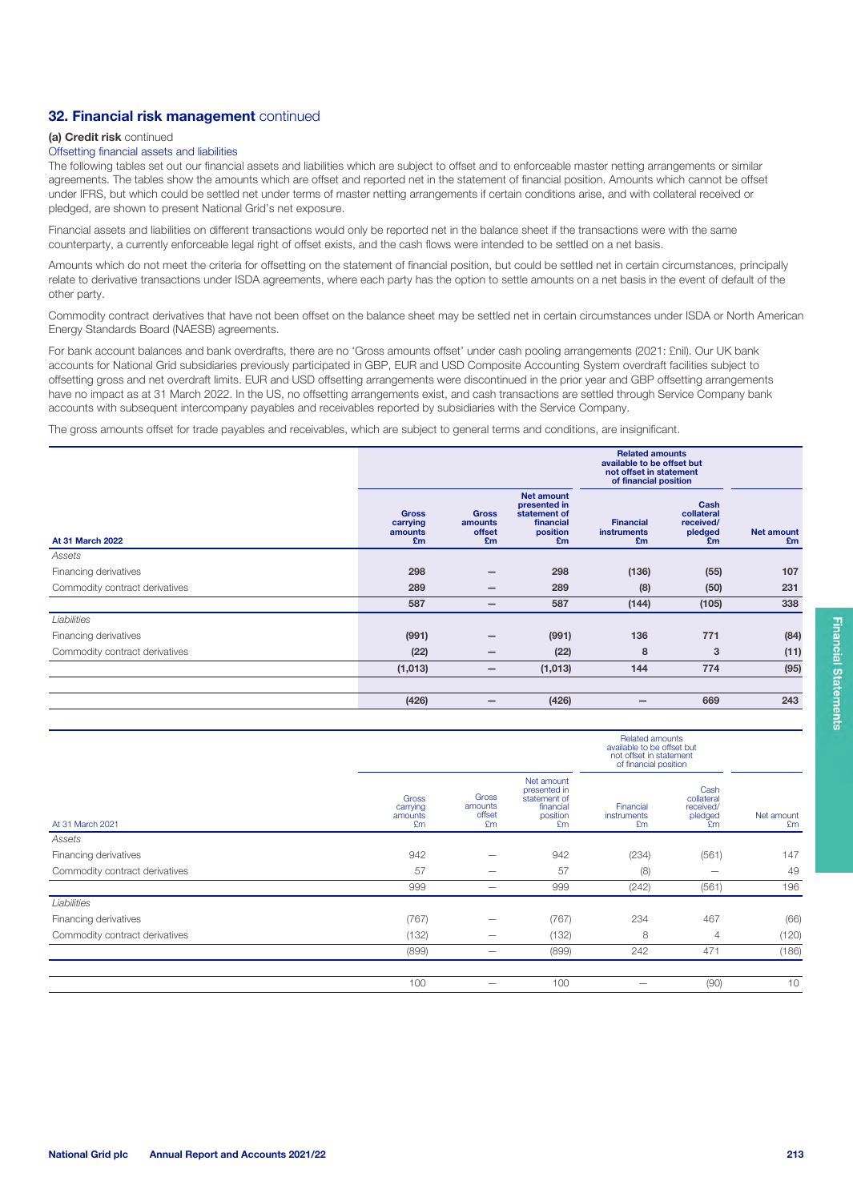## 32. Financial risk management continued

**(a) Credit risk** continued

Offsetting financial assets and liabilities

The following tables set out our financial assets and liabilities which are subject to offset and to enforceable master netting arrangements or similar agreements. The tables show the amounts which are offset and reported net in the statement of financial position. Amounts which cannot be offset under IFRS, but which could be settled net under terms of master netting arrangements if certain conditions arise, and with collateral received or pledged, are shown to present National Grid's net exposure.

Financial assets and liabilities on different transactions would only be reported net in the balance sheet if the transactions were with the same counterparty, a currently enforceable legal right of offset exists, and the cash flows were intended to be settled on a net basis.

Amounts which do not meet the criteria for offsetting on the statement of financial position, but could be settled net in certain circumstances, principally relate to derivative transactions under ISDA agreements, where each party has the option to settle amounts on a net basis in the event of default of the other party.

Commodity contract derivatives that have not been offset on the balance sheet may be settled net in certain circumstances under ISDA or North American Energy Standards Board (NAESB) agreements.

For bank account balances and bank overdrafts, there are no 'Gross amounts offset' under cash pooling arrangements (2021: £nil). Our UK bank accounts for National Grid subsidiaries previously participated in GBP, EUR and USD Composite Accounting System overdraft facilities subject to offsetting gross and net overdraft limits. EUR and USD offsetting arrangements were discontinued in the prior year and GBP offsetting arrangements have no impact as at 31 March 2022. In the US, no offsetting arrangements exist, and cash transactions are settled through Service Company bank accounts with subsequent intercompany payables and receivables reported by subsidiaries with the Service Company.

The gross amounts offset for trade payables and receivables, which are subject to general terms and conditions, are insignificant.

| | | | | Related amounts available to be offset but not offset in statement of financial position | | |
|---|---|---|---|---|---|---|
| **At 31 March 2022** | **Gross carrying amounts £m** | **Gross amounts offset £m** | **Net amount presented in statement of financial position £m** | **Financial instruments £m** | **Cash collateral received/ pledged £m** | **Net amount £m** |
| *Assets* | | | | | | |
| Financing derivatives | **298** | **–** | **298** | **(136)** | **(55)** | **107** |
| Commodity contract derivatives | **289** | **–** | **289** | **(8)** | **(50)** | **231** |
| | **587** | **–** | **587** | **(144)** | **(105)** | **338** |
| *Liabilities* | | | | | | |
| Financing derivatives | **(991)** | **–** | **(991)** | **136** | **771** | **(84)** |
| Commodity contract derivatives | **(22)** | **–** | **(22)** | **8** | **3** | **(11)** |
| | **(1,013)** | **–** | **(1,013)** | **144** | **774** | **(95)** |
| | **(426)** | **–** | **(426)** | **–** | **669** | **243** |

| | | | | Related amounts available to be offset but not offset in statement of financial position | | |
|---|---|---|---|---|---|---|
| At 31 March 2021 | Gross carrying amounts £m | Gross amounts offset £m | Net amount presented in statement of financial position £m | Financial instruments £m | Cash collateral received/ pledged £m | Net amount £m |
| *Assets* | | | | | | |
| Financing derivatives | 942 | – | 942 | (234) | (561) | 147 |
| Commodity contract derivatives | 57 | – | 57 | (8) | – | 49 |
| | 999 | – | 999 | (242) | (561) | 196 |
| *Liabilities* | | | | | | |
| Financing derivatives | (767) | – | (767) | 234 | 467 | (66) |
| Commodity contract derivatives | (132) | – | (132) | 8 | 4 | (120) |
| | (899) | – | (899) | 242 | 471 | (186) |
| | 100 | – | 100 | – | (90) | 10 |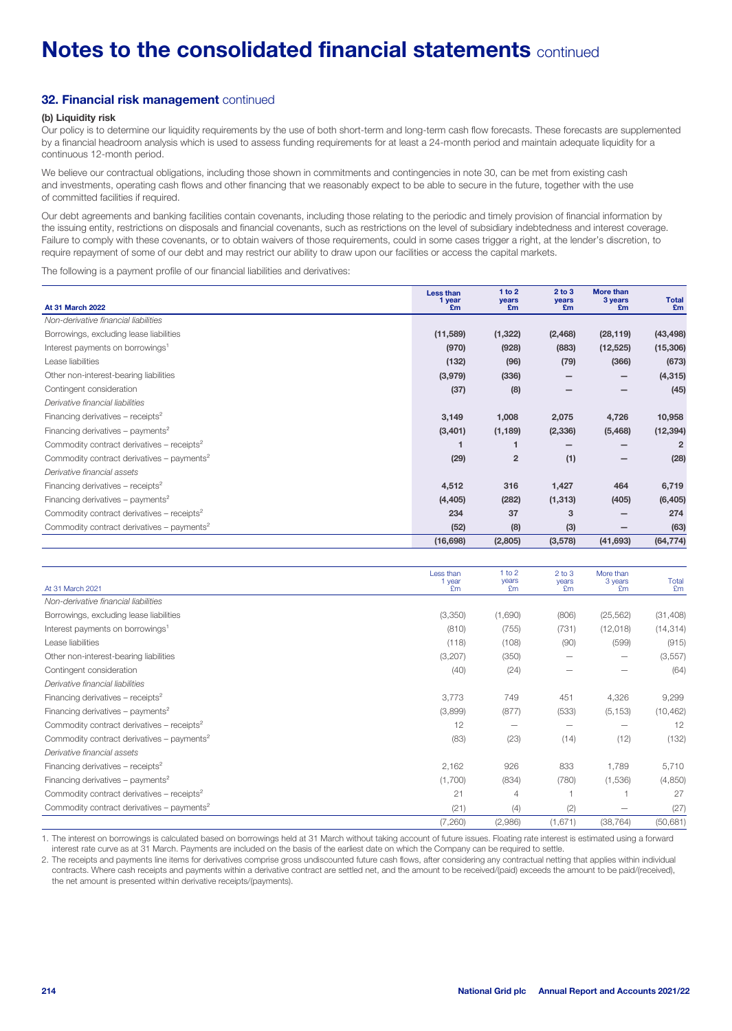# Notes to the consolidated financial statements continued

## 32. Financial risk management continued

### (b) Liquidity risk

Our policy is to determine our liquidity requirements by the use of both short-term and long-term cash flow forecasts. These forecasts are supplemented by a financial headroom analysis which is used to assess funding requirements for at least a 24-month period and maintain adequate liquidity for a continuous 12-month period.

We believe our contractual obligations, including those shown in commitments and contingencies in note 30, can be met from existing cash and investments, operating cash flows and other financing that we reasonably expect to be able to secure in the future, together with the use of committed facilities if required.

Our debt agreements and banking facilities contain covenants, including those relating to the periodic and timely provision of financial information by the issuing entity, restrictions on disposals and financial covenants, such as restrictions on the level of subsidiary indebtedness and interest coverage. Failure to comply with these covenants, or to obtain waivers of those requirements, could in some cases trigger a right, at the lender's discretion, to require repayment of some of our debt and may restrict our ability to draw upon our facilities or access the capital markets.

The following is a payment profile of our financial liabilities and derivatives:

| At 31 March 2022 | Less than 1 year £m | 1 to 2 years £m | 2 to 3 years £m | More than 3 years £m | Total £m |
|---|---|---|---|---|---|
| *Non-derivative financial liabilities* | | | | | |
| Borrowings, excluding lease liabilities | (11,589) | (1,322) | (2,468) | (28,119) | (43,498) |
| Interest payments on borrowings[1] | (970) | (928) | (883) | (12,525) | (15,306) |
| Lease liabilities | (132) | (96) | (79) | (366) | (673) |
| Other non-interest-bearing liabilities | (3,979) | (336) | – | – | (4,315) |
| Contingent consideration | (37) | (8) | – | – | (45) |
| *Derivative financial liabilities* | | | | | |
| Financing derivatives – receipts[2] | 3,149 | 1,008 | 2,075 | 4,726 | 10,958 |
| Financing derivatives – payments[2] | (3,401) | (1,189) | (2,336) | (5,468) | (12,394) |
| Commodity contract derivatives – receipts[2] | 1 | 1 | – | – | 2 |
| Commodity contract derivatives – payments[2] | (29) | 2 | (1) | – | (28) |
| *Derivative financial assets* | | | | | |
| Financing derivatives – receipts[2] | 4,512 | 316 | 1,427 | 464 | 6,719 |
| Financing derivatives – payments[2] | (4,405) | (282) | (1,313) | (405) | (6,405) |
| Commodity contract derivatives – receipts[2] | 234 | 37 | 3 | – | 274 |
| Commodity contract derivatives – payments[2] | (52) | (8) | (3) | – | (63) |
| | (16,698) | (2,805) | (3,578) | (41,693) | (64,774) |

| At 31 March 2021 | Less than 1 year £m | 1 to 2 years £m | 2 to 3 years £m | More than 3 years £m | Total £m |
|---|---|---|---|---|---|
| *Non-derivative financial liabilities* | | | | | |
| Borrowings, excluding lease liabilities | (3,350) | (1,690) | (806) | (25,562) | (31,408) |
| Interest payments on borrowings[1] | (810) | (755) | (731) | (12,018) | (14,314) |
| Lease liabilities | (118) | (108) | (90) | (599) | (915) |
| Other non-interest-bearing liabilities | (3,207) | (350) | – | – | (3,557) |
| Contingent consideration | (40) | (24) | – | – | (64) |
| *Derivative financial liabilities* | | | | | |
| Financing derivatives – receipts[2] | 3,773 | 749 | 451 | 4,326 | 9,299 |
| Financing derivatives – payments[2] | (3,899) | (877) | (533) | (5,153) | (10,462) |
| Commodity contract derivatives – receipts[2] | 12 | – | – | – | 12 |
| Commodity contract derivatives – payments[2] | (83) | (23) | (14) | (12) | (132) |
| *Derivative financial assets* | | | | | |
| Financing derivatives – receipts[2] | 2,162 | 926 | 833 | 1,789 | 5,710 |
| Financing derivatives – payments[2] | (1,700) | (834) | (780) | (1,536) | (4,850) |
| Commodity contract derivatives – receipts[2] | 21 | 4 | 1 | 1 | 27 |
| Commodity contract derivatives – payments[2] | (21) | (4) | (2) | – | (27) |
| | (7,260) | (2,986) | (1,671) | (38,764) | (50,681) |

1. The interest on borrowings is calculated based on borrowings held at 31 March without taking account of future issues. Floating rate interest is estimated using a forward interest rate curve as at 31 March. Payments are included on the basis of the earliest date on which the Company can be required to settle.
2. The receipts and payments line items for derivatives comprise gross undiscounted future cash flows, after considering any contractual netting that applies within individual contracts. Where cash receipts and payments within a derivative contract are settled net, and the amount to be received/(paid) exceeds the amount to be paid/(received), the net amount is presented within derivative receipts/(payments).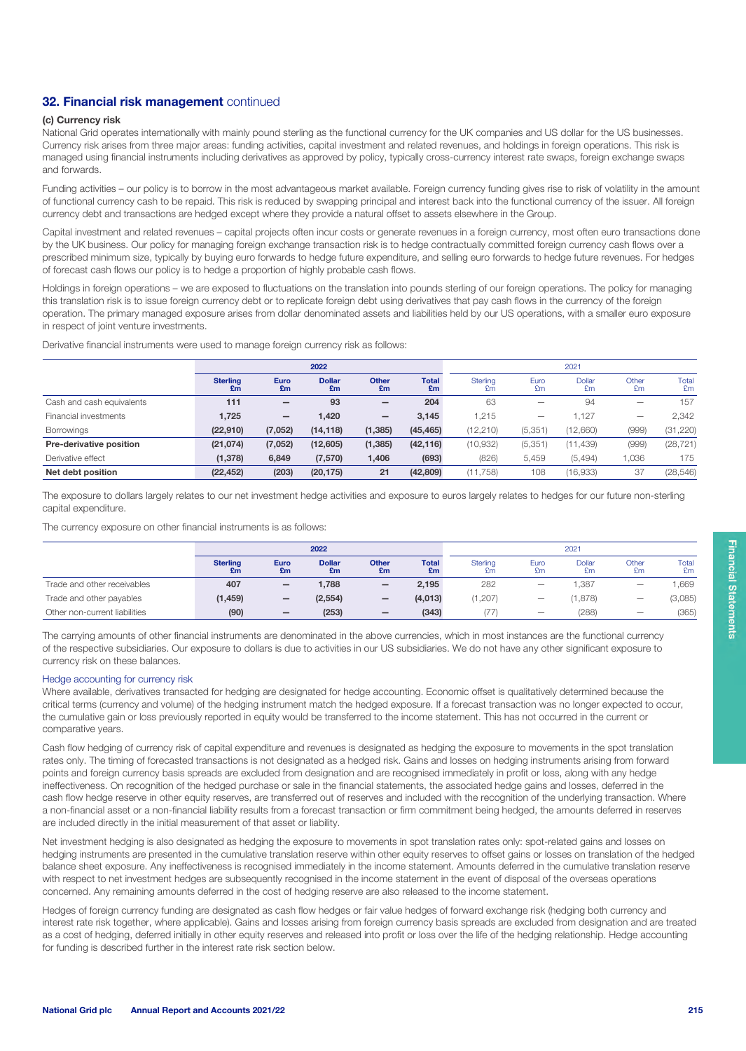## 32. Financial risk management continued

### (c) Currency risk

National Grid operates internationally with mainly pound sterling as the functional currency for the UK companies and US dollar for the US businesses. Currency risk arises from three major areas: funding activities, capital investment and related revenues, and holdings in foreign operations. This risk is managed using financial instruments including derivatives as approved by policy, typically cross-currency interest rate swaps, foreign exchange swaps and forwards.

Funding activities – our policy is to borrow in the most advantageous market available. Foreign currency funding gives rise to risk of volatility in the amount of functional currency cash to be repaid. This risk is reduced by swapping principal and interest back into the functional currency of the issuer. All foreign currency debt and transactions are hedged except where they provide a natural offset to assets elsewhere in the Group.

Capital investment and related revenues – capital projects often incur costs or generate revenues in a foreign currency, most often euro transactions done by the UK business. Our policy for managing foreign exchange transaction risk is to hedge contractually committed foreign currency cash flows over a prescribed minimum size, typically by buying euro forwards to hedge future expenditure, and selling euro forwards to hedge future revenues. For hedges of forecast cash flows our policy is to hedge a proportion of highly probable cash flows.

Holdings in foreign operations – we are exposed to fluctuations on the translation into pounds sterling of our foreign operations. The policy for managing this translation risk is to issue foreign currency debt or to replicate foreign debt using derivatives that pay cash flows in the currency of the foreign operation. The primary managed exposure arises from dollar denominated assets and liabilities held by our US operations, with a smaller euro exposure in respect of joint venture investments.

Derivative financial instruments were used to manage foreign currency risk as follows:

| | 2022 | | | | | 2021 | | | | |
|---|---|---|---|---|---|---|---|---|---|---|
| | **Sterling £m** | **Euro £m** | **Dollar £m** | **Other £m** | **Total £m** | Sterling £m | Euro £m | Dollar £m | Other £m | Total £m |
| Cash and cash equivalents | **111** | **—** | **93** | **—** | **204** | 63 | — | 94 | — | 157 |
| Financial investments | **1,725** | **—** | **1,420** | **—** | **3,145** | 1,215 | — | 1,127 | — | 2,342 |
| Borrowings | **(22,910)** | **(7,052)** | **(14,118)** | **(1,385)** | **(45,465)** | (12,210) | (5,351) | (12,660) | (999) | (31,220) |
| **Pre-derivative position** | **(21,074)** | **(7,052)** | **(12,605)** | **(1,385)** | **(42,116)** | (10,932) | (5,351) | (11,439) | (999) | (28,721) |
| Derivative effect | **(1,378)** | **6,849** | **(7,570)** | **1,406** | **(693)** | (826) | 5,459 | (5,494) | 1,036 | 175 |
| **Net debt position** | **(22,452)** | **(203)** | **(20,175)** | **21** | **(42,809)** | (11,758) | 108 | (16,933) | 37 | (28,546) |

The exposure to dollars largely relates to our net investment hedge activities and exposure to euros largely relates to hedges for our future non-sterling capital expenditure.

The currency exposure on other financial instruments is as follows:

| | 2022 | | | | | 2021 | | | | |
|---|---|---|---|---|---|---|---|---|---|---|
| | **Sterling £m** | **Euro £m** | **Dollar £m** | **Other £m** | **Total £m** | Sterling £m | Euro £m | Dollar £m | Other £m | Total £m |
| Trade and other receivables | **407** | **—** | **1,788** | **—** | **2,195** | 282 | — | 1,387 | — | 1,669 |
| Trade and other payables | **(1,459)** | **—** | **(2,554)** | **—** | **(4,013)** | (1,207) | — | (1,878) | — | (3,085) |
| Other non-current liabilities | **(90)** | **—** | **(253)** | **—** | **(343)** | (77) | — | (288) | — | (365) |

The carrying amounts of other financial instruments are denominated in the above currencies, which in most instances are the functional currency of the respective subsidiaries. Our exposure to dollars is due to activities in our US subsidiaries. We do not have any other significant exposure to currency risk on these balances.

#### Hedge accounting for currency risk

Where available, derivatives transacted for hedging are designated for hedge accounting. Economic offset is qualitatively determined because the critical terms (currency and volume) of the hedging instrument match the hedged exposure. If a forecast transaction was no longer expected to occur, the cumulative gain or loss previously reported in equity would be transferred to the income statement. This has not occurred in the current or comparative years.

Cash flow hedging of currency risk of capital expenditure and revenues is designated as hedging the exposure to movements in the spot translation rates only. The timing of forecasted transactions is not designated as a hedged risk. Gains and losses on hedging instruments arising from forward points and foreign currency basis spreads are excluded from designation and are recognised immediately in profit or loss, along with any hedge ineffectiveness. On recognition of the hedged purchase or sale in the financial statements, the associated hedge gains and losses, deferred in the cash flow hedge reserve in other equity reserves, are transferred out of reserves and included with the recognition of the underlying transaction. Where a non-financial asset or a non-financial liability results from a forecast transaction or firm commitment being hedged, the amounts deferred in reserves are included directly in the initial measurement of that asset or liability.

Net investment hedging is also designated as hedging the exposure to movements in spot translation rates only: spot-related gains and losses on hedging instruments are presented in the cumulative translation reserve within other equity reserves to offset gains or losses on translation of the hedged balance sheet exposure. Any ineffectiveness is recognised immediately in the income statement. Amounts deferred in the cumulative translation reserve with respect to net investment hedges are subsequently recognised in the income statement in the event of disposal of the overseas operations concerned. Any remaining amounts deferred in the cost of hedging reserve are also released to the income statement.

Hedges of foreign currency funding are designated as cash flow hedges or fair value hedges of forward exchange risk (hedging both currency and interest rate risk together, where applicable). Gains and losses arising from foreign currency basis spreads are excluded from designation and are treated as a cost of hedging, deferred initially in other equity reserves and released into profit or loss over the life of the hedging relationship. Hedge accounting for funding is described further in the interest rate risk section below.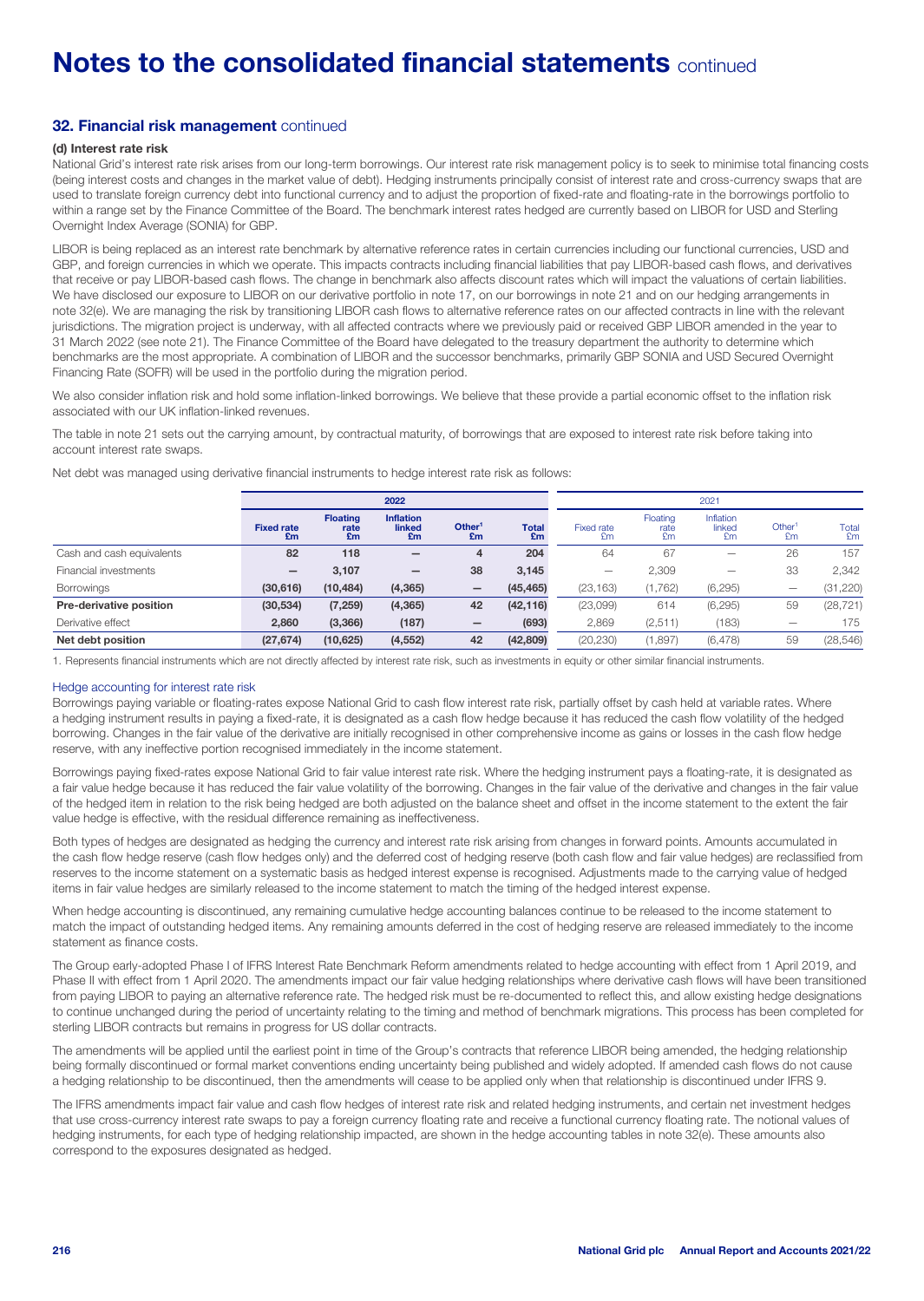# Notes to the consolidated financial statements continued

## 32. Financial risk management continued

### (d) Interest rate risk

National Grid's interest rate risk arises from our long-term borrowings. Our interest rate risk management policy is to seek to minimise total financing costs (being interest costs and changes in the market value of debt). Hedging instruments principally consist of interest rate and cross-currency swaps that are used to translate foreign currency debt into functional currency and to adjust the proportion of fixed-rate and floating-rate in the borrowings portfolio to within a range set by the Finance Committee of the Board. The benchmark interest rates hedged are currently based on LIBOR for USD and Sterling Overnight Index Average (SONIA) for GBP.

LIBOR is being replaced as an interest rate benchmark by alternative reference rates in certain currencies including our functional currencies, USD and GBP, and foreign currencies in which we operate. This impacts contracts including financial liabilities that pay LIBOR-based cash flows, and derivatives that receive or pay LIBOR-based cash flows. The change in benchmark also affects discount rates which will impact the valuations of certain liabilities. We have disclosed our exposure to LIBOR on our derivative portfolio in note 17, on our borrowings in note 21 and on our hedging arrangements in note 32(e). We are managing the risk by transitioning LIBOR cash flows to alternative reference rates on our affected contracts in line with the relevant jurisdictions. The migration project is underway, with all affected contracts where we previously paid or received GBP LIBOR amended in the year to 31 March 2022 (see note 21). The Finance Committee of the Board have delegated to the treasury department the authority to determine which benchmarks are the most appropriate. A combination of LIBOR and the successor benchmarks, primarily GBP SONIA and USD Secured Overnight Financing Rate (SOFR) will be used in the portfolio during the migration period.

We also consider inflation risk and hold some inflation-linked borrowings. We believe that these provide a partial economic offset to the inflation risk associated with our UK inflation-linked revenues.

The table in note 21 sets out the carrying amount, by contractual maturity, of borrowings that are exposed to interest rate risk before taking into account interest rate swaps.

Net debt was managed using derivative financial instruments to hedge interest rate risk as follows:

| | 2022 | | | | | 2021 | | | | |
|---|---|---|---|---|---|---|---|---|---|---|
| | **Fixed rate £m** | **Floating rate £m** | **Inflation linked £m** | **Other[1] £m** | **Total £m** | Fixed rate £m | Floating rate £m | Inflation linked £m | Other[1] £m | Total £m |
| Cash and cash equivalents | **82** | **118** | **–** | **4** | **204** | 64 | 67 | – | 26 | 157 |
| Financial investments | **–** | **3,107** | **–** | **38** | **3,145** | – | 2,309 | – | 33 | 2,342 |
| Borrowings | **(30,616)** | **(10,484)** | **(4,365)** | **–** | **(45,465)** | (23,163) | (1,762) | (6,295) | – | (31,220) |
| **Pre-derivative position** | **(30,534)** | **(7,259)** | **(4,365)** | **42** | **(42,116)** | (23,099) | 614 | (6,295) | 59 | (28,721) |
| Derivative effect | **2,860** | **(3,366)** | **(187)** | **–** | **(693)** | 2,869 | (2,511) | (183) | – | 175 |
| **Net debt position** | **(27,674)** | **(10,625)** | **(4,552)** | **42** | **(42,809)** | (20,230) | (1,897) | (6,478) | 59 | (28,546) |

1. Represents financial instruments which are not directly affected by interest rate risk, such as investments in equity or other similar financial instruments.

#### Hedge accounting for interest rate risk

Borrowings paying variable or floating-rates expose National Grid to cash flow interest rate risk, partially offset by cash held at variable rates. Where a hedging instrument results in paying a fixed-rate, it is designated as a cash flow hedge because it has reduced the cash flow volatility of the hedged borrowing. Changes in the fair value of the derivative are initially recognised in other comprehensive income as gains or losses in the cash flow hedge reserve, with any ineffective portion recognised immediately in the income statement.

Borrowings paying fixed-rates expose National Grid to fair value interest rate risk. Where the hedging instrument pays a floating-rate, it is designated as a fair value hedge because it has reduced the fair value volatility of the borrowing. Changes in the fair value of the derivative and changes in the fair value of the hedged item in relation to the risk being hedged are both adjusted on the balance sheet and offset in the income statement to the extent the fair value hedge is effective, with the residual difference remaining as ineffectiveness.

Both types of hedges are designated as hedging the currency and interest rate risk arising from changes in forward points. Amounts accumulated in the cash flow hedge reserve (cash flow hedges only) and the deferred cost of hedging reserve (both cash flow and fair value hedges) are reclassified from reserves to the income statement on a systematic basis as hedged interest expense is recognised. Adjustments made to the carrying value of hedged items in fair value hedges are similarly released to the income statement to match the timing of the hedged interest expense.

When hedge accounting is discontinued, any remaining cumulative hedge accounting balances continue to be released to the income statement to match the impact of outstanding hedged items. Any remaining amounts deferred in the cost of hedging reserve are released immediately to the income statement as finance costs.

The Group early-adopted Phase I of IFRS Interest Rate Benchmark Reform amendments related to hedge accounting with effect from 1 April 2019, and Phase II with effect from 1 April 2020. The amendments impact our fair value hedging relationships where derivative cash flows will have been transitioned from paying LIBOR to paying an alternative reference rate. The hedged risk must be re-documented to reflect this, and allow existing hedge designations to continue unchanged during the period of uncertainty relating to the timing and method of benchmark migrations. This process has been completed for sterling LIBOR contracts but remains in progress for US dollar contracts.

The amendments will be applied until the earliest point in time of the Group's contracts that reference LIBOR being amended, the hedging relationship being formally discontinued or formal market conventions ending uncertainty being published and widely adopted. If amended cash flows do not cause a hedging relationship to be discontinued, then the amendments will cease to be applied only when that relationship is discontinued under IFRS 9.

The IFRS amendments impact fair value and cash flow hedges of interest rate risk and related hedging instruments, and certain net investment hedges that use cross-currency interest rate swaps to pay a foreign currency floating rate and receive a functional currency floating rate. The notional values of hedging instruments, for each type of hedging relationship impacted, are shown in the hedge accounting tables in note 32(e). These amounts also correspond to the exposures designated as hedged.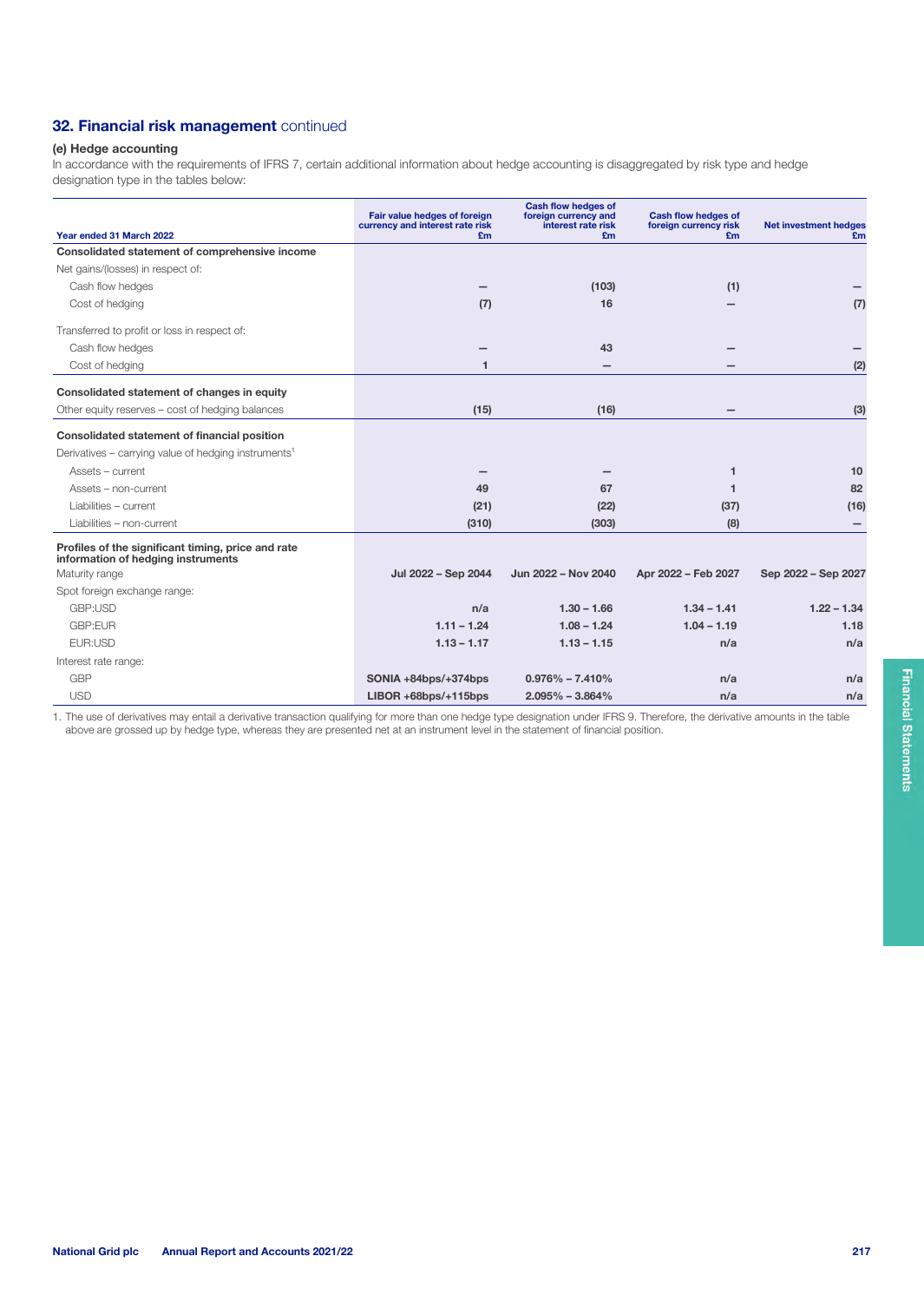## 32. Financial risk management continued

### (e) Hedge accounting

In accordance with the requirements of IFRS 7, certain additional information about hedge accounting is disaggregated by risk type and hedge designation type in the tables below:

| Year ended 31 March 2022 | Fair value hedges of foreign currency and interest rate risk £m | Cash flow hedges of foreign currency and interest rate risk £m | Cash flow hedges of foreign currency risk £m | Net investment hedges £m |
|---|---|---|---|---|
| **Consolidated statement of comprehensive income** | | | | |
| Net gains/(losses) in respect of: | | | | |
| Cash flow hedges | – | (103) | (1) | – |
| Cost of hedging | (7) | 16 | – | (7) |
| Transferred to profit or loss in respect of: | | | | |
| Cash flow hedges | – | 43 | – | – |
| Cost of hedging | 1 | – | – | (2) |
| **Consolidated statement of changes in equity** | | | | |
| Other equity reserves – cost of hedging balances | (15) | (16) | – | (3) |
| **Consolidated statement of financial position** | | | | |
| Derivatives – carrying value of hedging instruments[1] | | | | |
| Assets – current | – | – | 1 | 10 |
| Assets – non-current | 49 | 67 | 1 | 82 |
| Liabilities – current | (21) | (22) | (37) | (16) |
| Liabilities – non-current | (310) | (303) | (8) | – |
| **Profiles of the significant timing, price and rate information of hedging instruments** | | | | |
| Maturity range | Jul 2022 – Sep 2044 | Jun 2022 – Nov 2040 | Apr 2022 – Feb 2027 | Sep 2022 – Sep 2027 |
| Spot foreign exchange range: | | | | |
| GBP:USD | n/a | 1.30 – 1.66 | 1.34 – 1.41 | 1.22 – 1.34 |
| GBP:EUR | 1.11 – 1.24 | 1.08 – 1.24 | 1.04 – 1.19 | 1.18 |
| EUR:USD | 1.13 – 1.17 | 1.13 – 1.15 | n/a | n/a |
| Interest rate range: | | | | |
| GBP | SONIA +84bps/+374bps | 0.976% – 7.410% | n/a | n/a |
| USD | LIBOR +68bps/+115bps | 2.095% – 3.864% | n/a | n/a |

1. The use of derivatives may entail a derivative transaction qualifying for more than one hedge type designation under IFRS 9. Therefore, the derivative amounts in the table above are grossed up by hedge type, whereas they are presented net at an instrument level in the statement of financial position.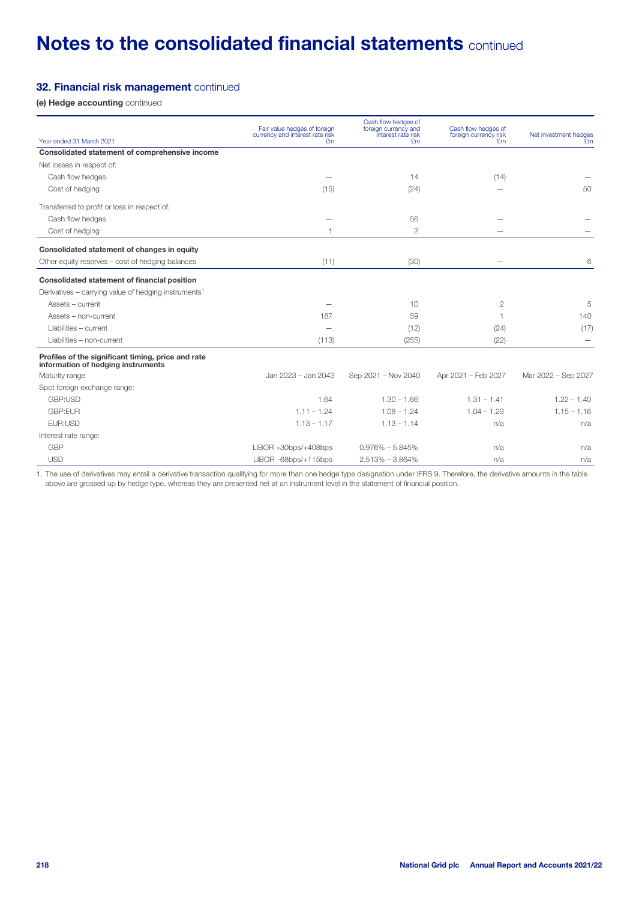# Notes to the consolidated financial statements continued

## 32. Financial risk management continued

**(e) Hedge accounting** continued

| Year ended 31 March 2021 | Fair value hedges of foreign currency and interest rate risk £m | Cash flow hedges of foreign currency and interest rate risk £m | Cash flow hedges of foreign currency risk £m | Net investment hedges £m |
|---|---|---|---|---|
| **Consolidated statement of comprehensive income** | | | | |
| Net losses in respect of: | | | | |
| Cash flow hedges | – | 14 | (14) | – |
| Cost of hedging | (15) | (24) | – | 50 |
| Transferred to profit or loss in respect of: | | | | |
| Cash flow hedges | – | 56 | – | – |
| Cost of hedging | 1 | 2 | – | – |
| **Consolidated statement of changes in equity** | | | | |
| Other equity reserves – cost of hedging balances | (11) | (30) | – | 6 |
| **Consolidated statement of financial position** | | | | |
| Derivatives – carrying value of hedging instruments[1] | | | | |
| Assets – current | – | 10 | 2 | 5 |
| Assets – non-current | 187 | 59 | 1 | 140 |
| Liabilities – current | – | (12) | (24) | (17) |
| Liabilities – non-current | (113) | (255) | (22) | – |
| **Profiles of the significant timing, price and rate information of hedging instruments** | | | | |
| Maturity range | Jan 2023 – Jan 2043 | Sep 2021 – Nov 2040 | Apr 2021 – Feb 2027 | Mar 2022 – Sep 2027 |
| Spot foreign exchange range: | | | | |
| GBP:USD | 1.64 | 1.30 – 1.66 | 1.31 – 1.41 | 1.22 – 1.40 |
| GBP:EUR | 1.11 – 1.24 | 1.08 – 1.24 | 1.04 – 1.29 | 1.15 – 1.16 |
| EUR:USD | 1.13 – 1.17 | 1.13 – 1.14 | n/a | n/a |
| Interest rate range: | | | | |
| GBP | LIBOR +30bps/+408bps | 0.976% – 5.845% | n/a | n/a |
| USD | LIBOR –68bps/+115bps | 2.513% – 3.864% | n/a | n/a |

1. The use of derivatives may entail a derivative transaction qualifying for more than one hedge type designation under IFRS 9. Therefore, the derivative amounts in the table above are grossed up by hedge type, whereas they are presented net at an instrument level in the statement of financial position.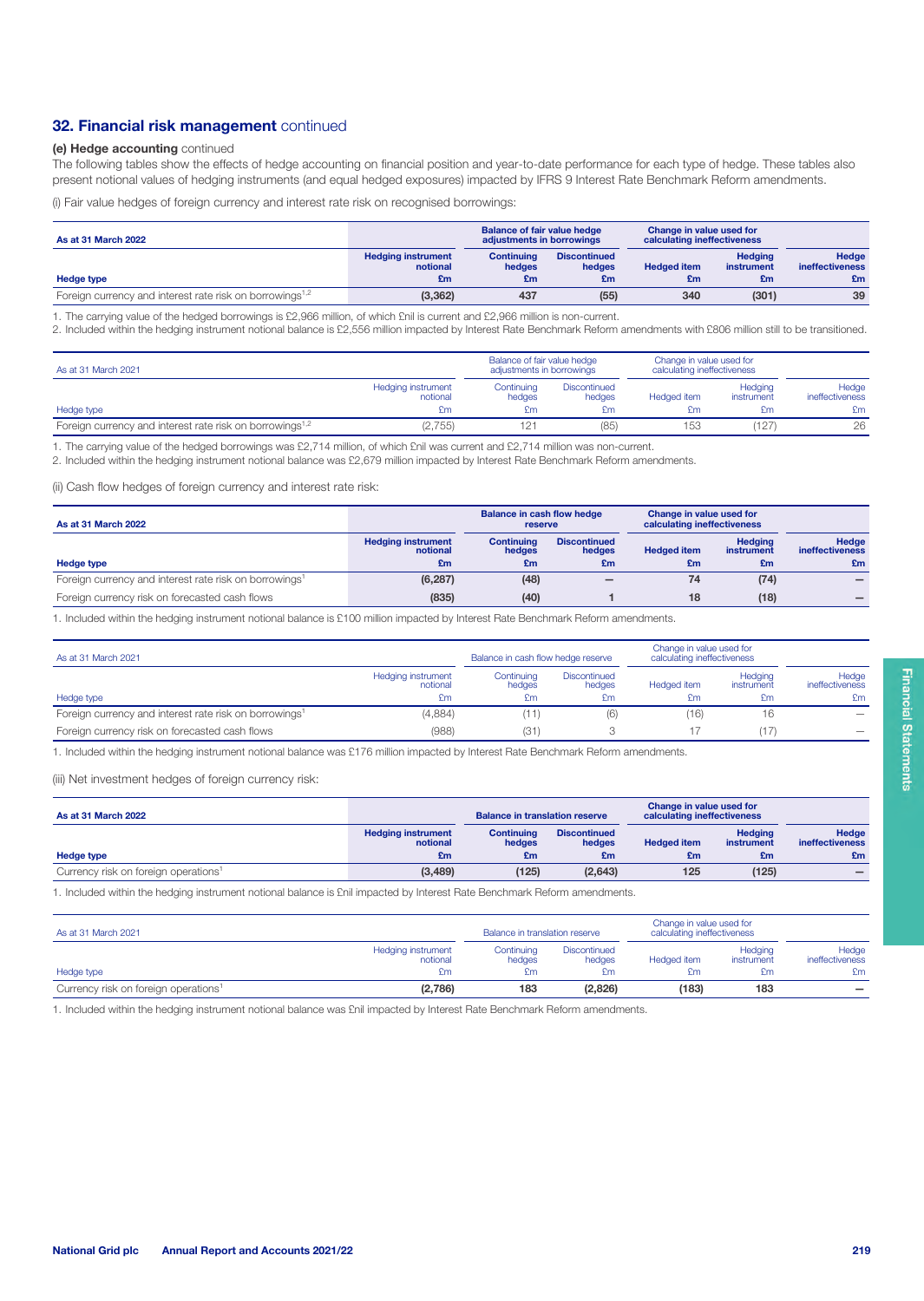## 32. Financial risk management continued

### (e) Hedge accounting continued

The following tables show the effects of hedge accounting on financial position and year-to-date performance for each type of hedge. These tables also present notional values of hedging instruments (and equal hedged exposures) impacted by IFRS 9 Interest Rate Benchmark Reform amendments.

(i) Fair value hedges of foreign currency and interest rate risk on recognised borrowings:

| As at 31 March 2022 | | Balance of fair value hedge adjustments in borrowings | | Change in value used for calculating ineffectiveness | | |
|---|---|---|---|---|---|---|
| Hedge type | Hedging instrument notional £m | Continuing hedges £m | Discontinued hedges £m | Hedged item £m | Hedging instrument £m | Hedge ineffectiveness £m |
| Foreign currency and interest rate risk on borrowings[1,2] | (3,362) | 437 | (55) | 340 | (301) | 39 |

1. The carrying value of the hedged borrowings is £2,966 million, of which £nil is current and £2,966 million is non-current.
2. Included within the hedging instrument notional balance is £2,556 million impacted by Interest Rate Benchmark Reform amendments with £806 million still to be transitioned.

| As at 31 March 2021 | | Balance of fair value hedge adjustments in borrowings | | Change in value used for calculating ineffectiveness | | |
|---|---|---|---|---|---|---|
| Hedge type | Hedging instrument notional £m | Continuing hedges £m | Discontinued hedges £m | Hedged item £m | Hedging instrument £m | Hedge ineffectiveness £m |
| Foreign currency and interest rate risk on borrowings[1,2] | (2,755) | 121 | (85) | 153 | (127) | 26 |

1. The carrying value of the hedged borrowings was £2,714 million, of which £nil was current and £2,714 million was non-current.
2. Included within the hedging instrument notional balance was £2,679 million impacted by Interest Rate Benchmark Reform amendments.

(ii) Cash flow hedges of foreign currency and interest rate risk:

| As at 31 March 2022 | | Balance in cash flow hedge reserve | | Change in value used for calculating ineffectiveness | | |
|---|---|---|---|---|---|---|
| Hedge type | Hedging instrument notional £m | Continuing hedges £m | Discontinued hedges £m | Hedged item £m | Hedging instrument £m | Hedge ineffectiveness £m |
| Foreign currency and interest rate risk on borrowings[1] | (6,287) | (48) | – | 74 | (74) | – |
| Foreign currency risk on forecasted cash flows | (835) | (40) | 1 | 18 | (18) | – |

1. Included within the hedging instrument notional balance is £100 million impacted by Interest Rate Benchmark Reform amendments.

| As at 31 March 2021 | | Balance in cash flow hedge reserve | | Change in value used for calculating ineffectiveness | | |
|---|---|---|---|---|---|---|
| Hedge type | Hedging instrument notional £m | Continuing hedges £m | Discontinued hedges £m | Hedged item £m | Hedging instrument £m | Hedge ineffectiveness £m |
| Foreign currency and interest rate risk on borrowings[1] | (4,884) | (11) | (6) | (16) | 16 | – |
| Foreign currency risk on forecasted cash flows | (988) | (31) | 3 | 17 | (17) | – |

1. Included within the hedging instrument notional balance was £176 million impacted by Interest Rate Benchmark Reform amendments.

(iii) Net investment hedges of foreign currency risk:

| As at 31 March 2022 | | Balance in translation reserve | | Change in value used for calculating ineffectiveness | | |
|---|---|---|---|---|---|---|
| Hedge type | Hedging instrument notional £m | Continuing hedges £m | Discontinued hedges £m | Hedged item £m | Hedging instrument £m | Hedge ineffectiveness £m |
| Currency risk on foreign operations[1] | (3,489) | (125) | (2,643) | 125 | (125) | – |

1. Included within the hedging instrument notional balance is £nil impacted by Interest Rate Benchmark Reform amendments.

| As at 31 March 2021 | | Balance in translation reserve | | Change in value used for calculating ineffectiveness | | |
|---|---|---|---|---|---|---|
| Hedge type | Hedging instrument notional £m | Continuing hedges £m | Discontinued hedges £m | Hedged item £m | Hedging instrument £m | Hedge ineffectiveness £m |
| Currency risk on foreign operations[1] | (2,786) | 183 | (2,826) | (183) | 183 | – |

1. Included within the hedging instrument notional balance was £nil impacted by Interest Rate Benchmark Reform amendments.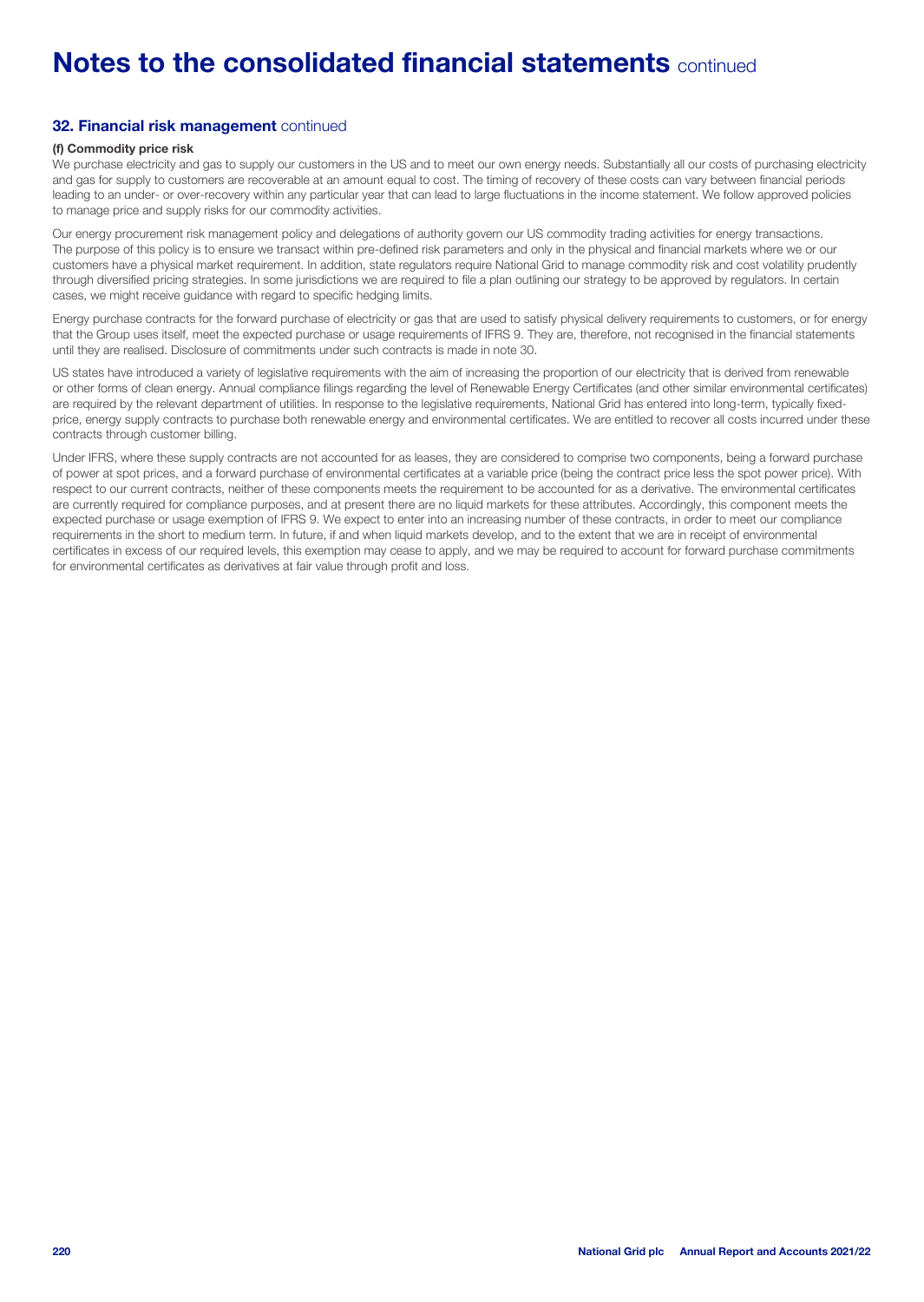# Notes to the consolidated financial statements continued

## 32. Financial risk management continued

### (f) Commodity price risk

We purchase electricity and gas to supply our customers in the US and to meet our own energy needs. Substantially all our costs of purchasing electricity and gas for supply to customers are recoverable at an amount equal to cost. The timing of recovery of these costs can vary between financial periods leading to an under- or over-recovery within any particular year that can lead to large fluctuations in the income statement. We follow approved policies to manage price and supply risks for our commodity activities.

Our energy procurement risk management policy and delegations of authority govern our US commodity trading activities for energy transactions. The purpose of this policy is to ensure we transact within pre-defined risk parameters and only in the physical and financial markets where we or our customers have a physical market requirement. In addition, state regulators require National Grid to manage commodity risk and cost volatility prudently through diversified pricing strategies. In some jurisdictions we are required to file a plan outlining our strategy to be approved by regulators. In certain cases, we might receive guidance with regard to specific hedging limits.

Energy purchase contracts for the forward purchase of electricity or gas that are used to satisfy physical delivery requirements to customers, or for energy that the Group uses itself, meet the expected purchase or usage requirements of IFRS 9. They are, therefore, not recognised in the financial statements until they are realised. Disclosure of commitments under such contracts is made in note 30.

US states have introduced a variety of legislative requirements with the aim of increasing the proportion of our electricity that is derived from renewable or other forms of clean energy. Annual compliance filings regarding the level of Renewable Energy Certificates (and other similar environmental certificates) are required by the relevant department of utilities. In response to the legislative requirements, National Grid has entered into long-term, typically fixed-price, energy supply contracts to purchase both renewable energy and environmental certificates. We are entitled to recover all costs incurred under these contracts through customer billing.

Under IFRS, where these supply contracts are not accounted for as leases, they are considered to comprise two components, being a forward purchase of power at spot prices, and a forward purchase of environmental certificates at a variable price (being the contract price less the spot power price). With respect to our current contracts, neither of these components meets the requirement to be accounted for as a derivative. The environmental certificates are currently required for compliance purposes, and at present there are no liquid markets for these attributes. Accordingly, this component meets the expected purchase or usage exemption of IFRS 9. We expect to enter into an increasing number of these contracts, in order to meet our compliance requirements in the short to medium term. In future, if and when liquid markets develop, and to the extent that we are in receipt of environmental certificates in excess of our required levels, this exemption may cease to apply, and we may be required to account for forward purchase commitments for environmental certificates as derivatives at fair value through profit and loss.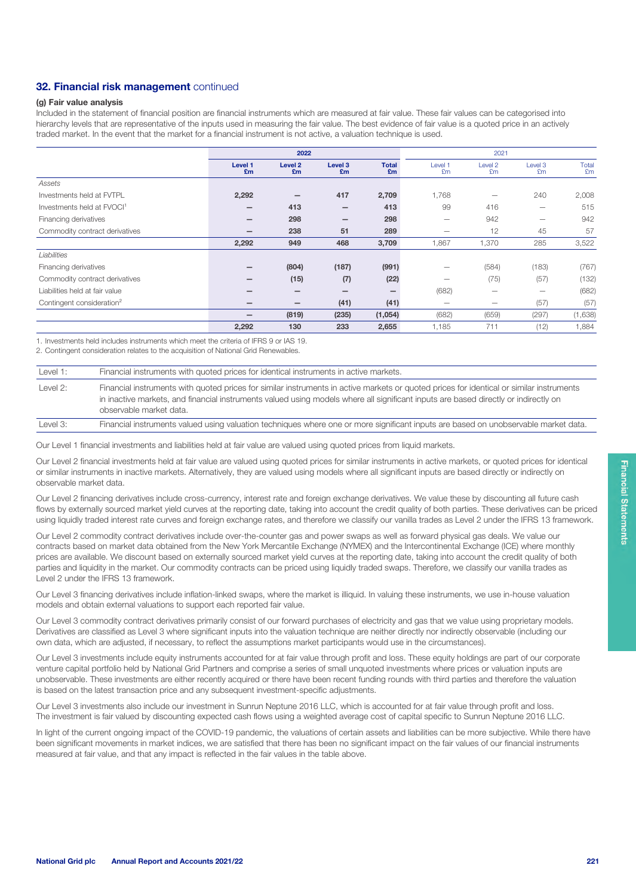## 32. Financial risk management continued

### (g) Fair value analysis

Included in the statement of financial position are financial instruments which are measured at fair value. These fair values can be categorised into hierarchy levels that are representative of the inputs used in measuring the fair value. The best evidence of fair value is a quoted price in an actively traded market. In the event that the market for a financial instrument is not active, a valuation technique is used.

| | 2022 | | | | 2021 | | | |
|---|---|---|---|---|---|---|---|---|
| | Level 1 £m | Level 2 £m | Level 3 £m | Total £m | Level 1 £m | Level 2 £m | Level 3 £m | Total £m |
| *Assets* | | | | | | | | |
| Investments held at FVTPL | 2,292 | – | 417 | 2,709 | 1,768 | – | 240 | 2,008 |
| Investments held at FVOCI[1] | – | 413 | – | 413 | 99 | 416 | – | 515 |
| Financing derivatives | – | 298 | – | 298 | – | 942 | – | 942 |
| Commodity contract derivatives | – | 238 | 51 | 289 | – | 12 | 45 | 57 |
| | 2,292 | 949 | 468 | 3,709 | 1,867 | 1,370 | 285 | 3,522 |
| *Liabilities* | | | | | | | | |
| Financing derivatives | – | (804) | (187) | (991) | – | (584) | (183) | (767) |
| Commodity contract derivatives | – | (15) | (7) | (22) | – | (75) | (57) | (132) |
| Liabilities held at fair value | – | – | – | – | (682) | – | – | (682) |
| Contingent consideration[2] | – | – | (41) | (41) | – | – | (57) | (57) |
| | – | (819) | (235) | (1,054) | (682) | (659) | (297) | (1,638) |
| | 2,292 | 130 | 233 | 2,655 | 1,185 | 711 | (12) | 1,884 |

1. Investments held includes instruments which meet the criteria of IFRS 9 or IAS 19.
2. Contingent consideration relates to the acquisition of National Grid Renewables.

| | |
|---|---|
| Level 1: | Financial instruments with quoted prices for identical instruments in active markets. |
| Level 2: | Financial instruments with quoted prices for similar instruments in active markets or quoted prices for identical or similar instruments in inactive markets, and financial instruments valued using models where all significant inputs are based directly or indirectly on observable market data. |
| Level 3: | Financial instruments valued using valuation techniques where one or more significant inputs are based on unobservable market data. |

Our Level 1 financial investments and liabilities held at fair value are valued using quoted prices from liquid markets.

Our Level 2 financial investments held at fair value are valued using quoted prices for similar instruments in active markets, or quoted prices for identical or similar instruments in inactive markets. Alternatively, they are valued using models where all significant inputs are based directly or indirectly on observable market data.

Our Level 2 financing derivatives include cross-currency, interest rate and foreign exchange derivatives. We value these by discounting all future cash flows by externally sourced market yield curves at the reporting date, taking into account the credit quality of both parties. These derivatives can be priced using liquidly traded interest rate curves and foreign exchange rates, and therefore we classify our vanilla trades as Level 2 under the IFRS 13 framework.

Our Level 2 commodity contract derivatives include over-the-counter gas and power swaps as well as forward physical gas deals. We value our contracts based on market data obtained from the New York Mercantile Exchange (NYMEX) and the Intercontinental Exchange (ICE) where monthly prices are available. We discount based on externally sourced market yield curves at the reporting date, taking into account the credit quality of both parties and liquidity in the market. Our commodity contracts can be priced using liquidly traded swaps. Therefore, we classify our vanilla trades as Level 2 under the IFRS 13 framework.

Our Level 3 financing derivatives include inflation-linked swaps, where the market is illiquid. In valuing these instruments, we use in-house valuation models and obtain external valuations to support each reported fair value.

Our Level 3 commodity contract derivatives primarily consist of our forward purchases of electricity and gas that we value using proprietary models. Derivatives are classified as Level 3 where significant inputs into the valuation technique are neither directly nor indirectly observable (including our own data, which are adjusted, if necessary, to reflect the assumptions market participants would use in the circumstances).

Our Level 3 investments include equity instruments accounted for at fair value through profit and loss. These equity holdings are part of our corporate venture capital portfolio held by National Grid Partners and comprise a series of small unquoted investments where prices or valuation inputs are unobservable. These investments are either recently acquired or there have been recent funding rounds with third parties and therefore the valuation is based on the latest transaction price and any subsequent investment-specific adjustments.

Our Level 3 investments also include our investment in Sunrun Neptune 2016 LLC, which is accounted for at fair value through profit and loss. The investment is fair valued by discounting expected cash flows using a weighted average cost of capital specific to Sunrun Neptune 2016 LLC.

In light of the current ongoing impact of the COVID-19 pandemic, the valuations of certain assets and liabilities can be more subjective. While there have been significant movements in market indices, we are satisfied that there has been no significant impact on the fair values of our financial instruments measured at fair value, and that any impact is reflected in the fair values in the table above.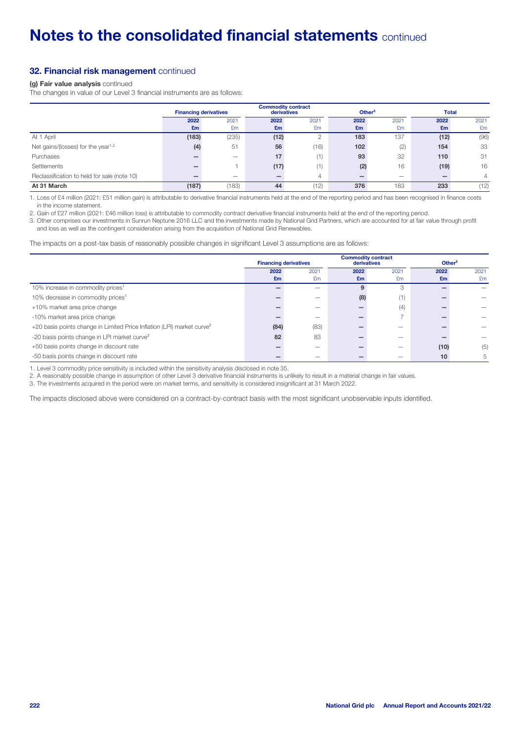## 32. Financial risk management continued

**(g) Fair value analysis** continued

The changes in value of our Level 3 financial instruments are as follows:

| | Financing derivatives | | Commodity contract derivatives | | Other[3] | | Total | |
|---|---|---|---|---|---|---|---|---|
| | 2022 £m | 2021 £m | 2022 £m | 2021 £m | 2022 £m | 2021 £m | 2022 £m | 2021 £m |
| At 1 April | (183) | (235) | (12) | 2 | 183 | 137 | (12) | (96) |
| Net gains/(losses) for the year[1,2] | (4) | 51 | 56 | (16) | 102 | (2) | 154 | 33 |
| Purchases | – | – | 17 | (1) | 93 | 32 | 110 | 31 |
| Settlements | – | 1 | (17) | (1) | (2) | 16 | (19) | 16 |
| Reclassification to held for sale (note 10) | – | – | – | 4 | – | – | – | 4 |
| **At 31 March** | (187) | (183) | 44 | (12) | 376 | 183 | 233 | (12) |

1. Loss of £4 million (2021: £51 million gain) is attributable to derivative financial instruments held at the end of the reporting period and has been recognised in finance costs in the income statement.
2. Gain of £27 million (2021: £46 million loss) is attributable to commodity contract derivative financial instruments held at the end of the reporting period.
3. Other comprises our investments in Sunrun Neptune 2016 LLC and the investments made by National Grid Partners, which are accounted for at fair value through profit and loss as well as the contingent consideration arising from the acquisition of National Grid Renewables.

The impacts on a post-tax basis of reasonably possible changes in significant Level 3 assumptions are as follows:

| | Financing derivatives | | Commodity contract derivatives | | Other[3] | |
|---|---|---|---|---|---|---|
| | 2022 £m | 2021 £m | 2022 £m | 2021 £m | 2022 £m | 2021 £m |
| 10% increase in commodity prices[1] | – | – | 9 | 3 | – | – |
| 10% decrease in commodity prices[1] | – | – | (8) | (1) | – | – |
| +10% market area price change | – | – | – | (4) | – | – |
| -10% market area price change | – | – | – | 7 | – | – |
| +20 basis points change in Limited Price Inflation (LPI) market curve[2] | (84) | (83) | – | – | – | – |
| -20 basis points change in LPI market curve[2] | 82 | 83 | – | – | – | – |
| +50 basis points change in discount rate | – | – | – | – | (10) | (5) |
| -50 basis points change in discount rate | – | – | – | – | 10 | 5 |

1. Level 3 commodity price sensitivity is included within the sensitivity analysis disclosed in note 35.
2. A reasonably possible change in assumption of other Level 3 derivative financial instruments is unlikely to result in a material change in fair values.
3. The investments acquired in the period were on market terms, and sensitivity is considered insignificant at 31 March 2022.

The impacts disclosed above were considered on a contract-by-contract basis with the most significant unobservable inputs identified.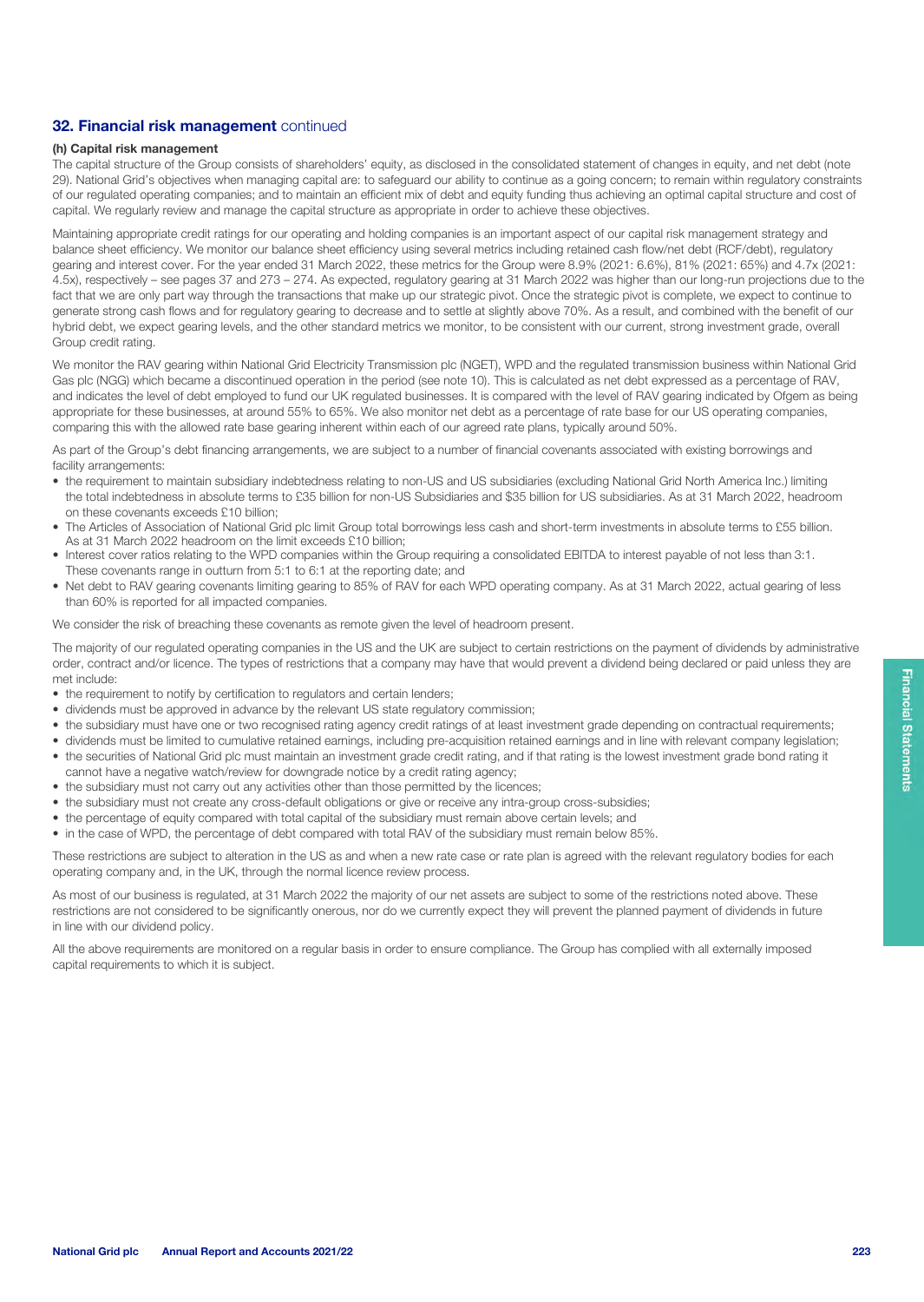## 32. Financial risk management continued

### (h) Capital risk management

The capital structure of the Group consists of shareholders' equity, as disclosed in the consolidated statement of changes in equity, and net debt (note 29). National Grid's objectives when managing capital are: to safeguard our ability to continue as a going concern; to remain within regulatory constraints of our regulated operating companies; and to maintain an efficient mix of debt and equity funding thus achieving an optimal capital structure and cost of capital. We regularly review and manage the capital structure as appropriate in order to achieve these objectives.

Maintaining appropriate credit ratings for our operating and holding companies is an important aspect of our capital risk management strategy and balance sheet efficiency. We monitor our balance sheet efficiency using several metrics including retained cash flow/net debt (RCF/debt), regulatory gearing and interest cover. For the year ended 31 March 2022, these metrics for the Group were 8.9% (2021: 6.6%), 81% (2021: 65%) and 4.7x (2021: 4.5x), respectively – see pages 37 and 273 – 274. As expected, regulatory gearing at 31 March 2022 was higher than our long-run projections due to the fact that we are only part way through the transactions that make up our strategic pivot. Once the strategic pivot is complete, we expect to continue to generate strong cash flows and for regulatory gearing to decrease and to settle at slightly above 70%. As a result, and combined with the benefit of our hybrid debt, we expect gearing levels, and the other standard metrics we monitor, to be consistent with our current, strong investment grade, overall Group credit rating.

We monitor the RAV gearing within National Grid Electricity Transmission plc (NGET), WPD and the regulated transmission business within National Grid Gas plc (NGG) which became a discontinued operation in the period (see note 10). This is calculated as net debt expressed as a percentage of RAV, and indicates the level of debt employed to fund our UK regulated businesses. It is compared with the level of RAV gearing indicated by Ofgem as being appropriate for these businesses, at around 55% to 65%. We also monitor net debt as a percentage of rate base for our US operating companies, comparing this with the allowed rate base gearing inherent within each of our agreed rate plans, typically around 50%.

As part of the Group's debt financing arrangements, we are subject to a number of financial covenants associated with existing borrowings and facility arrangements:

- the requirement to maintain subsidiary indebtedness relating to non-US and US subsidiaries (excluding National Grid North America Inc.) limiting the total indebtedness in absolute terms to £35 billion for non-US Subsidiaries and $35 billion for US subsidiaries. As at 31 March 2022, headroom on these covenants exceeds £10 billion;
- The Articles of Association of National Grid plc limit Group total borrowings less cash and short-term investments in absolute terms to £55 billion. As at 31 March 2022 headroom on the limit exceeds £10 billion;
- Interest cover ratios relating to the WPD companies within the Group requiring a consolidated EBITDA to interest payable of not less than 3:1. These covenants range in outturn from 5:1 to 6:1 at the reporting date; and
- Net debt to RAV gearing covenants limiting gearing to 85% of RAV for each WPD operating company. As at 31 March 2022, actual gearing of less than 60% is reported for all impacted companies.

We consider the risk of breaching these covenants as remote given the level of headroom present.

The majority of our regulated operating companies in the US and the UK are subject to certain restrictions on the payment of dividends by administrative order, contract and/or licence. The types of restrictions that a company may have that would prevent a dividend being declared or paid unless they are met include:

- the requirement to notify by certification to regulators and certain lenders;
- dividends must be approved in advance by the relevant US state regulatory commission;
- the subsidiary must have one or two recognised rating agency credit ratings of at least investment grade depending on contractual requirements;
- dividends must be limited to cumulative retained earnings, including pre-acquisition retained earnings and in line with relevant company legislation;
- the securities of National Grid plc must maintain an investment grade credit rating, and if that rating is the lowest investment grade bond rating it cannot have a negative watch/review for downgrade notice by a credit rating agency;
- the subsidiary must not carry out any activities other than those permitted by the licences;
- the subsidiary must not create any cross-default obligations or give or receive any intra-group cross-subsidies;
- the percentage of equity compared with total capital of the subsidiary must remain above certain levels; and
- in the case of WPD, the percentage of debt compared with total RAV of the subsidiary must remain below 85%.

These restrictions are subject to alteration in the US as and when a new rate case or rate plan is agreed with the relevant regulatory bodies for each operating company and, in the UK, through the normal licence review process.

As most of our business is regulated, at 31 March 2022 the majority of our net assets are subject to some of the restrictions noted above. These restrictions are not considered to be significantly onerous, nor do we currently expect they will prevent the planned payment of dividends in future in line with our dividend policy.

All the above requirements are monitored on a regular basis in order to ensure compliance. The Group has complied with all externally imposed capital requirements to which it is subject.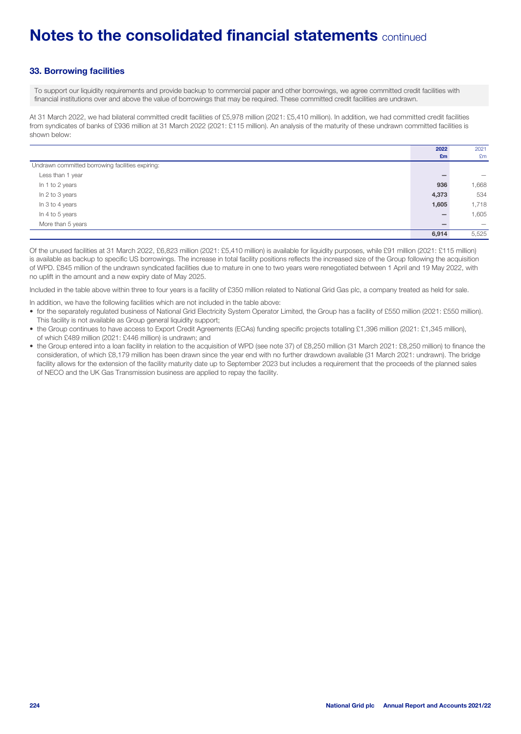# Notes to the consolidated financial statements continued

## 33. Borrowing facilities

To support our liquidity requirements and provide backup to commercial paper and other borrowings, we agree committed credit facilities with financial institutions over and above the value of borrowings that may be required. These committed credit facilities are undrawn.

At 31 March 2022, we had bilateral committed credit facilities of £5,978 million (2021: £5,410 million). In addition, we had committed credit facilities from syndicates of banks of £936 million at 31 March 2022 (2021: £115 million). An analysis of the maturity of these undrawn committed facilities is shown below:

| | **2022 £m** | 2021 £m |
|---|---|---|
| Undrawn committed borrowing facilities expiring: | | |
| Less than 1 year | **–** | – |
| In 1 to 2 years | **936** | 1,668 |
| In 2 to 3 years | **4,373** | 534 |
| In 3 to 4 years | **1,605** | 1,718 |
| In 4 to 5 years | **–** | 1,605 |
| More than 5 years | **–** | – |
| | **6,914** | 5,525 |

Of the unused facilities at 31 March 2022, £6,823 million (2021: £5,410 million) is available for liquidity purposes, while £91 million (2021: £115 million) is available as backup to specific US borrowings. The increase in total facility positions reflects the increased size of the Group following the acquisition of WPD. £845 million of the undrawn syndicated facilities due to mature in one to two years were renegotiated between 1 April and 19 May 2022, with no uplift in the amount and a new expiry date of May 2025.

Included in the table above within three to four years is a facility of £350 million related to National Grid Gas plc, a company treated as held for sale.

In addition, we have the following facilities which are not included in the table above:

- for the separately regulated business of National Grid Electricity System Operator Limited, the Group has a facility of £550 million (2021: £550 million). This facility is not available as Group general liquidity support;
- the Group continues to have access to Export Credit Agreements (ECAs) funding specific projects totalling £1,396 million (2021: £1,345 million), of which £489 million (2021: £446 million) is undrawn; and
- the Group entered into a loan facility in relation to the acquisition of WPD (see note 37) of £8,250 million (31 March 2021: £8,250 million) to finance the consideration, of which £8,179 million has been drawn since the year end with no further drawdown available (31 March 2021: undrawn). The bridge facility allows for the extension of the facility maturity date up to September 2023 but includes a requirement that the proceeds of the planned sales of NECO and the UK Gas Transmission business are applied to repay the facility.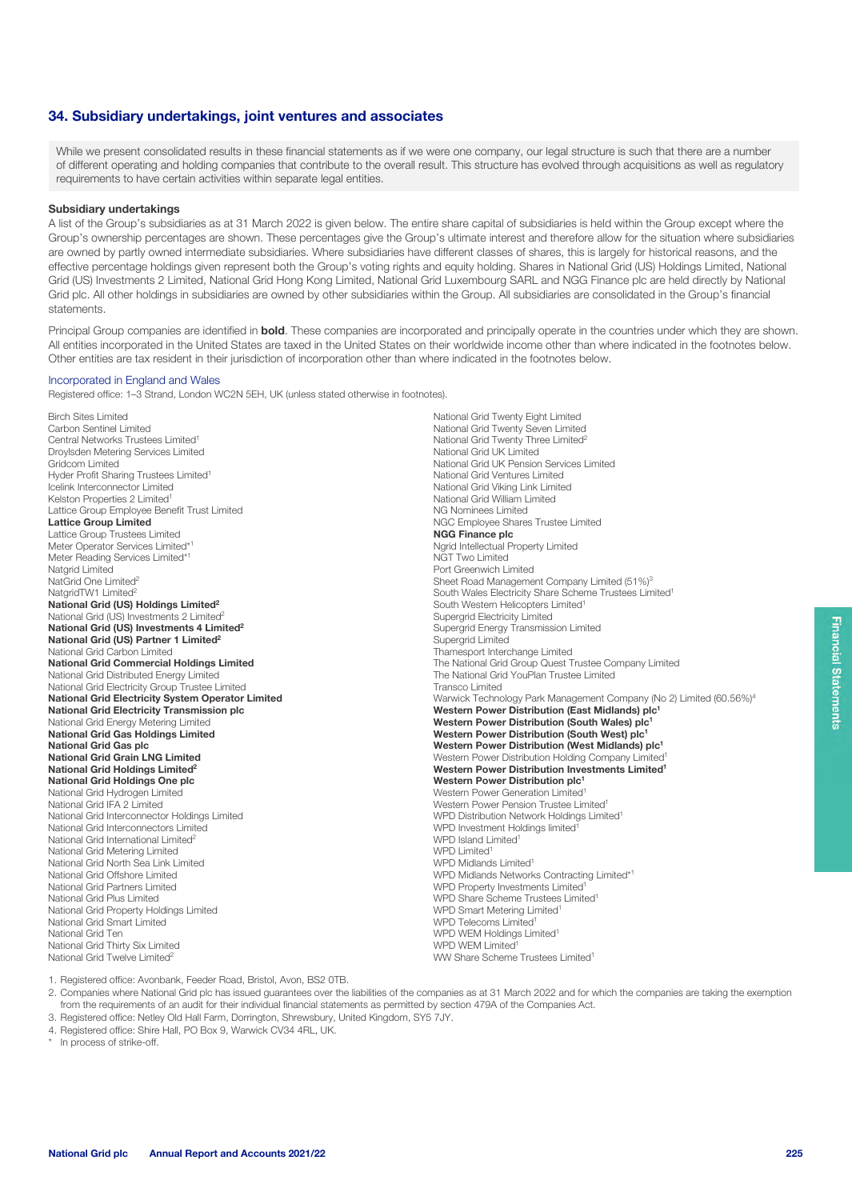## 34. Subsidiary undertakings, joint ventures and associates

While we present consolidated results in these financial statements as if we were one company, our legal structure is such that there are a number of different operating and holding companies that contribute to the overall result. This structure has evolved through acquisitions as well as regulatory requirements to have certain activities within separate legal entities.

### Subsidiary undertakings

A list of the Group's subsidiaries as at 31 March 2022 is given below. The entire share capital of subsidiaries is held within the Group except where the Group's ownership percentages are shown. These percentages give the Group's ultimate interest and therefore allow for the situation where subsidiaries are owned by partly owned intermediate subsidiaries. Where subsidiaries have different classes of shares, this is largely for historical reasons, and the effective percentage holdings given represent both the Group's voting rights and equity holding. Shares in National Grid (US) Holdings Limited, National Grid (US) Investments 2 Limited, National Grid Hong Kong Limited, National Grid Luxembourg SARL and NGG Finance plc are held directly by National Grid plc. All other holdings in subsidiaries are owned by other subsidiaries within the Group. All subsidiaries are consolidated in the Group's financial statements.

Principal Group companies are identified in **bold**. These companies are incorporated and principally operate in the countries under which they are shown. All entities incorporated in the United States are taxed in the United States on their worldwide income other than where indicated in the footnotes below. Other entities are tax resident in their jurisdiction of incorporation other than where indicated in the footnotes below.

#### Incorporated in England and Wales

Registered office: 1–3 Strand, London WC2N 5EH, UK (unless stated otherwise in footnotes).

Birch Sites Limited
Carbon Sentinel Limited
Central Networks Trustees Limited[1]
Droylsden Metering Services Limited
Gridcom Limited
Hyder Profit Sharing Trustees Limited[1]
Icelink Interconnector Limited
Kelston Properties 2 Limited[1]
Lattice Group Employee Benefit Trust Limited
**Lattice Group Limited**
Lattice Group Trustees Limited
Meter Operator Services Limited*[1]
Meter Reading Services Limited*[1]
Natgrid Limited
NatGrid One Limited[2]
NatgridTW1 Limited[2]
**National Grid (US) Holdings Limited[2]**
National Grid (US) Investments 2 Limited[2]
**National Grid (US) Investments 4 Limited[2]**
**National Grid (US) Partner 1 Limited[2]**
National Grid Carbon Limited
**National Grid Commercial Holdings Limited**
National Grid Distributed Energy Limited
National Grid Electricity Group Trustee Limited
**National Grid Electricity System Operator Limited**
**National Grid Electricity Transmission plc**
National Grid Energy Metering Limited
**National Grid Gas Holdings Limited**
**National Grid Gas plc**
**National Grid Grain LNG Limited**
**National Grid Holdings Limited[2]**
**National Grid Holdings One plc**
National Grid Hydrogen Limited
National Grid IFA 2 Limited
National Grid Interconnector Holdings Limited
National Grid Interconnectors Limited
National Grid International Limited[2]
National Grid Metering Limited
National Grid North Sea Link Limited
National Grid Offshore Limited
National Grid Partners Limited
National Grid Plus Limited
National Grid Property Holdings Limited
National Grid Smart Limited
National Grid Ten
National Grid Thirty Six Limited
National Grid Twelve Limited[2]
National Grid Twenty Eight Limited
National Grid Twenty Seven Limited
National Grid Twenty Three Limited[2]
National Grid UK Limited
National Grid UK Pension Services Limited
National Grid Ventures Limited
National Grid Viking Link Limited
National Grid William Limited
NG Nominees Limited
NGC Employee Shares Trustee Limited
**NGG Finance plc**
Ngrid Intellectual Property Limited
NGT Two Limited
Port Greenwich Limited
Sheet Road Management Company Limited (51%)[3]
South Wales Electricity Share Scheme Trustees Limited[1]
South Western Helicopters Limited[1]
Supergrid Electricity Limited
Supergrid Energy Transmission Limited
Supergrid Limited
Thamesport Interchange Limited
The National Grid Group Quest Trustee Company Limited
The National Grid YouPlan Trustee Limited
Transco Limited
Warwick Technology Park Management Company (No 2) Limited (60.56%)[4]
**Western Power Distribution (East Midlands) plc[1]**
**Western Power Distribution (South Wales) plc[1]**
**Western Power Distribution (South West) plc[1]**
**Western Power Distribution (West Midlands) plc[1]**
Western Power Distribution Holding Company Limited[1]
**Western Power Distribution Investments Limited[1]**
**Western Power Distribution plc[1]**
Western Power Generation Limited[1]
Western Power Pension Trustee Limited[1]
WPD Distribution Network Holdings Limited[1]
WPD Investment Holdings limited[1]
WPD Island Limited[1]
WPD Limited[1]
WPD Midlands Limited[1]
WPD Midlands Networks Contracting Limited*[1]
WPD Property Investments Limited[1]
WPD Share Scheme Trustees Limited[1]
WPD Smart Metering Limited[1]
WPD Telecoms Limited[1]
WPD WEM Holdings Limited[1]
WPD WEM Limited[1]
WW Share Scheme Trustees Limited[1]

1. Registered office: Avonbank, Feeder Road, Bristol, Avon, BS2 0TB.
2. Companies where National Grid plc has issued guarantees over the liabilities of the companies as at 31 March 2022 and for which the companies are taking the exemption from the requirements of an audit for their individual financial statements as permitted by section 479A of the Companies Act.
3. Registered office: Netley Old Hall Farm, Dorrington, Shrewsbury, United Kingdom, SY5 7JY.
4. Registered office: Shire Hall, PO Box 9, Warwick CV34 4RL, UK.

\* In process of strike-off.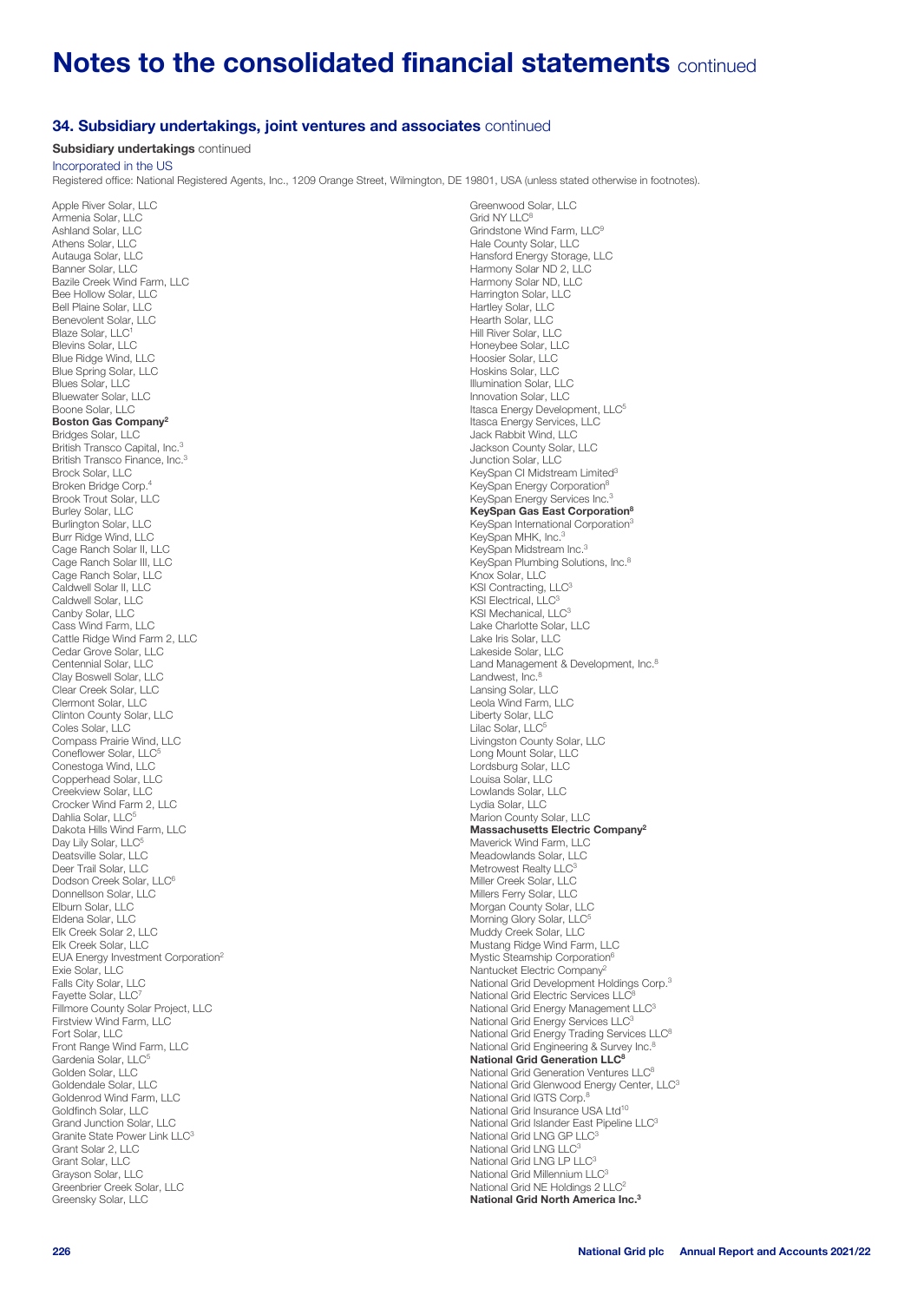# Notes to the consolidated financial statements continued

## 34. Subsidiary undertakings, joint ventures and associates continued

**Subsidiary undertakings** continued

### Incorporated in the US

Registered office: National Registered Agents, Inc., 1209 Orange Street, Wilmington, DE 19801, USA (unless stated otherwise in footnotes).

Apple River Solar, LLC
Armenia Solar, LLC
Ashland Solar, LLC
Athens Solar, LLC
Autauga Solar, LLC
Banner Solar, LLC
Bazile Creek Wind Farm, LLC
Bee Hollow Solar, LLC
Bell Plaine Solar, LLC
Benevolent Solar, LLC
Blaze Solar, LLC[1]
Blevins Solar, LLC
Blue Ridge Wind, LLC
Blue Spring Solar, LLC
Blues Solar, LLC
Bluewater Solar, LLC
Boone Solar, LLC
**Boston Gas Company[2]**
Bridges Solar, LLC
British Transco Capital, Inc.[3]
British Transco Finance, Inc.[3]
Brock Solar, LLC
Broken Bridge Corp.[4]
Brook Trout Solar, LLC
Burley Solar, LLC
Burlington Solar, LLC
Burr Ridge Wind, LLC
Cage Ranch Solar II, LLC
Cage Ranch Solar III, LLC
Cage Ranch Solar, LLC
Caldwell Solar II, LLC
Caldwell Solar, LLC
Canby Solar, LLC
Cass Wind Farm, LLC
Cattle Ridge Wind Farm 2, LLC
Cedar Grove Solar, LLC
Centennial Solar, LLC
Clay Boswell Solar, LLC
Clear Creek Solar, LLC
Clermont Solar, LLC
Clinton County Solar, LLC
Coles Solar, LLC
Compass Prairie Wind, LLC
Coneflower Solar, LLC[5]
Conestoga Wind, LLC
Copperhead Solar, LLC
Creekview Solar, LLC
Crocker Wind Farm 2, LLC
Dahlia Solar, LLC[5]
Dakota Hills Wind Farm, LLC
Day Lily Solar, LLC[5]
Deatsville Solar, LLC
Deer Trail Solar, LLC
Dodson Creek Solar, LLC[6]
Donnellson Solar, LLC
Elburn Solar, LLC
Eldena Solar, LLC
Elk Creek Solar 2, LLC
Elk Creek Solar, LLC
EUA Energy Investment Corporation[2]
Exie Solar, LLC
Falls City Solar, LLC
Fayette Solar, LLC[7]
Fillmore County Solar Project, LLC
Firstview Wind Farm, LLC
Fort Solar, LLC
Front Range Wind Farm, LLC
Gardenia Solar, LLC[5]
Golden Solar, LLC
Goldendale Solar, LLC
Goldenrod Wind Farm, LLC
Goldfinch Solar, LLC
Grand Junction Solar, LLC
Granite State Power Link LLC[3]
Grant Solar 2, LLC
Grant Solar, LLC
Grayson Solar, LLC
Greenbrier Creek Solar, LLC
Greensky Solar, LLC
Greenwood Solar, LLC
Grid NY LLC[8]
Grindstone Wind Farm, LLC[9]
Hale County Solar, LLC
Hansford Energy Storage, LLC
Harmony Solar ND 2, LLC
Harmony Solar ND, LLC
Harrington Solar, LLC
Hartley Solar, LLC
Hearth Solar, LLC
Hill River Solar, LLC
Honeybee Solar, LLC
Hoosier Solar, LLC
Hoskins Solar, LLC
Illumination Solar, LLC
Innovation Solar, LLC
Itasca Energy Development, LLC[5]
Itasca Energy Services, LLC
Jack Rabbit Wind, LLC
Jackson County Solar, LLC
Junction Solar, LLC
KeySpan CI Midstream Limited[3]
KeySpan Energy Corporation[8]
KeySpan Energy Services Inc.[3]
**KeySpan Gas East Corporation[8]**
KeySpan International Corporation[3]
KeySpan MHK, Inc.[3]
KeySpan Midstream Inc.[3]
KeySpan Plumbing Solutions, Inc.[8]
Knox Solar, LLC
KSI Contracting, LLC[3]
KSI Electrical, LLC[3]
KSI Mechanical, LLC[3]
Lake Charlotte Solar, LLC
Lake Iris Solar, LLC
Lakeside Solar, LLC
Land Management & Development, Inc.[8]
Landwest, Inc.[8]
Lansing Solar, LLC
Leola Wind Farm, LLC
Liberty Solar, LLC
Lilac Solar, LLC[5]
Livingston County Solar, LLC
Long Mount Solar, LLC
Lordsburg Solar, LLC
Louisa Solar, LLC
Lowlands Solar, LLC
Lydia Solar, LLC
Marion County Solar, LLC
**Massachusetts Electric Company[2]**
Maverick Wind Farm, LLC
Meadowlands Solar, LLC
Metrowest Realty LLC[3]
Miller Creek Solar, LLC
Millers Ferry Solar, LLC
Morgan County Solar, LLC
Morning Glory Solar, LLC[5]
Muddy Creek Solar, LLC
Mustang Ridge Wind Farm, LLC
Mystic Steamship Corporation[6]
Nantucket Electric Company[2]
National Grid Development Holdings Corp.[3]
National Grid Electric Services LLC[8]
National Grid Energy Management LLC[3]
National Grid Energy Services LLC[3]
National Grid Energy Trading Services LLC[8]
National Grid Engineering & Survey Inc.[8]
**National Grid Generation LLC[8]**
National Grid Generation Ventures LLC[8]
National Grid Glenwood Energy Center, LLC[3]
National Grid IGTS Corp.[8]
National Grid Insurance USA Ltd[10]
National Grid Islander East Pipeline LLC[3]
National Grid LNG GP LLC[3]
National Grid LNG LLC[3]
National Grid LNG LP LLC[3]
National Grid Millennium LLC[3]
National Grid NE Holdings 2 LLC[2]
**National Grid North America Inc.[3]**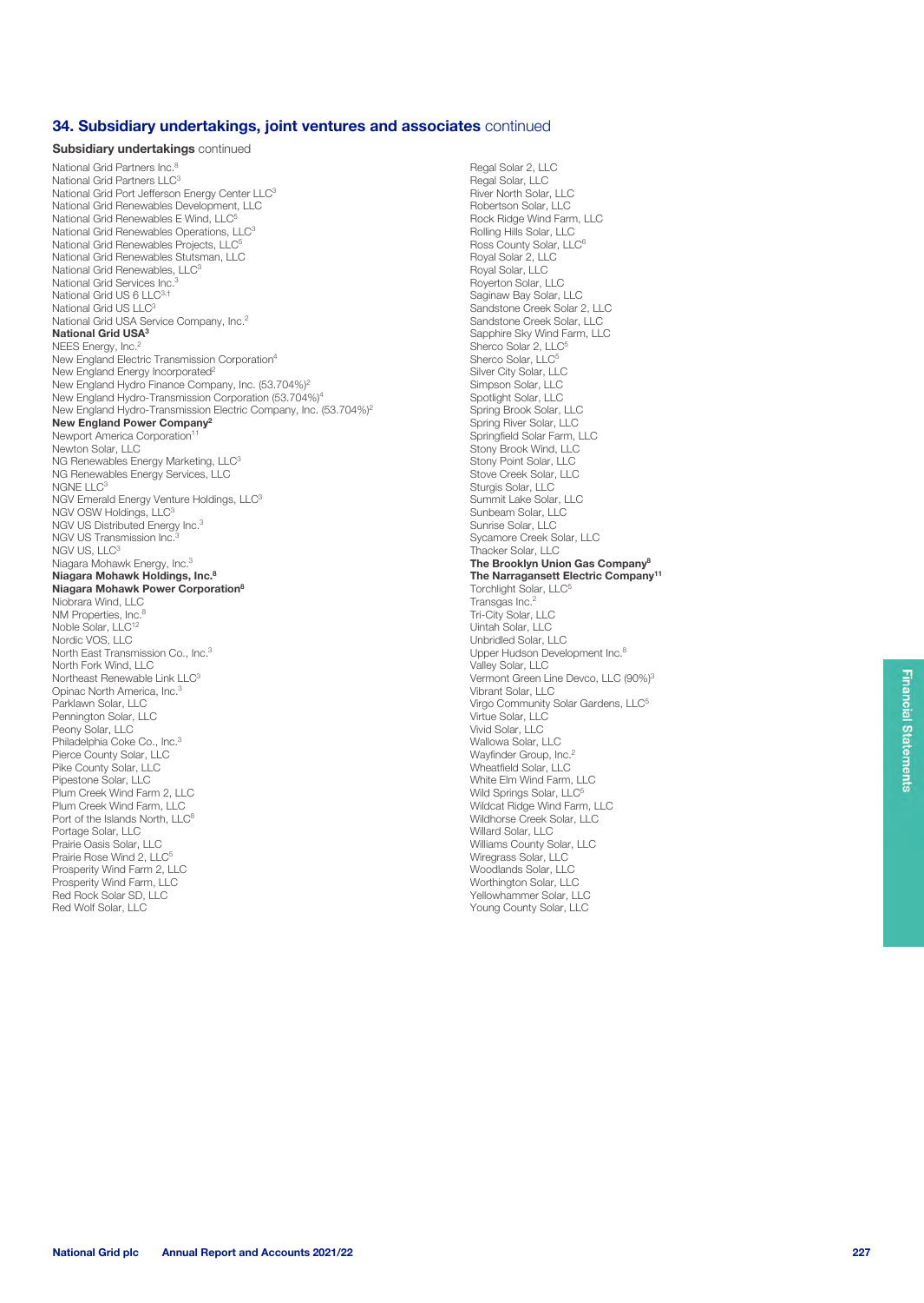## 34. Subsidiary undertakings, joint ventures and associates continued

### Subsidiary undertakings continued

National Grid Partners Inc.[8]
National Grid Partners LLC[3]
National Grid Port Jefferson Energy Center LLC[3]
National Grid Renewables Development, LLC
National Grid Renewables E Wind, LLC[5]
National Grid Renewables Operations, LLC[3]
National Grid Renewables Projects, LLC[5]
National Grid Renewables Stutsman, LLC
National Grid Renewables, LLC[3]
National Grid Services Inc.[3]
National Grid US 6 LLC[3,†]
National Grid US LLC[3]
National Grid USA Service Company, Inc.[2]
**National Grid USA[3]**
NEES Energy, Inc.[2]
New England Electric Transmission Corporation[4]
New England Energy Incorporated[2]
New England Hydro Finance Company, Inc. (53.704%)[2]
New England Hydro-Transmission Corporation (53.704%)[4]
New England Hydro-Transmission Electric Company, Inc. (53.704%)[2]
**New England Power Company[2]**
Newport America Corporation[11]
Newton Solar, LLC
NG Renewables Energy Marketing, LLC[3]
NG Renewables Energy Services, LLC
NGNE LLC[3]
NGV Emerald Energy Venture Holdings, LLC[3]
NGV OSW Holdings, LLC[3]
NGV US Distributed Energy Inc.[3]
NGV US Transmission Inc.[3]
NGV US, LLC[3]
Niagara Mohawk Energy, Inc.[3]
**Niagara Mohawk Holdings, Inc.[8]**
**Niagara Mohawk Power Corporation[8]**
Niobrara Wind, LLC
NM Properties, Inc.[8]
Noble Solar, LLC[12]
Nordic VOS, LLC
North East Transmission Co., Inc.[3]
North Fork Wind, LLC
Northeast Renewable Link LLC[3]
Opinac North America, Inc.[3]
Parklawn Solar, LLC
Pennington Solar, LLC
Peony Solar, LLC
Philadelphia Coke Co., Inc.[3]
Pierce County Solar, LLC
Pike County Solar, LLC
Pipestone Solar, LLC
Plum Creek Wind Farm 2, LLC
Plum Creek Wind Farm, LLC
Port of the Islands North, LLC[6]
Portage Solar, LLC
Prairie Oasis Solar, LLC
Prairie Rose Wind 2, LLC[5]
Prosperity Wind Farm 2, LLC
Prosperity Wind Farm, LLC
Red Rock Solar SD, LLC
Red Wolf Solar, LLC
Regal Solar 2, LLC
Regal Solar, LLC
River North Solar, LLC
Robertson Solar, LLC
Rock Ridge Wind Farm, LLC
Rolling Hills Solar, LLC
Ross County Solar, LLC[6]
Royal Solar 2, LLC
Royal Solar, LLC
Royerton Solar, LLC
Saginaw Bay Solar, LLC
Sandstone Creek Solar 2, LLC
Sandstone Creek Solar, LLC
Sapphire Sky Wind Farm, LLC
Sherco Solar 2, LLC[5]
Sherco Solar, LLC[5]
Silver City Solar, LLC
Simpson Solar, LLC
Spotlight Solar, LLC
Spring Brook Solar, LLC
Spring River Solar, LLC
Springfield Solar Farm, LLC
Stony Brook Wind, LLC
Stony Point Solar, LLC
Stove Creek Solar, LLC
Sturgis Solar, LLC
Summit Lake Solar, LLC
Sunbeam Solar, LLC
Sunrise Solar, LLC
Sycamore Creek Solar, LLC
Thacker Solar, LLC
**The Brooklyn Union Gas Company[8]**
**The Narragansett Electric Company[11]**
Torchlight Solar, LLC[5]
Transgas Inc.[2]
Tri-City Solar, LLC
Uintah Solar, LLC
Unbridled Solar, LLC
Upper Hudson Development Inc.[8]
Valley Solar, LLC
Vermont Green Line Devco, LLC (90%)[3]
Vibrant Solar, LLC
Virgo Community Solar Gardens, LLC[5]
Virtue Solar, LLC
Vivid Solar, LLC
Wallowa Solar, LLC
Wayfinder Group, Inc.[2]
Wheatfield Solar, LLC
White Elm Wind Farm, LLC
Wild Springs Solar, LLC[5]
Wildcat Ridge Wind Farm, LLC
Wildhorse Creek Solar, LLC
Willard Solar, LLC
Williams County Solar, LLC
Wiregrass Solar, LLC
Woodlands Solar, LLC
Worthington Solar, LLC
Yellowhammer Solar, LLC
Young County Solar, LLC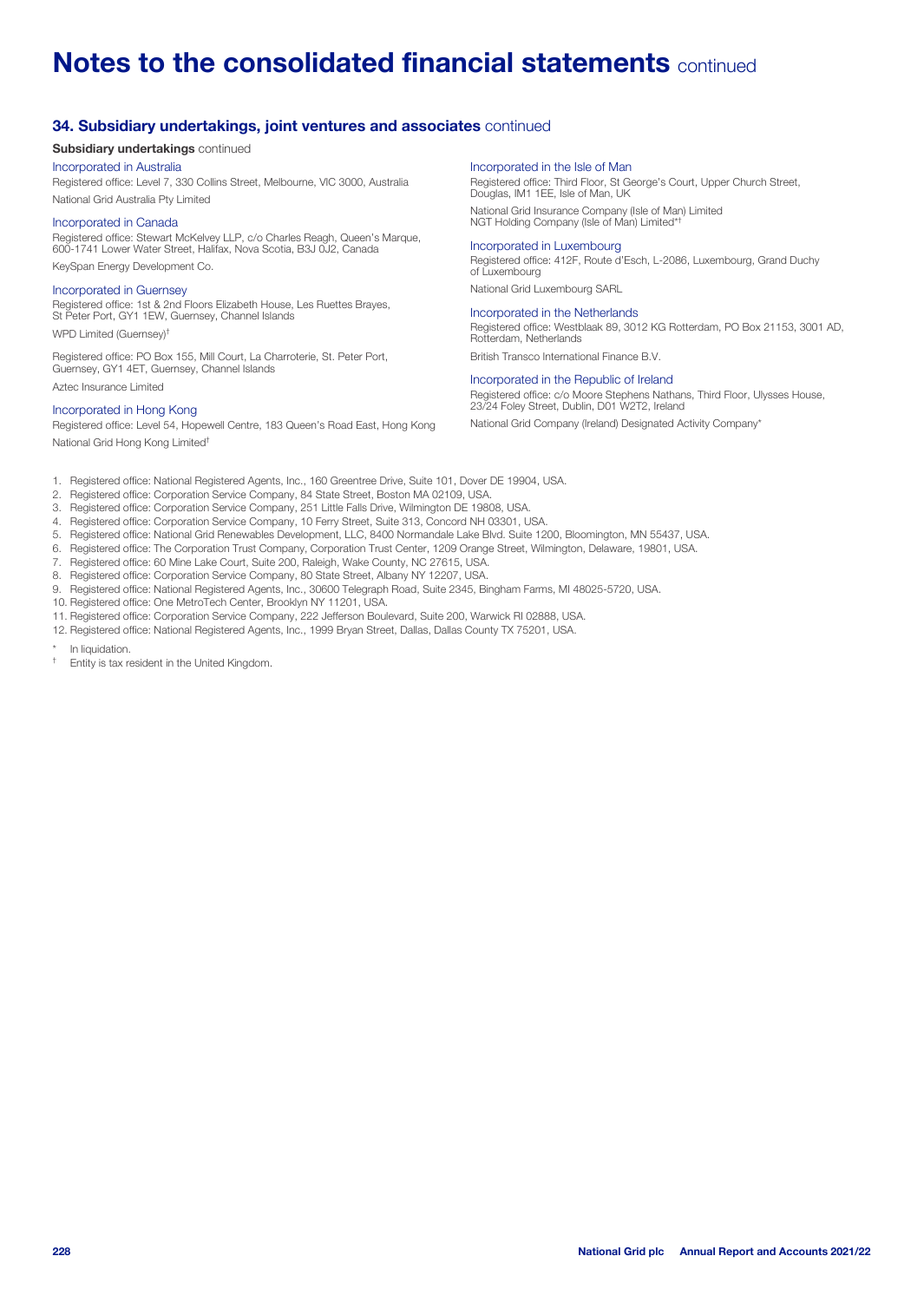# Notes to the consolidated financial statements continued

## 34. Subsidiary undertakings, joint ventures and associates continued

**Subsidiary undertakings** continued

### Incorporated in Australia

Registered office: Level 7, 330 Collins Street, Melbourne, VIC 3000, Australia

National Grid Australia Pty Limited

### Incorporated in Canada

Registered office: Stewart McKelvey LLP, c/o Charles Reagh, Queen's Marque, 600-1741 Lower Water Street, Halifax, Nova Scotia, B3J 0J2, Canada

KeySpan Energy Development Co.

### Incorporated in Guernsey

Registered office: 1st & 2nd Floors Elizabeth House, Les Ruettes Brayes, St Peter Port, GY1 1EW, Guernsey, Channel Islands

WPD Limited (Guernsey)†

Registered office: PO Box 155, Mill Court, La Charroterie, St. Peter Port, Guernsey, GY1 4ET, Guernsey, Channel Islands

Aztec Insurance Limited

### Incorporated in Hong Kong

Registered office: Level 54, Hopewell Centre, 183 Queen's Road East, Hong Kong

National Grid Hong Kong Limited†

### Incorporated in the Isle of Man

Registered office: Third Floor, St George's Court, Upper Church Street, Douglas, IM1 1EE, Isle of Man, UK

National Grid Insurance Company (Isle of Man) Limited
NGT Holding Company (Isle of Man) Limited*†

### Incorporated in Luxembourg

Registered office: 412F, Route d'Esch, L-2086, Luxembourg, Grand Duchy of Luxembourg

National Grid Luxembourg SARL

### Incorporated in the Netherlands

Registered office: Westblaak 89, 3012 KG Rotterdam, PO Box 21153, 3001 AD, Rotterdam, Netherlands

British Transco International Finance B.V.

### Incorporated in the Republic of Ireland

Registered office: c/o Moore Stephens Nathans, Third Floor, Ulysses House, 23/24 Foley Street, Dublin, D01 W2T2, Ireland

National Grid Company (Ireland) Designated Activity Company*

1. Registered office: National Registered Agents, Inc., 160 Greentree Drive, Suite 101, Dover DE 19904, USA.
2. Registered office: Corporation Service Company, 84 State Street, Boston MA 02109, USA.
3. Registered office: Corporation Service Company, 251 Little Falls Drive, Wilmington DE 19808, USA.
4. Registered office: Corporation Service Company, 10 Ferry Street, Suite 313, Concord NH 03301, USA.
5. Registered office: National Grid Renewables Development, LLC, 8400 Normandale Lake Blvd. Suite 1200, Bloomington, MN 55437, USA.
6. Registered office: The Corporation Trust Company, Corporation Trust Center, 1209 Orange Street, Wilmington, Delaware, 19801, USA.
7. Registered office: 60 Mine Lake Court, Suite 200, Raleigh, Wake County, NC 27615, USA.
8. Registered office: Corporation Service Company, 80 State Street, Albany NY 12207, USA.
9. Registered office: National Registered Agents, Inc., 30600 Telegraph Road, Suite 2345, Bingham Farms, MI 48025-5720, USA.
10. Registered office: One MetroTech Center, Brooklyn NY 11201, USA.
11. Registered office: Corporation Service Company, 222 Jefferson Boulevard, Suite 200, Warwick RI 02888, USA.
12. Registered office: National Registered Agents, Inc., 1999 Bryan Street, Dallas, Dallas County TX 75201, USA.

\* In liquidation.

† Entity is tax resident in the United Kingdom.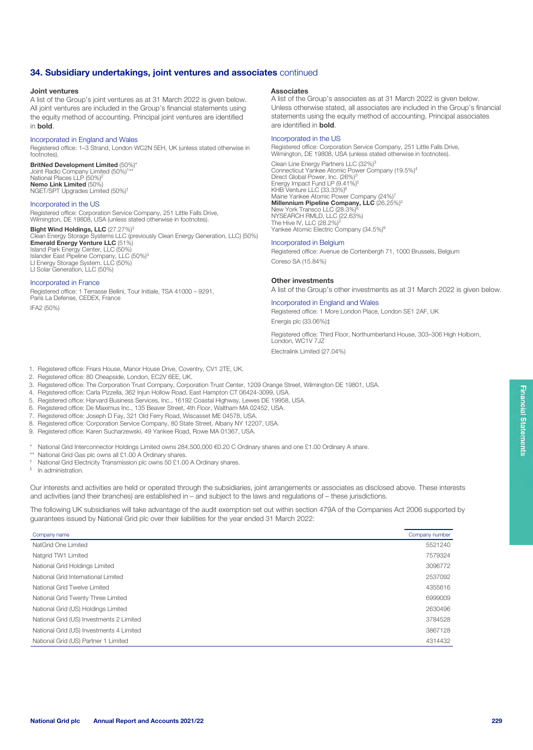## 34. Subsidiary undertakings, joint ventures and associates continued

### Joint ventures

A list of the Group's joint ventures as at 31 March 2022 is given below. All joint ventures are included in the Group's financial statements using the equity method of accounting. Principal joint ventures are identified in **bold**.

#### Incorporated in England and Wales

Registered office: 1–3 Strand, London WC2N 5EH, UK (unless stated otherwise in footnotes).

**BritNed Development Limited** (50%)*
Joint Radio Company Limited (50%)[1**]
National Places LLP (50%)[2]
**Nemo Link Limited** (50%)
NGET/SPT Upgrades Limited (50%)†

#### Incorporated in the US

Registered office: Corporation Service Company, 251 Little Falls Drive, Wilmington, DE 19808, USA (unless stated otherwise in footnotes).

**Bight Wind Holdings, LLC** (27.27%)[3]
Clean Energy Storage Systems LLC (previously Clean Energy Generation, LLC) (50%)
**Emerald Energy Venture LLC** (51%)
Island Park Energy Center, LLC (50%)
Islander East Pipeline Company, LLC (50%)[3]
LI Energy Storage System, LLC (50%)
LI Solar Generation, LLC (50%)

#### Incorporated in France

Registered office: 1 Terrasse Bellini, Tour Initiale, TSA 41000 – 9291, Paris La Defense, CEDEX, France

IFA2 (50%)

### Associates

A list of the Group's associates as at 31 March 2022 is given below. Unless otherwise stated, all associates are included in the Group's financial statements using the equity method of accounting. Principal associates are identified in **bold**.

#### Incorporated in the US

Registered office: Corporation Service Company, 251 Little Falls Drive, Wilmington, DE 19808, USA (unless stated otherwise in footnotes).

Clean Line Energy Partners LLC (32%)[3]
Connecticut Yankee Atomic Power Company (19.5%)[4]
Direct Global Power, Inc. (26%)[3]
Energy Impact Fund LP (9.41%)[5]
KHB Venture LLC (33.33%)[6]
Maine Yankee Atomic Power Company (24%)[7]
**Millennium Pipeline Company, LLC** (26.25%)[3]
New York Transco LLC (28.3%)[8]
NYSEARCH RMLD, LLC (22.63%)
The Hive IV, LLC (28.2%)[3]
Yankee Atomic Electric Company (34.5%)[9]

#### Incorporated in Belgium

Registered office: Avenue de Cortenbergh 71, 1000 Brussels, Belgium

Coreso SA (15.84%)

### Other investments

A list of the Group's other investments as at 31 March 2022 is given below.

#### Incorporated in England and Wales

Registered office: 1 More London Place, London SE1 2AF, UK

Energis plc (33.06%)‡

Registered office: Third Floor, Northumberland House, 303–306 High Holborn, London, WC1V 7JZ

Electralink Limited (27.04%)

1. Registered office: Friars House, Manor House Drive, Coventry, CV1 2TE, UK.
2. Registered office: 80 Cheapside, London, EC2V 6EE, UK.
3. Registered office: The Corporation Trust Company, Corporation Trust Center, 1209 Orange Street, Wilmington DE 19801, USA.
4. Registered office: Carla Pizzella, 362 Injun Hollow Road, East Hampton CT 06424-3099, USA.
5. Registered office: Harvard Business Services, Inc., 16192 Coastal Highway, Lewes DE 19958, USA.
6. Registered office: De Maximus Inc., 135 Beaver Street, 4th Floor, Waltham MA 02452, USA.
7. Registered office: Joseph D Fay, 321 Old Ferry Road, Wiscasset ME 04578, USA.
8. Registered office: Corporation Service Company, 80 State Street, Albany NY 12207, USA.
9. Registered office: Karen Sucharzewski, 49 Yankee Road, Rowe MA 01367, USA.

\* National Grid Interconnector Holdings Limited owns 284,500,000 €0.20 C Ordinary shares and one £1.00 Ordinary A share.
** National Grid Gas plc owns all £1.00 A Ordinary shares.
† National Grid Electricity Transmission plc owns 50 £1.00 A Ordinary shares.
‡ In administration.

Our interests and activities are held or operated through the subsidiaries, joint arrangements or associates as disclosed above. These interests and activities (and their branches) are established in – and subject to the laws and regulations of – these jurisdictions.

The following UK subsidiaries will take advantage of the audit exemption set out within section 479A of the Companies Act 2006 supported by guarantees issued by National Grid plc over their liabilities for the year ended 31 March 2022:

| Company name | Company number |
|---|---|
| NatGrid One Limited | 5521240 |
| Natgrid TW1 Limited | 7579324 |
| National Grid Holdings Limited | 3096772 |
| National Grid International Limited | 2537092 |
| National Grid Twelve Limited | 4355616 |
| National Grid Twenty Three Limited | 6999009 |
| National Grid (US) Holdings Limited | 2630496 |
| National Grid (US) Investments 2 Limited | 3784528 |
| National Grid (US) Investments 4 Limited | 3867128 |
| National Grid (US) Partner 1 Limited | 4314432 |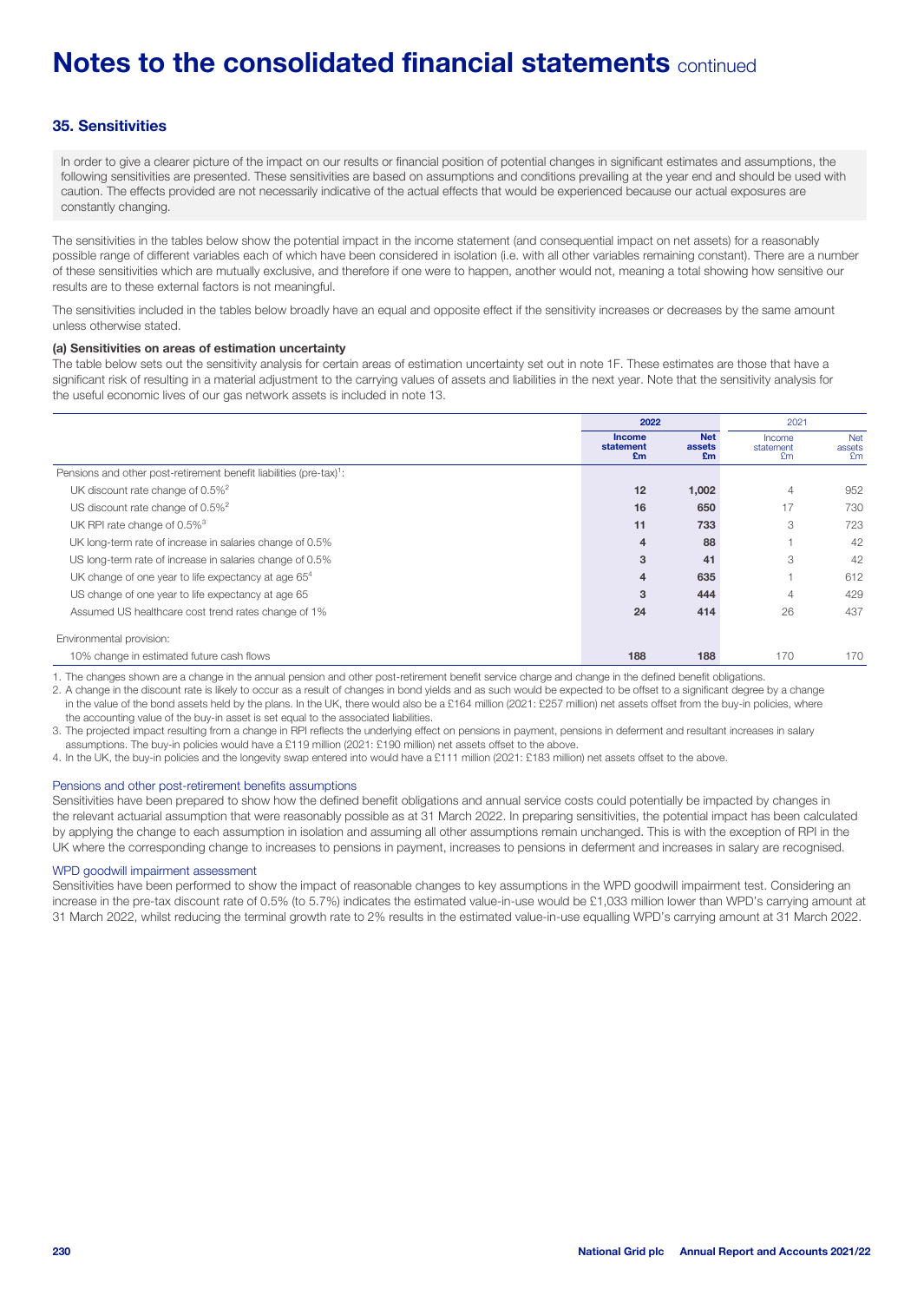# Notes to the consolidated financial statements continued

## 35. Sensitivities

In order to give a clearer picture of the impact on our results or financial position of potential changes in significant estimates and assumptions, the following sensitivities are presented. These sensitivities are based on assumptions and conditions prevailing at the year end and should be used with caution. The effects provided are not necessarily indicative of the actual effects that would be experienced because our actual exposures are constantly changing.

The sensitivities in the tables below show the potential impact in the income statement (and consequential impact on net assets) for a reasonably possible range of different variables each of which have been considered in isolation (i.e. with all other variables remaining constant). There are a number of these sensitivities which are mutually exclusive, and therefore if one were to happen, another would not, meaning a total showing how sensitive our results are to these external factors is not meaningful.

The sensitivities included in the tables below broadly have an equal and opposite effect if the sensitivity increases or decreases by the same amount unless otherwise stated.

#### (a) Sensitivities on areas of estimation uncertainty

The table below sets out the sensitivity analysis for certain areas of estimation uncertainty set out in note 1F. These estimates are those that have a significant risk of resulting in a material adjustment to the carrying values of assets and liabilities in the next year. Note that the sensitivity analysis for the useful economic lives of our gas network assets is included in note 13.

| | 2022 | | 2021 | |
|---|---|---|---|---|
| | **Income statement £m** | **Net assets £m** | Income statement £m | Net assets £m |
| Pensions and other post-retirement benefit liabilities (pre-tax)[1]: | | | | |
| UK discount rate change of 0.5%[2] | **12** | **1,002** | 4 | 952 |
| US discount rate change of 0.5%[2] | **16** | **650** | 17 | 730 |
| UK RPI rate change of 0.5%[3] | **11** | **733** | 3 | 723 |
| UK long-term rate of increase in salaries change of 0.5% | **4** | **88** | 1 | 42 |
| US long-term rate of increase in salaries change of 0.5% | **3** | **41** | 3 | 42 |
| UK change of one year to life expectancy at age 65[4] | **4** | **635** | 1 | 612 |
| US change of one year to life expectancy at age 65 | **3** | **444** | 4 | 429 |
| Assumed US healthcare cost trend rates change of 1% | **24** | **414** | 26 | 437 |
| Environmental provision: | | | | |
| 10% change in estimated future cash flows | **188** | **188** | 170 | 170 |

1. The changes shown are a change in the annual pension and other post-retirement benefit service charge and change in the defined benefit obligations.
2. A change in the discount rate is likely to occur as a result of changes in bond yields and as such would be expected to be offset to a significant degree by a change in the value of the bond assets held by the plans. In the UK, there would also be a £164 million (2021: £257 million) net assets offset from the buy-in policies, where the accounting value of the buy-in asset is set equal to the associated liabilities.
3. The projected impact resulting from a change in RPI reflects the underlying effect on pensions in payment, pensions in deferment and resultant increases in salary assumptions. The buy-in policies would have a £119 million (2021: £190 million) net assets offset to the above.
4. In the UK, the buy-in policies and the longevity swap entered into would have a £111 million (2021: £183 million) net assets offset to the above.

#### Pensions and other post-retirement benefits assumptions

Sensitivities have been prepared to show how the defined benefit obligations and annual service costs could potentially be impacted by changes in the relevant actuarial assumption that were reasonably possible as at 31 March 2022. In preparing sensitivities, the potential impact has been calculated by applying the change to each assumption in isolation and assuming all other assumptions remain unchanged. This is with the exception of RPI in the UK where the corresponding change to increases to pensions in payment, increases to pensions in deferment and increases in salary are recognised.

#### WPD goodwill impairment assessment

Sensitivities have been performed to show the impact of reasonable changes to key assumptions in the WPD goodwill impairment test. Considering an increase in the pre-tax discount rate of 0.5% (to 5.7%) indicates the estimated value-in-use would be £1,033 million lower than WPD's carrying amount at 31 March 2022, whilst reducing the terminal growth rate to 2% results in the estimated value-in-use equalling WPD's carrying amount at 31 March 2022.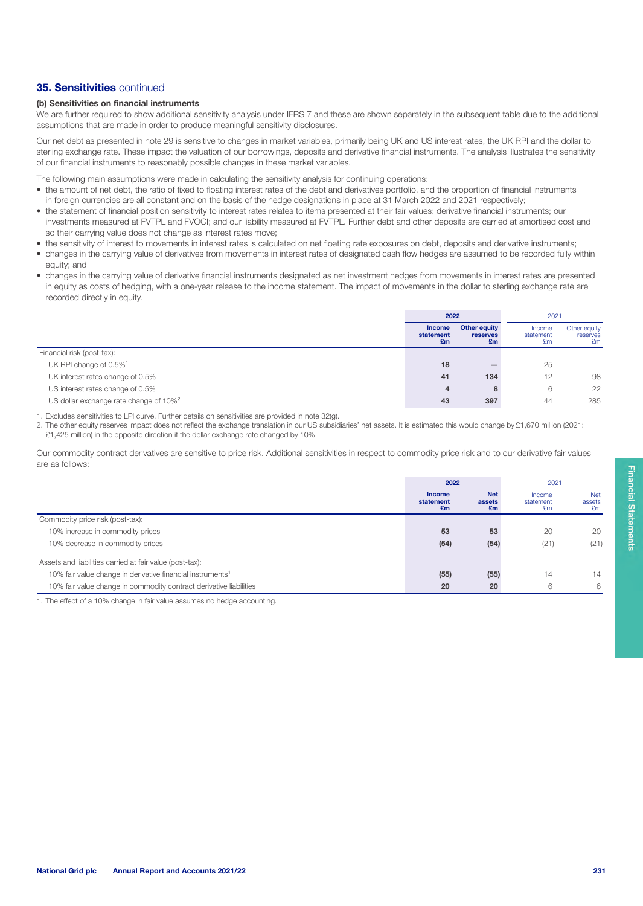## 35. Sensitivities continued

### (b) Sensitivities on financial instruments

We are further required to show additional sensitivity analysis under IFRS 7 and these are shown separately in the subsequent table due to the additional assumptions that are made in order to produce meaningful sensitivity disclosures.

Our net debt as presented in note 29 is sensitive to changes in market variables, primarily being UK and US interest rates, the UK RPI and the dollar to sterling exchange rate. These impact the valuation of our borrowings, deposits and derivative financial instruments. The analysis illustrates the sensitivity of our financial instruments to reasonably possible changes in these market variables.

The following main assumptions were made in calculating the sensitivity analysis for continuing operations:

- the amount of net debt, the ratio of fixed to floating interest rates of the debt and derivatives portfolio, and the proportion of financial instruments in foreign currencies are all constant and on the basis of the hedge designations in place at 31 March 2022 and 2021 respectively;
- the statement of financial position sensitivity to interest rates relates to items presented at their fair values: derivative financial instruments; our investments measured at FVTPL and FVOCI; and our liability measured at FVTPL. Further debt and other deposits are carried at amortised cost and so their carrying value does not change as interest rates move;
- the sensitivity of interest to movements in interest rates is calculated on net floating rate exposures on debt, deposits and derivative instruments;
- changes in the carrying value of derivatives from movements in interest rates of designated cash flow hedges are assumed to be recorded fully within equity; and
- changes in the carrying value of derivative financial instruments designated as net investment hedges from movements in interest rates are presented in equity as costs of hedging, with a one-year release to the income statement. The impact of movements in the dollar to sterling exchange rate are recorded directly in equity.

| | 2022 | | 2021 | |
|---|---|---|---|---|
| | **Income statement £m** | **Other equity reserves £m** | Income statement £m | Other equity reserves £m |
| Financial risk (post-tax): | | | | |
| UK RPI change of 0.5%[1] | **18** | **–** | 25 | – |
| UK interest rates change of 0.5% | **41** | **134** | 12 | 98 |
| US interest rates change of 0.5% | **4** | **8** | 6 | 22 |
| US dollar exchange rate change of 10%[2] | **43** | **397** | 44 | 285 |

1. Excludes sensitivities to LPI curve. Further details on sensitivities are provided in note 32(g).
2. The other equity reserves impact does not reflect the exchange translation in our US subsidiaries' net assets. It is estimated this would change by £1,670 million (2021: £1,425 million) in the opposite direction if the dollar exchange rate changed by 10%.

Our commodity contract derivatives are sensitive to price risk. Additional sensitivities in respect to commodity price risk and to our derivative fair values are as follows:

| | 2022 | | 2021 | |
|---|---|---|---|---|
| | **Income statement £m** | **Net assets £m** | Income statement £m | Net assets £m |
| Commodity price risk (post-tax): | | | | |
| 10% increase in commodity prices | **53** | **53** | 20 | 20 |
| 10% decrease in commodity prices | **(54)** | **(54)** | (21) | (21) |
| Assets and liabilities carried at fair value (post-tax): | | | | |
| 10% fair value change in derivative financial instruments[1] | **(55)** | **(55)** | 14 | 14 |
| 10% fair value change in commodity contract derivative liabilities | **20** | **20** | 6 | 6 |

1. The effect of a 10% change in fair value assumes no hedge accounting.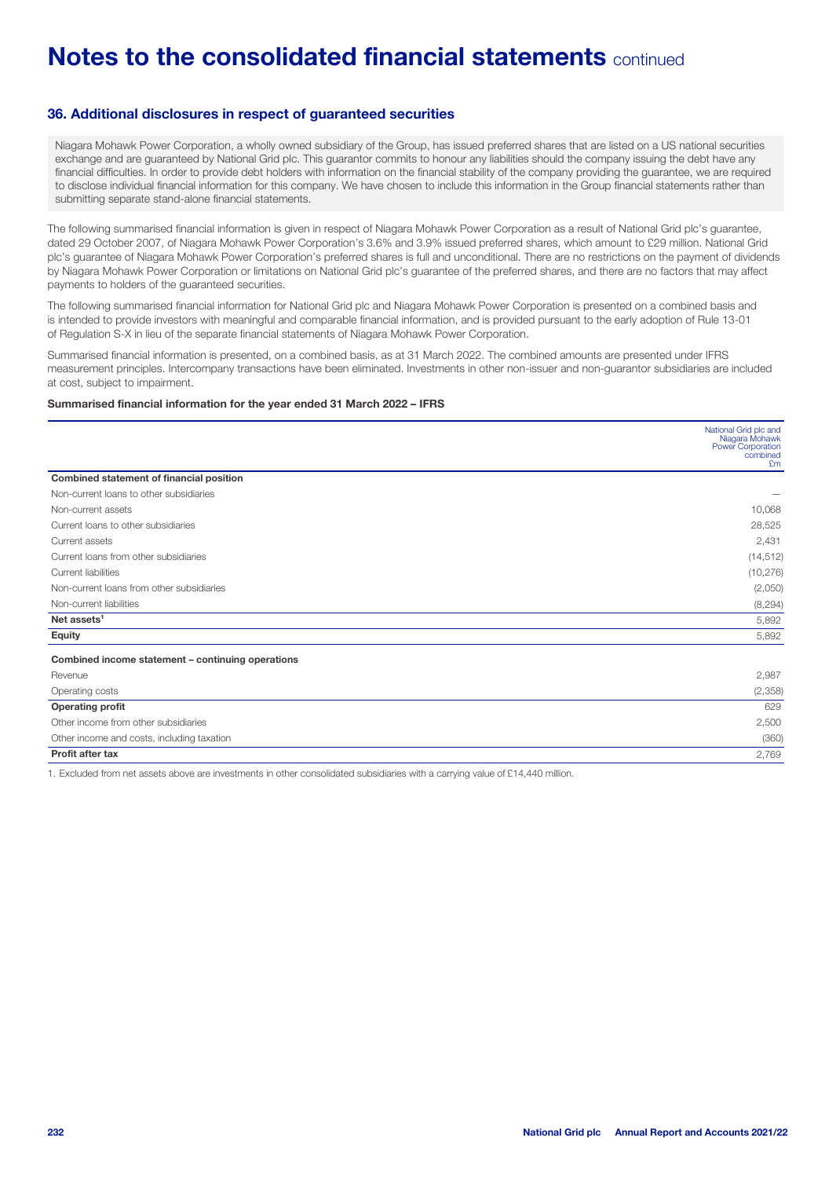# Notes to the consolidated financial statements continued

### 36. Additional disclosures in respect of guaranteed securities

Niagara Mohawk Power Corporation, a wholly owned subsidiary of the Group, has issued preferred shares that are listed on a US national securities exchange and are guaranteed by National Grid plc. This guarantor commits to honour any liabilities should the company issuing the debt have any financial difficulties. In order to provide debt holders with information on the financial stability of the company providing the guarantee, we are required to disclose individual financial information for this company. We have chosen to include this information in the Group financial statements rather than submitting separate stand-alone financial statements.

The following summarised financial information is given in respect of Niagara Mohawk Power Corporation as a result of National Grid plc's guarantee, dated 29 October 2007, of Niagara Mohawk Power Corporation's 3.6% and 3.9% issued preferred shares, which amount to £29 million. National Grid plc's guarantee of Niagara Mohawk Power Corporation's preferred shares is full and unconditional. There are no restrictions on the payment of dividends by Niagara Mohawk Power Corporation or limitations on National Grid plc's guarantee of the preferred shares, and there are no factors that may affect payments to holders of the guaranteed securities.

The following summarised financial information for National Grid plc and Niagara Mohawk Power Corporation is presented on a combined basis and is intended to provide investors with meaningful and comparable financial information, and is provided pursuant to the early adoption of Rule 13-01 of Regulation S-X in lieu of the separate financial statements of Niagara Mohawk Power Corporation.

Summarised financial information is presented, on a combined basis, as at 31 March 2022. The combined amounts are presented under IFRS measurement principles. Intercompany transactions have been eliminated. Investments in other non-issuer and non-guarantor subsidiaries are included at cost, subject to impairment.

**Summarised financial information for the year ended 31 March 2022 – IFRS**

| | National Grid plc and Niagara Mohawk Power Corporation combined £m |
|---|---|
| **Combined statement of financial position** | |
| Non-current loans to other subsidiaries | – |
| Non-current assets | 10,068 |
| Current loans to other subsidiaries | 28,525 |
| Current assets | 2,431 |
| Current loans from other subsidiaries | (14,512) |
| Current liabilities | (10,276) |
| Non-current loans from other subsidiaries | (2,050) |
| Non-current liabilities | (8,294) |
| **Net assets**[1] | 5,892 |
| **Equity** | 5,892 |
| **Combined income statement – continuing operations** | |
| Revenue | 2,987 |
| Operating costs | (2,358) |
| **Operating profit** | 629 |
| Other income from other subsidiaries | 2,500 |
| Other income and costs, including taxation | (360) |
| **Profit after tax** | 2,769 |

1. Excluded from net assets above are investments in other consolidated subsidiaries with a carrying value of £14,440 million.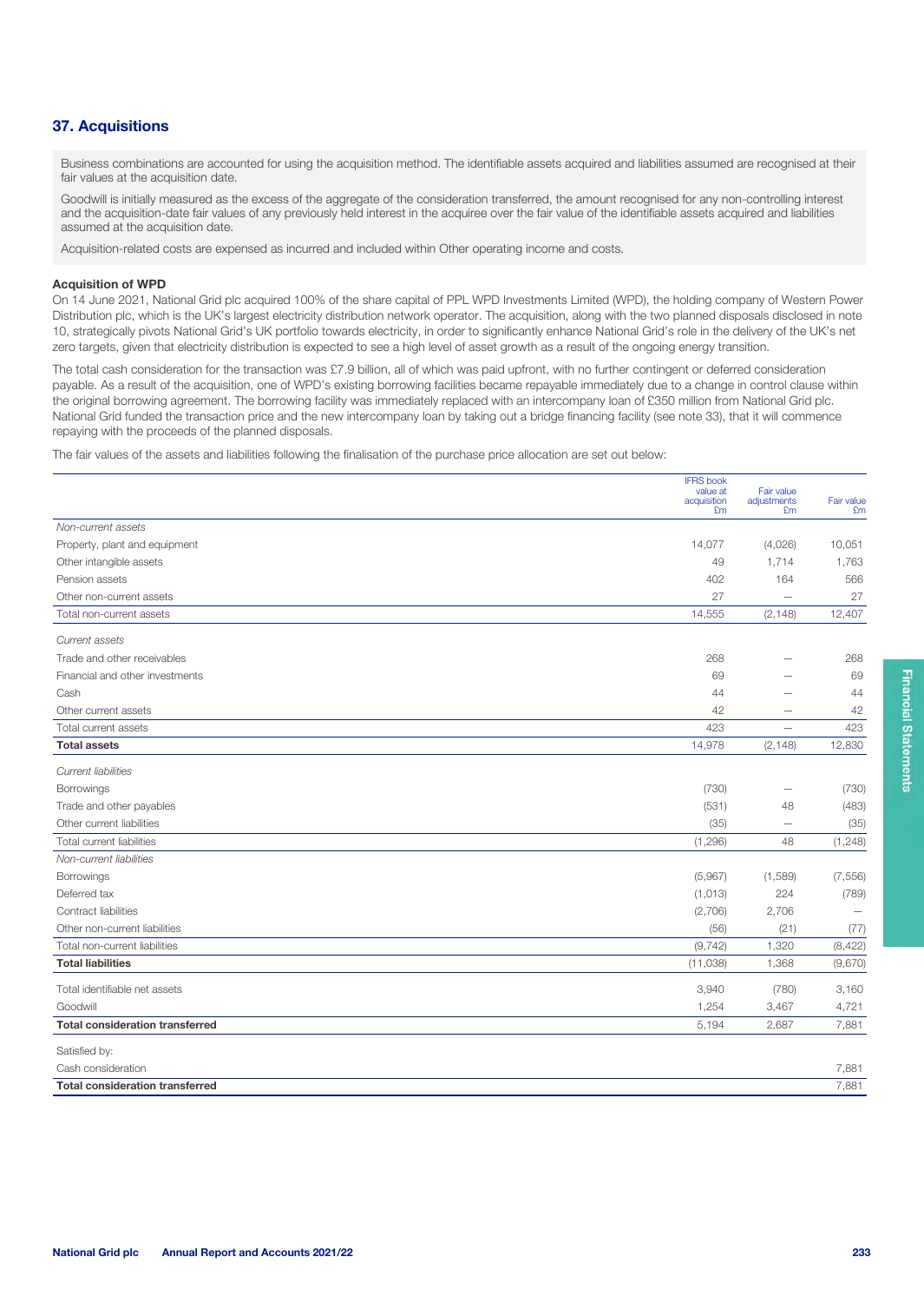## 37. Acquisitions

Business combinations are accounted for using the acquisition method. The identifiable assets acquired and liabilities assumed are recognised at their fair values at the acquisition date.

Goodwill is initially measured as the excess of the aggregate of the consideration transferred, the amount recognised for any non-controlling interest and the acquisition-date fair values of any previously held interest in the acquiree over the fair value of the identifiable assets acquired and liabilities assumed at the acquisition date.

Acquisition-related costs are expensed as incurred and included within Other operating income and costs.

### Acquisition of WPD

On 14 June 2021, National Grid plc acquired 100% of the share capital of PPL WPD Investments Limited (WPD), the holding company of Western Power Distribution plc, which is the UK's largest electricity distribution network operator. The acquisition, along with the two planned disposals disclosed in note 10, strategically pivots National Grid's UK portfolio towards electricity, in order to significantly enhance National Grid's role in the delivery of the UK's net zero targets, given that electricity distribution is expected to see a high level of asset growth as a result of the ongoing energy transition.

The total cash consideration for the transaction was £7.9 billion, all of which was paid upfront, with no further contingent or deferred consideration payable. As a result of the acquisition, one of WPD's existing borrowing facilities became repayable immediately due to a change in control clause within the original borrowing agreement. The borrowing facility was immediately replaced with an intercompany loan of £350 million from National Grid plc. National Grid funded the transaction price and the new intercompany loan by taking out a bridge financing facility (see note 33), that it will commence repaying with the proceeds of the planned disposals.

The fair values of the assets and liabilities following the finalisation of the purchase price allocation are set out below:

| | IFRS book value at acquisition £m | Fair value adjustments £m | Fair value £m |
|---|---|---|---|
| *Non-current assets* | | | |
| Property, plant and equipment | 14,077 | (4,026) | 10,051 |
| Other intangible assets | 49 | 1,714 | 1,763 |
| Pension assets | 402 | 164 | 566 |
| Other non-current assets | 27 | – | 27 |
| Total non-current assets | 14,555 | (2,148) | 12,407 |
| *Current assets* | | | |
| Trade and other receivables | 268 | – | 268 |
| Financial and other investments | 69 | – | 69 |
| Cash | 44 | – | 44 |
| Other current assets | 42 | – | 42 |
| Total current assets | 423 | – | 423 |
| **Total assets** | 14,978 | (2,148) | 12,830 |
| *Current liabilities* | | | |
| Borrowings | (730) | – | (730) |
| Trade and other payables | (531) | 48 | (483) |
| Other current liabilities | (35) | – | (35) |
| Total current liabilities | (1,296) | 48 | (1,248) |
| *Non-current liabilities* | | | |
| Borrowings | (5,967) | (1,589) | (7,556) |
| Deferred tax | (1,013) | 224 | (789) |
| Contract liabilities | (2,706) | 2,706 | – |
| Other non-current liabilities | (56) | (21) | (77) |
| Total non-current liabilities | (9,742) | 1,320 | (8,422) |
| **Total liabilities** | (11,038) | 1,368 | (9,670) |
| Total identifiable net assets | 3,940 | (780) | 3,160 |
| Goodwill | 1,254 | 3,467 | 4,721 |
| **Total consideration transferred** | 5,194 | 2,687 | 7,881 |
| Satisfied by: | | | |
| Cash consideration | | | 7,881 |
| **Total consideration transferred** | | | 7,881 |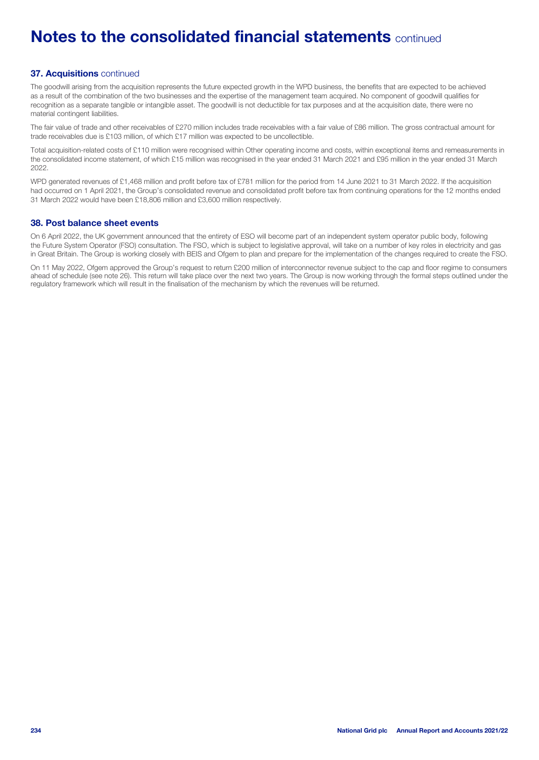## 37. Acquisitions continued

The goodwill arising from the acquisition represents the future expected growth in the WPD business, the benefits that are expected to be achieved as a result of the combination of the two businesses and the expertise of the management team acquired. No component of goodwill qualifies for recognition as a separate tangible or intangible asset. The goodwill is not deductible for tax purposes and at the acquisition date, there were no material contingent liabilities.

The fair value of trade and other receivables of £270 million includes trade receivables with a fair value of £86 million. The gross contractual amount for trade receivables due is £103 million, of which £17 million was expected to be uncollectible.

Total acquisition-related costs of £110 million were recognised within Other operating income and costs, within exceptional items and remeasurements in the consolidated income statement, of which £15 million was recognised in the year ended 31 March 2021 and £95 million in the year ended 31 March 2022.

WPD generated revenues of £1,468 million and profit before tax of £781 million for the period from 14 June 2021 to 31 March 2022. If the acquisition had occurred on 1 April 2021, the Group's consolidated revenue and consolidated profit before tax from continuing operations for the 12 months ended 31 March 2022 would have been £18,806 million and £3,600 million respectively.

## 38. Post balance sheet events

On 6 April 2022, the UK government announced that the entirety of ESO will become part of an independent system operator public body, following the Future System Operator (FSO) consultation. The FSO, which is subject to legislative approval, will take on a number of key roles in electricity and gas in Great Britain. The Group is working closely with BEIS and Ofgem to plan and prepare for the implementation of the changes required to create the FSO.

On 11 May 2022, Ofgem approved the Group's request to return £200 million of interconnector revenue subject to the cap and floor regime to consumers ahead of schedule (see note 26). This return will take place over the next two years. The Group is now working through the formal steps outlined under the regulatory framework which will result in the finalisation of the mechanism by which the revenues will be returned.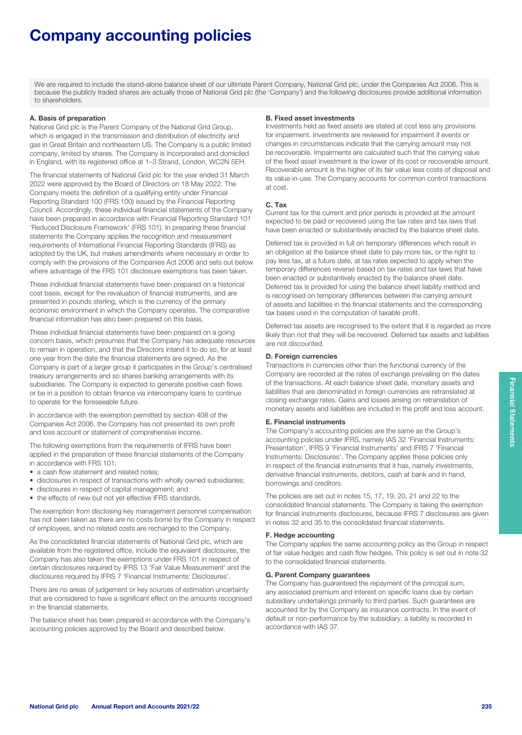# Company accounting policies

We are required to include the stand-alone balance sheet of our ultimate Parent Company, National Grid plc, under the Companies Act 2006. This is because the publicly traded shares are actually those of National Grid plc (the 'Company') and the following disclosures provide additional information to shareholders.

### A. Basis of preparation

National Grid plc is the Parent Company of the National Grid Group, which is engaged in the transmission and distribution of electricity and gas in Great Britain and northeastern US. The Company is a public limited company, limited by shares. The Company is incorporated and domiciled in England, with its registered office at 1–3 Strand, London, WC2N 5EH.

The financial statements of National Grid plc for the year ended 31 March 2022 were approved by the Board of Directors on 18 May 2022. The Company meets the definition of a qualifying entity under Financial Reporting Standard 100 (FRS 100) issued by the Financial Reporting Council. Accordingly, these individual financial statements of the Company have been prepared in accordance with Financial Reporting Standard 101 'Reduced Disclosure Framework' (FRS 101). In preparing these financial statements the Company applies the recognition and measurement requirements of International Financial Reporting Standards (IFRS) as adopted by the UK, but makes amendments where necessary in order to comply with the provisions of the Companies Act 2006 and sets out below where advantage of the FRS 101 disclosure exemptions has been taken.

These individual financial statements have been prepared on a historical cost basis, except for the revaluation of financial instruments, and are presented in pounds sterling, which is the currency of the primary economic environment in which the Company operates. The comparative financial information has also been prepared on this basis.

These individual financial statements have been prepared on a going concern basis, which presumes that the Company has adequate resources to remain in operation, and that the Directors intend it to do so, for at least one year from the date the financial statements are signed. As the Company is part of a larger group it participates in the Group's centralised treasury arrangements and so shares banking arrangements with its subsidiaries. The Company is expected to generate positive cash flows or be in a position to obtain finance via intercompany loans to continue to operate for the foreseeable future.

In accordance with the exemption permitted by section 408 of the Companies Act 2006, the Company has not presented its own profit and loss account or statement of comprehensive income.

The following exemptions from the requirements of IFRS have been applied in the preparation of these financial statements of the Company in accordance with FRS 101:

- a cash flow statement and related notes;
- disclosures in respect of transactions with wholly owned subsidiaries;
- disclosures in respect of capital management; and
- the effects of new but not yet effective IFRS standards.

The exemption from disclosing key management personnel compensation has not been taken as there are no costs borne by the Company in respect of employees, and no related costs are recharged to the Company.

As the consolidated financial statements of National Grid plc, which are available from the registered office, include the equivalent disclosures, the Company has also taken the exemptions under FRS 101 in respect of certain disclosures required by IFRS 13 'Fair Value Measurement' and the disclosures required by IFRS 7 'Financial Instruments: Disclosures'.

There are no areas of judgement or key sources of estimation uncertainty that are considered to have a significant effect on the amounts recognised in the financial statements.

The balance sheet has been prepared in accordance with the Company's accounting policies approved by the Board and described below.

### B. Fixed asset investments

Investments held as fixed assets are stated at cost less any provisions for impairment. Investments are reviewed for impairment if events or changes in circumstances indicate that the carrying amount may not be recoverable. Impairments are calculated such that the carrying value of the fixed asset investment is the lower of its cost or recoverable amount. Recoverable amount is the higher of its fair value less costs of disposal and its value-in-use. The Company accounts for common control transactions at cost.

### C. Tax

Current tax for the current and prior periods is provided at the amount expected to be paid or recovered using the tax rates and tax laws that have been enacted or substantively enacted by the balance sheet date.

Deferred tax is provided in full on temporary differences which result in an obligation at the balance sheet date to pay more tax, or the right to pay less tax, at a future date, at tax rates expected to apply when the temporary differences reverse based on tax rates and tax laws that have been enacted or substantively enacted by the balance sheet date. Deferred tax is provided for using the balance sheet liability method and is recognised on temporary differences between the carrying amount of assets and liabilities in the financial statements and the corresponding tax bases used in the computation of taxable profit.

Deferred tax assets are recognised to the extent that it is regarded as more likely than not that they will be recovered. Deferred tax assets and liabilities are not discounted.

### D. Foreign currencies

Transactions in currencies other than the functional currency of the Company are recorded at the rates of exchange prevailing on the dates of the transactions. At each balance sheet date, monetary assets and liabilities that are denominated in foreign currencies are retranslated at closing exchange rates. Gains and losses arising on retranslation of monetary assets and liabilities are included in the profit and loss account.

### E. Financial instruments

The Company's accounting policies are the same as the Group's accounting policies under IFRS, namely IAS 32 'Financial Instruments: Presentation', IFRS 9 'Financial Instruments' and IFRS 7 'Financial Instruments: Disclosures'. The Company applies these policies only in respect of the financial instruments that it has, namely investments, derivative financial instruments, debtors, cash at bank and in hand, borrowings and creditors.

The policies are set out in notes 15, 17, 19, 20, 21 and 22 to the consolidated financial statements. The Company is taking the exemption for financial instruments disclosures, because IFRS 7 disclosures are given in notes 32 and 35 to the consolidated financial statements.

### F. Hedge accounting

The Company applies the same accounting policy as the Group in respect of fair value hedges and cash flow hedges. This policy is set out in note 32 to the consolidated financial statements.

### G. Parent Company guarantees

The Company has guaranteed the repayment of the principal sum, any associated premium and interest on specific loans due by certain subsidiary undertakings primarily to third parties. Such guarantees are accounted for by the Company as insurance contracts. In the event of default or non-performance by the subsidiary, a liability is recorded in accordance with IAS 37.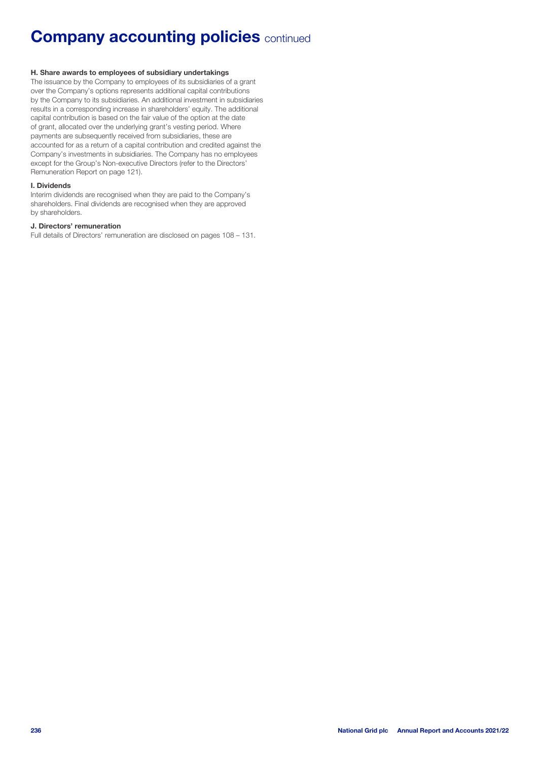# Company accounting policies continued

### H. Share awards to employees of subsidiary undertakings

The issuance by the Company to employees of its subsidiaries of a grant over the Company's options represents additional capital contributions by the Company to its subsidiaries. An additional investment in subsidiaries results in a corresponding increase in shareholders' equity. The additional capital contribution is based on the fair value of the option at the date of grant, allocated over the underlying grant's vesting period. Where payments are subsequently received from subsidiaries, these are accounted for as a return of a capital contribution and credited against the Company's investments in subsidiaries. The Company has no employees except for the Group's Non-executive Directors (refer to the Directors' Remuneration Report on page 121).

### I. Dividends

Interim dividends are recognised when they are paid to the Company's shareholders. Final dividends are recognised when they are approved by shareholders.

### J. Directors' remuneration

Full details of Directors' remuneration are disclosed on pages 108 – 131.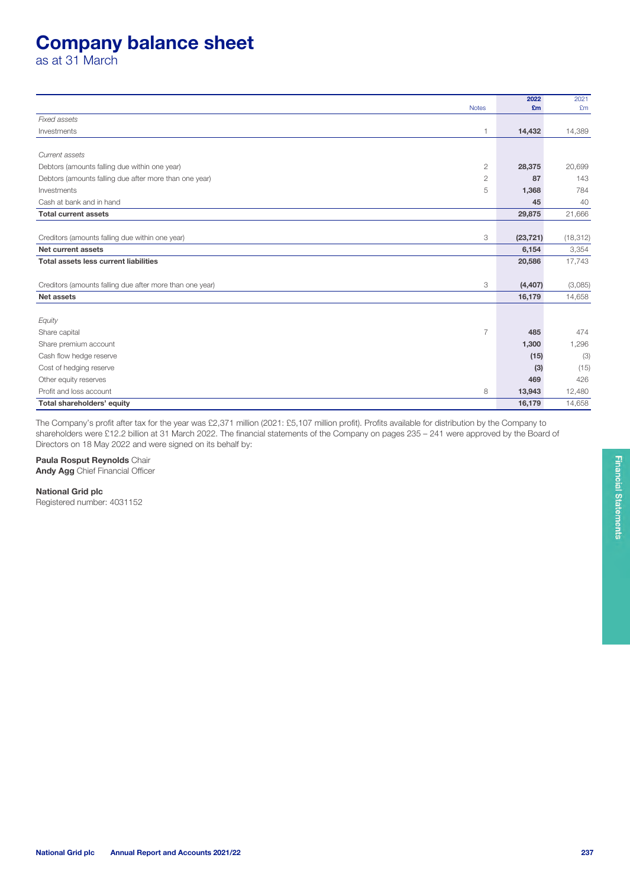# Company balance sheet

as at 31 March

| | Notes | 2022 £m | 2021 £m |
|---|---|---|---|
| *Fixed assets* | | | |
| Investments | 1 | **14,432** | 14,389 |
| *Current assets* | | | |
| Debtors (amounts falling due within one year) | 2 | **28,375** | 20,699 |
| Debtors (amounts falling due after more than one year) | 2 | **87** | 143 |
| Investments | 5 | **1,368** | 784 |
| Cash at bank and in hand | | **45** | 40 |
| **Total current assets** | | **29,875** | 21,666 |
| Creditors (amounts falling due within one year) | 3 | **(23,721)** | (18,312) |
| **Net current assets** | | **6,154** | 3,354 |
| **Total assets less current liabilities** | | **20,586** | 17,743 |
| Creditors (amounts falling due after more than one year) | 3 | **(4,407)** | (3,085) |
| **Net assets** | | **16,179** | 14,658 |
| *Equity* | | | |
| Share capital | 7 | **485** | 474 |
| Share premium account | | **1,300** | 1,296 |
| Cash flow hedge reserve | | **(15)** | (3) |
| Cost of hedging reserve | | **(3)** | (15) |
| Other equity reserves | | **469** | 426 |
| Profit and loss account | 8 | **13,943** | 12,480 |
| **Total shareholders' equity** | | **16,179** | 14,658 |

The Company's profit after tax for the year was £2,371 million (2021: £5,107 million profit). Profits available for distribution by the Company to shareholders were £12.2 billion at 31 March 2022. The financial statements of the Company on pages 235 – 241 were approved by the Board of Directors on 18 May 2022 and were signed on its behalf by:

**Paula Rosput Reynolds** Chair
**Andy Agg** Chief Financial Officer

**National Grid plc**
Registered number: 4031152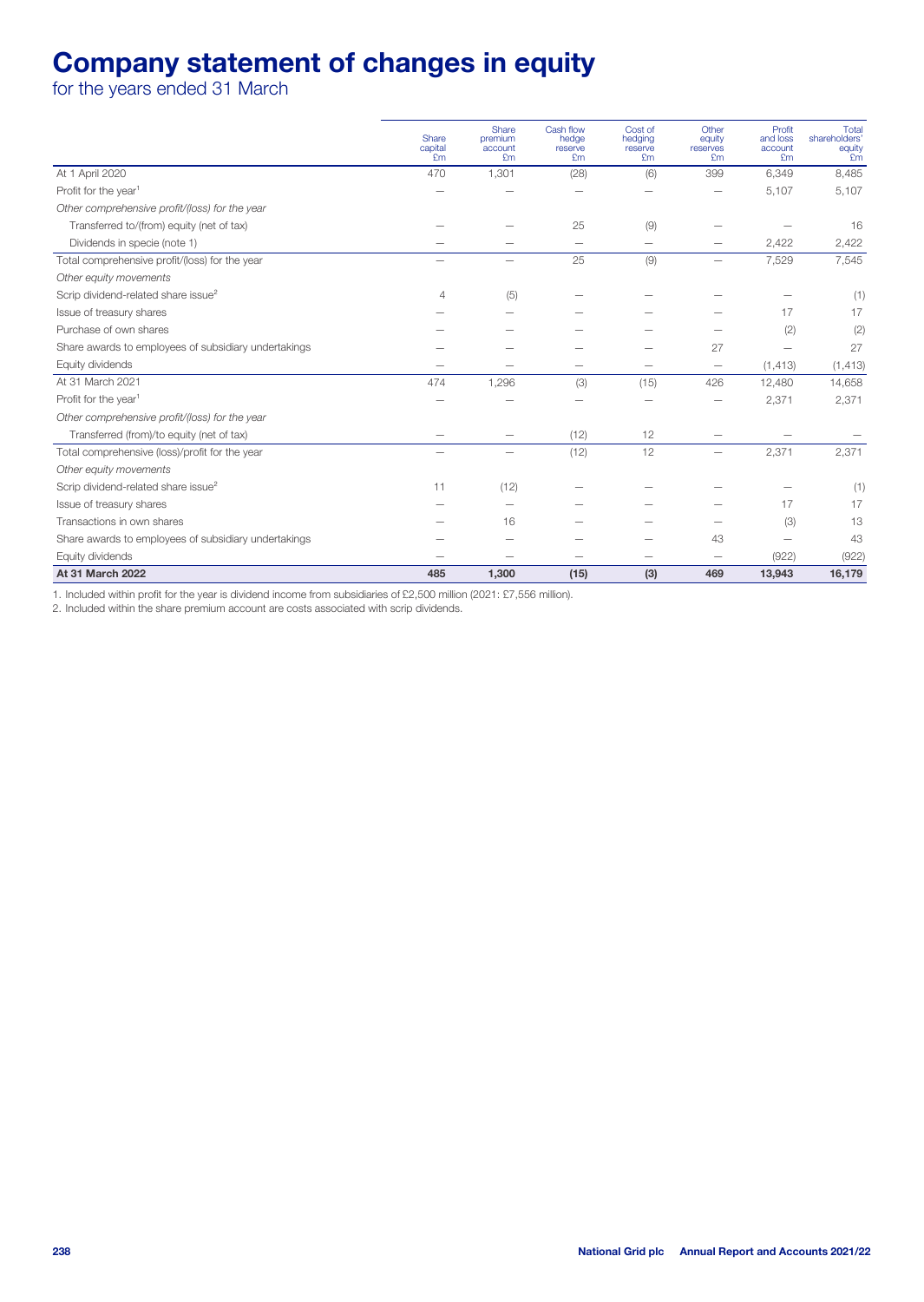# Company statement of changes in equity

for the years ended 31 March

| | Share capital £m | Share premium account £m | Cash flow hedge reserve £m | Cost of hedging reserve £m | Other equity reserves £m | Profit and loss account £m | Total shareholders' equity £m |
|---|---|---|---|---|---|---|---|
| At 1 April 2020 | 470 | 1,301 | (28) | (6) | 399 | 6,349 | 8,485 |
| Profit for the year[1] | – | – | – | – | – | 5,107 | 5,107 |
| *Other comprehensive profit/(loss) for the year* | | | | | | | |
| Transferred to/(from) equity (net of tax) | – | – | 25 | (9) | – | – | 16 |
| Dividends in specie (note 1) | – | – | – | – | – | 2,422 | 2,422 |
| Total comprehensive profit/(loss) for the year | – | – | 25 | (9) | – | 7,529 | 7,545 |
| *Other equity movements* | | | | | | | |
| Scrip dividend-related share issue[2] | 4 | (5) | – | – | – | – | (1) |
| Issue of treasury shares | – | – | – | – | – | 17 | 17 |
| Purchase of own shares | – | – | – | – | – | (2) | (2) |
| Share awards to employees of subsidiary undertakings | – | – | – | – | 27 | – | 27 |
| Equity dividends | – | – | – | – | – | (1,413) | (1,413) |
| At 31 March 2021 | 474 | 1,296 | (3) | (15) | 426 | 12,480 | 14,658 |
| Profit for the year[1] | – | – | – | – | – | 2,371 | 2,371 |
| *Other comprehensive profit/(loss) for the year* | | | | | | | |
| Transferred (from)/to equity (net of tax) | – | – | (12) | 12 | – | – | – |
| Total comprehensive (loss)/profit for the year | – | – | (12) | 12 | – | 2,371 | 2,371 |
| *Other equity movements* | | | | | | | |
| Scrip dividend-related share issue[2] | 11 | (12) | – | – | – | – | (1) |
| Issue of treasury shares | – | – | – | – | – | 17 | 17 |
| Transactions in own shares | – | 16 | – | – | – | (3) | 13 |
| Share awards to employees of subsidiary undertakings | – | – | – | – | 43 | – | 43 |
| Equity dividends | – | – | – | – | – | (922) | (922) |
| **At 31 March 2022** | **485** | **1,300** | **(15)** | **(3)** | **469** | **13,943** | **16,179** |

1. Included within profit for the year is dividend income from subsidiaries of £2,500 million (2021: £7,556 million).
2. Included within the share premium account are costs associated with scrip dividends.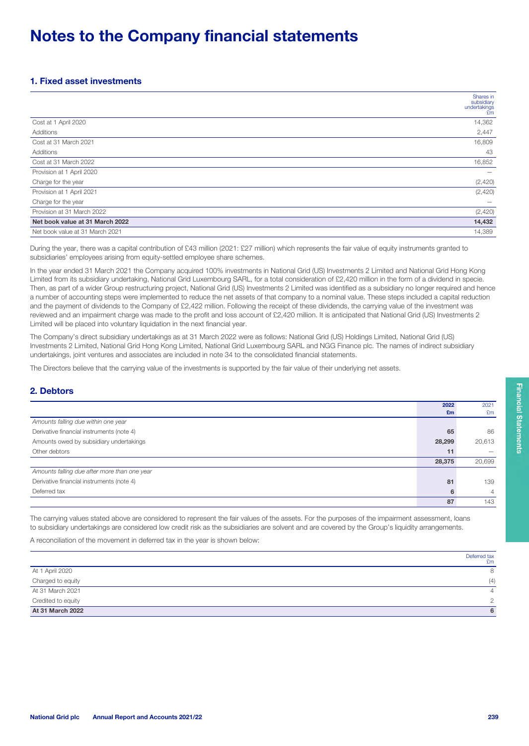# Notes to the Company financial statements

## 1. Fixed asset investments

| | Shares in subsidiary undertakings £m |
|---|---|
| Cost at 1 April 2020 | 14,362 |
| Additions | 2,447 |
| Cost at 31 March 2021 | 16,809 |
| Additions | 43 |
| Cost at 31 March 2022 | 16,852 |
| Provision at 1 April 2020 | — |
| Charge for the year | (2,420) |
| Provision at 1 April 2021 | (2,420) |
| Charge for the year | — |
| Provision at 31 March 2022 | (2,420) |
| **Net book value at 31 March 2022** | **14,432** |
| Net book value at 31 March 2021 | 14,389 |

During the year, there was a capital contribution of £43 million (2021: £27 million) which represents the fair value of equity instruments granted to subsidiaries' employees arising from equity-settled employee share schemes.

In the year ended 31 March 2021 the Company acquired 100% investments in National Grid (US) Investments 2 Limited and National Grid Hong Kong Limited from its subsidiary undertaking, National Grid Luxembourg SARL, for a total consideration of £2,420 million in the form of a dividend in specie. Then, as part of a wider Group restructuring project, National Grid (US) Investments 2 Limited was identified as a subsidiary no longer required and hence a number of accounting steps were implemented to reduce the net assets of that company to a nominal value. These steps included a capital reduction and the payment of dividends to the Company of £2,422 million. Following the receipt of these dividends, the carrying value of the investment was reviewed and an impairment charge was made to the profit and loss account of £2,420 million. It is anticipated that National Grid (US) Investments 2 Limited will be placed into voluntary liquidation in the next financial year.

The Company's direct subsidiary undertakings as at 31 March 2022 were as follows: National Grid (US) Holdings Limited, National Grid (US) Investments 2 Limited, National Grid Hong Kong Limited, National Grid Luxembourg SARL and NGG Finance plc. The names of indirect subsidiary undertakings, joint ventures and associates are included in note 34 to the consolidated financial statements.

The Directors believe that the carrying value of the investments is supported by the fair value of their underlying net assets.

## 2. Debtors

| | 2022 £m | 2021 £m |
|---|---|---|
| *Amounts falling due within one year* | | |
| Derivative financial instruments (note 4) | 65 | 86 |
| Amounts owed by subsidiary undertakings | 28,299 | 20,613 |
| Other debtors | 11 | — |
| | **28,375** | 20,699 |
| *Amounts falling due after more than one year* | | |
| Derivative financial instruments (note 4) | 81 | 139 |
| Deferred tax | 6 | 4 |
| | **87** | 143 |

The carrying values stated above are considered to represent the fair values of the assets. For the purposes of the impairment assessment, loans to subsidiary undertakings are considered low credit risk as the subsidiaries are solvent and are covered by the Group's liquidity arrangements.

A reconciliation of the movement in deferred tax in the year is shown below:

| | Deferred tax £m |
|---|---|
| At 1 April 2020 | 8 |
| Charged to equity | (4) |
| At 31 March 2021 | 4 |
| Credited to equity | 2 |
| **At 31 March 2022** | **6** |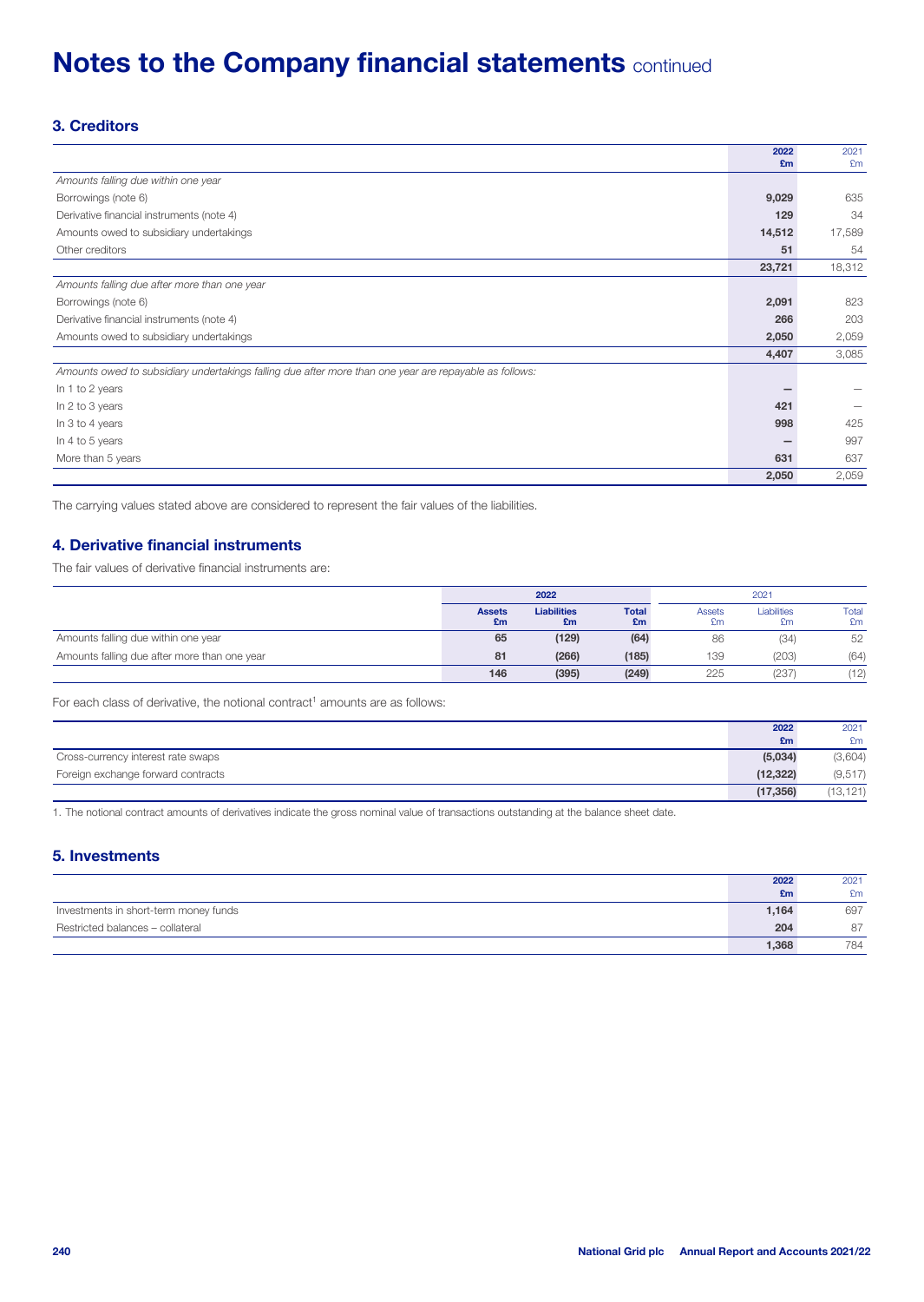# Notes to the Company financial statements continued

## 3. Creditors

| | 2022 £m | 2021 £m |
|---|---|---|
| *Amounts falling due within one year* | | |
| Borrowings (note 6) | **9,029** | 635 |
| Derivative financial instruments (note 4) | **129** | 34 |
| Amounts owed to subsidiary undertakings | **14,512** | 17,589 |
| Other creditors | **51** | 54 |
| | **23,721** | 18,312 |
| *Amounts falling due after more than one year* | | |
| Borrowings (note 6) | **2,091** | 823 |
| Derivative financial instruments (note 4) | **266** | 203 |
| Amounts owed to subsidiary undertakings | **2,050** | 2,059 |
| | **4,407** | 3,085 |
| *Amounts owed to subsidiary undertakings falling due after more than one year are repayable as follows:* | | |
| In 1 to 2 years | **–** | – |
| In 2 to 3 years | **421** | – |
| In 3 to 4 years | **998** | 425 |
| In 4 to 5 years | **–** | 997 |
| More than 5 years | **631** | 637 |
| | **2,050** | 2,059 |

The carrying values stated above are considered to represent the fair values of the liabilities.

## 4. Derivative financial instruments

The fair values of derivative financial instruments are:

| | 2022 | | | 2021 | | |
|---|---|---|---|---|---|---|
| | Assets £m | Liabilities £m | Total £m | Assets £m | Liabilities £m | Total £m |
| Amounts falling due within one year | **65** | **(129)** | **(64)** | 86 | (34) | 52 |
| Amounts falling due after more than one year | **81** | **(266)** | **(185)** | 139 | (203) | (64) |
| | **146** | **(395)** | **(249)** | 225 | (237) | (12) |

For each class of derivative, the notional contract[1] amounts are as follows:

| | 2022 £m | 2021 £m |
|---|---|---|
| Cross-currency interest rate swaps | **(5,034)** | (3,604) |
| Foreign exchange forward contracts | **(12,322)** | (9,517) |
| | **(17,356)** | (13,121) |

1. The notional contract amounts of derivatives indicate the gross nominal value of transactions outstanding at the balance sheet date.

## 5. Investments

| | 2022 £m | 2021 £m |
|---|---|---|
| Investments in short-term money funds | **1,164** | 697 |
| Restricted balances – collateral | **204** | 87 |
| | **1,368** | 784 |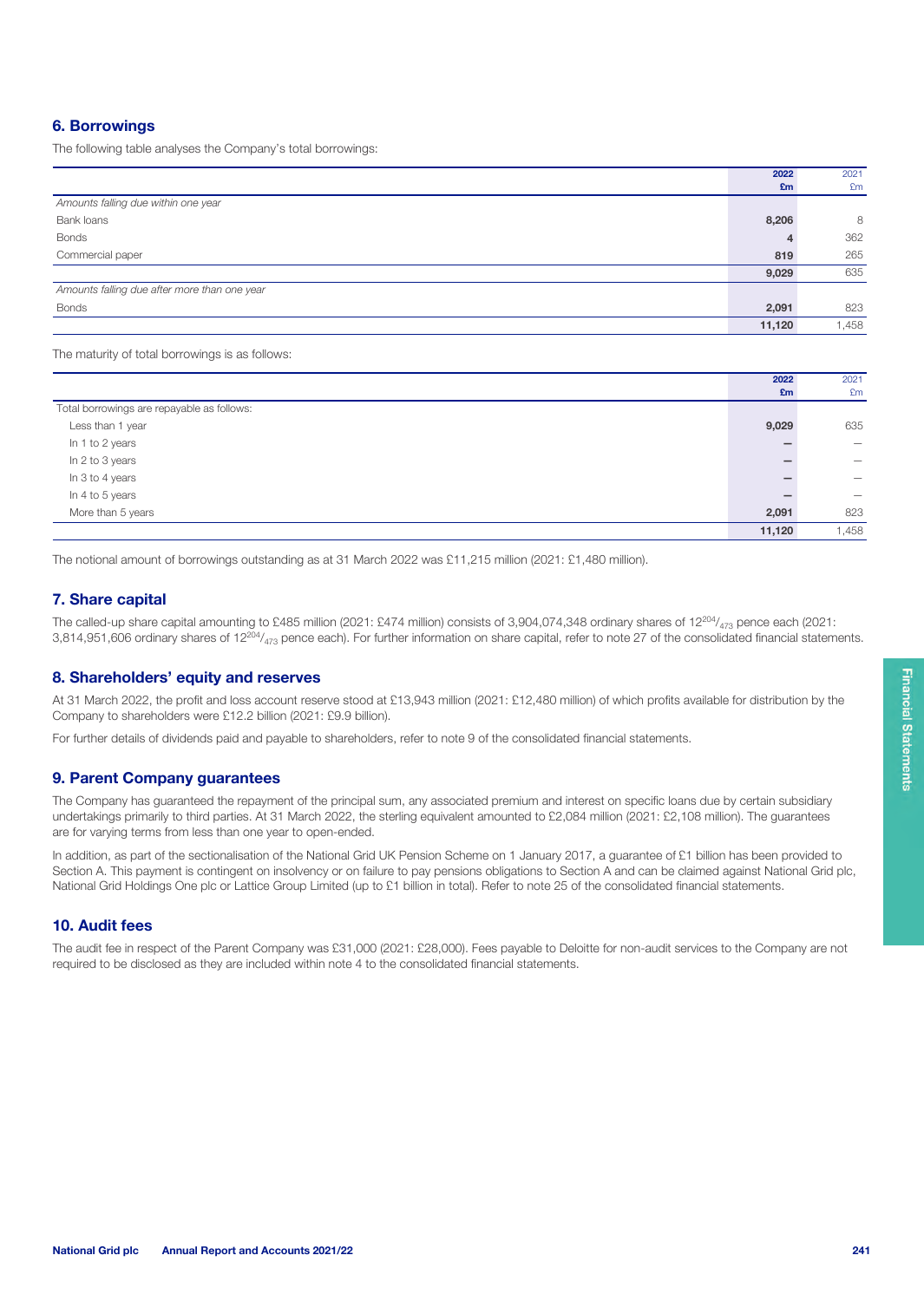## 6. Borrowings

The following table analyses the Company's total borrowings:

| | 2022 £m | 2021 £m |
|---|---|---|
| *Amounts falling due within one year* | | |
| Bank loans | 8,206 | 8 |
| Bonds | 4 | 362 |
| Commercial paper | 819 | 265 |
| | 9,029 | 635 |
| *Amounts falling due after more than one year* | | |
| Bonds | 2,091 | 823 |
| | 11,120 | 1,458 |

The maturity of total borrowings is as follows:

| | 2022 £m | 2021 £m |
|---|---|---|
| Total borrowings are repayable as follows: | | |
| Less than 1 year | 9,029 | 635 |
| In 1 to 2 years | – | – |
| In 2 to 3 years | – | – |
| In 3 to 4 years | – | – |
| In 4 to 5 years | – | – |
| More than 5 years | 2,091 | 823 |
| | 11,120 | 1,458 |

The notional amount of borrowings outstanding as at 31 March 2022 was £11,215 million (2021: £1,480 million).

## 7. Share capital

The called-up share capital amounting to £485 million (2021: £474 million) consists of 3,904,074,348 ordinary shares of $12^{204}/_{473}$ pence each (2021: 3,814,951,606 ordinary shares of $12^{204}/_{473}$ pence each). For further information on share capital, refer to note 27 of the consolidated financial statements.

## 8. Shareholders' equity and reserves

At 31 March 2022, the profit and loss account reserve stood at £13,943 million (2021: £12,480 million) of which profits available for distribution by the Company to shareholders were £12.2 billion (2021: £9.9 billion).

For further details of dividends paid and payable to shareholders, refer to note 9 of the consolidated financial statements.

## 9. Parent Company guarantees

The Company has guaranteed the repayment of the principal sum, any associated premium and interest on specific loans due by certain subsidiary undertakings primarily to third parties. At 31 March 2022, the sterling equivalent amounted to £2,084 million (2021: £2,108 million). The guarantees are for varying terms from less than one year to open-ended.

In addition, as part of the sectionalisation of the National Grid UK Pension Scheme on 1 January 2017, a guarantee of £1 billion has been provided to Section A. This payment is contingent on insolvency or on failure to pay pensions obligations to Section A and can be claimed against National Grid plc, National Grid Holdings One plc or Lattice Group Limited (up to £1 billion in total). Refer to note 25 of the consolidated financial statements.

## 10. Audit fees

The audit fee in respect of the Parent Company was £31,000 (2021: £28,000). Fees payable to Deloitte for non-audit services to the Company are not required to be disclosed as they are included within note 4 to the consolidated financial statements.